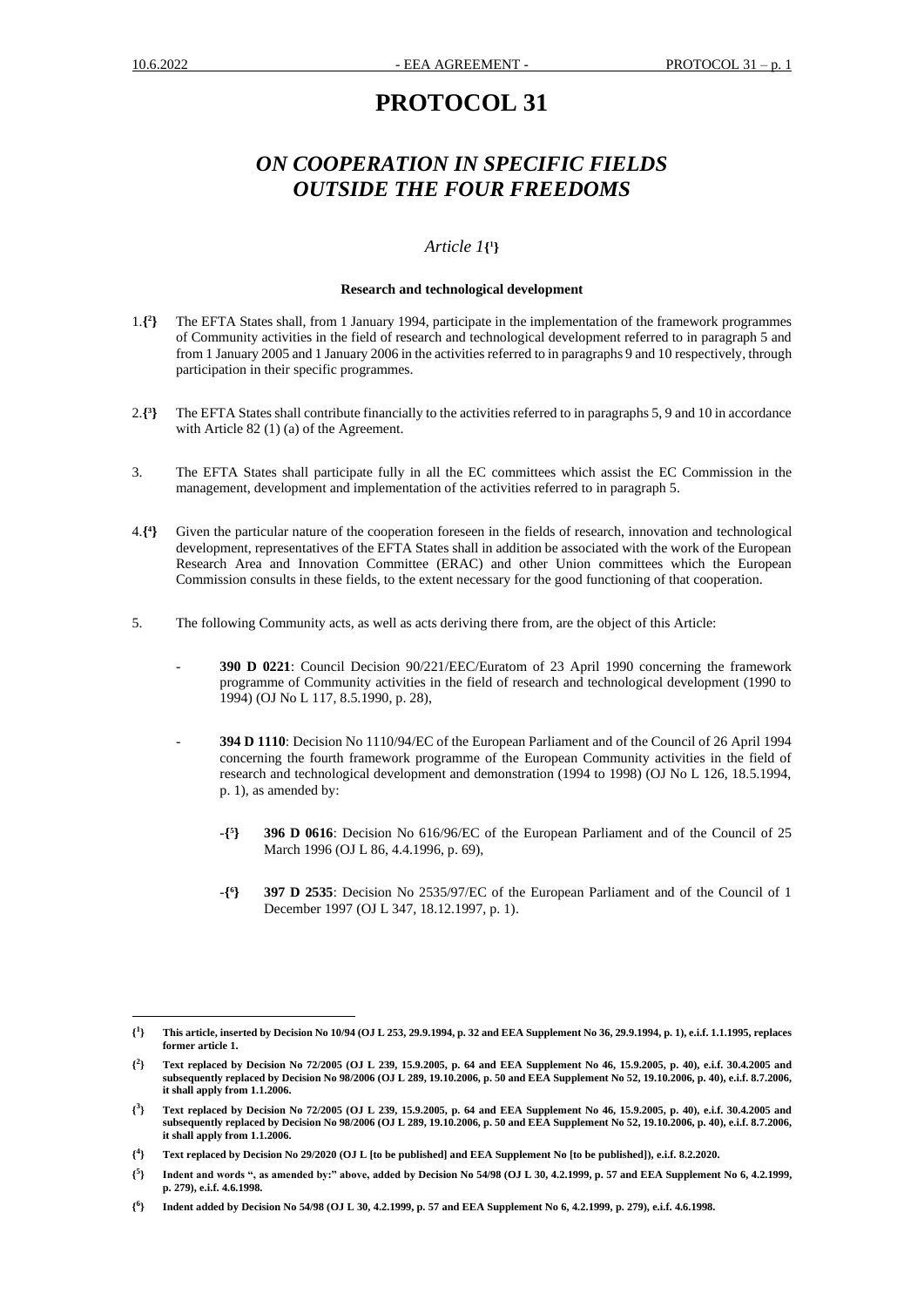# PROTOCOL 31

## *ON COOPERATION IN SPECIFIC FIELDS OUTSIDE THE FOUR FREEDOMS*

### *Article 1*{[1]}

**Research and technological development**

1.{[2]} The EFTA States shall, from 1 January 1994, participate in the implementation of the framework programmes of Community activities in the field of research and technological development referred to in paragraph 5 and from 1 January 2005 and 1 January 2006 in the activities referred to in paragraphs 9 and 10 respectively, through participation in their specific programmes.

2.{[3]} The EFTA States shall contribute financially to the activities referred to in paragraphs 5, 9 and 10 in accordance with Article 82 (1) (a) of the Agreement.

3. The EFTA States shall participate fully in all the EC committees which assist the EC Commission in the management, development and implementation of the activities referred to in paragraph 5.

4.{[4]} Given the particular nature of the cooperation foreseen in the fields of research, innovation and technological development, representatives of the EFTA States shall in addition be associated with the work of the European Research Area and Innovation Committee (ERAC) and other Union committees which the European Commission consults in these fields, to the extent necessary for the good functioning of that cooperation.

5. The following Community acts, as well as acts deriving there from, are the object of this Article:

- **390 D 0221**: Council Decision 90/221/EEC/Euratom of 23 April 1990 concerning the framework programme of Community activities in the field of research and technological development (1990 to 1994) (OJ No L 117, 8.5.1990, p. 28),

- **394 D 1110**: Decision No 1110/94/EC of the European Parliament and of the Council of 26 April 1994 concerning the fourth framework programme of the European Community activities in the field of research and technological development and demonstration (1994 to 1998) (OJ No L 126, 18.5.1994, p. 1), as amended by:

  - {[5]} **396 D 0616**: Decision No 616/96/EC of the European Parliament and of the Council of 25 March 1996 (OJ L 86, 4.4.1996, p. 69),

  - {[6]} **397 D 2535**: Decision No 2535/97/EC of the European Parliament and of the Council of 1 December 1997 (OJ L 347, 18.12.1997, p. 1).

---

**{[1]} This article, inserted by Decision No 10/94 (OJ L 253, 29.9.1994, p. 32 and EEA Supplement No 36, 29.9.1994, p. 1), e.i.f. 1.1.1995, replaces former article 1.**

**{[2]} Text replaced by Decision No 72/2005 (OJ L 239, 15.9.2005, p. 64 and EEA Supplement No 46, 15.9.2005, p. 40), e.i.f. 30.4.2005 and subsequently replaced by Decision No 98/2006 (OJ L 289, 19.10.2006, p. 50 and EEA Supplement No 52, 19.10.2006, p. 40), e.i.f. 8.7.2006, it shall apply from 1.1.2006.**

**{[3]} Text replaced by Decision No 72/2005 (OJ L 239, 15.9.2005, p. 64 and EEA Supplement No 46, 15.9.2005, p. 40), e.i.f. 30.4.2005 and subsequently replaced by Decision No 98/2006 (OJ L 289, 19.10.2006, p. 50 and EEA Supplement No 52, 19.10.2006, p. 40), e.i.f. 8.7.2006, it shall apply from 1.1.2006.**

**{[4]} Text replaced by Decision No 29/2020 (OJ L [to be published] and EEA Supplement No [to be published]), e.i.f. 8.2.2020.**

**{[5]} Indent and words ", as amended by:" above, added by Decision No 54/98 (OJ L 30, 4.2.1999, p. 57 and EEA Supplement No 6, 4.2.1999, p. 279), e.i.f. 4.6.1998.**

**{[6]} Indent added by Decision No 54/98 (OJ L 30, 4.2.1999, p. 57 and EEA Supplement No 6, 4.2.1999, p. 279), e.i.f. 4.6.1998.**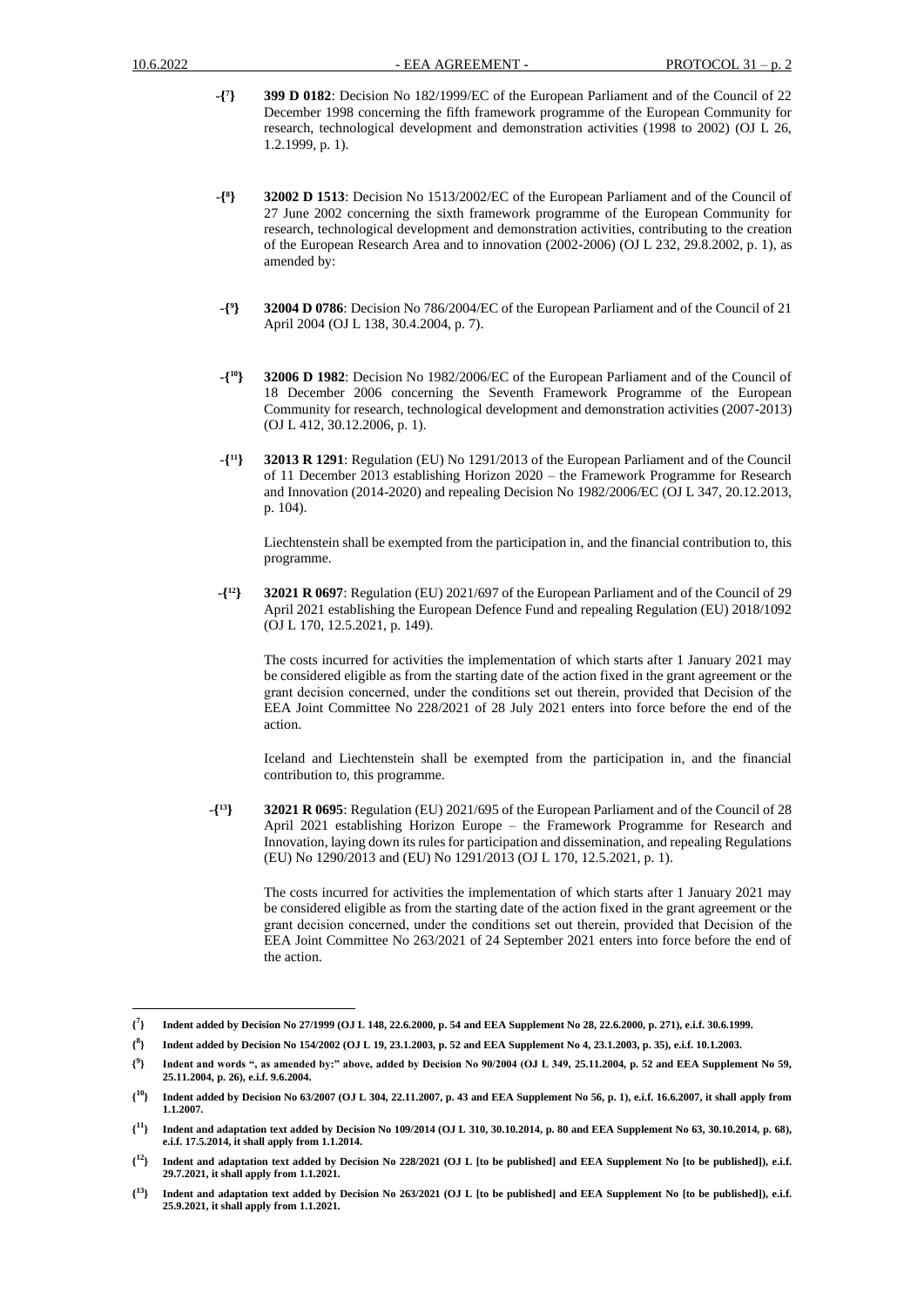-{[7]} **399 D 0182**: Decision No 182/1999/EC of the European Parliament and of the Council of 22 December 1998 concerning the fifth framework programme of the European Community for research, technological development and demonstration activities (1998 to 2002) (OJ L 26, 1.2.1999, p. 1).

-{[8]} **32002 D 1513**: Decision No 1513/2002/EC of the European Parliament and of the Council of 27 June 2002 concerning the sixth framework programme of the European Community for research, technological development and demonstration activities, contributing to the creation of the European Research Area and to innovation (2002-2006) (OJ L 232, 29.8.2002, p. 1), as amended by:

-{[9]} **32004 D 0786**: Decision No 786/2004/EC of the European Parliament and of the Council of 21 April 2004 (OJ L 138, 30.4.2004, p. 7).

-{[10]} **32006 D 1982**: Decision No 1982/2006/EC of the European Parliament and of the Council of 18 December 2006 concerning the Seventh Framework Programme of the European Community for research, technological development and demonstration activities (2007-2013) (OJ L 412, 30.12.2006, p. 1).

-{[11]} **32013 R 1291**: Regulation (EU) No 1291/2013 of the European Parliament and of the Council of 11 December 2013 establishing Horizon 2020 – the Framework Programme for Research and Innovation (2014-2020) and repealing Decision No 1982/2006/EC (OJ L 347, 20.12.2013, p. 104).

Liechtenstein shall be exempted from the participation in, and the financial contribution to, this programme.

-{[12]} **32021 R 0697**: Regulation (EU) 2021/697 of the European Parliament and of the Council of 29 April 2021 establishing the European Defence Fund and repealing Regulation (EU) 2018/1092 (OJ L 170, 12.5.2021, p. 149).

The costs incurred for activities the implementation of which starts after 1 January 2021 may be considered eligible as from the starting date of the action fixed in the grant agreement or the grant decision concerned, under the conditions set out therein, provided that Decision of the EEA Joint Committee No 228/2021 of 28 July 2021 enters into force before the end of the action.

Iceland and Liechtenstein shall be exempted from the participation in, and the financial contribution to, this programme.

-{[13]} **32021 R 0695**: Regulation (EU) 2021/695 of the European Parliament and of the Council of 28 April 2021 establishing Horizon Europe – the Framework Programme for Research and Innovation, laying down its rules for participation and dissemination, and repealing Regulations (EU) No 1290/2013 and (EU) No 1291/2013 (OJ L 170, 12.5.2021, p. 1).

The costs incurred for activities the implementation of which starts after 1 January 2021 may be considered eligible as from the starting date of the action fixed in the grant agreement or the grant decision concerned, under the conditions set out therein, provided that Decision of the EEA Joint Committee No 263/2021 of 24 September 2021 enters into force before the end of the action.

---

**{[7]} Indent added by Decision No 27/1999 (OJ L 148, 22.6.2000, p. 54 and EEA Supplement No 28, 22.6.2000, p. 271), e.i.f. 30.6.1999.**

**{[8]} Indent added by Decision No 154/2002 (OJ L 19, 23.1.2003, p. 52 and EEA Supplement No 4, 23.1.2003, p. 35), e.i.f. 10.1.2003.**

**{[9]} Indent and words ", as amended by:" above, added by Decision No 90/2004 (OJ L 349, 25.11.2004, p. 52 and EEA Supplement No 59, 25.11.2004, p. 26), e.i.f. 9.6.2004.**

**{[10]} Indent added by Decision No 63/2007 (OJ L 304, 22.11.2007, p. 43 and EEA Supplement No 56, p. 1), e.i.f. 16.6.2007, it shall apply from 1.1.2007.**

**{[11]} Indent and adaptation text added by Decision No 109/2014 (OJ L 310, 30.10.2014, p. 80 and EEA Supplement No 63, 30.10.2014, p. 68), e.i.f. 17.5.2014, it shall apply from 1.1.2014.**

**{[12]} Indent and adaptation text added by Decision No 228/2021 (OJ L [to be published] and EEA Supplement No [to be published]), e.i.f. 29.7.2021, it shall apply from 1.1.2021.**

**{[13]} Indent and adaptation text added by Decision No 263/2021 (OJ L [to be published] and EEA Supplement No [to be published]), e.i.f. 25.9.2021, it shall apply from 1.1.2021.**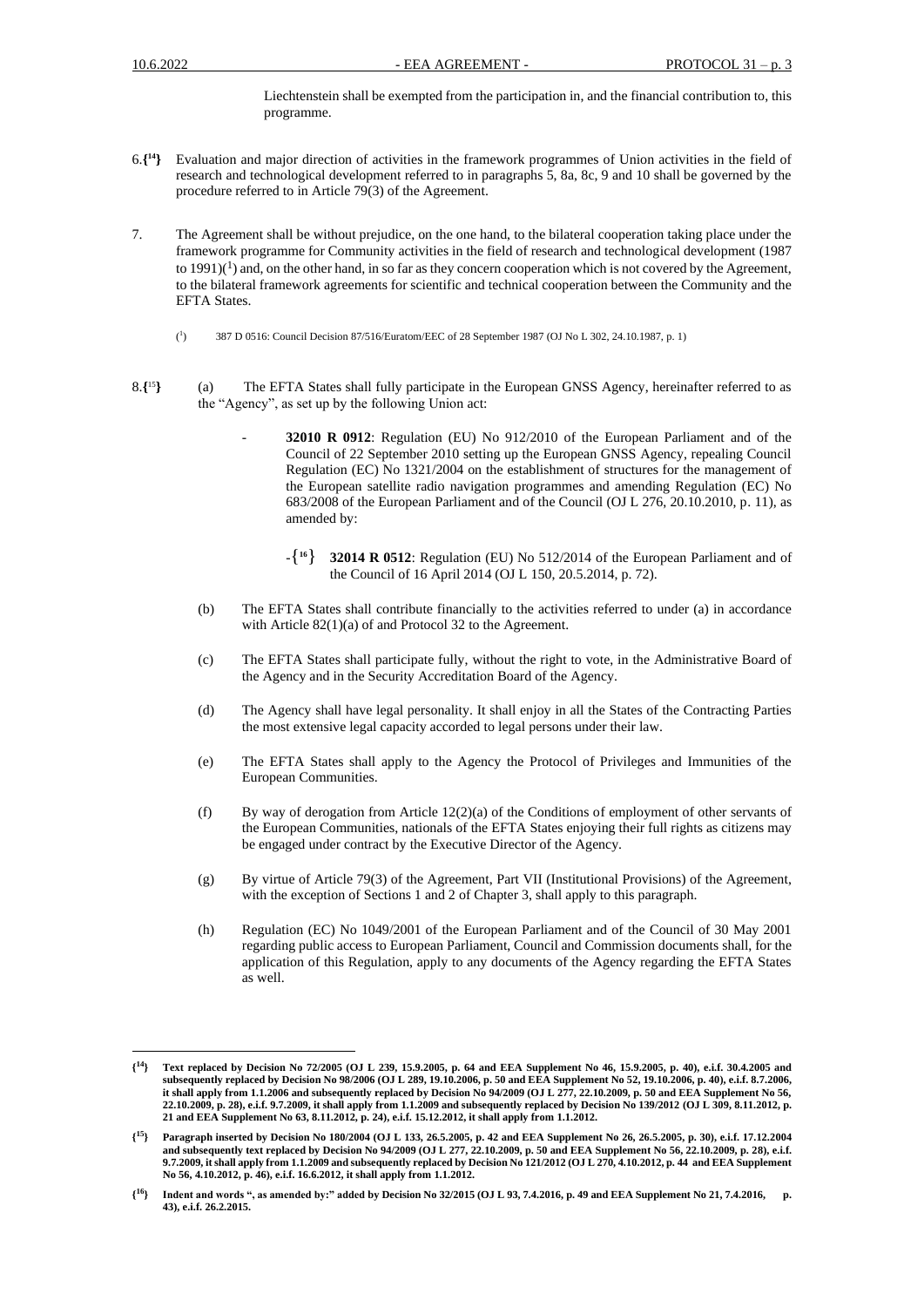Liechtenstein shall be exempted from the participation in, and the financial contribution to, this programme.

6.{[14]} Evaluation and major direction of activities in the framework programmes of Union activities in the field of research and technological development referred to in paragraphs 5, 8a, 8c, 9 and 10 shall be governed by the procedure referred to in Article 79(3) of the Agreement.

7. The Agreement shall be without prejudice, on the one hand, to the bilateral cooperation taking place under the framework programme for Community activities in the field of research and technological development (1987 to 1991)([1]) and, on the other hand, in so far as they concern cooperation which is not covered by the Agreement, to the bilateral framework agreements for scientific and technical cooperation between the Community and the EFTA States.

([1]) 387 D 0516: Council Decision 87/516/Euratom/EEC of 28 September 1987 (OJ No L 302, 24.10.1987, p. 1)

8.{[15]} (a) The EFTA States shall fully participate in the European GNSS Agency, hereinafter referred to as the "Agency", as set up by the following Union act:

- **32010 R 0912**: Regulation (EU) No 912/2010 of the European Parliament and of the Council of 22 September 2010 setting up the European GNSS Agency, repealing Council Regulation (EC) No 1321/2004 on the establishment of structures for the management of the European satellite radio navigation programmes and amending Regulation (EC) No 683/2008 of the European Parliament and of the Council (OJ L 276, 20.10.2010, p. 11), as amended by:

  - {[16]} **32014 R 0512**: Regulation (EU) No 512/2014 of the European Parliament and of the Council of 16 April 2014 (OJ L 150, 20.5.2014, p. 72).

(b) The EFTA States shall contribute financially to the activities referred to under (a) in accordance with Article 82(1)(a) of and Protocol 32 to the Agreement.

(c) The EFTA States shall participate fully, without the right to vote, in the Administrative Board of the Agency and in the Security Accreditation Board of the Agency.

(d) The Agency shall have legal personality. It shall enjoy in all the States of the Contracting Parties the most extensive legal capacity accorded to legal persons under their law.

(e) The EFTA States shall apply to the Agency the Protocol of Privileges and Immunities of the European Communities.

(f) By way of derogation from Article 12(2)(a) of the Conditions of employment of other servants of the European Communities, nationals of the EFTA States enjoying their full rights as citizens may be engaged under contract by the Executive Director of the Agency.

(g) By virtue of Article 79(3) of the Agreement, Part VII (Institutional Provisions) of the Agreement, with the exception of Sections 1 and 2 of Chapter 3, shall apply to this paragraph.

(h) Regulation (EC) No 1049/2001 of the European Parliament and of the Council of 30 May 2001 regarding public access to European Parliament, Council and Commission documents shall, for the application of this Regulation, apply to any documents of the Agency regarding the EFTA States as well.

---

**{[14]} Text replaced by Decision No 72/2005 (OJ L 239, 15.9.2005, p. 64 and EEA Supplement No 46, 15.9.2005, p. 40), e.i.f. 30.4.2005 and subsequently replaced by Decision No 98/2006 (OJ L 289, 19.10.2006, p. 50 and EEA Supplement No 52, 19.10.2006, p. 40), e.i.f. 8.7.2006, it shall apply from 1.1.2006 and subsequently replaced by Decision No 94/2009 (OJ L 277, 22.10.2009, p. 50 and EEA Supplement No 56, 22.10.2009, p. 28), e.i.f. 9.7.2009, it shall apply from 1.1.2009 and subsequently replaced by Decision No 139/2012 (OJ L 309, 8.11.2012, p. 21 and EEA Supplement No 63, 8.11.2012, p. 24), e.i.f. 15.12.2012, it shall apply from 1.1.2012.**

**{[15]} Paragraph inserted by Decision No 180/2004 (OJ L 133, 26.5.2005, p. 42 and EEA Supplement No 26, 26.5.2005, p. 30), e.i.f. 17.12.2004 and subsequently text replaced by Decision No 94/2009 (OJ L 277, 22.10.2009, p. 50 and EEA Supplement No 56, 22.10.2009, p. 28), e.i.f. 9.7.2009, it shall apply from 1.1.2009 and subsequently replaced by Decision No 121/2012 (OJ L 270, 4.10.2012, p. 44 and EEA Supplement No 56, 4.10.2012, p. 46), e.i.f. 16.6.2012, it shall apply from 1.1.2012.**

**{[16]} Indent and words ", as amended by:" added by Decision No 32/2015 (OJ L 93, 7.4.2016, p. 49 and EEA Supplement No 21, 7.4.2016, p. 43), e.i.f. 26.2.2015.**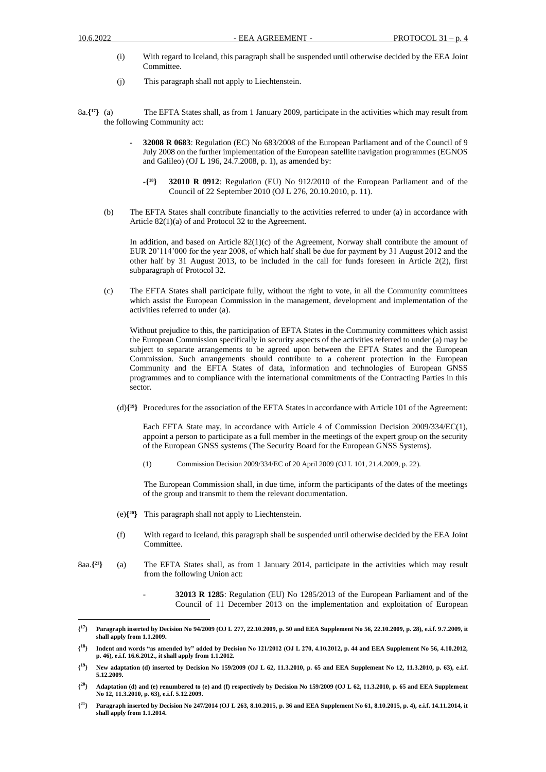(i) With regard to Iceland, this paragraph shall be suspended until otherwise decided by the EEA Joint Committee.

(j) This paragraph shall not apply to Liechtenstein.

8a.{[17]} (a) The EFTA States shall, as from 1 January 2009, participate in the activities which may result from the following Community act:

- **32008 R 0683**: Regulation (EC) No 683/2008 of the European Parliament and of the Council of 9 July 2008 on the further implementation of the European satellite navigation programmes (EGNOS and Galileo) (OJ L 196, 24.7.2008, p. 1), as amended by:

  -{[18]} **32010 R 0912**: Regulation (EU) No 912/2010 of the European Parliament and of the Council of 22 September 2010 (OJ L 276, 20.10.2010, p. 11).

(b) The EFTA States shall contribute financially to the activities referred to under (a) in accordance with Article 82(1)(a) of and Protocol 32 to the Agreement.

In addition, and based on Article 82(1)(c) of the Agreement, Norway shall contribute the amount of EUR 20'114'000 for the year 2008, of which half shall be due for payment by 31 August 2012 and the other half by 31 August 2013, to be included in the call for funds foreseen in Article 2(2), first subparagraph of Protocol 32.

(c) The EFTA States shall participate fully, without the right to vote, in all the Community committees which assist the European Commission in the management, development and implementation of the activities referred to under (a).

Without prejudice to this, the participation of EFTA States in the Community committees which assist the European Commission specifically in security aspects of the activities referred to under (a) may be subject to separate arrangements to be agreed upon between the EFTA States and the European Commission. Such arrangements should contribute to a coherent protection in the European Community and the EFTA States of data, information and technologies of European GNSS programmes and to compliance with the international commitments of the Contracting Parties in this sector.

(d){[19]} Procedures for the association of the EFTA States in accordance with Article 101 of the Agreement:

Each EFTA State may, in accordance with Article 4 of Commission Decision 2009/334/EC(1), appoint a person to participate as a full member in the meetings of the expert group on the security of the European GNSS systems (The Security Board for the European GNSS Systems).

(1) Commission Decision 2009/334/EC of 20 April 2009 (OJ L 101, 21.4.2009, p. 22).

The European Commission shall, in due time, inform the participants of the dates of the meetings of the group and transmit to them the relevant documentation.

(e){[20]} This paragraph shall not apply to Liechtenstein.

(f) With regard to Iceland, this paragraph shall be suspended until otherwise decided by the EEA Joint Committee.

8aa.{[21]} (a) The EFTA States shall, as from 1 January 2014, participate in the activities which may result from the following Union act:

- **32013 R 1285**: Regulation (EU) No 1285/2013 of the European Parliament and of the Council of 11 December 2013 on the implementation and exploitation of European

---

**{[17]} Paragraph inserted by Decision No 94/2009 (OJ L 277, 22.10.2009, p. 50 and EEA Supplement No 56, 22.10.2009, p. 28), e.i.f. 9.7.2009, it shall apply from 1.1.2009.**

**{[18]} Indent and words "as amended by" added by Decision No 121/2012 (OJ L 270, 4.10.2012, p. 44 and EEA Supplement No 56, 4.10.2012, p. 46), e.i.f. 16.6.2012., it shall apply from 1.1.2012.**

**{[19]} New adaptation (d) inserted by Decision No 159/2009 (OJ L 62, 11.3.2010, p. 65 and EEA Supplement No 12, 11.3.2010, p. 63), e.i.f. 5.12.2009.**

**{[20]} Adaptation (d) and (e) renumbered to (e) and (f) respectively by Decision No 159/2009 (OJ L 62, 11.3.2010, p. 65 and EEA Supplement No 12, 11.3.2010, p. 63), e.i.f. 5.12.2009.**

**{[21]} Paragraph inserted by Decision No 247/2014 (OJ L 263, 8.10.2015, p. 36 and EEA Supplement No 61, 8.10.2015, p. 4), e.i.f. 14.11.2014, it shall apply from 1.1.2014.**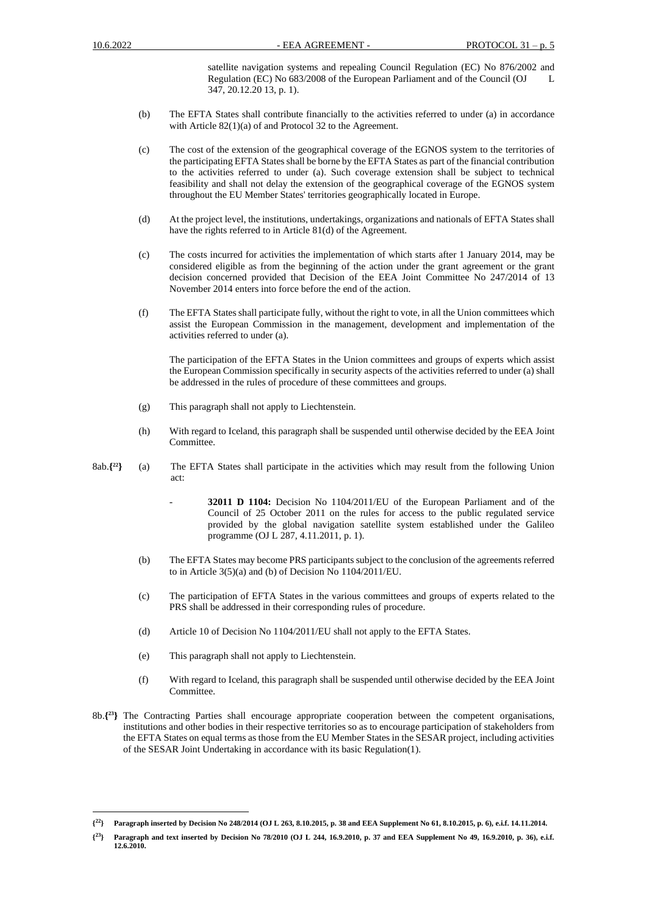satellite navigation systems and repealing Council Regulation (EC) No 876/2002 and Regulation (EC) No 683/2008 of the European Parliament and of the Council (OJ L 347, 20.12.20 13, p. 1).

(b) The EFTA States shall contribute financially to the activities referred to under (a) in accordance with Article 82(1)(a) of and Protocol 32 to the Agreement.

(c) The cost of the extension of the geographical coverage of the EGNOS system to the territories of the participating EFTA States shall be borne by the EFTA States as part of the financial contribution to the activities referred to under (a). Such coverage extension shall be subject to technical feasibility and shall not delay the extension of the geographical coverage of the EGNOS system throughout the EU Member States' territories geographically located in Europe.

(d) At the project level, the institutions, undertakings, organizations and nationals of EFTA States shall have the rights referred to in Article 81(d) of the Agreement.

(c) The costs incurred for activities the implementation of which starts after 1 January 2014, may be considered eligible as from the beginning of the action under the grant agreement or the grant decision concerned provided that Decision of the EEA Joint Committee No 247/2014 of 13 November 2014 enters into force before the end of the action.

(f) The EFTA States shall participate fully, without the right to vote, in all the Union committees which assist the European Commission in the management, development and implementation of the activities referred to under (a).

The participation of the EFTA States in the Union committees and groups of experts which assist the European Commission specifically in security aspects of the activities referred to under (a) shall be addressed in the rules of procedure of these committees and groups.

(g) This paragraph shall not apply to Liechtenstein.

(h) With regard to Iceland, this paragraph shall be suspended until otherwise decided by the EEA Joint Committee.

8ab.**{[22]}** (a) The EFTA States shall participate in the activities which may result from the following Union act:

- **32011 D 1104:** Decision No 1104/2011/EU of the European Parliament and of the Council of 25 October 2011 on the rules for access to the public regulated service provided by the global navigation satellite system established under the Galileo programme (OJ L 287, 4.11.2011, p. 1).

(b) The EFTA States may become PRS participants subject to the conclusion of the agreements referred to in Article 3(5)(a) and (b) of Decision No 1104/2011/EU.

(c) The participation of EFTA States in the various committees and groups of experts related to the PRS shall be addressed in their corresponding rules of procedure.

(d) Article 10 of Decision No 1104/2011/EU shall not apply to the EFTA States.

(e) This paragraph shall not apply to Liechtenstein.

(f) With regard to Iceland, this paragraph shall be suspended until otherwise decided by the EEA Joint Committee.

8b.**{[23]}** The Contracting Parties shall encourage appropriate cooperation between the competent organisations, institutions and other bodies in their respective territories so as to encourage participation of stakeholders from the EFTA States on equal terms as those from the EU Member States in the SESAR project, including activities of the SESAR Joint Undertaking in accordance with its basic Regulation(1).

---

**{[22]} Paragraph inserted by Decision No 248/2014 (OJ L 263, 8.10.2015, p. 38 and EEA Supplement No 61, 8.10.2015, p. 6), e.i.f. 14.11.2014.**

**{[23]} Paragraph and text inserted by Decision No 78/2010 (OJ L 244, 16.9.2010, p. 37 and EEA Supplement No 49, 16.9.2010, p. 36), e.i.f. 12.6.2010.**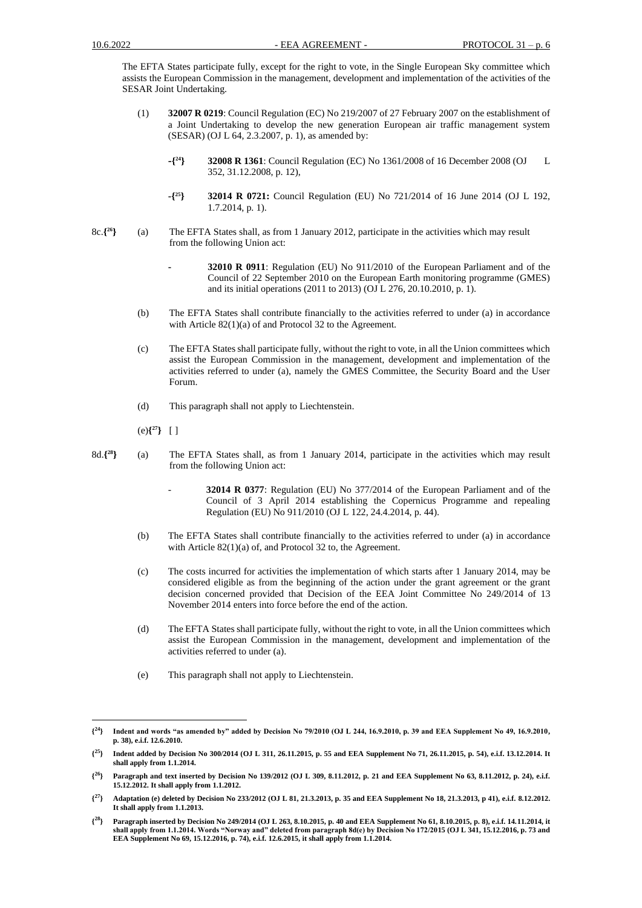The EFTA States participate fully, except for the right to vote, in the Single European Sky committee which assists the European Commission in the management, development and implementation of the activities of the SESAR Joint Undertaking.

(1) **32007 R 0219**: Council Regulation (EC) No 219/2007 of 27 February 2007 on the establishment of a Joint Undertaking to develop the new generation European air traffic management system (SESAR) (OJ L 64, 2.3.2007, p. 1), as amended by:

- **{[24]}** **32008 R 1361**: Council Regulation (EC) No 1361/2008 of 16 December 2008 (OJ L 352, 31.12.2008, p. 12),

- **{[25]}** **32014 R 0721:** Council Regulation (EU) No 721/2014 of 16 June 2014 (OJ L 192, 1.7.2014, p. 1).

8c.**{[26]}** (a) The EFTA States shall, as from 1 January 2012, participate in the activities which may result from the following Union act:

- **32010 R 0911**: Regulation (EU) No 911/2010 of the European Parliament and of the Council of 22 September 2010 on the European Earth monitoring programme (GMES) and its initial operations (2011 to 2013) (OJ L 276, 20.10.2010, p. 1).

(b) The EFTA States shall contribute financially to the activities referred to under (a) in accordance with Article 82(1)(a) of and Protocol 32 to the Agreement.

(c) The EFTA States shall participate fully, without the right to vote, in all the Union committees which assist the European Commission in the management, development and implementation of the activities referred to under (a), namely the GMES Committee, the Security Board and the User Forum.

(d) This paragraph shall not apply to Liechtenstein.

(e)**{[27]}** [ ]

8d.**{[28]}** (a) The EFTA States shall, as from 1 January 2014, participate in the activities which may result from the following Union act:

- **32014 R 0377**: Regulation (EU) No 377/2014 of the European Parliament and of the Council of 3 April 2014 establishing the Copernicus Programme and repealing Regulation (EU) No 911/2010 (OJ L 122, 24.4.2014, p. 44).

(b) The EFTA States shall contribute financially to the activities referred to under (a) in accordance with Article 82(1)(a) of, and Protocol 32 to, the Agreement.

(c) The costs incurred for activities the implementation of which starts after 1 January 2014, may be considered eligible as from the beginning of the action under the grant agreement or the grant decision concerned provided that Decision of the EEA Joint Committee No 249/2014 of 13 November 2014 enters into force before the end of the action.

(d) The EFTA States shall participate fully, without the right to vote, in all the Union committees which assist the European Commission in the management, development and implementation of the activities referred to under (a).

(e) This paragraph shall not apply to Liechtenstein.

---

**{[24]} Indent and words "as amended by" added by Decision No 79/2010 (OJ L 244, 16.9.2010, p. 39 and EEA Supplement No 49, 16.9.2010, p. 38), e.i.f. 12.6.2010.**

**{[25]} Indent added by Decision No 300/2014 (OJ L 311, 26.11.2015, p. 55 and EEA Supplement No 71, 26.11.2015, p. 54), e.i.f. 13.12.2014. It shall apply from 1.1.2014.**

**{[26]} Paragraph and text inserted by Decision No 139/2012 (OJ L 309, 8.11.2012, p. 21 and EEA Supplement No 63, 8.11.2012, p. 24), e.i.f. 15.12.2012. It shall apply from 1.1.2012.**

**{[27]} Adaptation (e) deleted by Decision No 233/2012 (OJ L 81, 21.3.2013, p. 35 and EEA Supplement No 18, 21.3.2013, p 41), e.i.f. 8.12.2012. It shall apply from 1.1.2013.**

**{[28]} Paragraph inserted by Decision No 249/2014 (OJ L 263, 8.10.2015, p. 40 and EEA Supplement No 61, 8.10.2015, p. 8), e.i.f. 14.11.2014, it shall apply from 1.1.2014. Words "Norway and" deleted from paragraph 8d(e) by Decision No 172/2015 (OJ L 341, 15.12.2016, p. 73 and EEA Supplement No 69, 15.12.2016, p. 74), e.i.f. 12.6.2015, it shall apply from 1.1.2014.**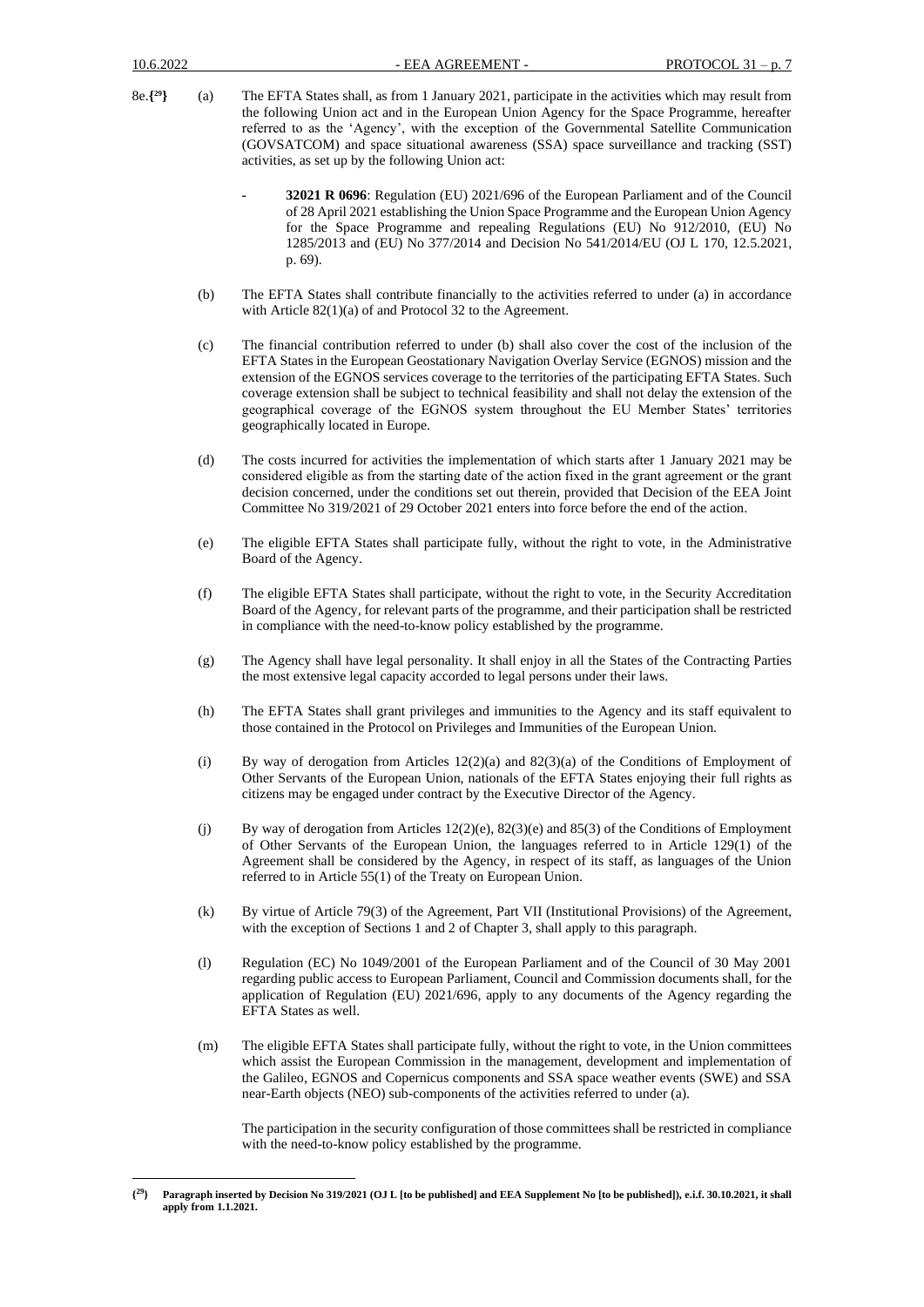8e.{[29]} (a) The EFTA States shall, as from 1 January 2021, participate in the activities which may result from the following Union act and in the European Union Agency for the Space Programme, hereafter referred to as the 'Agency', with the exception of the Governmental Satellite Communication (GOVSATCOM) and space situational awareness (SSA) space surveillance and tracking (SST) activities, as set up by the following Union act:

- **32021 R 0696**: Regulation (EU) 2021/696 of the European Parliament and of the Council of 28 April 2021 establishing the Union Space Programme and the European Union Agency for the Space Programme and repealing Regulations (EU) No 912/2010, (EU) No 1285/2013 and (EU) No 377/2014 and Decision No 541/2014/EU (OJ L 170, 12.5.2021, p. 69).

(b) The EFTA States shall contribute financially to the activities referred to under (a) in accordance with Article 82(1)(a) of and Protocol 32 to the Agreement.

(c) The financial contribution referred to under (b) shall also cover the cost of the inclusion of the EFTA States in the European Geostationary Navigation Overlay Service (EGNOS) mission and the extension of the EGNOS services coverage to the territories of the participating EFTA States. Such coverage extension shall be subject to technical feasibility and shall not delay the extension of the geographical coverage of the EGNOS system throughout the EU Member States' territories geographically located in Europe.

(d) The costs incurred for activities the implementation of which starts after 1 January 2021 may be considered eligible as from the starting date of the action fixed in the grant agreement or the grant decision concerned, under the conditions set out therein, provided that Decision of the EEA Joint Committee No 319/2021 of 29 October 2021 enters into force before the end of the action.

(e) The eligible EFTA States shall participate fully, without the right to vote, in the Administrative Board of the Agency.

(f) The eligible EFTA States shall participate, without the right to vote, in the Security Accreditation Board of the Agency, for relevant parts of the programme, and their participation shall be restricted in compliance with the need-to-know policy established by the programme.

(g) The Agency shall have legal personality. It shall enjoy in all the States of the Contracting Parties the most extensive legal capacity accorded to legal persons under their laws.

(h) The EFTA States shall grant privileges and immunities to the Agency and its staff equivalent to those contained in the Protocol on Privileges and Immunities of the European Union.

(i) By way of derogation from Articles 12(2)(a) and 82(3)(a) of the Conditions of Employment of Other Servants of the European Union, nationals of the EFTA States enjoying their full rights as citizens may be engaged under contract by the Executive Director of the Agency.

(j) By way of derogation from Articles 12(2)(e), 82(3)(e) and 85(3) of the Conditions of Employment of Other Servants of the European Union, the languages referred to in Article 129(1) of the Agreement shall be considered by the Agency, in respect of its staff, as languages of the Union referred to in Article 55(1) of the Treaty on European Union.

(k) By virtue of Article 79(3) of the Agreement, Part VII (Institutional Provisions) of the Agreement, with the exception of Sections 1 and 2 of Chapter 3, shall apply to this paragraph.

(l) Regulation (EC) No 1049/2001 of the European Parliament and of the Council of 30 May 2001 regarding public access to European Parliament, Council and Commission documents shall, for the application of Regulation (EU) 2021/696, apply to any documents of the Agency regarding the EFTA States as well.

(m) The eligible EFTA States shall participate fully, without the right to vote, in the Union committees which assist the European Commission in the management, development and implementation of the Galileo, EGNOS and Copernicus components and SSA space weather events (SWE) and SSA near-Earth objects (NEO) sub-components of the activities referred to under (a).

The participation in the security configuration of those committees shall be restricted in compliance with the need-to-know policy established by the programme.

---

{[29]} **Paragraph inserted by Decision No 319/2021 (OJ L [to be published] and EEA Supplement No [to be published]), e.i.f. 30.10.2021, it shall apply from 1.1.2021.**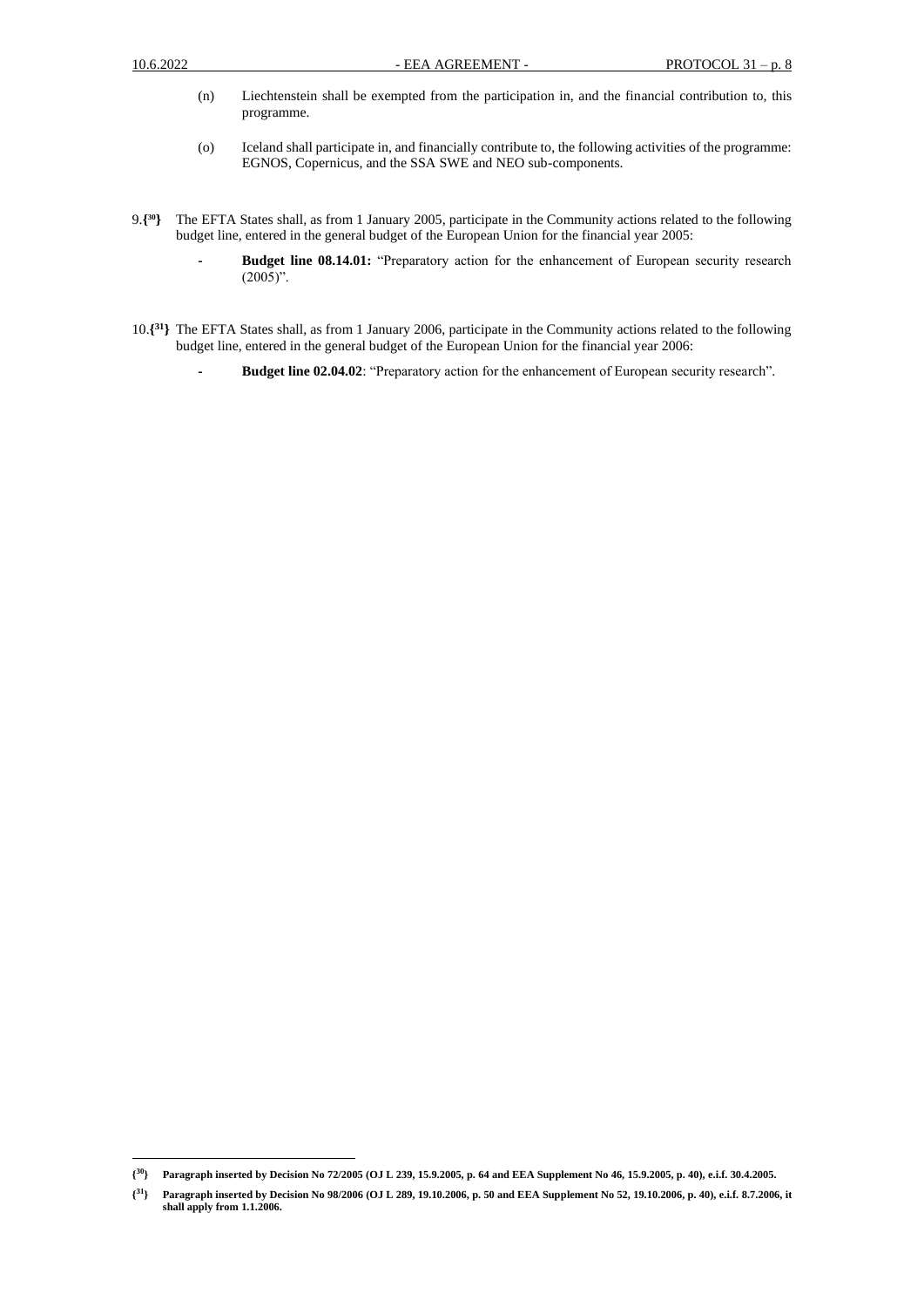(n) Liechtenstein shall be exempted from the participation in, and the financial contribution to, this programme.

(o) Iceland shall participate in, and financially contribute to, the following activities of the programme: EGNOS, Copernicus, and the SSA SWE and NEO sub-components.

9.{[30]} The EFTA States shall, as from 1 January 2005, participate in the Community actions related to the following budget line, entered in the general budget of the European Union for the financial year 2005:

- **Budget line 08.14.01:** "Preparatory action for the enhancement of European security research (2005)".

10.{[31]} The EFTA States shall, as from 1 January 2006, participate in the Community actions related to the following budget line, entered in the general budget of the European Union for the financial year 2006:

- **Budget line 02.04.02**: "Preparatory action for the enhancement of European security research".

---

**{[30]} Paragraph inserted by Decision No 72/2005 (OJ L 239, 15.9.2005, p. 64 and EEA Supplement No 46, 15.9.2005, p. 40), e.i.f. 30.4.2005.**

**{[31]} Paragraph inserted by Decision No 98/2006 (OJ L 289, 19.10.2006, p. 50 and EEA Supplement No 52, 19.10.2006, p. 40), e.i.f. 8.7.2006, it shall apply from 1.1.2006.**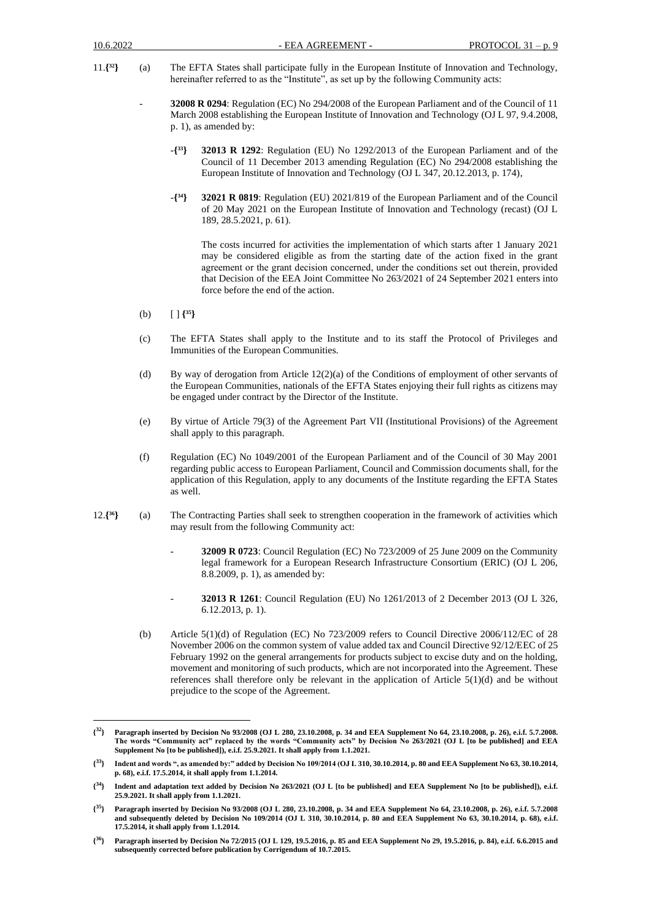11.{[32]} (a) The EFTA States shall participate fully in the European Institute of Innovation and Technology, hereinafter referred to as the "Institute", as set up by the following Community acts:

- **32008 R 0294**: Regulation (EC) No 294/2008 of the European Parliament and of the Council of 11 March 2008 establishing the European Institute of Innovation and Technology (OJ L 97, 9.4.2008, p. 1), as amended by:

  -{[33]} **32013 R 1292**: Regulation (EU) No 1292/2013 of the European Parliament and of the Council of 11 December 2013 amending Regulation (EC) No 294/2008 establishing the European Institute of Innovation and Technology (OJ L 347, 20.12.2013, p. 174),

  -{[34]} **32021 R 0819**: Regulation (EU) 2021/819 of the European Parliament and of the Council of 20 May 2021 on the European Institute of Innovation and Technology (recast) (OJ L 189, 28.5.2021, p. 61).

  The costs incurred for activities the implementation of which starts after 1 January 2021 may be considered eligible as from the starting date of the action fixed in the grant agreement or the grant decision concerned, under the conditions set out therein, provided that Decision of the EEA Joint Committee No 263/2021 of 24 September 2021 enters into force before the end of the action.

(b) [ ] {[35]}

(c) The EFTA States shall apply to the Institute and to its staff the Protocol of Privileges and Immunities of the European Communities.

(d) By way of derogation from Article 12(2)(a) of the Conditions of employment of other servants of the European Communities, nationals of the EFTA States enjoying their full rights as citizens may be engaged under contract by the Director of the Institute.

(e) By virtue of Article 79(3) of the Agreement Part VII (Institutional Provisions) of the Agreement shall apply to this paragraph.

(f) Regulation (EC) No 1049/2001 of the European Parliament and of the Council of 30 May 2001 regarding public access to European Parliament, Council and Commission documents shall, for the application of this Regulation, apply to any documents of the Institute regarding the EFTA States as well.

12.{[36]} (a) The Contracting Parties shall seek to strengthen cooperation in the framework of activities which may result from the following Community act:

- **32009 R 0723**: Council Regulation (EC) No 723/2009 of 25 June 2009 on the Community legal framework for a European Research Infrastructure Consortium (ERIC) (OJ L 206, 8.8.2009, p. 1), as amended by:

- **32013 R 1261**: Council Regulation (EU) No 1261/2013 of 2 December 2013 (OJ L 326, 6.12.2013, p. 1).

(b) Article 5(1)(d) of Regulation (EC) No 723/2009 refers to Council Directive 2006/112/EC of 28 November 2006 on the common system of value added tax and Council Directive 92/12/EEC of 25 February 1992 on the general arrangements for products subject to excise duty and on the holding, movement and monitoring of such products, which are not incorporated into the Agreement. These references shall therefore only be relevant in the application of Article 5(1)(d) and be without prejudice to the scope of the Agreement.

---

{[32]} **Paragraph inserted by Decision No 93/2008 (OJ L 280, 23.10.2008, p. 34 and EEA Supplement No 64, 23.10.2008, p. 26), e.i.f. 5.7.2008. The words "Community act" replaced by the words "Community acts" by Decision No 263/2021 (OJ L [to be published] and EEA Supplement No [to be published]), e.i.f. 25.9.2021. It shall apply from 1.1.2021.**

{[33]} **Indent and words ", as amended by:" added by Decision No 109/2014 (OJ L 310, 30.10.2014, p. 80 and EEA Supplement No 63, 30.10.2014, p. 68), e.i.f. 17.5.2014, it shall apply from 1.1.2014.**

{[34]} **Indent and adaptation text added by Decision No 263/2021 (OJ L [to be published] and EEA Supplement No [to be published]), e.i.f. 25.9.2021. It shall apply from 1.1.2021.**

{[35]} **Paragraph inserted by Decision No 93/2008 (OJ L 280, 23.10.2008, p. 34 and EEA Supplement No 64, 23.10.2008, p. 26), e.i.f. 5.7.2008 and subsequently deleted by Decision No 109/2014 (OJ L 310, 30.10.2014, p. 80 and EEA Supplement No 63, 30.10.2014, p. 68), e.i.f. 17.5.2014, it shall apply from 1.1.2014.**

{[36]} **Paragraph inserted by Decision No 72/2015 (OJ L 129, 19.5.2016, p. 85 and EEA Supplement No 29, 19.5.2016, p. 84), e.i.f. 6.6.2015 and subsequently corrected before publication by Corrigendum of 10.7.2015.**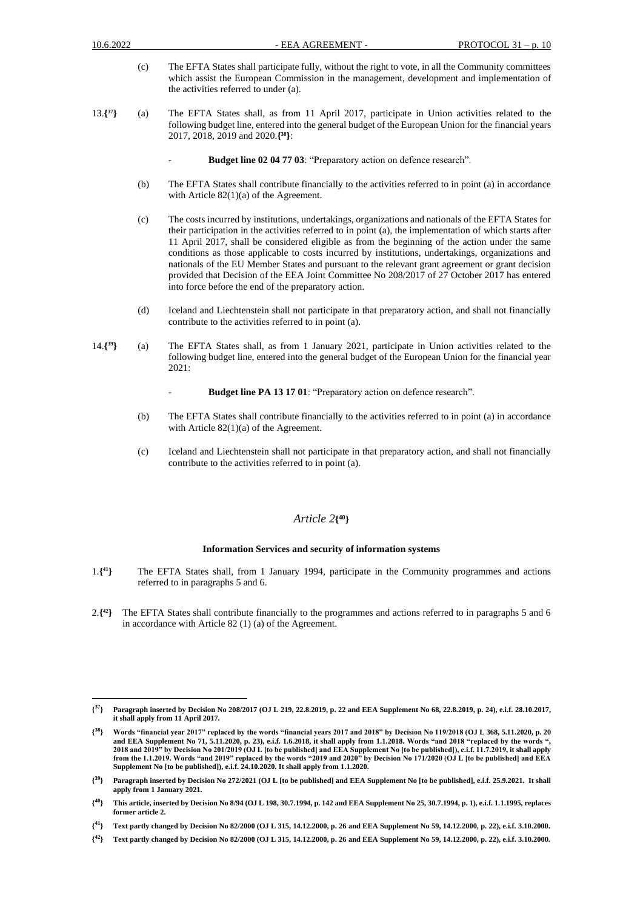(c) The EFTA States shall participate fully, without the right to vote, in all the Community committees which assist the European Commission in the management, development and implementation of the activities referred to under (a).

13.{[37]} (a) The EFTA States shall, as from 11 April 2017, participate in Union activities related to the following budget line, entered into the general budget of the European Union for the financial years 2017, 2018, 2019 and 2020.{[38]}:

- **Budget line 02 04 77 03**: "Preparatory action on defence research".

(b) The EFTA States shall contribute financially to the activities referred to in point (a) in accordance with Article 82(1)(a) of the Agreement.

(c) The costs incurred by institutions, undertakings, organizations and nationals of the EFTA States for their participation in the activities referred to in point (a), the implementation of which starts after 11 April 2017, shall be considered eligible as from the beginning of the action under the same conditions as those applicable to costs incurred by institutions, undertakings, organizations and nationals of the EU Member States and pursuant to the relevant grant agreement or grant decision provided that Decision of the EEA Joint Committee No 208/2017 of 27 October 2017 has entered into force before the end of the preparatory action.

(d) Iceland and Liechtenstein shall not participate in that preparatory action, and shall not financially contribute to the activities referred to in point (a).

14.{[39]} (a) The EFTA States shall, as from 1 January 2021, participate in Union activities related to the following budget line, entered into the general budget of the European Union for the financial year 2021:

- **Budget line PA 13 17 01**: "Preparatory action on defence research".

(b) The EFTA States shall contribute financially to the activities referred to in point (a) in accordance with Article 82(1)(a) of the Agreement.

(c) Iceland and Liechtenstein shall not participate in that preparatory action, and shall not financially contribute to the activities referred to in point (a).

## *Article 2*{[40]}

### Information Services and security of information systems

1.{[41]} The EFTA States shall, from 1 January 1994, participate in the Community programmes and actions referred to in paragraphs 5 and 6.

2.{[42]} The EFTA States shall contribute financially to the programmes and actions referred to in paragraphs 5 and 6 in accordance with Article 82 (1) (a) of the Agreement.

---

**{[37]} Paragraph inserted by Decision No 208/2017 (OJ L 219, 22.8.2019, p. 22 and EEA Supplement No 68, 22.8.2019, p. 24), e.i.f. 28.10.2017, it shall apply from 11 April 2017.**

**{[38]} Words "financial year 2017" replaced by the words "financial years 2017 and 2018" by Decision No 119/2018 (OJ L 368, 5.11.2020, p. 20 and EEA Supplement No 71, 5.11.2020, p. 23), e.i.f. 1.6.2018, it shall apply from 1.1.2018. Words "and 2018 "replaced by the words ", 2018 and 2019" by Decision No 201/2019 (OJ L [to be published] and EEA Supplement No [to be published]), e.i.f. 11.7.2019, it shall apply from the 1.1.2019. Words "and 2019" replaced by the words "2019 and 2020" by Decision No 171/2020 (OJ L [to be published] and EEA Supplement No [to be published]), e.i.f. 24.10.2020. It shall apply from 1.1.2020.**

**{[39]} Paragraph inserted by Decision No 272/2021 (OJ L [to be published] and EEA Supplement No [to be published], e.i.f. 25.9.2021. It shall apply from 1 January 2021.**

**{[40]} This article, inserted by Decision No 8/94 (OJ L 198, 30.7.1994, p. 142 and EEA Supplement No 25, 30.7.1994, p. 1), e.i.f. 1.1.1995, replaces former article 2.**

**{[41]} Text partly changed by Decision No 82/2000 (OJ L 315, 14.12.2000, p. 26 and EEA Supplement No 59, 14.12.2000, p. 22), e.i.f. 3.10.2000.**

**{[42]} Text partly changed by Decision No 82/2000 (OJ L 315, 14.12.2000, p. 26 and EEA Supplement No 59, 14.12.2000, p. 22), e.i.f. 3.10.2000.**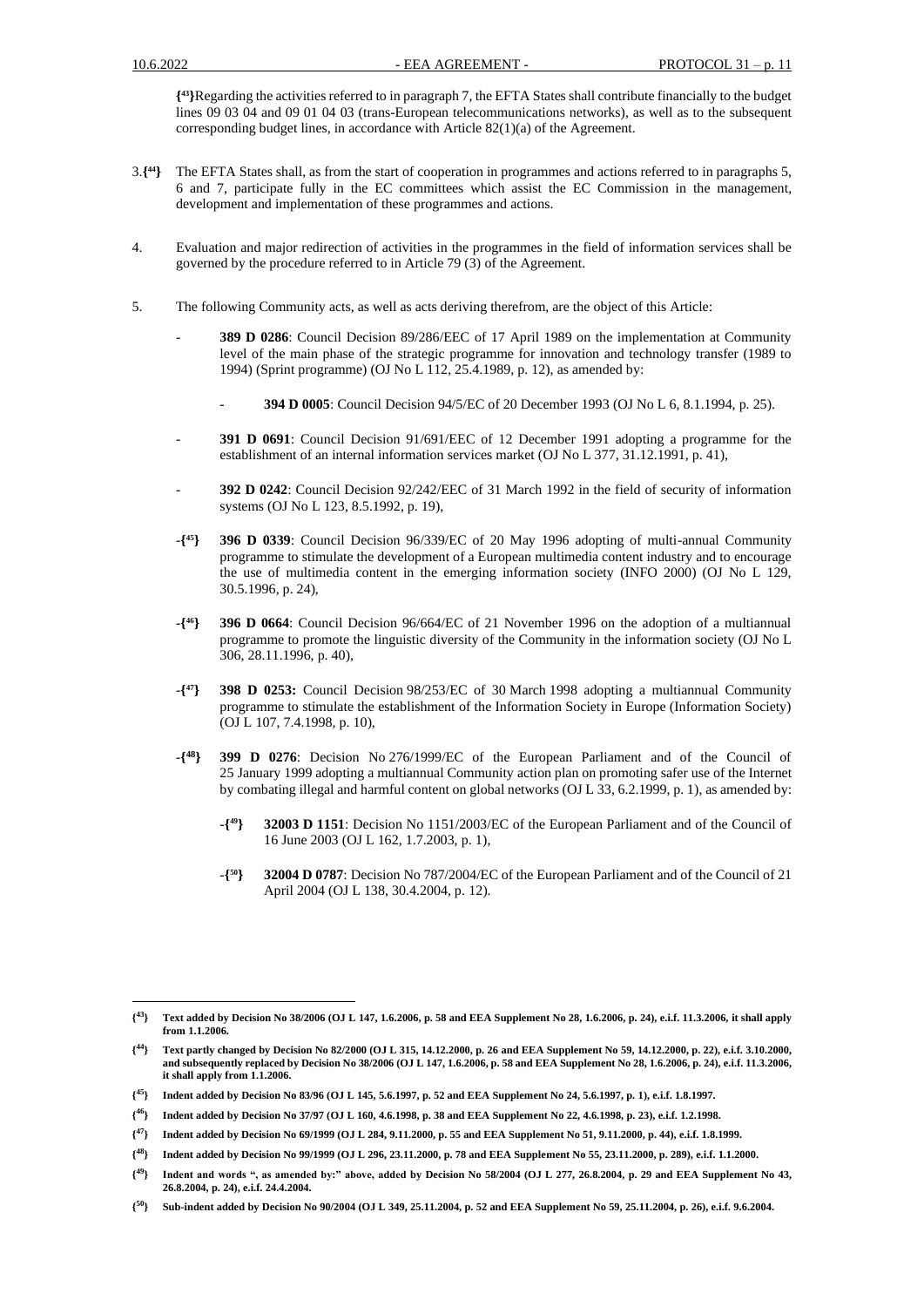{[43]}Regarding the activities referred to in paragraph 7, the EFTA States shall contribute financially to the budget lines 09 03 04 and 09 01 04 03 (trans-European telecommunications networks), as well as to the subsequent corresponding budget lines, in accordance with Article 82(1)(a) of the Agreement.

3.{[44]} The EFTA States shall, as from the start of cooperation in programmes and actions referred to in paragraphs 5, 6 and 7, participate fully in the EC committees which assist the EC Commission in the management, development and implementation of these programmes and actions.

4. Evaluation and major redirection of activities in the programmes in the field of information services shall be governed by the procedure referred to in Article 79 (3) of the Agreement.

5. The following Community acts, as well as acts deriving therefrom, are the object of this Article:

- **389 D 0286**: Council Decision 89/286/EEC of 17 April 1989 on the implementation at Community level of the main phase of the strategic programme for innovation and technology transfer (1989 to 1994) (Sprint programme) (OJ No L 112, 25.4.1989, p. 12), as amended by:

  - **394 D 0005**: Council Decision 94/5/EC of 20 December 1993 (OJ No L 6, 8.1.1994, p. 25).

- **391 D 0691**: Council Decision 91/691/EEC of 12 December 1991 adopting a programme for the establishment of an internal information services market (OJ No L 377, 31.12.1991, p. 41),

- **392 D 0242**: Council Decision 92/242/EEC of 31 March 1992 in the field of security of information systems (OJ No L 123, 8.5.1992, p. 19),

-{[45]} **396 D 0339**: Council Decision 96/339/EC of 20 May 1996 adopting of multi-annual Community programme to stimulate the development of a European multimedia content industry and to encourage the use of multimedia content in the emerging information society (INFO 2000) (OJ No L 129, 30.5.1996, p. 24),

-{[46]} **396 D 0664**: Council Decision 96/664/EC of 21 November 1996 on the adoption of a multiannual programme to promote the linguistic diversity of the Community in the information society (OJ No L 306, 28.11.1996, p. 40),

-{[47]} **398 D 0253:** Council Decision 98/253/EC of 30 March 1998 adopting a multiannual Community programme to stimulate the establishment of the Information Society in Europe (Information Society) (OJ L 107, 7.4.1998, p. 10),

-{[48]} **399 D 0276**: Decision No 276/1999/EC of the European Parliament and of the Council of 25 January 1999 adopting a multiannual Community action plan on promoting safer use of the Internet by combating illegal and harmful content on global networks (OJ L 33, 6.2.1999, p. 1), as amended by:

  -{[49]} **32003 D 1151**: Decision No 1151/2003/EC of the European Parliament and of the Council of 16 June 2003 (OJ L 162, 1.7.2003, p. 1),

  -{[50]} **32004 D 0787**: Decision No 787/2004/EC of the European Parliament and of the Council of 21 April 2004 (OJ L 138, 30.4.2004, p. 12).

---

**{[43]} Text added by Decision No 38/2006 (OJ L 147, 1.6.2006, p. 58 and EEA Supplement No 28, 1.6.2006, p. 24), e.i.f. 11.3.2006, it shall apply from 1.1.2006.**

**{[44]} Text partly changed by Decision No 82/2000 (OJ L 315, 14.12.2000, p. 26 and EEA Supplement No 59, 14.12.2000, p. 22), e.i.f. 3.10.2000, and subsequently replaced by Decision No 38/2006 (OJ L 147, 1.6.2006, p. 58 and EEA Supplement No 28, 1.6.2006, p. 24), e.i.f. 11.3.2006, it shall apply from 1.1.2006.**

**{[45]} Indent added by Decision No 83/96 (OJ L 145, 5.6.1997, p. 52 and EEA Supplement No 24, 5.6.1997, p. 1), e.i.f. 1.8.1997.**

**{[46]} Indent added by Decision No 37/97 (OJ L 160, 4.6.1998, p. 38 and EEA Supplement No 22, 4.6.1998, p. 23), e.i.f. 1.2.1998.**

**{[47]} Indent added by Decision No 69/1999 (OJ L 284, 9.11.2000, p. 55 and EEA Supplement No 51, 9.11.2000, p. 44), e.i.f. 1.8.1999.**

**{[48]} Indent added by Decision No 99/1999 (OJ L 296, 23.11.2000, p. 78 and EEA Supplement No 55, 23.11.2000, p. 289), e.i.f. 1.1.2000.**

**{[49]} Indent and words ", as amended by:" above, added by Decision No 58/2004 (OJ L 277, 26.8.2004, p. 29 and EEA Supplement No 43, 26.8.2004, p. 24), e.i.f. 24.4.2004.**

**{[50]} Sub-indent added by Decision No 90/2004 (OJ L 349, 25.11.2004, p. 52 and EEA Supplement No 59, 25.11.2004, p. 26), e.i.f. 9.6.2004.**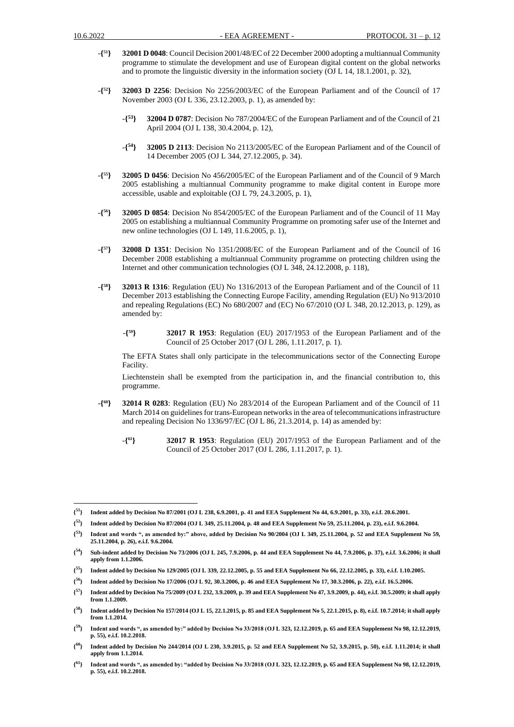- {[51]} **32001 D 0048**: Council Decision 2001/48/EC of 22 December 2000 adopting a multiannual Community programme to stimulate the development and use of European digital content on the global networks and to promote the linguistic diversity in the information society (OJ L 14, 18.1.2001, p. 32),

- {[52]} **32003 D 2256**: Decision No 2256/2003/EC of the European Parliament and of the Council of 17 November 2003 (OJ L 336, 23.12.2003, p. 1), as amended by:

  - {[53]} **32004 D 0787**: Decision No 787/2004/EC of the European Parliament and of the Council of 21 April 2004 (OJ L 138, 30.4.2004, p. 12),

  - {[54]} **32005 D 2113**: Decision No 2113/2005/EC of the European Parliament and of the Council of 14 December 2005 (OJ L 344, 27.12.2005, p. 34).

- {[55]} **32005 D 0456**: Decision No 456/2005/EC of the European Parliament and of the Council of 9 March 2005 establishing a multiannual Community programme to make digital content in Europe more accessible, usable and exploitable (OJ L 79, 24.3.2005, p. 1),

- {[56]} **32005 D 0854**: Decision No 854/2005/EC of the European Parliament and of the Council of 11 May 2005 on establishing a multiannual Community Programme on promoting safer use of the Internet and new online technologies (OJ L 149, 11.6.2005, p. 1),

- {[57]} **32008 D 1351**: Decision No 1351/2008/EC of the European Parliament and of the Council of 16 December 2008 establishing a multiannual Community programme on protecting children using the Internet and other communication technologies (OJ L 348, 24.12.2008, p. 118),

- {[58]} **32013 R 1316**: Regulation (EU) No 1316/2013 of the European Parliament and of the Council of 11 December 2013 establishing the Connecting Europe Facility, amending Regulation (EU) No 913/2010 and repealing Regulations (EC) No 680/2007 and (EC) No 67/2010 (OJ L 348, 20.12.2013, p. 129), as amended by:

  - {[59]} **32017 R 1953**: Regulation (EU) 2017/1953 of the European Parliament and of the Council of 25 October 2017 (OJ L 286, 1.11.2017, p. 1).

  The EFTA States shall only participate in the telecommunications sector of the Connecting Europe Facility.

  Liechtenstein shall be exempted from the participation in, and the financial contribution to, this programme.

- {[60]} **32014 R 0283**: Regulation (EU) No 283/2014 of the European Parliament and of the Council of 11 March 2014 on guidelines for trans-European networks in the area of telecommunications infrastructure and repealing Decision No 1336/97/EC (OJ L 86, 21.3.2014, p. 14) as amended by:

  - {[61]} **32017 R 1953**: Regulation (EU) 2017/1953 of the European Parliament and of the Council of 25 October 2017 (OJ L 286, 1.11.2017, p. 1).

---

**{[51]} Indent added by Decision No 87/2001 (OJ L 238, 6.9.2001, p. 41 and EEA Supplement No 44, 6.9.2001, p. 33), e.i.f. 20.6.2001.**

**{[52]} Indent added by Decision No 87/2004 (OJ L 349, 25.11.2004, p. 48 and EEA Supplement No 59, 25.11.2004, p. 23), e.i.f. 9.6.2004.**

**{[53]} Indent and words ", as amended by:" above, added by Decision No 90/2004 (OJ L 349, 25.11.2004, p. 52 and EEA Supplement No 59, 25.11.2004, p. 26), e.i.f. 9.6.2004.**

**{[54]} Sub-indent added by Decision No 73/2006 (OJ L 245, 7.9.2006, p. 44 and EEA Supplement No 44, 7.9.2006, p. 37), e.i.f. 3.6.2006; it shall apply from 1.1.2006.**

**{[55]} Indent added by Decision No 129/2005 (OJ L 339, 22.12.2005, p. 55 and EEA Supplement No 66, 22.12.2005, p. 33), e.i.f. 1.10.2005.**

**{[56]} Indent added by Decision No 17/2006 (OJ L 92, 30.3.2006, p. 46 and EEA Supplement No 17, 30.3.2006, p. 22), e.i.f. 16.5.2006.**

**{[57]} Indent added by Decision No 75/2009 (OJ L 232, 3.9.2009, p. 39 and EEA Supplement No 47, 3.9.2009, p. 44), e.i.f. 30.5.2009; it shall apply from 1.1.2009.**

**{[58]} Indent added by Decision No 157/2014 (OJ L 15, 22.1.2015, p. 85 and EEA Supplement No 5, 22.1.2015, p. 8), e.i.f. 10.7.2014; it shall apply from 1.1.2014.**

**{[59]} Indent and words ", as amended by:" added by Decision No 33/2018 (OJ L 323, 12.12.2019, p. 65 and EEA Supplement No 98, 12.12.2019, p. 55), e.i.f. 10.2.2018.**

**{[60]} Indent added by Decision No 244/2014 (OJ L 230, 3.9.2015, p. 52 and EEA Supplement No 52, 3.9.2015, p. 50), e.i.f. 1.11.2014; it shall apply from 1.1.2014.**

**{[61]} Indent and words ", as amended by: "added by Decision No 33/2018 (OJ L 323, 12.12.2019, p. 65 and EEA Supplement No 98, 12.12.2019, p. 55), e.i.f. 10.2.2018.**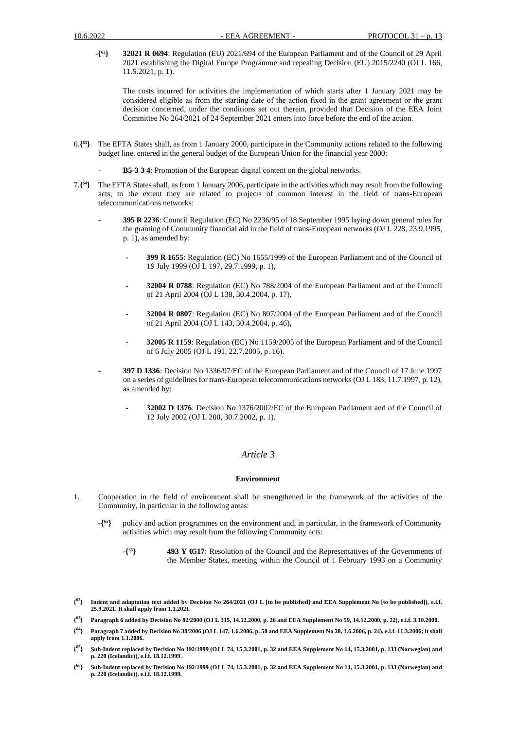-{[62]} **32021 R 0694**: Regulation (EU) 2021/694 of the European Parliament and of the Council of 29 April 2021 establishing the Digital Europe Programme and repealing Decision (EU) 2015/2240 (OJ L 166, 11.5.2021, p. 1).

The costs incurred for activities the implementation of which starts after 1 January 2021 may be considered eligible as from the starting date of the action fixed in the grant agreement or the grant decision concerned, under the conditions set out therein, provided that Decision of the EEA Joint Committee No 264/2021 of 24 September 2021 enters into force before the end of the action.

6.{[63]} The EFTA States shall, as from 1 January 2000, participate in the Community actions related to the following budget line, entered in the general budget of the European Union for the financial year 2000:

- **B5-3 3 4**: Promotion of the European digital content on the global networks.

7.{[64]} The EFTA States shall, as from 1 January 2006, participate in the activities which may result from the following acts, to the extent they are related to projects of common interest in the field of trans-European telecommunications networks:

- **395 R 2236**: Council Regulation (EC) No 2236/95 of 18 September 1995 laying down general rules for the granting of Community financial aid in the field of trans-European networks (OJ L 228, 23.9.1995, p. 1), as amended by:
  - **399 R 1655**: Regulation (EC) No 1655/1999 of the European Parliament and of the Council of 19 July 1999 (OJ L 197, 29.7.1999, p. 1),
  - **32004 R 0788**: Regulation (EC) No 788/2004 of the European Parliament and of the Council of 21 April 2004 (OJ L 138, 30.4.2004, p. 17),
  - **32004 R 0807**: Regulation (EC) No 807/2004 of the European Parliament and of the Council of 21 April 2004 (OJ L 143, 30.4.2004, p. 46),
  - **32005 R 1159**: Regulation (EC) No 1159/2005 of the European Parliament and of the Council of 6 July 2005 (OJ L 191, 22.7.2005, p. 16).
- **397 D 1336**: Decision No 1336/97/EC of the European Parliament and of the Council of 17 June 1997 on a series of guidelines for trans-European telecommunications networks (OJ L 183, 11.7.1997, p. 12), as amended by:
  - **32002 D 1376**: Decision No 1376/2002/EC of the European Parliament and of the Council of 12 July 2002 (OJ L 200, 30.7.2002, p. 1).

## *Article 3*

### Environment

1. Cooperation in the field of environment shall be strengthened in the framework of the activities of the Community, in particular in the following areas:

-{[65]} policy and action programmes on the environment and, in particular, in the framework of Community activities which may result from the following Community acts:

-{[66]} **493 Y 0517**: Resolution of the Council and the Representatives of the Governments of the Member States, meeting within the Council of 1 February 1993 on a Community

---

{[62]} **Indent and adaptation text added by Decision No 264/2021 (OJ L [to be published] and EEA Supplement No [to be published]), e.i.f. 25.9.2021. It shall apply from 1.1.2021.**

{[63]} **Paragraph 6 added by Decision No 82/2000 (OJ L 315, 14.12.2000, p. 26 and EEA Supplement No 59, 14.12.2000, p. 22), e.i.f. 3.10.2000.**

{[64]} **Paragraph 7 added by Decision No 38/2006 (OJ L 147, 1.6.2006, p. 58 and EEA Supplement No 28, 1.6.2006, p. 24), e.i.f. 11.3.2006; it shall apply from 1.1.2006.**

{[65]} **Sub-Indent replaced by Decision No 192/1999 (OJ L 74, 15.3.2001, p. 32 and EEA Supplement No 14, 15.3.2001, p. 133 (Norwegian) and p. 220 (Icelandic)), e.i.f. 18.12.1999.**

{[66]} **Sub-Indent replaced by Decision No 192/1999 (OJ L 74, 15.3.2001, p. 32 and EEA Supplement No 14, 15.3.2001, p. 133 (Norwegian) and p. 220 (Icelandic)), e.i.f. 18.12.1999.**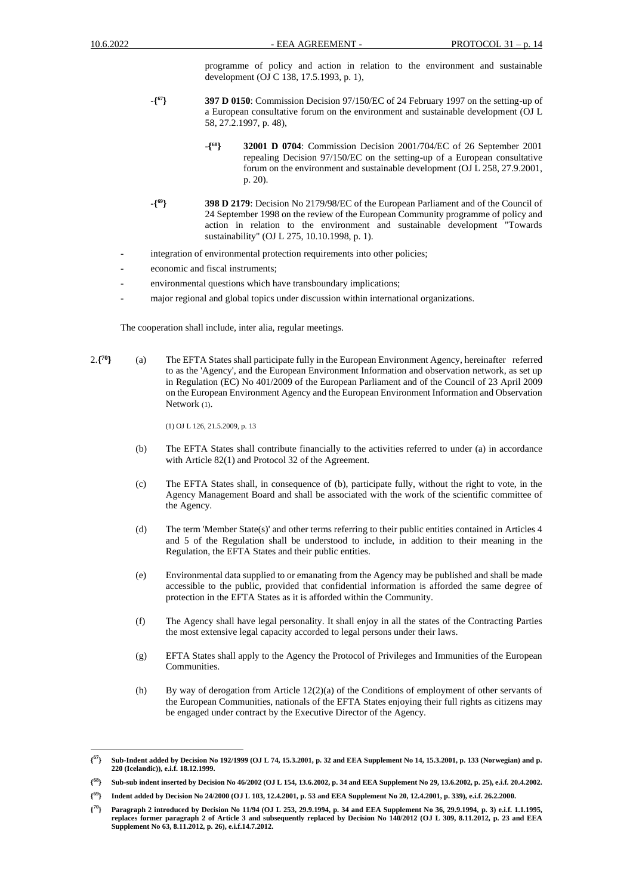programme of policy and action in relation to the environment and sustainable development (OJ C 138, 17.5.1993, p. 1),

-{[67]} **397 D 0150**: Commission Decision 97/150/EC of 24 February 1997 on the setting-up of a European consultative forum on the environment and sustainable development (OJ L 58, 27.2.1997, p. 48),

-{[68]} **32001 D 0704**: Commission Decision 2001/704/EC of 26 September 2001 repealing Decision 97/150/EC on the setting-up of a European consultative forum on the environment and sustainable development (OJ L 258, 27.9.2001, p. 20).

-{[69]} **398 D 2179**: Decision No 2179/98/EC of the European Parliament and of the Council of 24 September 1998 on the review of the European Community programme of policy and action in relation to the environment and sustainable development "Towards sustainability" (OJ L 275, 10.10.1998, p. 1).

- integration of environmental protection requirements into other policies;
- economic and fiscal instruments;
- environmental questions which have transboundary implications;
- major regional and global topics under discussion within international organizations.

The cooperation shall include, inter alia, regular meetings.

2.{[70]} (a) The EFTA States shall participate fully in the European Environment Agency, hereinafter referred to as the 'Agency', and the European Environment Information and observation network, as set up in Regulation (EC) No 401/2009 of the European Parliament and of the Council of 23 April 2009 on the European Environment Agency and the European Environment Information and Observation Network (1).

(1) OJ L 126, 21.5.2009, p. 13

(b) The EFTA States shall contribute financially to the activities referred to under (a) in accordance with Article 82(1) and Protocol 32 of the Agreement.

(c) The EFTA States shall, in consequence of (b), participate fully, without the right to vote, in the Agency Management Board and shall be associated with the work of the scientific committee of the Agency.

(d) The term 'Member State(s)' and other terms referring to their public entities contained in Articles 4 and 5 of the Regulation shall be understood to include, in addition to their meaning in the Regulation, the EFTA States and their public entities.

(e) Environmental data supplied to or emanating from the Agency may be published and shall be made accessible to the public, provided that confidential information is afforded the same degree of protection in the EFTA States as it is afforded within the Community.

(f) The Agency shall have legal personality. It shall enjoy in all the states of the Contracting Parties the most extensive legal capacity accorded to legal persons under their laws.

(g) EFTA States shall apply to the Agency the Protocol of Privileges and Immunities of the European Communities.

(h) By way of derogation from Article 12(2)(a) of the Conditions of employment of other servants of the European Communities, nationals of the EFTA States enjoying their full rights as citizens may be engaged under contract by the Executive Director of the Agency.

---

**{[67]} Sub-Indent added by Decision No 192/1999 (OJ L 74, 15.3.2001, p. 32 and EEA Supplement No 14, 15.3.2001, p. 133 (Norwegian) and p. 220 (Icelandic)), e.i.f. 18.12.1999.**

**{[68]} Sub-sub indent inserted by Decision No 46/2002 (OJ L 154, 13.6.2002, p. 34 and EEA Supplement No 29, 13.6.2002, p. 25), e.i.f. 20.4.2002.**

**{[69]} Indent added by Decision No 24/2000 (OJ L 103, 12.4.2001, p. 53 and EEA Supplement No 20, 12.4.2001, p. 339), e.i.f. 26.2.2000.**

**{[70]} Paragraph 2 introduced by Decision No 11/94 (OJ L 253, 29.9.1994, p. 34 and EEA Supplement No 36, 29.9.1994, p. 3) e.i.f. 1.1.1995, replaces former paragraph 2 of Article 3 and subsequently replaced by Decision No 140/2012 (OJ L 309, 8.11.2012, p. 23 and EEA Supplement No 63, 8.11.2012, p. 26), e.i.f.14.7.2012.**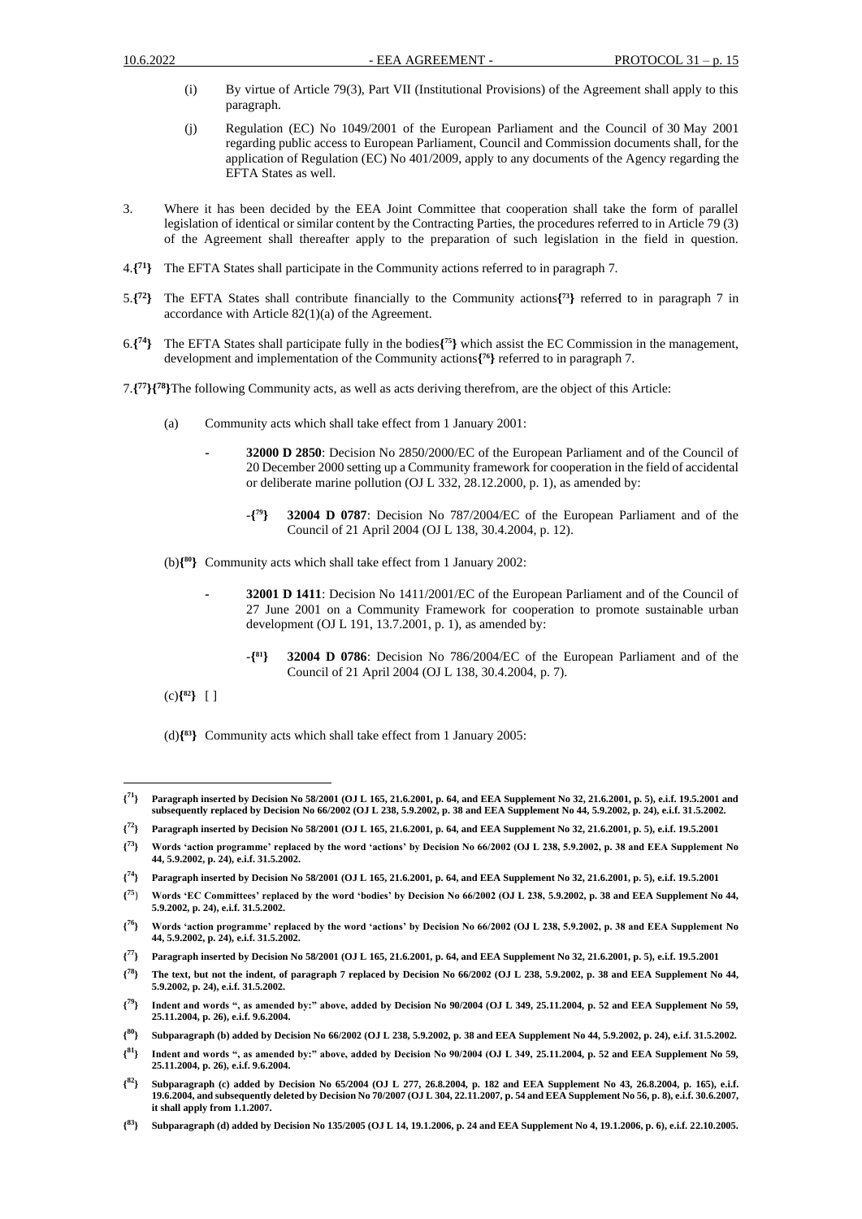(i) By virtue of Article 79(3), Part VII (Institutional Provisions) of the Agreement shall apply to this paragraph.

(j) Regulation (EC) No 1049/2001 of the European Parliament and the Council of 30 May 2001 regarding public access to European Parliament, Council and Commission documents shall, for the application of Regulation (EC) No 401/2009, apply to any documents of the Agency regarding the EFTA States as well.

3. Where it has been decided by the EEA Joint Committee that cooperation shall take the form of parallel legislation of identical or similar content by the Contracting Parties, the procedures referred to in Article 79 (3) of the Agreement shall thereafter apply to the preparation of such legislation in the field in question.

4.{[71]} The EFTA States shall participate in the Community actions referred to in paragraph 7.

5.{[72]} The EFTA States shall contribute financially to the Community actions{[73]} referred to in paragraph 7 in accordance with Article 82(1)(a) of the Agreement.

6.{[74]} The EFTA States shall participate fully in the bodies{[75]} which assist the EC Commission in the management, development and implementation of the Community actions{[76]} referred to in paragraph 7.

7.{[77]}{[78]}The following Community acts, as well as acts deriving therefrom, are the object of this Article:

(a) Community acts which shall take effect from 1 January 2001:

- **32000 D 2850**: Decision No 2850/2000/EC of the European Parliament and of the Council of 20 December 2000 setting up a Community framework for cooperation in the field of accidental or deliberate marine pollution (OJ L 332, 28.12.2000, p. 1), as amended by:

  -{[79]} **32004 D 0787**: Decision No 787/2004/EC of the European Parliament and of the Council of 21 April 2004 (OJ L 138, 30.4.2004, p. 12).

(b){[80]} Community acts which shall take effect from 1 January 2002:

- **32001 D 1411**: Decision No 1411/2001/EC of the European Parliament and of the Council of 27 June 2001 on a Community Framework for cooperation to promote sustainable urban development (OJ L 191, 13.7.2001, p. 1), as amended by:

  -{[81]} **32004 D 0786**: Decision No 786/2004/EC of the European Parliament and of the Council of 21 April 2004 (OJ L 138, 30.4.2004, p. 7).

(c){[82]} [ ]

(d){[83]} Community acts which shall take effect from 1 January 2005:

---

**{[71]} Paragraph inserted by Decision No 58/2001 (OJ L 165, 21.6.2001, p. 64, and EEA Supplement No 32, 21.6.2001, p. 5), e.i.f. 19.5.2001 and subsequently replaced by Decision No 66/2002 (OJ L 238, 5.9.2002, p. 38 and EEA Supplement No 44, 5.9.2002, p. 24), e.i.f. 31.5.2002.**

**{[72]} Paragraph inserted by Decision No 58/2001 (OJ L 165, 21.6.2001, p. 64, and EEA Supplement No 32, 21.6.2001, p. 5), e.i.f. 19.5.2001**

**{[73]} Words 'action programme' replaced by the word 'actions' by Decision No 66/2002 (OJ L 238, 5.9.2002, p. 38 and EEA Supplement No 44, 5.9.2002, p. 24), e.i.f. 31.5.2002.**

**{[74]} Paragraph inserted by Decision No 58/2001 (OJ L 165, 21.6.2001, p. 64, and EEA Supplement No 32, 21.6.2001, p. 5), e.i.f. 19.5.2001**

**{[75]} Words 'EC Committees' replaced by the word 'bodies' by Decision No 66/2002 (OJ L 238, 5.9.2002, p. 38 and EEA Supplement No 44, 5.9.2002, p. 24), e.i.f. 31.5.2002.**

**{[76]} Words 'action programme' replaced by the word 'actions' by Decision No 66/2002 (OJ L 238, 5.9.2002, p. 38 and EEA Supplement No 44, 5.9.2002, p. 24), e.i.f. 31.5.2002.**

**{[77]} Paragraph inserted by Decision No 58/2001 (OJ L 165, 21.6.2001, p. 64, and EEA Supplement No 32, 21.6.2001, p. 5), e.i.f. 19.5.2001**

**{[78]} The text, but not the indent, of paragraph 7 replaced by Decision No 66/2002 (OJ L 238, 5.9.2002, p. 38 and EEA Supplement No 44, 5.9.2002, p. 24), e.i.f. 31.5.2002.**

**{[79]} Indent and words ", as amended by:" above, added by Decision No 90/2004 (OJ L 349, 25.11.2004, p. 52 and EEA Supplement No 59, 25.11.2004, p. 26), e.i.f. 9.6.2004.**

**{[80]} Subparagraph (b) added by Decision No 66/2002 (OJ L 238, 5.9.2002, p. 38 and EEA Supplement No 44, 5.9.2002, p. 24), e.i.f. 31.5.2002.**

**{[81]} Indent and words ", as amended by:" above, added by Decision No 90/2004 (OJ L 349, 25.11.2004, p. 52 and EEA Supplement No 59, 25.11.2004, p. 26), e.i.f. 9.6.2004.**

**{[82]} Subparagraph (c) added by Decision No 65/2004 (OJ L 277, 26.8.2004, p. 182 and EEA Supplement No 43, 26.8.2004, p. 165), e.i.f. 19.6.2004, and subsequently deleted by Decision No 70/2007 (OJ L 304, 22.11.2007, p. 54 and EEA Supplement No 56, p. 8), e.i.f. 30.6.2007, it shall apply from 1.1.2007.**

**{[83]} Subparagraph (d) added by Decision No 135/2005 (OJ L 14, 19.1.2006, p. 24 and EEA Supplement No 4, 19.1.2006, p. 6), e.i.f. 22.10.2005.**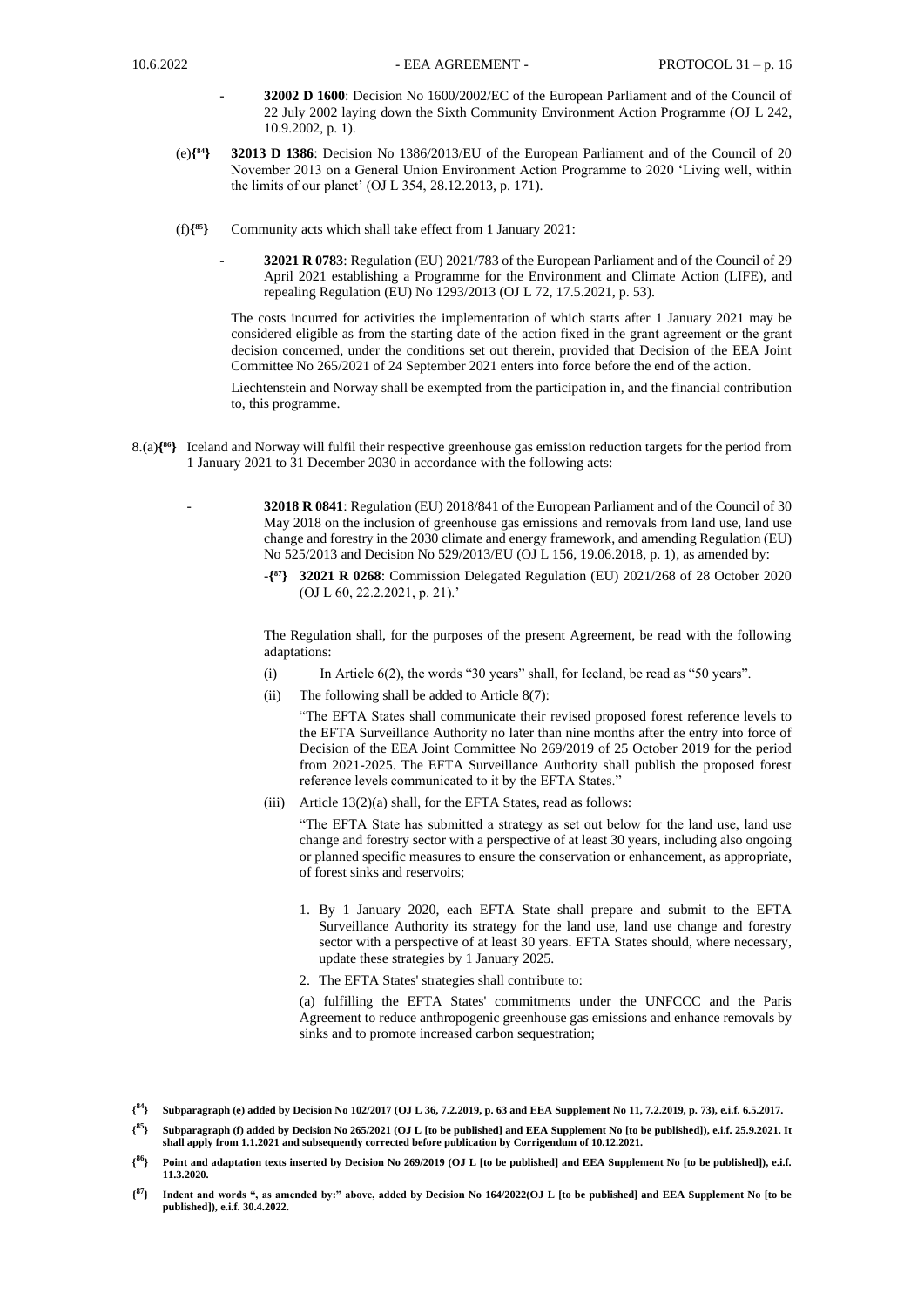- **32002 D 1600**: Decision No 1600/2002/EC of the European Parliament and of the Council of 22 July 2002 laying down the Sixth Community Environment Action Programme (OJ L 242, 10.9.2002, p. 1).

(e)**{[84]}** **32013 D 1386**: Decision No 1386/2013/EU of the European Parliament and of the Council of 20 November 2013 on a General Union Environment Action Programme to 2020 'Living well, within the limits of our planet' (OJ L 354, 28.12.2013, p. 171).

(f)**{[85]}** Community acts which shall take effect from 1 January 2021:

- **32021 R 0783**: Regulation (EU) 2021/783 of the European Parliament and of the Council of 29 April 2021 establishing a Programme for the Environment and Climate Action (LIFE), and repealing Regulation (EU) No 1293/2013 (OJ L 72, 17.5.2021, p. 53).

The costs incurred for activities the implementation of which starts after 1 January 2021 may be considered eligible as from the starting date of the action fixed in the grant agreement or the grant decision concerned, under the conditions set out therein, provided that Decision of the EEA Joint Committee No 265/2021 of 24 September 2021 enters into force before the end of the action.

Liechtenstein and Norway shall be exempted from the participation in, and the financial contribution to, this programme.

8.(a)**{[86]}** Iceland and Norway will fulfil their respective greenhouse gas emission reduction targets for the period from 1 January 2021 to 31 December 2030 in accordance with the following acts:

- **32018 R 0841**: Regulation (EU) 2018/841 of the European Parliament and of the Council of 30 May 2018 on the inclusion of greenhouse gas emissions and removals from land use, land use change and forestry in the 2030 climate and energy framework, and amending Regulation (EU) No 525/2013 and Decision No 529/2013/EU (OJ L 156, 19.06.2018, p. 1), as amended by:

  -**{[87]}** **32021 R 0268**: Commission Delegated Regulation (EU) 2021/268 of 28 October 2020 (OJ L 60, 22.2.2021, p. 21).'

The Regulation shall, for the purposes of the present Agreement, be read with the following adaptations:

(i) In Article 6(2), the words "30 years" shall, for Iceland, be read as "50 years".

(ii) The following shall be added to Article 8(7):

"The EFTA States shall communicate their revised proposed forest reference levels to the EFTA Surveillance Authority no later than nine months after the entry into force of Decision of the EEA Joint Committee No 269/2019 of 25 October 2019 for the period from 2021-2025. The EFTA Surveillance Authority shall publish the proposed forest reference levels communicated to it by the EFTA States."

(iii) Article 13(2)(a) shall, for the EFTA States, read as follows:

"The EFTA State has submitted a strategy as set out below for the land use, land use change and forestry sector with a perspective of at least 30 years, including also ongoing or planned specific measures to ensure the conservation or enhancement, as appropriate, of forest sinks and reservoirs;

1. By 1 January 2020, each EFTA State shall prepare and submit to the EFTA Surveillance Authority its strategy for the land use, land use change and forestry sector with a perspective of at least 30 years. EFTA States should, where necessary, update these strategies by 1 January 2025.
2. The EFTA States' strategies shall contribute to:

(a) fulfilling the EFTA States' commitments under the UNFCCC and the Paris Agreement to reduce anthropogenic greenhouse gas emissions and enhance removals by sinks and to promote increased carbon sequestration;

---

**{[84]}** **Subparagraph (e) added by Decision No 102/2017 (OJ L 36, 7.2.2019, p. 63 and EEA Supplement No 11, 7.2.2019, p. 73), e.i.f. 6.5.2017.**

**{[85]}** **Subparagraph (f) added by Decision No 265/2021 (OJ L [to be published] and EEA Supplement No [to be published]), e.i.f. 25.9.2021. It shall apply from 1.1.2021 and subsequently corrected before publication by Corrigendum of 10.12.2021.**

**{[86]}** **Point and adaptation texts inserted by Decision No 269/2019 (OJ L [to be published] and EEA Supplement No [to be published]), e.i.f. 11.3.2020.**

**{[87]}** **Indent and words ", as amended by:" above, added by Decision No 164/2022(OJ L [to be published] and EEA Supplement No [to be published]), e.i.f. 30.4.2022.**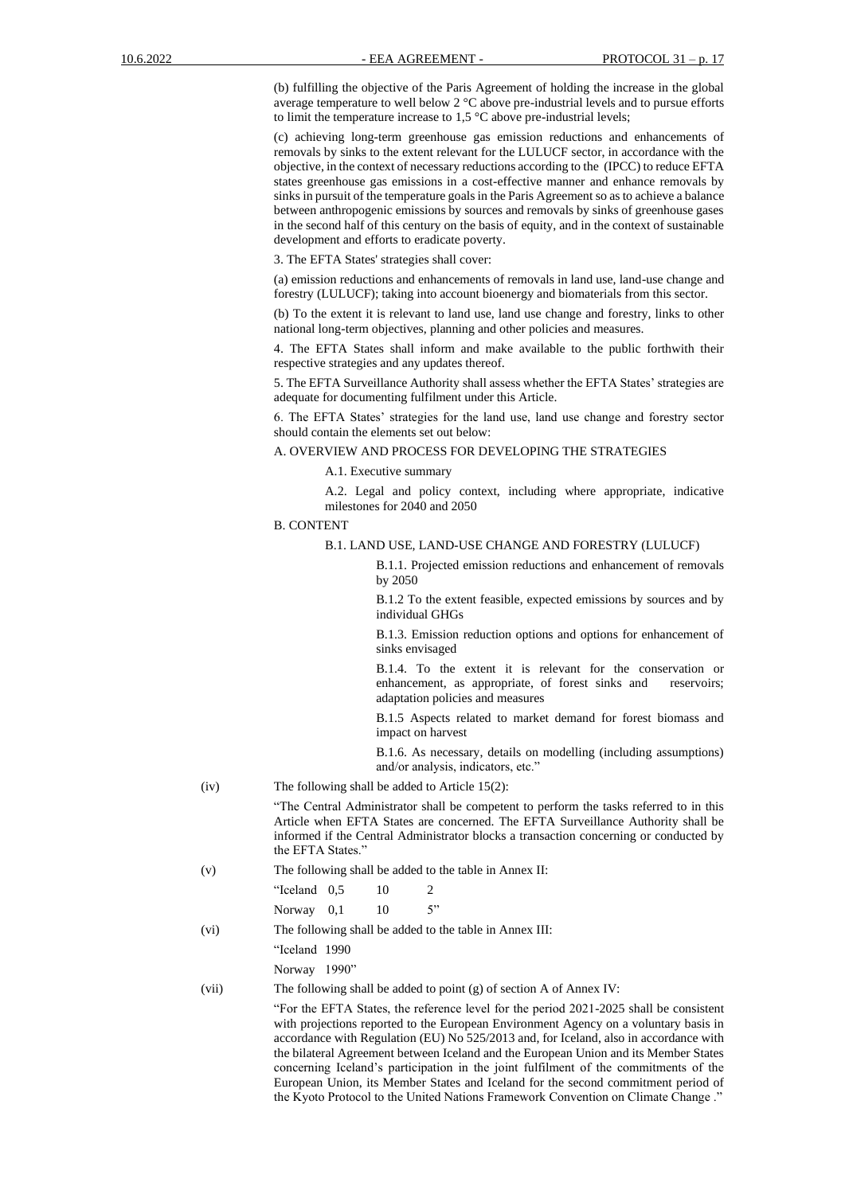(b) fulfilling the objective of the Paris Agreement of holding the increase in the global average temperature to well below 2 °C above pre-industrial levels and to pursue efforts to limit the temperature increase to 1,5 °C above pre-industrial levels;

(c) achieving long-term greenhouse gas emission reductions and enhancements of removals by sinks to the extent relevant for the LULUCF sector, in accordance with the objective, in the context of necessary reductions according to the (IPCC) to reduce EFTA states greenhouse gas emissions in a cost-effective manner and enhance removals by sinks in pursuit of the temperature goals in the Paris Agreement so as to achieve a balance between anthropogenic emissions by sources and removals by sinks of greenhouse gases in the second half of this century on the basis of equity, and in the context of sustainable development and efforts to eradicate poverty.

3. The EFTA States' strategies shall cover:

(a) emission reductions and enhancements of removals in land use, land-use change and forestry (LULUCF); taking into account bioenergy and biomaterials from this sector.

(b) To the extent it is relevant to land use, land use change and forestry, links to other national long-term objectives, planning and other policies and measures.

4. The EFTA States shall inform and make available to the public forthwith their respective strategies and any updates thereof.

5. The EFTA Surveillance Authority shall assess whether the EFTA States' strategies are adequate for documenting fulfilment under this Article.

6. The EFTA States' strategies for the land use, land use change and forestry sector should contain the elements set out below:

A. OVERVIEW AND PROCESS FOR DEVELOPING THE STRATEGIES

A.1. Executive summary

A.2. Legal and policy context, including where appropriate, indicative milestones for 2040 and 2050

B. CONTENT

B.1. LAND USE, LAND-USE CHANGE AND FORESTRY (LULUCF)

B.1.1. Projected emission reductions and enhancement of removals by 2050

B.1.2 To the extent feasible, expected emissions by sources and by individual GHGs

B.1.3. Emission reduction options and options for enhancement of sinks envisaged

B.1.4. To the extent it is relevant for the conservation or enhancement, as appropriate, of forest sinks and reservoirs; adaptation policies and measures

B.1.5 Aspects related to market demand for forest biomass and impact on harvest

B.1.6. As necessary, details on modelling (including assumptions) and/or analysis, indicators, etc."

(iv) The following shall be added to Article 15(2):

"The Central Administrator shall be competent to perform the tasks referred to in this Article when EFTA States are concerned. The EFTA Surveillance Authority shall be informed if the Central Administrator blocks a transaction concerning or conducted by the EFTA States."

(v) The following shall be added to the table in Annex II:

"Iceland 0,5 10 2

Norway 0,1 10 5"

(vi) The following shall be added to the table in Annex III:

"Iceland 1990

Norway 1990"

(vii) The following shall be added to point (g) of section A of Annex IV:

"For the EFTA States, the reference level for the period 2021-2025 shall be consistent with projections reported to the European Environment Agency on a voluntary basis in accordance with Regulation (EU) No 525/2013 and, for Iceland, also in accordance with the bilateral Agreement between Iceland and the European Union and its Member States concerning Iceland's participation in the joint fulfilment of the commitments of the European Union, its Member States and Iceland for the second commitment period of the Kyoto Protocol to the United Nations Framework Convention on Climate Change ."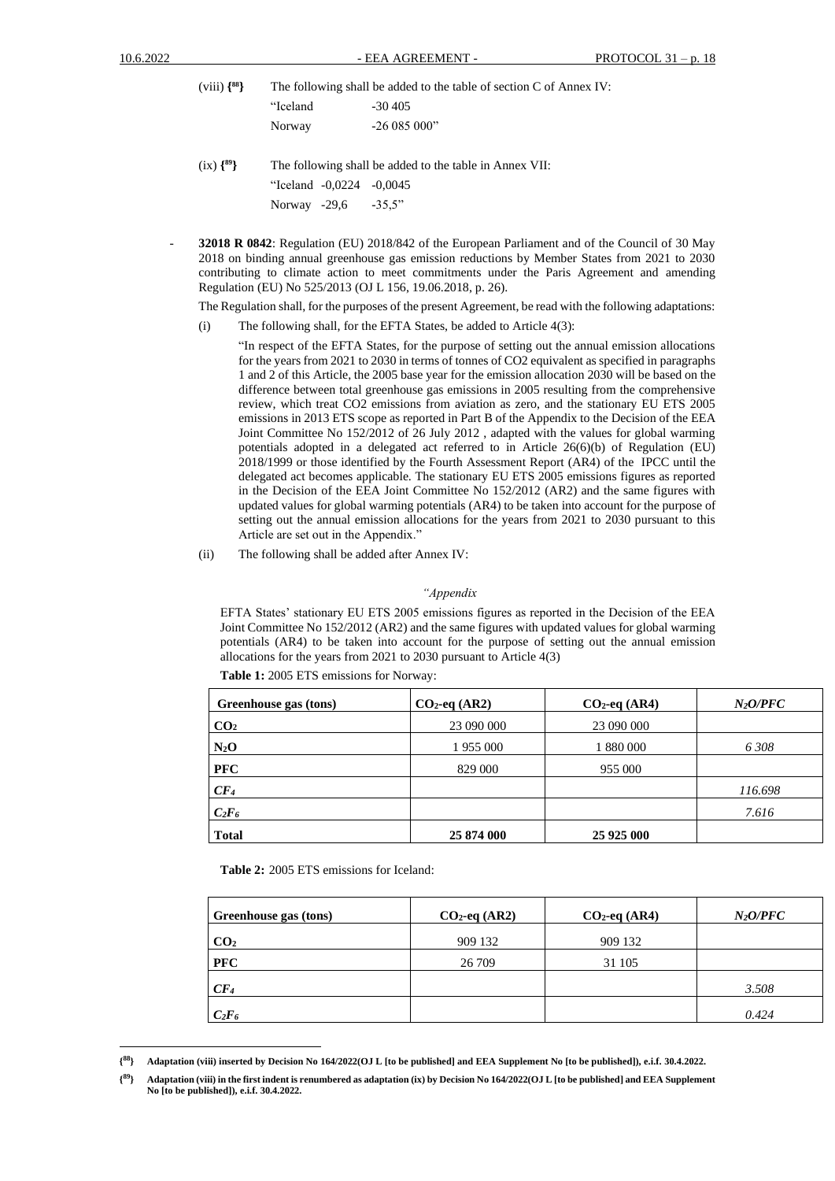(viii) {[88]} The following shall be added to the table of section C of Annex IV:

"Iceland -30 405

Norway -26 085 000"

(ix) {[89]} The following shall be added to the table in Annex VII:

"Iceland -0,0224 -0,0045

Norway -29,6 -35,5"

- **32018 R 0842**: Regulation (EU) 2018/842 of the European Parliament and of the Council of 30 May 2018 on binding annual greenhouse gas emission reductions by Member States from 2021 to 2030 contributing to climate action to meet commitments under the Paris Agreement and amending Regulation (EU) No 525/2013 (OJ L 156, 19.06.2018, p. 26).

  The Regulation shall, for the purposes of the present Agreement, be read with the following adaptations:

  (i) The following shall, for the EFTA States, be added to Article 4(3):

  "In respect of the EFTA States, for the purpose of setting out the annual emission allocations for the years from 2021 to 2030 in terms of tonnes of CO2 equivalent as specified in paragraphs 1 and 2 of this Article, the 2005 base year for the emission allocation 2030 will be based on the difference between total greenhouse gas emissions in 2005 resulting from the comprehensive review, which treat CO2 emissions from aviation as zero, and the stationary EU ETS 2005 emissions in 2013 ETS scope as reported in Part B of the Appendix to the Decision of the EEA Joint Committee No 152/2012 of 26 July 2012 , adapted with the values for global warming potentials adopted in a delegated act referred to in Article 26(6)(b) of Regulation (EU) 2018/1999 or those identified by the Fourth Assessment Report (AR4) of the IPCC until the delegated act becomes applicable. The stationary EU ETS 2005 emissions figures as reported in the Decision of the EEA Joint Committee No 152/2012 (AR2) and the same figures with updated values for global warming potentials (AR4) to be taken into account for the purpose of setting out the annual emission allocations for the years from 2021 to 2030 pursuant to this Article are set out in the Appendix."

  (ii) The following shall be added after Annex IV:

*"Appendix*

EFTA States' stationary EU ETS 2005 emissions figures as reported in the Decision of the EEA Joint Committee No 152/2012 (AR2) and the same figures with updated values for global warming potentials (AR4) to be taken into account for the purpose of setting out the annual emission allocations for the years from 2021 to 2030 pursuant to Article 4(3)

**Table 1:** 2005 ETS emissions for Norway:

| Greenhouse gas (tons) | $CO_2$-eq (AR2) | $CO_2$-eq (AR4) | *$N_2O$/PFC* |
|---|---|---|---|
| **$CO_2$** | 23 090 000 | 23 090 000 | |
| **$N_2O$** | 1 955 000 | 1 880 000 | *6 308* |
| **PFC** | 829 000 | 955 000 | |
| ***$CF_4$*** | | | *116.698* |
| ***$C_2F_6$*** | | | *7.616* |
| **Total** | **25 874 000** | **25 925 000** | |

**Table 2:** 2005 ETS emissions for Iceland:

| Greenhouse gas (tons) | $CO_2$-eq (AR2) | $CO_2$-eq (AR4) | *$N_2O$/PFC* |
|---|---|---|---|
| **$CO_2$** | 909 132 | 909 132 | |
| **PFC** | 26 709 | 31 105 | |
| ***$CF_4$*** | | | *3.508* |
| ***$C_2F_6$*** | | | *0.424* |

{[88]} **Adaptation (viii) inserted by Decision No 164/2022(OJ L [to be published] and EEA Supplement No [to be published]), e.i.f. 30.4.2022.**

{[89]} **Adaptation (viii) in the first indent is renumbered as adaptation (ix) by Decision No 164/2022(OJ L [to be published] and EEA Supplement No [to be published]), e.i.f. 30.4.2022.**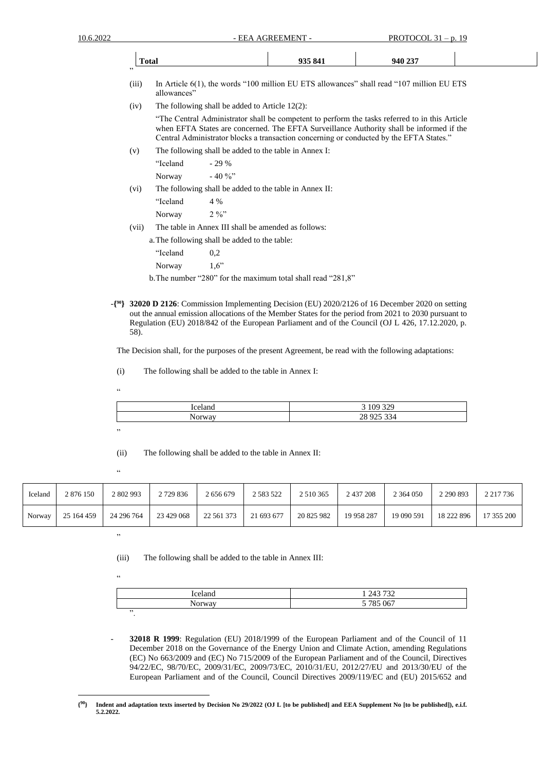| Total | 935 841 | 940 237 | |
|---|---|---|---|

"

(iii) In Article 6(1), the words "100 million EU ETS allowances" shall read "107 million EU ETS allowances"

(iv) The following shall be added to Article 12(2):

"The Central Administrator shall be competent to perform the tasks referred to in this Article when EFTA States are concerned. The EFTA Surveillance Authority shall be informed if the Central Administrator blocks a transaction concerning or conducted by the EFTA States."

(v) The following shall be added to the table in Annex I:

"Iceland - 29 %

Norway - 40 %"

(vi) The following shall be added to the table in Annex II:

"Iceland 4 %

Norway 2 %"

(vii) The table in Annex III shall be amended as follows:

a. The following shall be added to the table:

"Iceland 0,2

Norway 1,6"

b. The number "280" for the maximum total shall read "281,8"

-{[90]} **32020 D 2126**: Commission Implementing Decision (EU) 2020/2126 of 16 December 2020 on setting out the annual emission allocations of the Member States for the period from 2021 to 2030 pursuant to Regulation (EU) 2018/842 of the European Parliament and of the Council (OJ L 426, 17.12.2020, p. 58).

The Decision shall, for the purposes of the present Agreement, be read with the following adaptations:

(i) The following shall be added to the table in Annex I:

"

| Iceland | 3 109 329 |
|---|---|
| Norway | 28 925 334 |

"

(ii) The following shall be added to the table in Annex II:

"

| Iceland | 2 876 150 | 2 802 993 | 2 729 836 | 2 656 679 | 2 583 522 | 2 510 365 | 2 437 208 | 2 364 050 | 2 290 893 | 2 217 736 |
|---|---|---|---|---|---|---|---|---|---|---|
| Norway | 25 164 459 | 24 296 764 | 23 429 068 | 22 561 373 | 21 693 677 | 20 825 982 | 19 958 287 | 19 090 591 | 18 222 896 | 17 355 200 |

"

(iii) The following shall be added to the table in Annex III:

"

| Iceland | 1 243 732 |
|---|---|
| Norway | 5 785 067 |

".

- **32018 R 1999**: Regulation (EU) 2018/1999 of the European Parliament and of the Council of 11 December 2018 on the Governance of the Energy Union and Climate Action, amending Regulations (EC) No 663/2009 and (EC) No 715/2009 of the European Parliament and of the Council, Directives 94/22/EC, 98/70/EC, 2009/31/EC, 2009/73/EC, 2010/31/EU, 2012/27/EU and 2013/30/EU of the European Parliament and of the Council, Council Directives 2009/119/EC and (EU) 2015/652 and

---

**{[90]} Indent and adaptation texts inserted by Decision No 29/2022 (OJ L [to be published] and EEA Supplement No [to be published]), e.i.f. 5.2.2022.**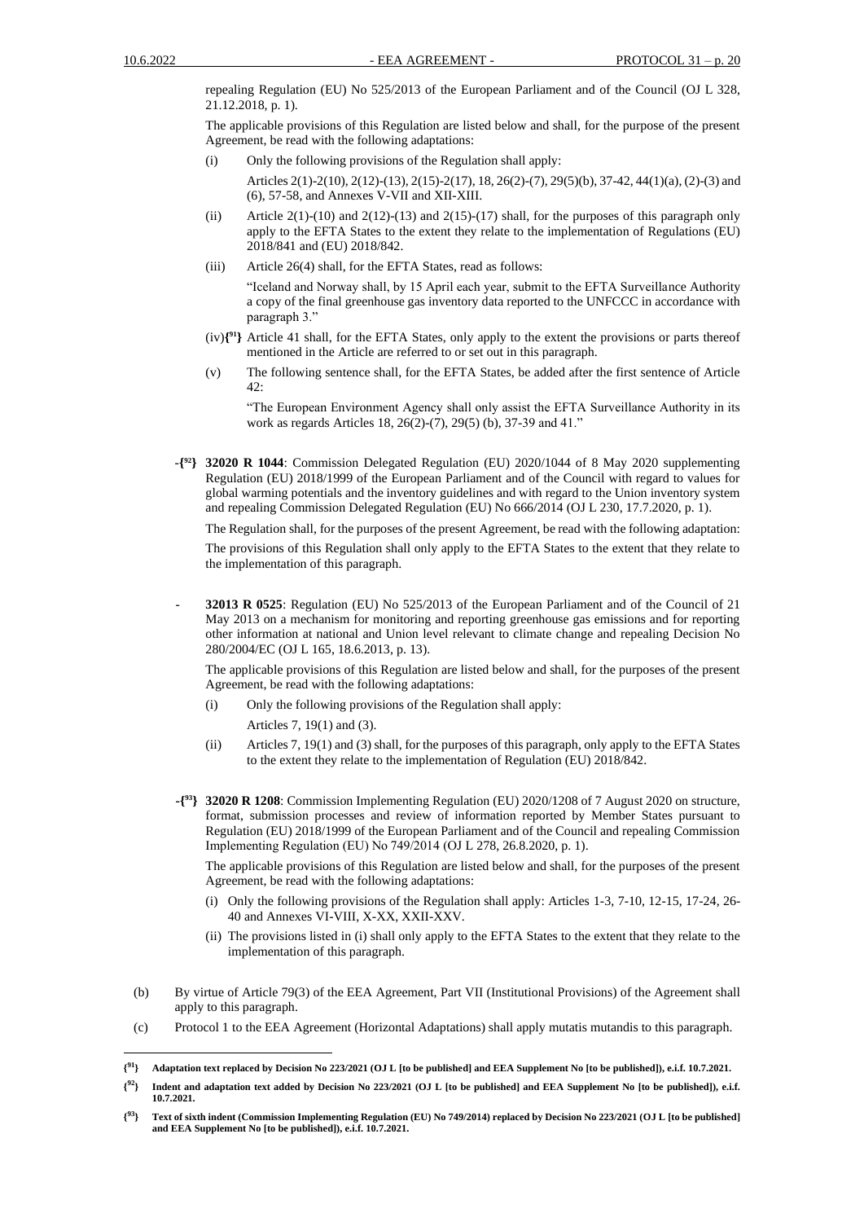repealing Regulation (EU) No 525/2013 of the European Parliament and of the Council (OJ L 328, 21.12.2018, p. 1).

The applicable provisions of this Regulation are listed below and shall, for the purpose of the present Agreement, be read with the following adaptations:

(i) Only the following provisions of the Regulation shall apply:

Articles 2(1)-2(10), 2(12)-(13), 2(15)-2(17), 18, 26(2)-(7), 29(5)(b), 37-42, 44(1)(a), (2)-(3) and (6), 57-58, and Annexes V-VII and XII-XIII.

(ii) Article 2(1)-(10) and 2(12)-(13) and 2(15)-(17) shall, for the purposes of this paragraph only apply to the EFTA States to the extent they relate to the implementation of Regulations (EU) 2018/841 and (EU) 2018/842.

(iii) Article 26(4) shall, for the EFTA States, read as follows:

"Iceland and Norway shall, by 15 April each year, submit to the EFTA Surveillance Authority a copy of the final greenhouse gas inventory data reported to the UNFCCC in accordance with paragraph 3."

(iv){[91]} Article 41 shall, for the EFTA States, only apply to the extent the provisions or parts thereof mentioned in the Article are referred to or set out in this paragraph.

(v) The following sentence shall, for the EFTA States, be added after the first sentence of Article 42:

"The European Environment Agency shall only assist the EFTA Surveillance Authority in its work as regards Articles 18, 26(2)-(7), 29(5) (b), 37-39 and 41."

-{[92]} **32020 R 1044**: Commission Delegated Regulation (EU) 2020/1044 of 8 May 2020 supplementing Regulation (EU) 2018/1999 of the European Parliament and of the Council with regard to values for global warming potentials and the inventory guidelines and with regard to the Union inventory system and repealing Commission Delegated Regulation (EU) No 666/2014 (OJ L 230, 17.7.2020, p. 1).

The Regulation shall, for the purposes of the present Agreement, be read with the following adaptation:

The provisions of this Regulation shall only apply to the EFTA States to the extent that they relate to the implementation of this paragraph.

- **32013 R 0525**: Regulation (EU) No 525/2013 of the European Parliament and of the Council of 21 May 2013 on a mechanism for monitoring and reporting greenhouse gas emissions and for reporting other information at national and Union level relevant to climate change and repealing Decision No 280/2004/EC (OJ L 165, 18.6.2013, p. 13).

The applicable provisions of this Regulation are listed below and shall, for the purposes of the present Agreement, be read with the following adaptations:

(i) Only the following provisions of the Regulation shall apply:

Articles 7, 19(1) and (3).

(ii) Articles 7, 19(1) and (3) shall, for the purposes of this paragraph, only apply to the EFTA States to the extent they relate to the implementation of Regulation (EU) 2018/842.

-{[93]} **32020 R 1208**: Commission Implementing Regulation (EU) 2020/1208 of 7 August 2020 on structure, format, submission processes and review of information reported by Member States pursuant to Regulation (EU) 2018/1999 of the European Parliament and of the Council and repealing Commission Implementing Regulation (EU) No 749/2014 (OJ L 278, 26.8.2020, p. 1).

The applicable provisions of this Regulation are listed below and shall, for the purposes of the present Agreement, be read with the following adaptations:

(i) Only the following provisions of the Regulation shall apply: Articles 1-3, 7-10, 12-15, 17-24, 26-40 and Annexes VI-VIII, X-XX, XXII-XXV.

(ii) The provisions listed in (i) shall only apply to the EFTA States to the extent that they relate to the implementation of this paragraph.

(b) By virtue of Article 79(3) of the EEA Agreement, Part VII (Institutional Provisions) of the Agreement shall apply to this paragraph.

(c) Protocol 1 to the EEA Agreement (Horizontal Adaptations) shall apply mutatis mutandis to this paragraph.

---

**{[91]} Adaptation text replaced by Decision No 223/2021 (OJ L [to be published] and EEA Supplement No [to be published]), e.i.f. 10.7.2021.**

**{[92]} Indent and adaptation text added by Decision No 223/2021 (OJ L [to be published] and EEA Supplement No [to be published]), e.i.f. 10.7.2021.**

**{[93]} Text of sixth indent (Commission Implementing Regulation (EU) No 749/2014) replaced by Decision No 223/2021 (OJ L [to be published] and EEA Supplement No [to be published]), e.i.f. 10.7.2021.**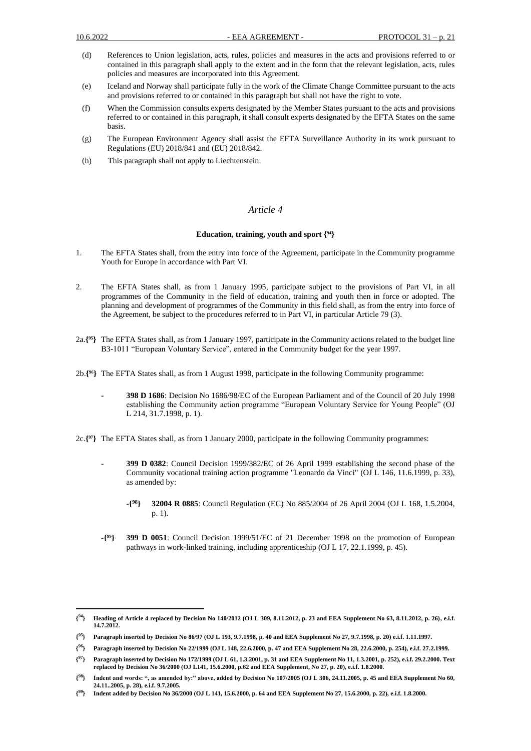(d) References to Union legislation, acts, rules, policies and measures in the acts and provisions referred to or contained in this paragraph shall apply to the extent and in the form that the relevant legislation, acts, rules policies and measures are incorporated into this Agreement.

(e) Iceland and Norway shall participate fully in the work of the Climate Change Committee pursuant to the acts and provisions referred to or contained in this paragraph but shall not have the right to vote.

(f) When the Commission consults experts designated by the Member States pursuant to the acts and provisions referred to or contained in this paragraph, it shall consult experts designated by the EFTA States on the same basis.

(g) The European Environment Agency shall assist the EFTA Surveillance Authority in its work pursuant to Regulations (EU) 2018/841 and (EU) 2018/842.

(h) This paragraph shall not apply to Liechtenstein.

## *Article 4*

### Education, training, youth and sport {[94]}

1. The EFTA States shall, from the entry into force of the Agreement, participate in the Community programme Youth for Europe in accordance with Part VI.

2. The EFTA States shall, as from 1 January 1995, participate subject to the provisions of Part VI, in all programmes of the Community in the field of education, training and youth then in force or adopted. The planning and development of programmes of the Community in this field shall, as from the entry into force of the Agreement, be subject to the procedures referred to in Part VI, in particular Article 79 (3).

2a.{[95]} The EFTA States shall, as from 1 January 1997, participate in the Community actions related to the budget line B3-1011 "European Voluntary Service", entered in the Community budget for the year 1997.

2b.{[96]} The EFTA States shall, as from 1 August 1998, participate in the following Community programme:

- **398 D 1686**: Decision No 1686/98/EC of the European Parliament and of the Council of 20 July 1998 establishing the Community action programme "European Voluntary Service for Young People" (OJ L 214, 31.7.1998, p. 1).

2c.{[97]} The EFTA States shall, as from 1 January 2000, participate in the following Community programmes:

- **399 D 0382**: Council Decision 1999/382/EC of 26 April 1999 establishing the second phase of the Community vocational training action programme "Leonardo da Vinci" (OJ L 146, 11.6.1999, p. 33), as amended by:

  -{[98]} **32004 R 0885**: Council Regulation (EC) No 885/2004 of 26 April 2004 (OJ L 168, 1.5.2004, p. 1).

-{[99]} **399 D 0051**: Council Decision 1999/51/EC of 21 December 1998 on the promotion of European pathways in work-linked training, including apprenticeship (OJ L 17, 22.1.1999, p. 45).

---

{[94]} **Heading of Article 4 replaced by Decision No 140/2012 (OJ L 309, 8.11.2012, p. 23 and EEA Supplement No 63, 8.11.2012, p. 26), e.i.f. 14.7.2012.**

{[95]} **Paragraph inserted by Decision No 86/97 (OJ L 193, 9.7.1998, p. 40 and EEA Supplement No 27, 9.7.1998, p. 20) e.i.f. 1.11.1997.**

{[96]} **Paragraph inserted by Decision No 22/1999 (OJ L 148, 22.6.2000, p. 47 and EEA Supplement No 28, 22.6.2000, p. 254), e.i.f. 27.2.1999.**

{[97]} **Paragraph inserted by Decision No 172/1999 (OJ L 61, 1.3.2001, p. 31 and EEA Supplement No 11, 1.3.2001, p. 252), e.i.f. 29.2.2000. Text replaced by Decision No 36/2000 (OJ L141, 15.6.2000, p.62 and EEA Supplement, No 27, p. 20), e.i.f. 1.8.2000.**

{[98]} **Indent and words: ", as amended by:" above, added by Decision No 107/2005 (OJ L 306, 24.11.2005, p. 45 and EEA Supplement No 60, 24.11..2005, p. 28), e.i.f. 9.7.2005.**

{[99]} **Indent added by Decision No 36/2000 (OJ L 141, 15.6.2000, p. 64 and EEA Supplement No 27, 15.6.2000, p. 22), e.i.f. 1.8.2000.**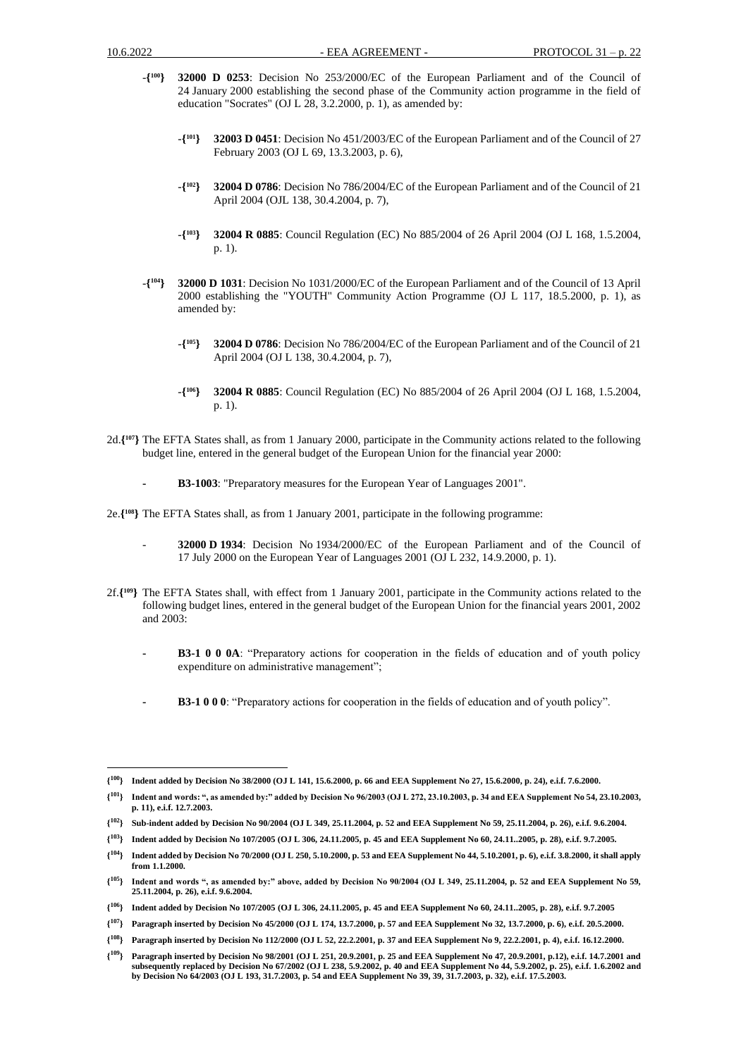-{[100]} **32000 D 0253**: Decision No 253/2000/EC of the European Parliament and of the Council of 24 January 2000 establishing the second phase of the Community action programme in the field of education "Socrates" (OJ L 28, 3.2.2000, p. 1), as amended by:

  -{[101]} **32003 D 0451**: Decision No 451/2003/EC of the European Parliament and of the Council of 27 February 2003 (OJ L 69, 13.3.2003, p. 6),

  -{[102]} **32004 D 0786**: Decision No 786/2004/EC of the European Parliament and of the Council of 21 April 2004 (OJL 138, 30.4.2004, p. 7),

  -{[103]} **32004 R 0885**: Council Regulation (EC) No 885/2004 of 26 April 2004 (OJ L 168, 1.5.2004, p. 1).

-{[104]} **32000 D 1031**: Decision No 1031/2000/EC of the European Parliament and of the Council of 13 April 2000 establishing the "YOUTH" Community Action Programme (OJ L 117, 18.5.2000, p. 1), as amended by:

  -{[105]} **32004 D 0786**: Decision No 786/2004/EC of the European Parliament and of the Council of 21 April 2004 (OJ L 138, 30.4.2004, p. 7),

  -{[106]} **32004 R 0885**: Council Regulation (EC) No 885/2004 of 26 April 2004 (OJ L 168, 1.5.2004, p. 1).

2d.{[107]} The EFTA States shall, as from 1 January 2000, participate in the Community actions related to the following budget line, entered in the general budget of the European Union for the financial year 2000:

- **B3-1003**: "Preparatory measures for the European Year of Languages 2001".

2e.{[108]} The EFTA States shall, as from 1 January 2001, participate in the following programme:

- **32000 D 1934**: Decision No 1934/2000/EC of the European Parliament and of the Council of 17 July 2000 on the European Year of Languages 2001 (OJ L 232, 14.9.2000, p. 1).

2f.{[109]} The EFTA States shall, with effect from 1 January 2001, participate in the Community actions related to the following budget lines, entered in the general budget of the European Union for the financial years 2001, 2002 and 2003:

- **B3-1 0 0 0A**: "Preparatory actions for cooperation in the fields of education and of youth policy expenditure on administrative management";

- **B3-1 0 0 0**: "Preparatory actions for cooperation in the fields of education and of youth policy".

---

**{[100]} Indent added by Decision No 38/2000 (OJ L 141, 15.6.2000, p. 66 and EEA Supplement No 27, 15.6.2000, p. 24), e.i.f. 7.6.2000.**

**{[101]} Indent and words: ", as amended by:" added by Decision No 96/2003 (OJ L 272, 23.10.2003, p. 34 and EEA Supplement No 54, 23.10.2003, p. 11), e.i.f. 12.7.2003.**

**{[102]} Sub-indent added by Decision No 90/2004 (OJ L 349, 25.11.2004, p. 52 and EEA Supplement No 59, 25.11.2004, p. 26), e.i.f. 9.6.2004.**

**{[103]} Indent added by Decision No 107/2005 (OJ L 306, 24.11.2005, p. 45 and EEA Supplement No 60, 24.11..2005, p. 28), e.i.f. 9.7.2005.**

**{[104]} Indent added by Decision No 70/2000 (OJ L 250, 5.10.2000, p. 53 and EEA Supplement No 44, 5.10.2001, p. 6), e.i.f. 3.8.2000, it shall apply from 1.1.2000.**

**{[105]} Indent and words ", as amended by:" above, added by Decision No 90/2004 (OJ L 349, 25.11.2004, p. 52 and EEA Supplement No 59, 25.11.2004, p. 26), e.i.f. 9.6.2004.**

**{[106]} Indent added by Decision No 107/2005 (OJ L 306, 24.11.2005, p. 45 and EEA Supplement No 60, 24.11..2005, p. 28), e.i.f. 9.7.2005**

**{[107]} Paragraph inserted by Decision No 45/2000 (OJ L 174, 13.7.2000, p. 57 and EEA Supplement No 32, 13.7.2000, p. 6), e.i.f. 20.5.2000.**

**{[108]} Paragraph inserted by Decision No 112/2000 (OJ L 52, 22.2.2001, p. 37 and EEA Supplement No 9, 22.2.2001, p. 4), e.i.f. 16.12.2000.**

**{[109]} Paragraph inserted by Decision No 98/2001 (OJ L 251, 20.9.2001, p. 25 and EEA Supplement No 47, 20.9.2001, p.12), e.i.f. 14.7.2001 and subsequently replaced by Decision No 67/2002 (OJ L 238, 5.9.2002, p. 40 and EEA Supplement No 44, 5.9.2002, p. 25), e.i.f. 1.6.2002 and by Decision No 64/2003 (OJ L 193, 31.7.2003, p. 54 and EEA Supplement No 39, 39, 31.7.2003, p. 32), e.i.f. 17.5.2003.**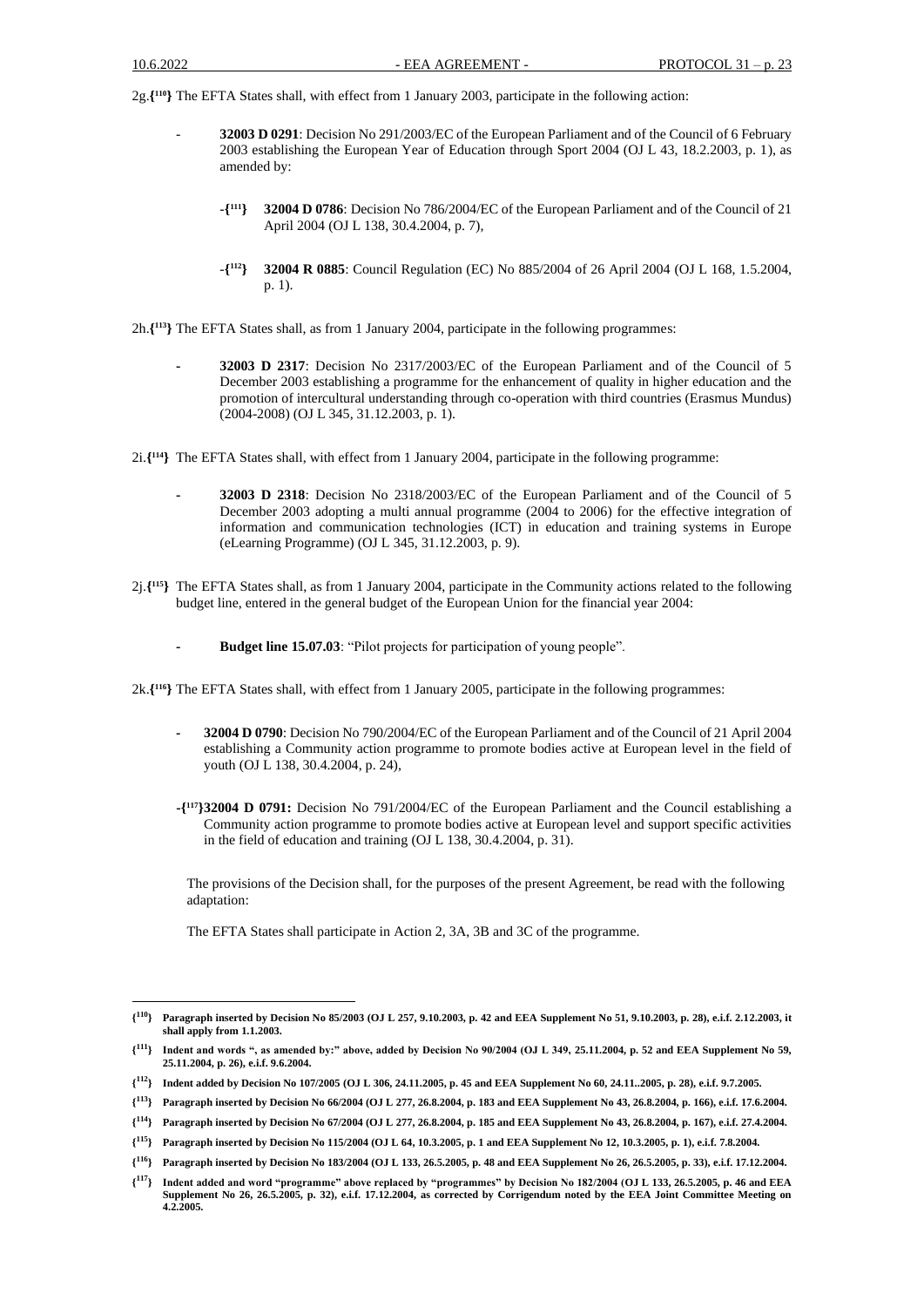2g.{[110]} The EFTA States shall, with effect from 1 January 2003, participate in the following action:

- **32003 D 0291**: Decision No 291/2003/EC of the European Parliament and of the Council of 6 February 2003 establishing the European Year of Education through Sport 2004 (OJ L 43, 18.2.2003, p. 1), as amended by:

  - {[111]} **32004 D 0786**: Decision No 786/2004/EC of the European Parliament and of the Council of 21 April 2004 (OJ L 138, 30.4.2004, p. 7),

  - {[112]} **32004 R 0885**: Council Regulation (EC) No 885/2004 of 26 April 2004 (OJ L 168, 1.5.2004, p. 1).

2h.{[113]} The EFTA States shall, as from 1 January 2004, participate in the following programmes:

- **32003 D 2317**: Decision No 2317/2003/EC of the European Parliament and of the Council of 5 December 2003 establishing a programme for the enhancement of quality in higher education and the promotion of intercultural understanding through co-operation with third countries (Erasmus Mundus) (2004-2008) (OJ L 345, 31.12.2003, p. 1).

2i.{[114]} The EFTA States shall, with effect from 1 January 2004, participate in the following programme:

- **32003 D 2318**: Decision No 2318/2003/EC of the European Parliament and of the Council of 5 December 2003 adopting a multi annual programme (2004 to 2006) for the effective integration of information and communication technologies (ICT) in education and training systems in Europe (eLearning Programme) (OJ L 345, 31.12.2003, p. 9).

2j.{[115]} The EFTA States shall, as from 1 January 2004, participate in the Community actions related to the following budget line, entered in the general budget of the European Union for the financial year 2004:

- **Budget line 15.07.03**: "Pilot projects for participation of young people".

2k.{[116]} The EFTA States shall, with effect from 1 January 2005, participate in the following programmes:

- **32004 D 0790**: Decision No 790/2004/EC of the European Parliament and of the Council of 21 April 2004 establishing a Community action programme to promote bodies active at European level in the field of youth (OJ L 138, 30.4.2004, p. 24),

- {[117]}**32004 D 0791:** Decision No 791/2004/EC of the European Parliament and the Council establishing a Community action programme to promote bodies active at European level and support specific activities in the field of education and training (OJ L 138, 30.4.2004, p. 31).

  The provisions of the Decision shall, for the purposes of the present Agreement, be read with the following adaptation:

  The EFTA States shall participate in Action 2, 3A, 3B and 3C of the programme.

---

{[110]} **Paragraph inserted by Decision No 85/2003 (OJ L 257, 9.10.2003, p. 42 and EEA Supplement No 51, 9.10.2003, p. 28), e.i.f. 2.12.2003, it shall apply from 1.1.2003.**

{[111]} **Indent and words ", as amended by:" above, added by Decision No 90/2004 (OJ L 349, 25.11.2004, p. 52 and EEA Supplement No 59, 25.11.2004, p. 26), e.i.f. 9.6.2004.**

{[112]} **Indent added by Decision No 107/2005 (OJ L 306, 24.11.2005, p. 45 and EEA Supplement No 60, 24.11..2005, p. 28), e.i.f. 9.7.2005.**

{[113]} **Paragraph inserted by Decision No 66/2004 (OJ L 277, 26.8.2004, p. 183 and EEA Supplement No 43, 26.8.2004, p. 166), e.i.f. 17.6.2004.**

{[114]} **Paragraph inserted by Decision No 67/2004 (OJ L 277, 26.8.2004, p. 185 and EEA Supplement No 43, 26.8.2004, p. 167), e.i.f. 27.4.2004.**

{[115]} **Paragraph inserted by Decision No 115/2004 (OJ L 64, 10.3.2005, p. 1 and EEA Supplement No 12, 10.3.2005, p. 1), e.i.f. 7.8.2004.**

{[116]} **Paragraph inserted by Decision No 183/2004 (OJ L 133, 26.5.2005, p. 48 and EEA Supplement No 26, 26.5.2005, p. 33), e.i.f. 17.12.2004.**

{[117]} **Indent added and word "programme" above replaced by "programmes" by Decision No 182/2004 (OJ L 133, 26.5.2005, p. 46 and EEA Supplement No 26, 26.5.2005, p. 32), e.i.f. 17.12.2004, as corrected by Corrigendum noted by the EEA Joint Committee Meeting on 4.2.2005.**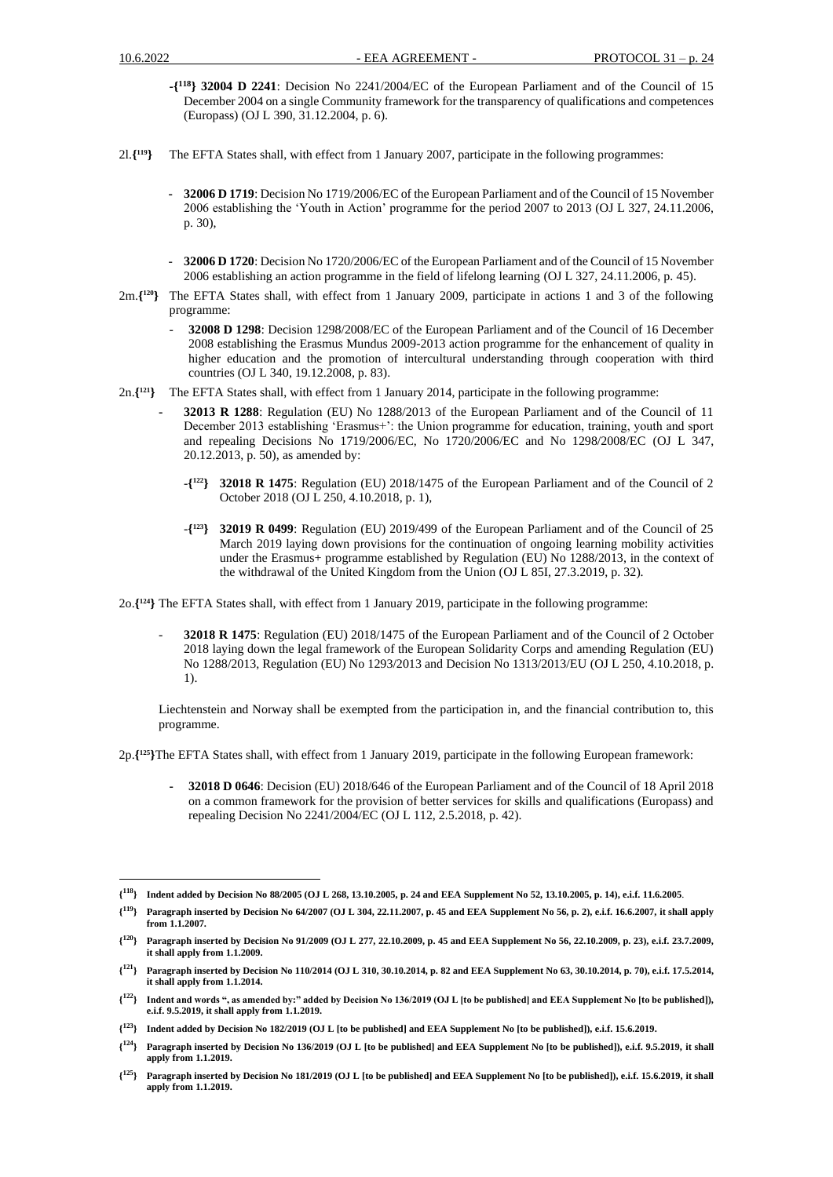-{[118]} **32004 D 2241**: Decision No 2241/2004/EC of the European Parliament and of the Council of 15 December 2004 on a single Community framework for the transparency of qualifications and competences (Europass) (OJ L 390, 31.12.2004, p. 6).

2l.{[119]} The EFTA States shall, with effect from 1 January 2007, participate in the following programmes:

- **32006 D 1719**: Decision No 1719/2006/EC of the European Parliament and of the Council of 15 November 2006 establishing the 'Youth in Action' programme for the period 2007 to 2013 (OJ L 327, 24.11.2006, p. 30),

- **32006 D 1720**: Decision No 1720/2006/EC of the European Parliament and of the Council of 15 November 2006 establishing an action programme in the field of lifelong learning (OJ L 327, 24.11.2006, p. 45).

2m.{[120]} The EFTA States shall, with effect from 1 January 2009, participate in actions 1 and 3 of the following programme:

- **32008 D 1298**: Decision 1298/2008/EC of the European Parliament and of the Council of 16 December 2008 establishing the Erasmus Mundus 2009-2013 action programme for the enhancement of quality in higher education and the promotion of intercultural understanding through cooperation with third countries (OJ L 340, 19.12.2008, p. 83).

2n.{[121]} The EFTA States shall, with effect from 1 January 2014, participate in the following programme:

- **32013 R 1288**: Regulation (EU) No 1288/2013 of the European Parliament and of the Council of 11 December 2013 establishing 'Erasmus+': the Union programme for education, training, youth and sport and repealing Decisions No 1719/2006/EC, No 1720/2006/EC and No 1298/2008/EC (OJ L 347, 20.12.2013, p. 50), as amended by:

  -{[122]} **32018 R 1475**: Regulation (EU) 2018/1475 of the European Parliament and of the Council of 2 October 2018 (OJ L 250, 4.10.2018, p. 1),

  -{[123]} **32019 R 0499**: Regulation (EU) 2019/499 of the European Parliament and of the Council of 25 March 2019 laying down provisions for the continuation of ongoing learning mobility activities under the Erasmus+ programme established by Regulation (EU) No 1288/2013, in the context of the withdrawal of the United Kingdom from the Union (OJ L 85I, 27.3.2019, p. 32).

2o.{[124]} The EFTA States shall, with effect from 1 January 2019, participate in the following programme:

- **32018 R 1475**: Regulation (EU) 2018/1475 of the European Parliament and of the Council of 2 October 2018 laying down the legal framework of the European Solidarity Corps and amending Regulation (EU) No 1288/2013, Regulation (EU) No 1293/2013 and Decision No 1313/2013/EU (OJ L 250, 4.10.2018, p. 1).

Liechtenstein and Norway shall be exempted from the participation in, and the financial contribution to, this programme.

2p.{[125]}The EFTA States shall, with effect from 1 January 2019, participate in the following European framework:

- **32018 D 0646**: Decision (EU) 2018/646 of the European Parliament and of the Council of 18 April 2018 on a common framework for the provision of better services for skills and qualifications (Europass) and repealing Decision No 2241/2004/EC (OJ L 112, 2.5.2018, p. 42).

---

{[118]} **Indent added by Decision No 88/2005 (OJ L 268, 13.10.2005, p. 24 and EEA Supplement No 52, 13.10.2005, p. 14), e.i.f. 11.6.2005.**

{[119]} **Paragraph inserted by Decision No 64/2007 (OJ L 304, 22.11.2007, p. 45 and EEA Supplement No 56, p. 2), e.i.f. 16.6.2007, it shall apply from 1.1.2007.**

{[120]} **Paragraph inserted by Decision No 91/2009 (OJ L 277, 22.10.2009, p. 45 and EEA Supplement No 56, 22.10.2009, p. 23), e.i.f. 23.7.2009, it shall apply from 1.1.2009.**

{[121]} **Paragraph inserted by Decision No 110/2014 (OJ L 310, 30.10.2014, p. 82 and EEA Supplement No 63, 30.10.2014, p. 70), e.i.f. 17.5.2014, it shall apply from 1.1.2014.**

{[122]} **Indent and words ", as amended by:" added by Decision No 136/2019 (OJ L [to be published] and EEA Supplement No [to be published]), e.i.f. 9.5.2019, it shall apply from 1.1.2019.**

{[123]} **Indent added by Decision No 182/2019 (OJ L [to be published] and EEA Supplement No [to be published]), e.i.f. 15.6.2019.**

{[124]} **Paragraph inserted by Decision No 136/2019 (OJ L [to be published] and EEA Supplement No [to be published]), e.i.f. 9.5.2019, it shall apply from 1.1.2019.**

{[125]} **Paragraph inserted by Decision No 181/2019 (OJ L [to be published] and EEA Supplement No [to be published]), e.i.f. 15.6.2019, it shall apply from 1.1.2019.**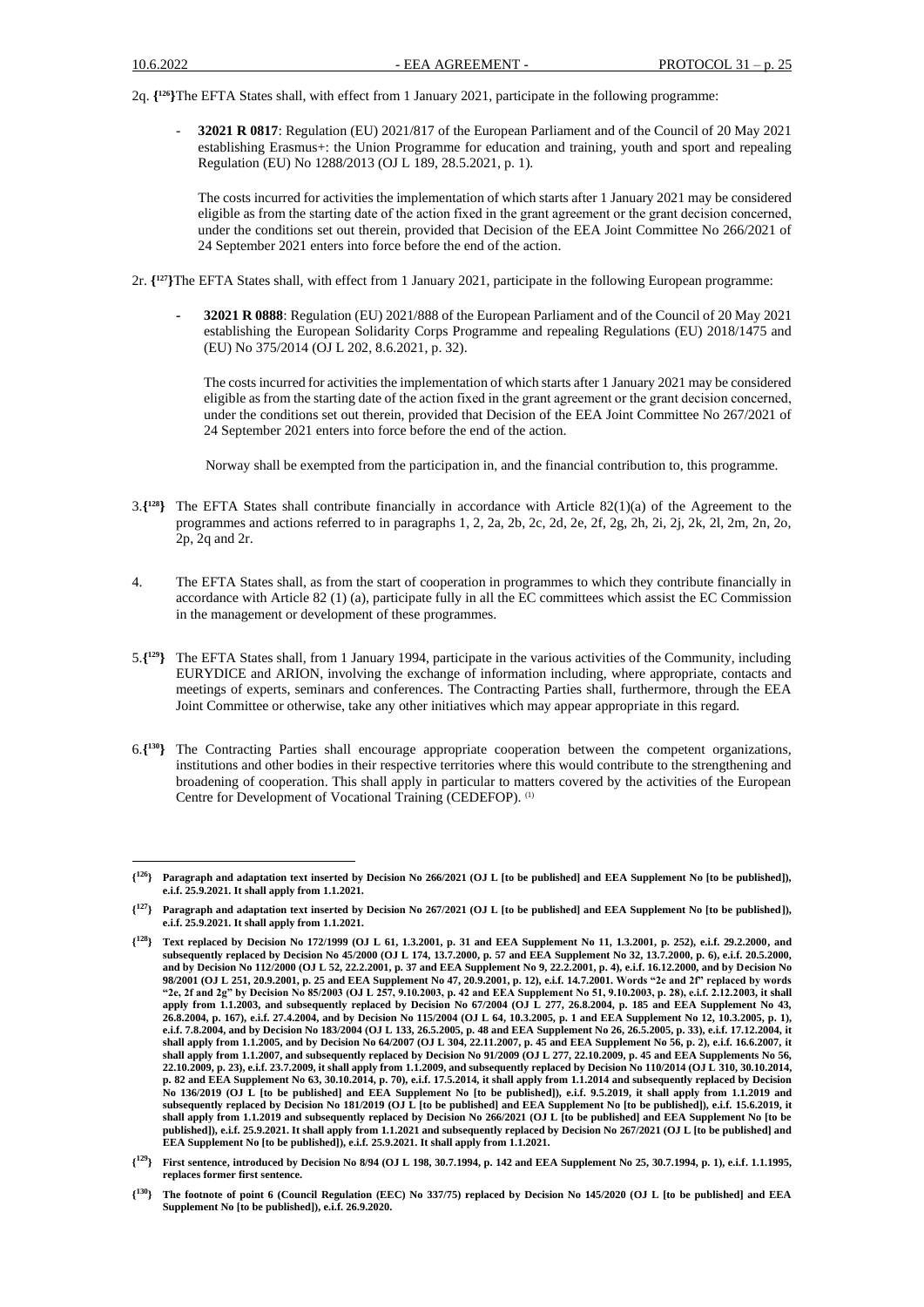2q. {[126]}The EFTA States shall, with effect from 1 January 2021, participate in the following programme:

- **32021 R 0817**: Regulation (EU) 2021/817 of the European Parliament and of the Council of 20 May 2021 establishing Erasmus+: the Union Programme for education and training, youth and sport and repealing Regulation (EU) No 1288/2013 (OJ L 189, 28.5.2021, p. 1).

  The costs incurred for activities the implementation of which starts after 1 January 2021 may be considered eligible as from the starting date of the action fixed in the grant agreement or the grant decision concerned, under the conditions set out therein, provided that Decision of the EEA Joint Committee No 266/2021 of 24 September 2021 enters into force before the end of the action.

2r. {[127]}The EFTA States shall, with effect from 1 January 2021, participate in the following European programme:

- **32021 R 0888**: Regulation (EU) 2021/888 of the European Parliament and of the Council of 20 May 2021 establishing the European Solidarity Corps Programme and repealing Regulations (EU) 2018/1475 and (EU) No 375/2014 (OJ L 202, 8.6.2021, p. 32).

  The costs incurred for activities the implementation of which starts after 1 January 2021 may be considered eligible as from the starting date of the action fixed in the grant agreement or the grant decision concerned, under the conditions set out therein, provided that Decision of the EEA Joint Committee No 267/2021 of 24 September 2021 enters into force before the end of the action.

  Norway shall be exempted from the participation in, and the financial contribution to, this programme.

3.{[128]} The EFTA States shall contribute financially in accordance with Article 82(1)(a) of the Agreement to the programmes and actions referred to in paragraphs 1, 2, 2a, 2b, 2c, 2d, 2e, 2f, 2g, 2h, 2i, 2j, 2k, 2l, 2m, 2n, 2o, 2p, 2q and 2r.

4. The EFTA States shall, as from the start of cooperation in programmes to which they contribute financially in accordance with Article 82 (1) (a), participate fully in all the EC committees which assist the EC Commission in the management or development of these programmes.

5.{[129]} The EFTA States shall, from 1 January 1994, participate in the various activities of the Community, including EURYDICE and ARION, involving the exchange of information including, where appropriate, contacts and meetings of experts, seminars and conferences. The Contracting Parties shall, furthermore, through the EEA Joint Committee or otherwise, take any other initiatives which may appear appropriate in this regard.

6.{[130]} The Contracting Parties shall encourage appropriate cooperation between the competent organizations, institutions and other bodies in their respective territories where this would contribute to the strengthening and broadening of cooperation. This shall apply in particular to matters covered by the activities of the European Centre for Development of Vocational Training (CEDEFOP). (1)

---

**{[126]} Paragraph and adaptation text inserted by Decision No 266/2021 (OJ L [to be published] and EEA Supplement No [to be published]), e.i.f. 25.9.2021. It shall apply from 1.1.2021.**

**{[127]} Paragraph and adaptation text inserted by Decision No 267/2021 (OJ L [to be published] and EEA Supplement No [to be published]), e.i.f. 25.9.2021. It shall apply from 1.1.2021.**

**{[128]} Text replaced by Decision No 172/1999 (OJ L 61, 1.3.2001, p. 31 and EEA Supplement No 11, 1.3.2001, p. 252), e.i.f. 29.2.2000, and subsequently replaced by Decision No 45/2000 (OJ L 174, 13.7.2000, p. 57 and EEA Supplement No 32, 13.7.2000, p. 6), e.i.f. 20.5.2000, and by Decision No 112/2000 (OJ L 52, 22.2.2001, p. 37 and EEA Supplement No 9, 22.2.2001, p. 4), e.i.f. 16.12.2000, and by Decision No 98/2001 (OJ L 251, 20.9.2001, p. 25 and EEA Supplement No 47, 20.9.2001, p. 12), e.i.f. 14.7.2001. Words "2e and 2f" replaced by words "2e, 2f and 2g" by Decision No 85/2003 (OJ L 257, 9.10.2003, p. 42 and EEA Supplement No 51, 9.10.2003, p. 28), e.i.f. 2.12.2003, it shall apply from 1.1.2003, and subsequently replaced by Decision No 67/2004 (OJ L 277, 26.8.2004, p. 185 and EEA Supplement No 43, 26.8.2004, p. 167), e.i.f. 27.4.2004, and by Decision No 115/2004 (OJ L 64, 10.3.2005, p. 1 and EEA Supplement No 12, 10.3.2005, p. 1), e.i.f. 7.8.2004, and by Decision No 183/2004 (OJ L 133, 26.5.2005, p. 48 and EEA Supplement No 26, 26.5.2005, p. 33), e.i.f. 17.12.2004, it shall apply from 1.1.2005, and by Decision No 64/2007 (OJ L 304, 22.11.2007, p. 45 and EEA Supplement No 56, p. 2), e.i.f. 16.6.2007, it shall apply from 1.1.2007, and subsequently replaced by Decision No 91/2009 (OJ L 277, 22.10.2009, p. 45 and EEA Supplements No 56, 22.10.2009, p. 23), e.i.f. 23.7.2009, it shall apply from 1.1.2009, and subsequently replaced by Decision No 110/2014 (OJ L 310, 30.10.2014, p. 82 and EEA Supplement No 63, 30.10.2014, p. 70), e.i.f. 17.5.2014, it shall apply from 1.1.2014 and subsequently replaced by Decision No 136/2019 (OJ L [to be published] and EEA Supplement No [to be published]), e.i.f. 9.5.2019, it shall apply from 1.1.2019 and subsequently replaced by Decision No 181/2019 (OJ L [to be published] and EEA Supplement No [to be published]), e.i.f. 15.6.2019, it shall apply from 1.1.2019 and subsequently replaced by Decision No 266/2021 (OJ L [to be published] and EEA Supplement No [to be published]), e.i.f. 25.9.2021. It shall apply from 1.1.2021 and subsequently replaced by Decision No 267/2021 (OJ L [to be published] and EEA Supplement No [to be published]), e.i.f. 25.9.2021. It shall apply from 1.1.2021.**

**{[129]} First sentence, introduced by Decision No 8/94 (OJ L 198, 30.7.1994, p. 142 and EEA Supplement No 25, 30.7.1994, p. 1), e.i.f. 1.1.1995, replaces former first sentence.**

**{[130]} The footnote of point 6 (Council Regulation (EEC) No 337/75) replaced by Decision No 145/2020 (OJ L [to be published] and EEA Supplement No [to be published]), e.i.f. 26.9.2020.**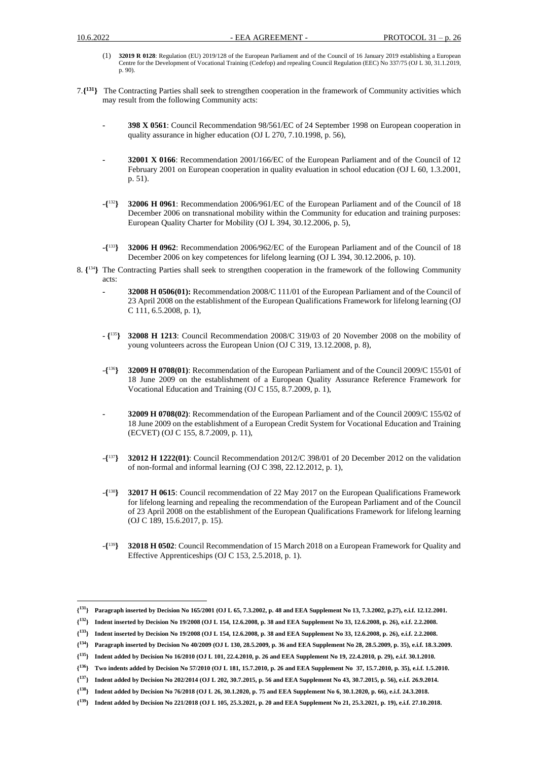(1) **32019 R 0128**: Regulation (EU) 2019/128 of the European Parliament and of the Council of 16 January 2019 establishing a European Centre for the Development of Vocational Training (Cedefop) and repealing Council Regulation (EEC) No 337/75 (OJ L 30, 31.1.2019, p. 90).

7.**{131}** The Contracting Parties shall seek to strengthen cooperation in the framework of Community activities which may result from the following Community acts:

- **398 X 0561**: Council Recommendation 98/561/EC of 24 September 1998 on European cooperation in quality assurance in higher education (OJ L 270, 7.10.1998, p. 56),

- **32001 X 0166**: Recommendation 2001/166/EC of the European Parliament and of the Council of 12 February 2001 on European cooperation in quality evaluation in school education (OJ L 60, 1.3.2001, p. 51).

- **{132}** **32006 H 0961**: Recommendation 2006/961/EC of the European Parliament and of the Council of 18 December 2006 on transnational mobility within the Community for education and training purposes: European Quality Charter for Mobility (OJ L 394, 30.12.2006, p. 5),

- **{133}** **32006 H 0962**: Recommendation 2006/962/EC of the European Parliament and of the Council of 18 December 2006 on key competences for lifelong learning (OJ L 394, 30.12.2006, p. 10).

8. **{134}** The Contracting Parties shall seek to strengthen cooperation in the framework of the following Community acts:

- **32008 H 0506(01):** Recommendation 2008/C 111/01 of the European Parliament and of the Council of 23 April 2008 on the establishment of the European Qualifications Framework for lifelong learning (OJ C 111, 6.5.2008, p. 1),

- **{135}** **32008 H 1213**: Council Recommendation 2008/C 319/03 of 20 November 2008 on the mobility of young volunteers across the European Union (OJ C 319, 13.12.2008, p. 8),

- **{136}** **32009 H 0708(01)**: Recommendation of the European Parliament and of the Council 2009/C 155/01 of 18 June 2009 on the establishment of a European Quality Assurance Reference Framework for Vocational Education and Training (OJ C 155, 8.7.2009, p. 1),

- **32009 H 0708(02)**: Recommendation of the European Parliament and of the Council 2009/C 155/02 of 18 June 2009 on the establishment of a European Credit System for Vocational Education and Training (ECVET) (OJ C 155, 8.7.2009, p. 11),

- **{137}** **32012 H 1222(01)**: Council Recommendation 2012/C 398/01 of 20 December 2012 on the validation of non-formal and informal learning (OJ C 398, 22.12.2012, p. 1),

- **{138}** **32017 H 0615**: Council recommendation of 22 May 2017 on the European Qualifications Framework for lifelong learning and repealing the recommendation of the European Parliament and of the Council of 23 April 2008 on the establishment of the European Qualifications Framework for lifelong learning (OJ C 189, 15.6.2017, p. 15).

- **{139}** **32018 H 0502**: Council Recommendation of 15 March 2018 on a European Framework for Quality and Effective Apprenticeships (OJ C 153, 2.5.2018, p. 1).

---

**{131}** **Paragraph inserted by Decision No 165/2001 (OJ L 65, 7.3.2002, p. 48 and EEA Supplement No 13, 7.3.2002, p.27), e.i.f. 12.12.2001.**

**{132}** **Indent inserted by Decision No 19/2008 (OJ L 154, 12.6.2008, p. 38 and EEA Supplement No 33, 12.6.2008, p. 26), e.i.f. 2.2.2008.**

**{133}** **Indent inserted by Decision No 19/2008 (OJ L 154, 12.6.2008, p. 38 and EEA Supplement No 33, 12.6.2008, p. 26), e.i.f. 2.2.2008.**

**{134}** **Paragraph inserted by Decision No 40/2009 (OJ L 130, 28.5.2009, p. 36 and EEA Supplement No 28, 28.5.2009, p. 35), e.i.f. 18.3.2009.**

**{135}** **Indent added by Decision No 16/2010 (OJ L 101, 22.4.2010, p. 26 and EEA Supplement No 19, 22.4.2010, p. 29), e.i.f. 30.1.2010.**

**{136}** **Two indents added by Decision No 57/2010 (OJ L 181, 15.7.2010, p. 26 and EEA Supplement No 37, 15.7.2010, p. 35), e.i.f. 1.5.2010.**

**{137}** **Indent added by Decision No 202/2014 (OJ L 202, 30.7.2015, p. 56 and EEA Supplement No 43, 30.7.2015, p. 56), e.i.f. 26.9.2014.**

**{138}** **Indent added by Decision No 76/2018 (OJ L 26, 30.1.2020, p. 75 and EEA Supplement No 6, 30.1.2020, p. 66), e.i.f. 24.3.2018.**

**{139}** **Indent added by Decision No 221/2018 (OJ L 105, 25.3.2021, p. 20 and EEA Supplement No 21, 25.3.2021, p. 19), e.i.f. 27.10.2018.**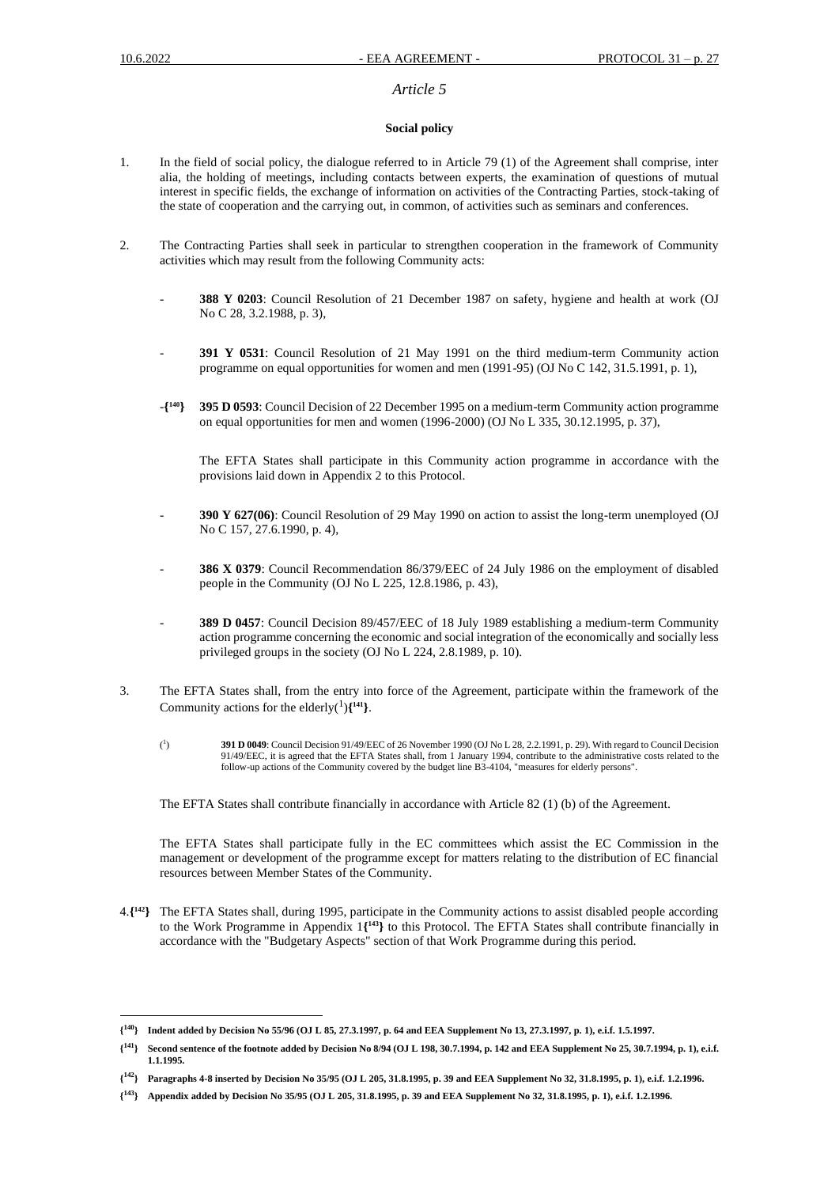*Article 5*

**Social policy**

1. In the field of social policy, the dialogue referred to in Article 79 (1) of the Agreement shall comprise, inter alia, the holding of meetings, including contacts between experts, the examination of questions of mutual interest in specific fields, the exchange of information on activities of the Contracting Parties, stock-taking of the state of cooperation and the carrying out, in common, of activities such as seminars and conferences.

2. The Contracting Parties shall seek in particular to strengthen cooperation in the framework of Community activities which may result from the following Community acts:

- **388 Y 0203**: Council Resolution of 21 December 1987 on safety, hygiene and health at work (OJ No C 28, 3.2.1988, p. 3),

- **391 Y 0531**: Council Resolution of 21 May 1991 on the third medium-term Community action programme on equal opportunities for women and men (1991-95) (OJ No C 142, 31.5.1991, p. 1),

- **{[140]}** **395 D 0593**: Council Decision of 22 December 1995 on a medium-term Community action programme on equal opportunities for men and women (1996-2000) (OJ No L 335, 30.12.1995, p. 37),

  The EFTA States shall participate in this Community action programme in accordance with the provisions laid down in Appendix 2 to this Protocol.

- **390 Y 627(06)**: Council Resolution of 29 May 1990 on action to assist the long-term unemployed (OJ No C 157, 27.6.1990, p. 4),

- **386 X 0379**: Council Recommendation 86/379/EEC of 24 July 1986 on the employment of disabled people in the Community (OJ No L 225, 12.8.1986, p. 43),

- **389 D 0457**: Council Decision 89/457/EEC of 18 July 1989 establishing a medium-term Community action programme concerning the economic and social integration of the economically and socially less privileged groups in the society (OJ No L 224, 2.8.1989, p. 10).

3. The EFTA States shall, from the entry into force of the Agreement, participate within the framework of the Community actions for the elderly([1])**{[141]}**.

   ([1]) **391 D 0049**: Council Decision 91/49/EEC of 26 November 1990 (OJ No L 28, 2.2.1991, p. 29). With regard to Council Decision 91/49/EEC, it is agreed that the EFTA States shall, from 1 January 1994, contribute to the administrative costs related to the follow-up actions of the Community covered by the budget line B3-4104, "measures for elderly persons".

   The EFTA States shall contribute financially in accordance with Article 82 (1) (b) of the Agreement.

   The EFTA States shall participate fully in the EC committees which assist the EC Commission in the management or development of the programme except for matters relating to the distribution of EC financial resources between Member States of the Community.

4.**{[142]}** The EFTA States shall, during 1995, participate in the Community actions to assist disabled people according to the Work Programme in Appendix 1**{[143]}** to this Protocol. The EFTA States shall contribute financially in accordance with the "Budgetary Aspects" section of that Work Programme during this period.

---

**{[140]} Indent added by Decision No 55/96 (OJ L 85, 27.3.1997, p. 64 and EEA Supplement No 13, 27.3.1997, p. 1), e.i.f. 1.5.1997.**

**{[141]} Second sentence of the footnote added by Decision No 8/94 (OJ L 198, 30.7.1994, p. 142 and EEA Supplement No 25, 30.7.1994, p. 1), e.i.f. 1.1.1995.**

**{[142]} Paragraphs 4-8 inserted by Decision No 35/95 (OJ L 205, 31.8.1995, p. 39 and EEA Supplement No 32, 31.8.1995, p. 1), e.i.f. 1.2.1996.**

**{[143]} Appendix added by Decision No 35/95 (OJ L 205, 31.8.1995, p. 39 and EEA Supplement No 32, 31.8.1995, p. 1), e.i.f. 1.2.1996.**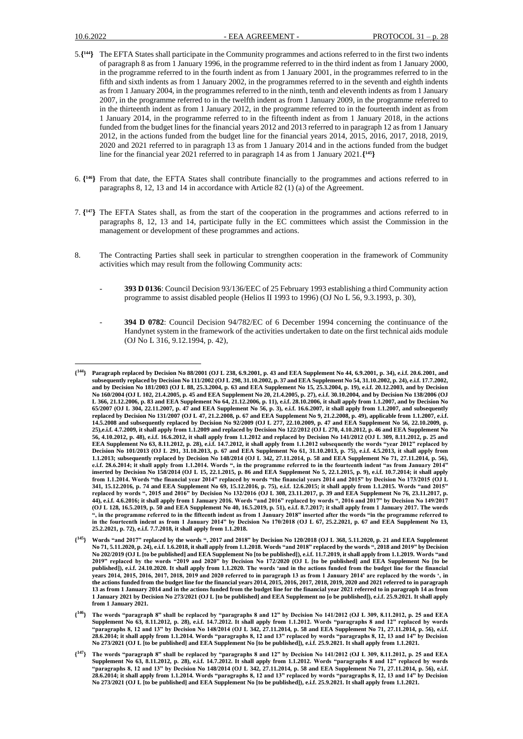5.{[144]} The EFTA States shall participate in the Community programmes and actions referred to in the first two indents of paragraph 8 as from 1 January 1996, in the programme referred to in the third indent as from 1 January 2000, in the programme referred to in the fourth indent as from 1 January 2001, in the programmes referred to in the fifth and sixth indents as from 1 January 2002, in the programmes referred to in the seventh and eighth indents as from 1 January 2004, in the programmes referred to in the ninth, tenth and eleventh indents as from 1 January 2007, in the programme referred to in the twelfth indent as from 1 January 2009, in the programme referred to in the thirteenth indent as from 1 January 2012, in the programme referred to in the fourteenth indent as from 1 January 2014, in the programme referred to in the fifteenth indent as from 1 January 2018, in the actions funded from the budget lines for the financial years 2012 and 2013 referred to in paragraph 12 as from 1 January 2012, in the actions funded from the budget line for the financial years 2014, 2015, 2016, 2017, 2018, 2019, 2020 and 2021 referred to in paragraph 13 as from 1 January 2014 and in the actions funded from the budget line for the financial year 2021 referred to in paragraph 14 as from 1 January 2021.{[145]}

6. {[146]} From that date, the EFTA States shall contribute financially to the programmes and actions referred to in paragraphs 8, 12, 13 and 14 in accordance with Article 82 (1) (a) of the Agreement.

7. {[147]} The EFTA States shall, as from the start of the cooperation in the programmes and actions referred to in paragraphs 8, 12, 13 and 14, participate fully in the EC committees which assist the Commission in the management or development of these programmes and actions.

8. The Contracting Parties shall seek in particular to strengthen cooperation in the framework of Community activities which may result from the following Community acts:

- **393 D 0136**: Council Decision 93/136/EEC of 25 February 1993 establishing a third Community action programme to assist disabled people (Helios II 1993 to 1996) (OJ No L 56, 9.3.1993, p. 30),

- **394 D 0782**: Council Decision 94/782/EC of 6 December 1994 concerning the continuance of the Handynet system in the framework of the activities undertaken to date on the first technical aids module (OJ No L 316, 9.12.1994, p. 42),

---

**{[144]} Paragraph replaced by Decision No 88/2001 (OJ L 238, 6.9.2001, p. 43 and EEA Supplement No 44, 6.9.2001, p. 34), e.i.f. 20.6.2001, and subsequently replaced by Decision No 111/2002 (OJ L 298, 31.10.2002, p. 37 and EEA Supplement No 54, 31.10.2002, p. 24), e.i.f. 17.7.2002, and by Decision No 181/2003 (OJ L 88, 25.3.2004, p. 63 and EEA Supplement No 15, 25.3.2004, p. 19), e.i.f. 20.12.2003, and by Decision No 160/2004 (OJ L 102, 21.4.2005, p. 45 and EEA Supplement No 20, 21.4.2005, p. 27), e.i.f. 30.10.2004, and by Decision No 138/2006 (OJ L 366, 21.12.2006, p. 83 and EEA Supplement No 64, 21.12.2006, p. 11), e.i.f. 28.10.2006, it shall apply from 1.1.2007, and by Decision No 65/2007 (OJ L 304, 22.11.2007, p. 47 and EEA Supplement No 56, p. 3), e.i.f. 16.6.2007, it shall apply from 1.1.2007, and subsequently replaced by Decision No 131/2007 (OJ L 47, 21.2.2008, p. 67 and EEA Supplement No 9, 21.2.2008, p. 49), applicable from 1.1.2007, e.i.f. 14.5.2008 and subsequently replaced by Decision No 92/2009 (OJ L 277, 22.10.2009, p. 47 and EEA Supplement No 56, 22.10.2009, p. 25),e.i.f. 4.7.2009, it shall apply from 1.1.2009 and replaced by Decision No 122/2012 (OJ L 270, 4.10.2012, p. 46 and EEA Supplement No 56, 4.10.2012, p. 48), e.i.f. 16.6.2012, it shall apply from 1.1.2012 and replaced by Decision No 141/2012 (OJ L 309, 8.11.2012, p. 25 and EEA Supplement No 63, 8.11.2012, p. 28), e.i.f. 14.7.2012, it shall apply from 1.1.2012 subsequently the words "year 2012" replaced by Decision No 101/2013 (OJ L 291, 31.10.2013, p. 67 and EEA Supplement No 61, 31.10.2013, p. 75), e.i.f. 4.5.2013, it shall apply from 1.1.2013; subsequently replaced by Decision No 148/2014 (OJ L 342, 27.11.2014, p. 58 and EEA Supplement No 71, 27.11.2014, p. 56), e.i.f. 28.6.2014; it shall apply from 1.1.2014. Words ", in the programme referred to in the fourteenth indent "as from January 2014" inserted by Decision No 158/2014 (OJ L 15, 22.1.2015, p. 86 and EEA Supplement No 5, 22.1.2015, p. 9), e.i.f. 10.7.2014; it shall apply from 1.1.2014. Words "the financial year 2014" replaced by words "the financial years 2014 and 2015" by Decision No 173/2015 (OJ L 341, 15.12.2016, p. 74 and EEA Supplement No 69, 15.12.2016, p. 75), e.i.f. 12.6.2015; it shall apply from 1.1.2015. Words "and 2015" replaced by words ", 2015 and 2016" by Decision No 132/2016 (OJ L 308, 23.11.2017, p. 39 and EEA Supplement No 76, 23.11.2017, p. 44), e.i.f. 4.6.2016; it shall apply from 1 January 2016. Words "and 2016" replaced by words ", 2016 and 2017" by Decision No 149/2017 (OJ L 128, 16.5.2019, p. 50 and EEA Supplement No 40, 16.5.2019, p. 51), e.i.f. 8.7.2017; it shall apply from 1 January 2017. The words ", in the programme referred to in the fifteenth indent as from 1 January 2018" inserted after the words "in the programme referred to in the fourteenth indent as from 1 January 2014" by Decision No 170/2018 (OJ L 67, 25.2.2021, p. 67 and EEA Supplement No 13, 25.2.2021, p. 72), e.i.f. 7.7.2018, it shall apply from 1.1.2018.**

**{[145]} Words "and 2017" replaced by the words ", 2017 and 2018" by Decision No 120/2018 (OJ L 368, 5.11.2020, p. 21 and EEA Supplement No 71, 5.11.2020, p. 24), e.i.f. 1.6.2018, it shall apply from 1.1.2018. Words "and 2018" replaced by the words ", 2018 and 2019" by Decision No 202/2019 (OJ L [to be published] and EEA Supplement No [to be published]), e.i.f. 11.7.2019, it shall apply from 1.1.2019. Words "and 2019" replaced by the words "2019 and 2020" by Decision No 172/2020 (OJ L [to be published] and EEA Supplement No [to be published]), e.i.f. 24.10.2020. It shall apply from 1.1.2020. The words 'and in the actions funded from the budget line for the financial years 2014, 2015, 2016, 2017, 2018, 2019 and 2020 referred to in paragraph 13 as from 1 January 2014' are replaced by the words ', in the actions funded from the budget line for the financial years 2014, 2015, 2016, 2017, 2018, 2019, 2020 and 2021 referred to in paragraph 13 as from 1 January 2014 and in the actions funded from the budget line for the financial year 2021 referred to in paragraph 14 as from 1 January 2021 by Decision No 273/2021 (OJ L [to be published] and EEA Supplement no [o be published]), e.i.f. 25.9.2021. It shall apply from 1 January 2021.**

**{[146]} The words "paragraph 8" shall be replaced by "paragraphs 8 and 12" by Decision No 141/2012 (OJ L 309, 8.11.2012, p. 25 and EEA Supplement No 63, 8.11.2012, p. 28), e.i.f. 14.7.2012. It shall apply from 1.1.2012. Words "paragraphs 8 and 12" replaced by words "paragraphs 8, 12 and 13" by Decision No 148/2014 (OJ L 342, 27.11.2014, p. 58 and EEA Supplement No 71, 27.11.2014, p. 56), e.i.f. 28.6.2014; it shall apply from 1.1.2014. Words "paragraphs 8, 12 and 13" replaced by words "paragraphs 8, 12, 13 and 14" by Decision No 273/2021 (OJ L [to be published] and EEA Supplement No [to be published]), e.i.f. 25.9.2021. It shall apply from 1.1.2021.**

**{[147]} The words "paragraph 8" shall be replaced by "paragraphs 8 and 12" by Decision No 141/2012 (OJ L 309, 8.11.2012, p. 25 and EEA Supplement No 63, 8.11.2012, p. 28), e.i.f. 14.7.2012. It shall apply from 1.1.2012. Words "paragraphs 8 and 12" replaced by words "paragraphs 8, 12 and 13" by Decision No 148/2014 (OJ L 342, 27.11.2014, p. 58 and EEA Supplement No 71, 27.11.2014, p. 56), e.i.f. 28.6.2014; it shall apply from 1.1.2014. Words "paragraphs 8, 12 and 13" replaced by words "paragraphs 8, 12, 13 and 14" by Decision No 273/2021 (OJ L [to be published] and EEA Supplement No [to be published]), e.i.f. 25.9.2021. It shall apply from 1.1.2021.**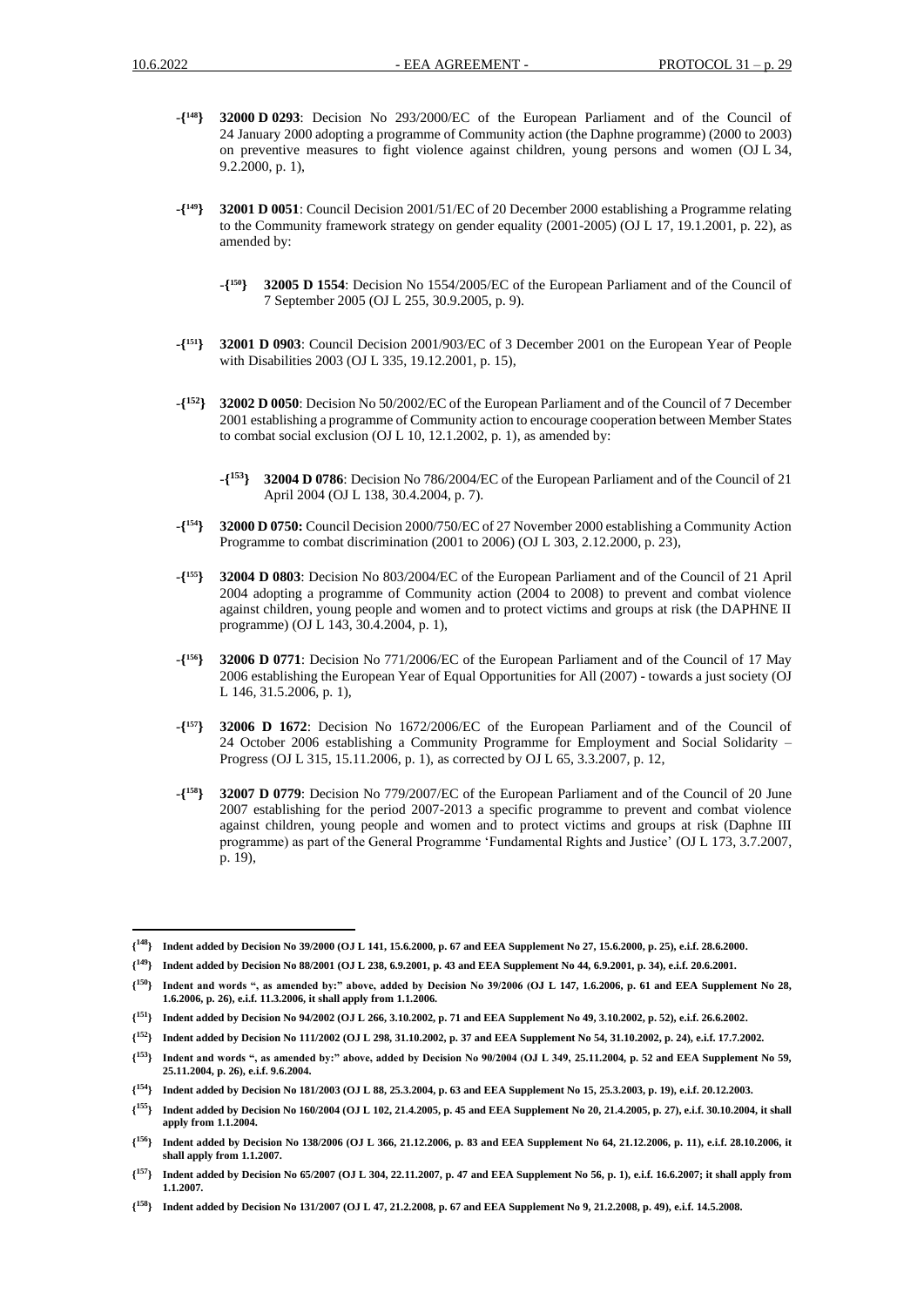-{148} **32000 D 0293**: Decision No 293/2000/EC of the European Parliament and of the Council of 24 January 2000 adopting a programme of Community action (the Daphne programme) (2000 to 2003) on preventive measures to fight violence against children, young persons and women (OJ L 34, 9.2.2000, p. 1),

-{149} **32001 D 0051**: Council Decision 2001/51/EC of 20 December 2000 establishing a Programme relating to the Community framework strategy on gender equality (2001-2005) (OJ L 17, 19.1.2001, p. 22), as amended by:

-{150} **32005 D 1554**: Decision No 1554/2005/EC of the European Parliament and of the Council of 7 September 2005 (OJ L 255, 30.9.2005, p. 9).

-{151} **32001 D 0903**: Council Decision 2001/903/EC of 3 December 2001 on the European Year of People with Disabilities 2003 (OJ L 335, 19.12.2001, p. 15),

-{152} **32002 D 0050**: Decision No 50/2002/EC of the European Parliament and of the Council of 7 December 2001 establishing a programme of Community action to encourage cooperation between Member States to combat social exclusion (OJ L 10, 12.1.2002, p. 1), as amended by:

-{153} **32004 D 0786**: Decision No 786/2004/EC of the European Parliament and of the Council of 21 April 2004 (OJ L 138, 30.4.2004, p. 7).

-{154} **32000 D 0750:** Council Decision 2000/750/EC of 27 November 2000 establishing a Community Action Programme to combat discrimination (2001 to 2006) (OJ L 303, 2.12.2000, p. 23),

-{155} **32004 D 0803**: Decision No 803/2004/EC of the European Parliament and of the Council of 21 April 2004 adopting a programme of Community action (2004 to 2008) to prevent and combat violence against children, young people and women and to protect victims and groups at risk (the DAPHNE II programme) (OJ L 143, 30.4.2004, p. 1),

-{156} **32006 D 0771**: Decision No 771/2006/EC of the European Parliament and of the Council of 17 May 2006 establishing the European Year of Equal Opportunities for All (2007) - towards a just society (OJ L 146, 31.5.2006, p. 1),

-{157} **32006 D 1672**: Decision No 1672/2006/EC of the European Parliament and of the Council of 24 October 2006 establishing a Community Programme for Employment and Social Solidarity – Progress (OJ L 315, 15.11.2006, p. 1), as corrected by OJ L 65, 3.3.2007, p. 12,

-{158} **32007 D 0779**: Decision No 779/2007/EC of the European Parliament and of the Council of 20 June 2007 establishing for the period 2007-2013 a specific programme to prevent and combat violence against children, young people and women and to protect victims and groups at risk (Daphne III programme) as part of the General Programme 'Fundamental Rights and Justice' (OJ L 173, 3.7.2007, p. 19),

---

**{148} Indent added by Decision No 39/2000 (OJ L 141, 15.6.2000, p. 67 and EEA Supplement No 27, 15.6.2000, p. 25), e.i.f. 28.6.2000.**

**{149} Indent added by Decision No 88/2001 (OJ L 238, 6.9.2001, p. 43 and EEA Supplement No 44, 6.9.2001, p. 34), e.i.f. 20.6.2001.**

**{150} Indent and words ", as amended by:" above, added by Decision No 39/2006 (OJ L 147, 1.6.2006, p. 61 and EEA Supplement No 28, 1.6.2006, p. 26), e.i.f. 11.3.2006, it shall apply from 1.1.2006.**

**{151} Indent added by Decision No 94/2002 (OJ L 266, 3.10.2002, p. 71 and EEA Supplement No 49, 3.10.2002, p. 52), e.i.f. 26.6.2002.**

**{152} Indent added by Decision No 111/2002 (OJ L 298, 31.10.2002, p. 37 and EEA Supplement No 54, 31.10.2002, p. 24), e.i.f. 17.7.2002.**

**{153} Indent and words ", as amended by:" above, added by Decision No 90/2004 (OJ L 349, 25.11.2004, p. 52 and EEA Supplement No 59, 25.11.2004, p. 26), e.i.f. 9.6.2004.**

**{154} Indent added by Decision No 181/2003 (OJ L 88, 25.3.2004, p. 63 and EEA Supplement No 15, 25.3.2003, p. 19), e.i.f. 20.12.2003.**

**{155} Indent added by Decision No 160/2004 (OJ L 102, 21.4.2005, p. 45 and EEA Supplement No 20, 21.4.2005, p. 27), e.i.f. 30.10.2004, it shall apply from 1.1.2004.**

**{156} Indent added by Decision No 138/2006 (OJ L 366, 21.12.2006, p. 83 and EEA Supplement No 64, 21.12.2006, p. 11), e.i.f. 28.10.2006, it shall apply from 1.1.2007.**

**{157} Indent added by Decision No 65/2007 (OJ L 304, 22.11.2007, p. 47 and EEA Supplement No 56, p. 1), e.i.f. 16.6.2007; it shall apply from 1.1.2007.**

**{158} Indent added by Decision No 131/2007 (OJ L 47, 21.2.2008, p. 67 and EEA Supplement No 9, 21.2.2008, p. 49), e.i.f. 14.5.2008.**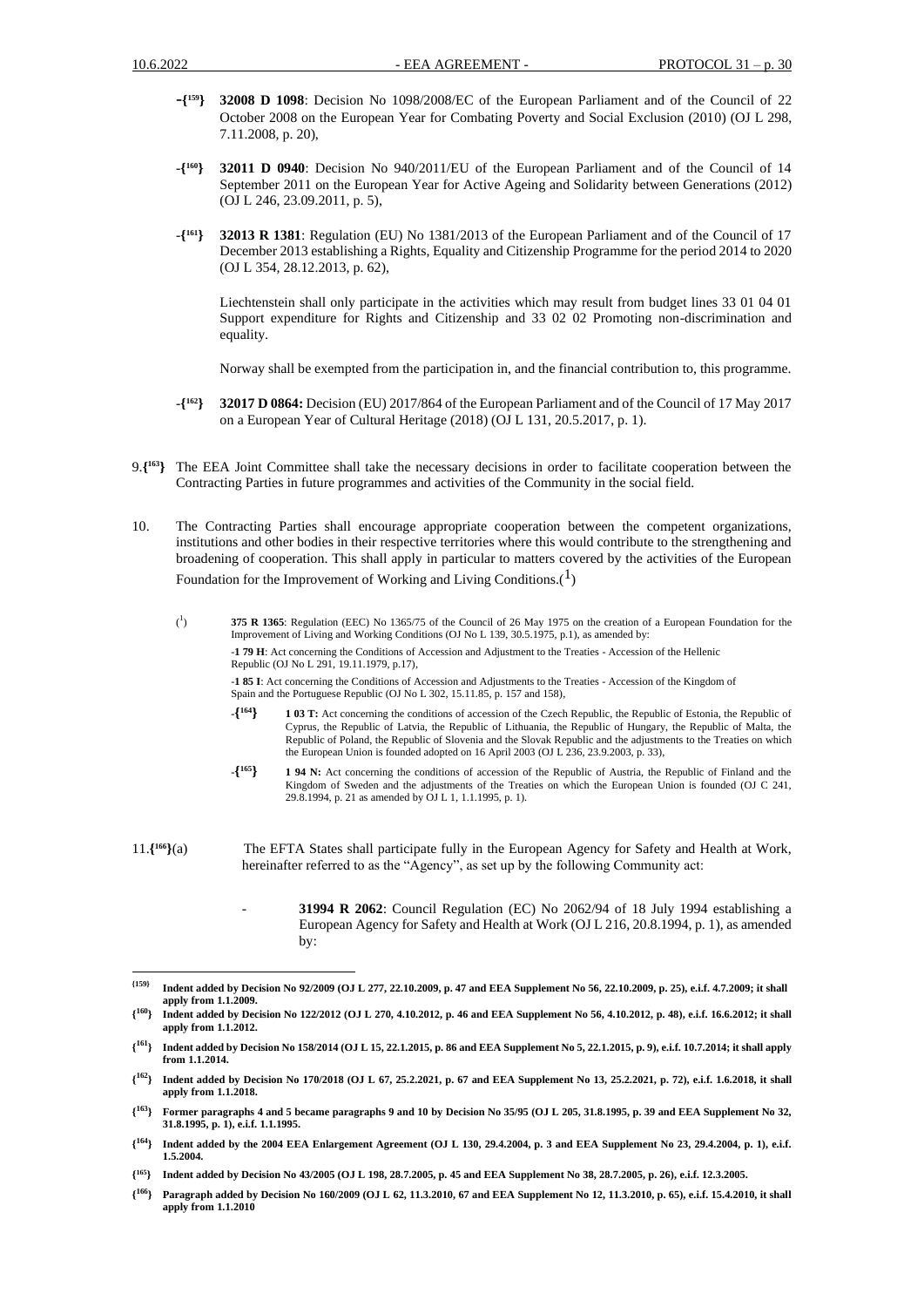-{159} **32008 D 1098**: Decision No 1098/2008/EC of the European Parliament and of the Council of 22 October 2008 on the European Year for Combating Poverty and Social Exclusion (2010) (OJ L 298, 7.11.2008, p. 20),

-{160} **32011 D 0940**: Decision No 940/2011/EU of the European Parliament and of the Council of 14 September 2011 on the European Year for Active Ageing and Solidarity between Generations (2012) (OJ L 246, 23.09.2011, p. 5),

-{161} **32013 R 1381**: Regulation (EU) No 1381/2013 of the European Parliament and of the Council of 17 December 2013 establishing a Rights, Equality and Citizenship Programme for the period 2014 to 2020 (OJ L 354, 28.12.2013, p. 62),

Liechtenstein shall only participate in the activities which may result from budget lines 33 01 04 01 Support expenditure for Rights and Citizenship and 33 02 02 Promoting non-discrimination and equality.

Norway shall be exempted from the participation in, and the financial contribution to, this programme.

-{162} **32017 D 0864:** Decision (EU) 2017/864 of the European Parliament and of the Council of 17 May 2017 on a European Year of Cultural Heritage (2018) (OJ L 131, 20.5.2017, p. 1).

9.{163} The EEA Joint Committee shall take the necessary decisions in order to facilitate cooperation between the Contracting Parties in future programmes and activities of the Community in the social field.

10. The Contracting Parties shall encourage appropriate cooperation between the competent organizations, institutions and other bodies in their respective territories where this would contribute to the strengthening and broadening of cooperation. This shall apply in particular to matters covered by the activities of the European Foundation for the Improvement of Working and Living Conditions.([1])

([1]) **375 R 1365**: Regulation (EEC) No 1365/75 of the Council of 26 May 1975 on the creation of a European Foundation for the Improvement of Living and Working Conditions (OJ No L 139, 30.5.1975, p.1), as amended by:

**-1 79 H**: Act concerning the Conditions of Accession and Adjustment to the Treaties - Accession of the Hellenic Republic (OJ No L 291, 19.11.1979, p.17),

**-1 85 I**: Act concerning the Conditions of Accession and Adjustments to the Treaties - Accession of the Kingdom of Spain and the Portuguese Republic (OJ No L 302, 15.11.85, p. 157 and 158),

-{164} **1 03 T:** Act concerning the conditions of accession of the Czech Republic, the Republic of Estonia, the Republic of Cyprus, the Republic of Latvia, the Republic of Lithuania, the Republic of Hungary, the Republic of Malta, the Republic of Poland, the Republic of Slovenia and the Slovak Republic and the adjustments to the Treaties on which the European Union is founded adopted on 16 April 2003 (OJ L 236, 23.9.2003, p. 33),

-{165} **1 94 N:** Act concerning the conditions of accession of the Republic of Austria, the Republic of Finland and the Kingdom of Sweden and the adjustments of the Treaties on which the European Union is founded (OJ C 241, 29.8.1994, p. 21 as amended by OJ L 1, 1.1.1995, p. 1).

11.{166}(a) The EFTA States shall participate fully in the European Agency for Safety and Health at Work, hereinafter referred to as the "Agency", as set up by the following Community act:

- **31994 R 2062**: Council Regulation (EC) No 2062/94 of 18 July 1994 establishing a European Agency for Safety and Health at Work (OJ L 216, 20.8.1994, p. 1), as amended by:

---

**{159} Indent added by Decision No 92/2009 (OJ L 277, 22.10.2009, p. 47 and EEA Supplement No 56, 22.10.2009, p. 25), e.i.f. 4.7.2009; it shall apply from 1.1.2009.**

**{160} Indent added by Decision No 122/2012 (OJ L 270, 4.10.2012, p. 46 and EEA Supplement No 56, 4.10.2012, p. 48), e.i.f. 16.6.2012; it shall apply from 1.1.2012.**

**{161} Indent added by Decision No 158/2014 (OJ L 15, 22.1.2015, p. 86 and EEA Supplement No 5, 22.1.2015, p. 9), e.i.f. 10.7.2014; it shall apply from 1.1.2014.**

**{162} Indent added by Decision No 170/2018 (OJ L 67, 25.2.2021, p. 67 and EEA Supplement No 13, 25.2.2021, p. 72), e.i.f. 1.6.2018, it shall apply from 1.1.2018.**

**{163} Former paragraphs 4 and 5 became paragraphs 9 and 10 by Decision No 35/95 (OJ L 205, 31.8.1995, p. 39 and EEA Supplement No 32, 31.8.1995, p. 1), e.i.f. 1.1.1995.**

**{164} Indent added by the 2004 EEA Enlargement Agreement (OJ L 130, 29.4.2004, p. 3 and EEA Supplement No 23, 29.4.2004, p. 1), e.i.f. 1.5.2004.**

**{165} Indent added by Decision No 43/2005 (OJ L 198, 28.7.2005, p. 45 and EEA Supplement No 38, 28.7.2005, p. 26), e.i.f. 12.3.2005.**

**{166} Paragraph added by Decision No 160/2009 (OJ L 62, 11.3.2010, 67 and EEA Supplement No 12, 11.3.2010, p. 65), e.i.f. 15.4.2010, it shall apply from 1.1.2010**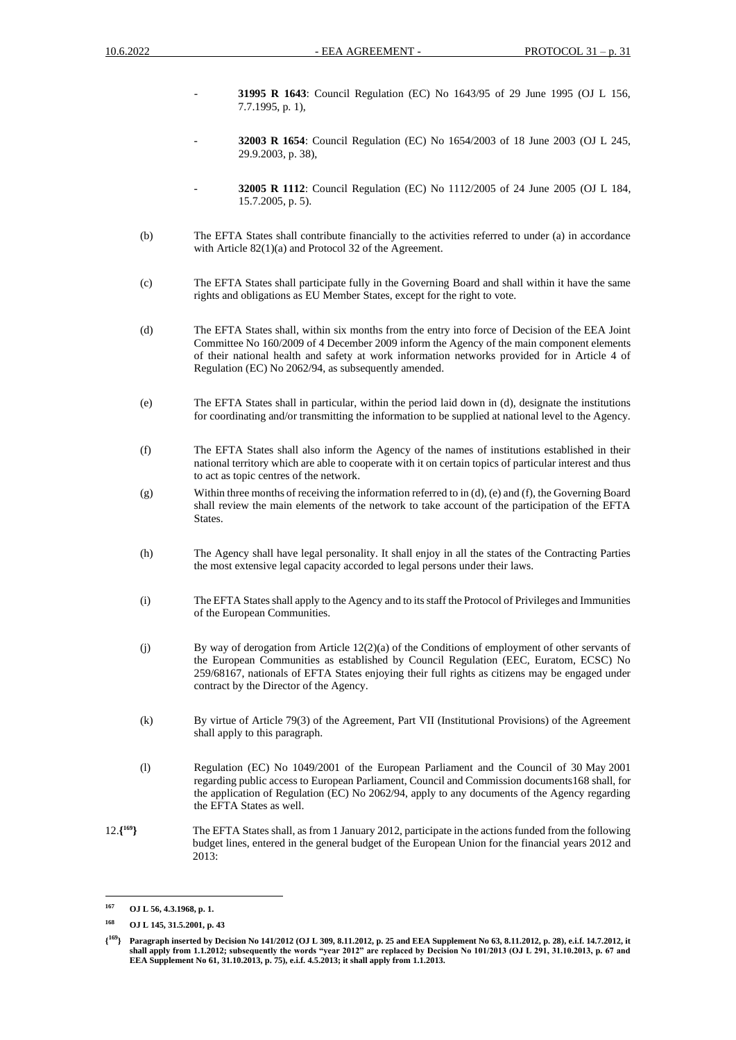- **31995 R 1643**: Council Regulation (EC) No 1643/95 of 29 June 1995 (OJ L 156, 7.7.1995, p. 1),

- **32003 R 1654**: Council Regulation (EC) No 1654/2003 of 18 June 2003 (OJ L 245, 29.9.2003, p. 38),

- **32005 R 1112**: Council Regulation (EC) No 1112/2005 of 24 June 2005 (OJ L 184, 15.7.2005, p. 5).

(b) The EFTA States shall contribute financially to the activities referred to under (a) in accordance with Article 82(1)(a) and Protocol 32 of the Agreement.

(c) The EFTA States shall participate fully in the Governing Board and shall within it have the same rights and obligations as EU Member States, except for the right to vote.

(d) The EFTA States shall, within six months from the entry into force of Decision of the EEA Joint Committee No 160/2009 of 4 December 2009 inform the Agency of the main component elements of their national health and safety at work information networks provided for in Article 4 of Regulation (EC) No 2062/94, as subsequently amended.

(e) The EFTA States shall in particular, within the period laid down in (d), designate the institutions for coordinating and/or transmitting the information to be supplied at national level to the Agency.

(f) The EFTA States shall also inform the Agency of the names of institutions established in their national territory which are able to cooperate with it on certain topics of particular interest and thus to act as topic centres of the network.

(g) Within three months of receiving the information referred to in (d), (e) and (f), the Governing Board shall review the main elements of the network to take account of the participation of the EFTA States.

(h) The Agency shall have legal personality. It shall enjoy in all the states of the Contracting Parties the most extensive legal capacity accorded to legal persons under their laws.

(i) The EFTA States shall apply to the Agency and to its staff the Protocol of Privileges and Immunities of the European Communities.

(j) By way of derogation from Article 12(2)(a) of the Conditions of employment of other servants of the European Communities as established by Council Regulation (EEC, Euratom, ECSC) No 259/68167, nationals of EFTA States enjoying their full rights as citizens may be engaged under contract by the Director of the Agency.

(k) By virtue of Article 79(3) of the Agreement, Part VII (Institutional Provisions) of the Agreement shall apply to this paragraph.

(l) Regulation (EC) No 1049/2001 of the European Parliament and the Council of 30 May 2001 regarding public access to European Parliament, Council and Commission documents168 shall, for the application of Regulation (EC) No 2062/94, apply to any documents of the Agency regarding the EFTA States as well.

12.{[169]} The EFTA States shall, as from 1 January 2012, participate in the actions funded from the following budget lines, entered in the general budget of the European Union for the financial years 2012 and 2013:

---

[167] **OJ L 56, 4.3.1968, p. 1.**

[168] **OJ L 145, 31.5.2001, p. 43**

{[169]} **Paragraph inserted by Decision No 141/2012 (OJ L 309, 8.11.2012, p. 25 and EEA Supplement No 63, 8.11.2012, p. 28), e.i.f. 14.7.2012, it shall apply from 1.1.2012; subsequently the words "year 2012" are replaced by Decision No 101/2013 (OJ L 291, 31.10.2013, p. 67 and EEA Supplement No 61, 31.10.2013, p. 75), e.i.f. 4.5.2013; it shall apply from 1.1.2013.**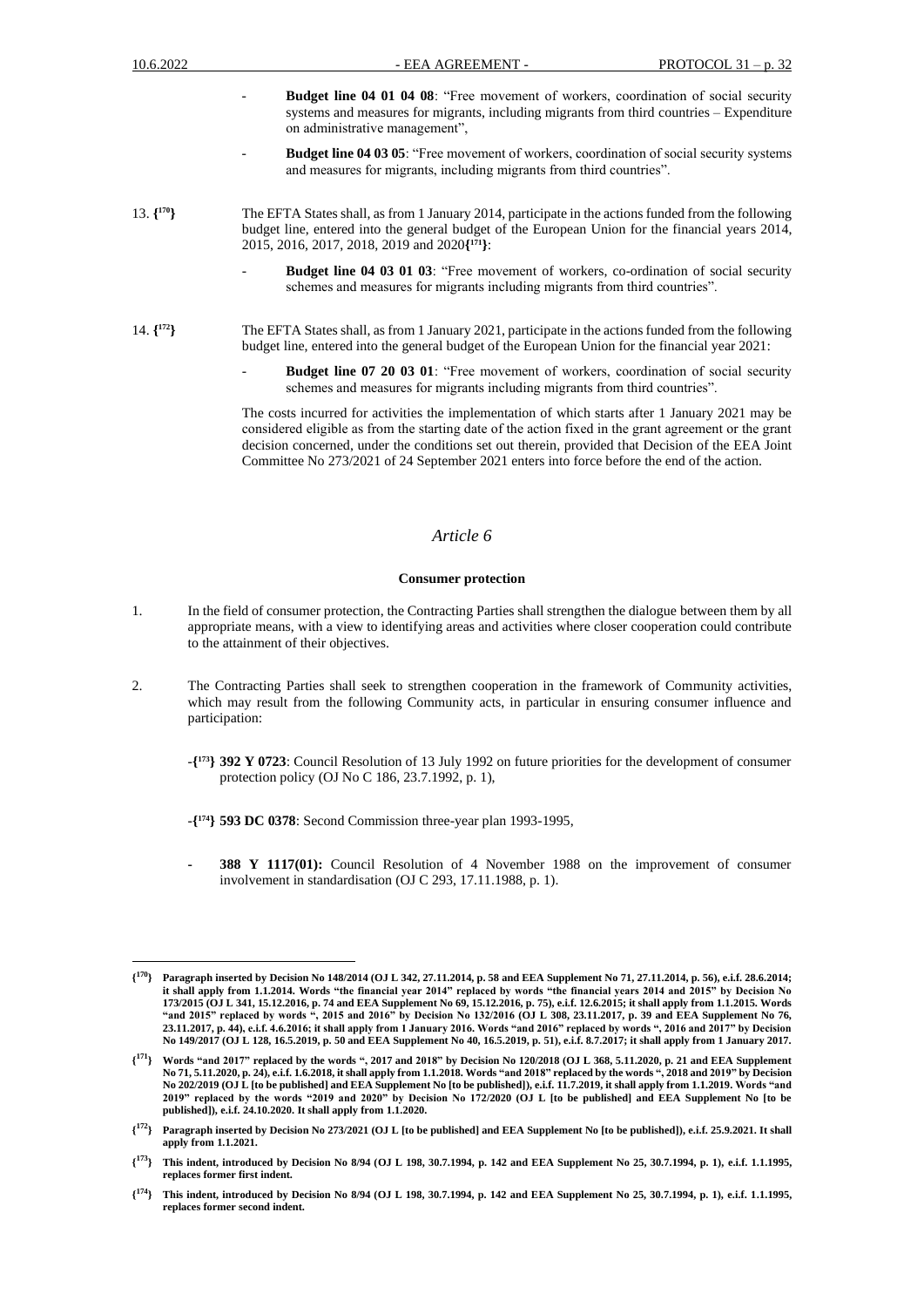- **Budget line 04 01 04 08**: "Free movement of workers, coordination of social security systems and measures for migrants, including migrants from third countries – Expenditure on administrative management",

- **Budget line 04 03 05**: "Free movement of workers, coordination of social security systems and measures for migrants, including migrants from third countries".

13. **{[170]}** The EFTA States shall, as from 1 January 2014, participate in the actions funded from the following budget line, entered into the general budget of the European Union for the financial years 2014, 2015, 2016, 2017, 2018, 2019 and 2020**{[171]}**:

- **Budget line 04 03 01 03**: "Free movement of workers, co-ordination of social security schemes and measures for migrants including migrants from third countries".

14. **{[172]}** The EFTA States shall, as from 1 January 2021, participate in the actions funded from the following budget line, entered into the general budget of the European Union for the financial year 2021:

- **Budget line 07 20 03 01**: "Free movement of workers, coordination of social security schemes and measures for migrants including migrants from third countries".

The costs incurred for activities the implementation of which starts after 1 January 2021 may be considered eligible as from the starting date of the action fixed in the grant agreement or the grant decision concerned, under the conditions set out therein, provided that Decision of the EEA Joint Committee No 273/2021 of 24 September 2021 enters into force before the end of the action.

## *Article 6*

### Consumer protection

1. In the field of consumer protection, the Contracting Parties shall strengthen the dialogue between them by all appropriate means, with a view to identifying areas and activities where closer cooperation could contribute to the attainment of their objectives.

2. The Contracting Parties shall seek to strengthen cooperation in the framework of Community activities, which may result from the following Community acts, in particular in ensuring consumer influence and participation:

-**{[173]} 392 Y 0723**: Council Resolution of 13 July 1992 on future priorities for the development of consumer protection policy (OJ No C 186, 23.7.1992, p. 1),

-**{[174]} 593 DC 0378**: Second Commission three-year plan 1993-1995,

- **388 Y 1117(01):** Council Resolution of 4 November 1988 on the improvement of consumer involvement in standardisation (OJ C 293, 17.11.1988, p. 1).

---

**{[170]} Paragraph inserted by Decision No 148/2014 (OJ L 342, 27.11.2014, p. 58 and EEA Supplement No 71, 27.11.2014, p. 56), e.i.f. 28.6.2014; it shall apply from 1.1.2014. Words "the financial year 2014" replaced by words "the financial years 2014 and 2015" by Decision No 173/2015 (OJ L 341, 15.12.2016, p. 74 and EEA Supplement No 69, 15.12.2016, p. 75), e.i.f. 12.6.2015; it shall apply from 1.1.2015. Words "and 2015" replaced by words ", 2015 and 2016" by Decision No 132/2016 (OJ L 308, 23.11.2017, p. 39 and EEA Supplement No 76, 23.11.2017, p. 44), e.i.f. 4.6.2016; it shall apply from 1 January 2016. Words "and 2016" replaced by words ", 2016 and 2017" by Decision No 149/2017 (OJ L 128, 16.5.2019, p. 50 and EEA Supplement No 40, 16.5.2019, p. 51), e.i.f. 8.7.2017; it shall apply from 1 January 2017.**

**{[171]} Words "and 2017" replaced by the words ", 2017 and 2018" by Decision No 120/2018 (OJ L 368, 5.11.2020, p. 21 and EEA Supplement No 71, 5.11.2020, p. 24), e.i.f. 1.6.2018, it shall apply from 1.1.2018. Words "and 2018" replaced by the words ", 2018 and 2019" by Decision No 202/2019 (OJ L [to be published] and EEA Supplement No [to be published]), e.i.f. 11.7.2019, it shall apply from 1.1.2019. Words "and 2019" replaced by the words "2019 and 2020" by Decision No 172/2020 (OJ L [to be published] and EEA Supplement No [to be published]), e.i.f. 24.10.2020. It shall apply from 1.1.2020.**

**{[172]} Paragraph inserted by Decision No 273/2021 (OJ L [to be published] and EEA Supplement No [to be published]), e.i.f. 25.9.2021. It shall apply from 1.1.2021.**

**{[173]} This indent, introduced by Decision No 8/94 (OJ L 198, 30.7.1994, p. 142 and EEA Supplement No 25, 30.7.1994, p. 1), e.i.f. 1.1.1995, replaces former first indent.**

**{[174]} This indent, introduced by Decision No 8/94 (OJ L 198, 30.7.1994, p. 142 and EEA Supplement No 25, 30.7.1994, p. 1), e.i.f. 1.1.1995, replaces former second indent.**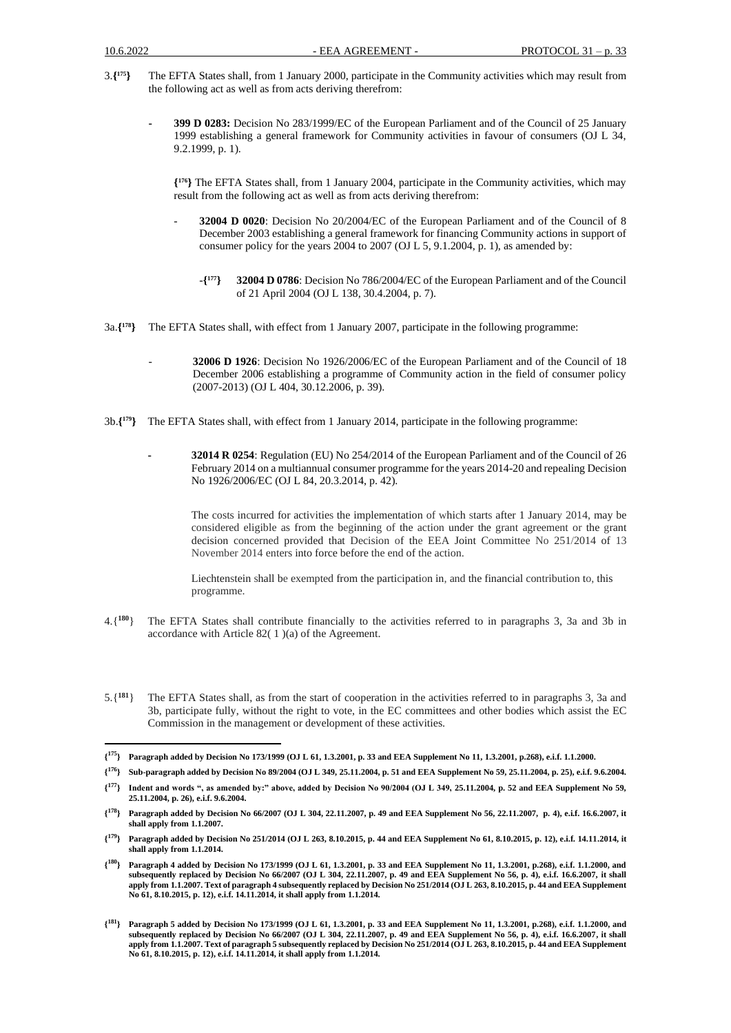3.{[175]} The EFTA States shall, from 1 January 2000, participate in the Community activities which may result from the following act as well as from acts deriving therefrom:

- **399 D 0283:** Decision No 283/1999/EC of the European Parliament and of the Council of 25 January 1999 establishing a general framework for Community activities in favour of consumers (OJ L 34, 9.2.1999, p. 1).

  {[176]} The EFTA States shall, from 1 January 2004, participate in the Community activities, which may result from the following act as well as from acts deriving therefrom:

  - **32004 D 0020**: Decision No 20/2004/EC of the European Parliament and of the Council of 8 December 2003 establishing a general framework for financing Community actions in support of consumer policy for the years 2004 to 2007 (OJ L 5, 9.1.2004, p. 1), as amended by:

    -{[177]} **32004 D 0786**: Decision No 786/2004/EC of the European Parliament and of the Council of 21 April 2004 (OJ L 138, 30.4.2004, p. 7).

3a.{[178]} The EFTA States shall, with effect from 1 January 2007, participate in the following programme:

- **32006 D 1926**: Decision No 1926/2006/EC of the European Parliament and of the Council of 18 December 2006 establishing a programme of Community action in the field of consumer policy (2007-2013) (OJ L 404, 30.12.2006, p. 39).

3b.{[179]} The EFTA States shall, with effect from 1 January 2014, participate in the following programme:

- **32014 R 0254**: Regulation (EU) No 254/2014 of the European Parliament and of the Council of 26 February 2014 on a multiannual consumer programme for the years 2014-20 and repealing Decision No 1926/2006/EC (OJ L 84, 20.3.2014, p. 42).

  The costs incurred for activities the implementation of which starts after 1 January 2014, may be considered eligible as from the beginning of the action under the grant agreement or the grant decision concerned provided that Decision of the EEA Joint Committee No 251/2014 of 13 November 2014 enters into force before the end of the action.

  Liechtenstein shall be exempted from the participation in, and the financial contribution to, this programme.

4.{[180]} The EFTA States shall contribute financially to the activities referred to in paragraphs 3, 3a and 3b in accordance with Article 82( 1 )(a) of the Agreement.

5.{[181]} The EFTA States shall, as from the start of cooperation in the activities referred to in paragraphs 3, 3a and 3b, participate fully, without the right to vote, in the EC committees and other bodies which assist the EC Commission in the management or development of these activities.

---

**{[175]} Paragraph added by Decision No 173/1999 (OJ L 61, 1.3.2001, p. 33 and EEA Supplement No 11, 1.3.2001, p.268), e.i.f. 1.1.2000.**

**{[176]} Sub-paragraph added by Decision No 89/2004 (OJ L 349, 25.11.2004, p. 51 and EEA Supplement No 59, 25.11.2004, p. 25), e.i.f. 9.6.2004.**

**{[177]} Indent and words ", as amended by:" above, added by Decision No 90/2004 (OJ L 349, 25.11.2004, p. 52 and EEA Supplement No 59, 25.11.2004, p. 26), e.i.f. 9.6.2004.**

**{[178]} Paragraph added by Decision No 66/2007 (OJ L 304, 22.11.2007, p. 49 and EEA Supplement No 56, 22.11.2007, p. 4), e.i.f. 16.6.2007, it shall apply from 1.1.2007.**

**{[179]} Paragraph added by Decision No 251/2014 (OJ L 263, 8.10.2015, p. 44 and EEA Supplement No 61, 8.10.2015, p. 12), e.i.f. 14.11.2014, it shall apply from 1.1.2014.**

**{[180]} Paragraph 4 added by Decision No 173/1999 (OJ L 61, 1.3.2001, p. 33 and EEA Supplement No 11, 1.3.2001, p.268), e.i.f. 1.1.2000, and subsequently replaced by Decision No 66/2007 (OJ L 304, 22.11.2007, p. 49 and EEA Supplement No 56, p. 4), e.i.f. 16.6.2007, it shall apply from 1.1.2007. Text of paragraph 4 subsequently replaced by Decision No 251/2014 (OJ L 263, 8.10.2015, p. 44 and EEA Supplement No 61, 8.10.2015, p. 12), e.i.f. 14.11.2014, it shall apply from 1.1.2014.**

**{[181]} Paragraph 5 added by Decision No 173/1999 (OJ L 61, 1.3.2001, p. 33 and EEA Supplement No 11, 1.3.2001, p.268), e.i.f. 1.1.2000, and subsequently replaced by Decision No 66/2007 (OJ L 304, 22.11.2007, p. 49 and EEA Supplement No 56, p. 4), e.i.f. 16.6.2007, it shall apply from 1.1.2007. Text of paragraph 5 subsequently replaced by Decision No 251/2014 (OJ L 263, 8.10.2015, p. 44 and EEA Supplement No 61, 8.10.2015, p. 12), e.i.f. 14.11.2014, it shall apply from 1.1.2014.**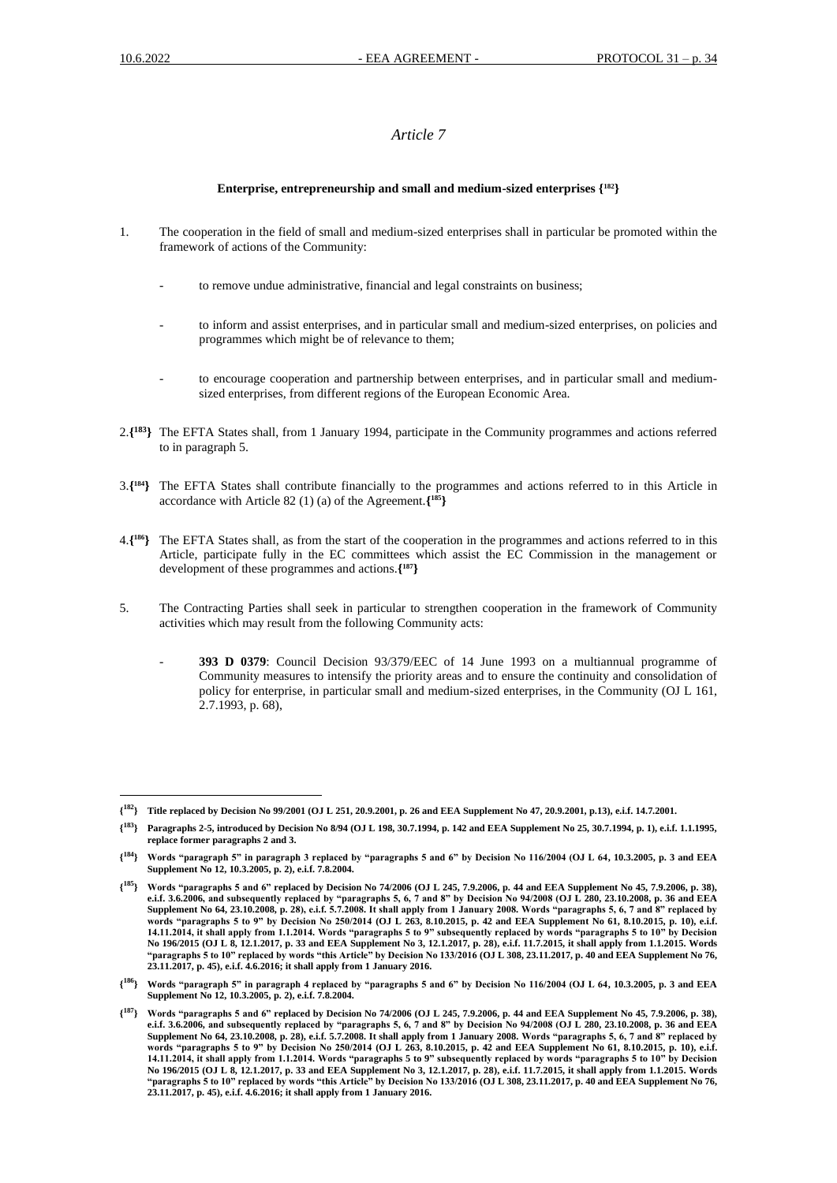*Article 7*

**Enterprise, entrepreneurship and small and medium-sized enterprises {[182]}**

1. The cooperation in the field of small and medium-sized enterprises shall in particular be promoted within the framework of actions of the Community:

   - to remove undue administrative, financial and legal constraints on business;

   - to inform and assist enterprises, and in particular small and medium-sized enterprises, on policies and programmes which might be of relevance to them;

   - to encourage cooperation and partnership between enterprises, and in particular small and medium-sized enterprises, from different regions of the European Economic Area.

2.**{[183]}** The EFTA States shall, from 1 January 1994, participate in the Community programmes and actions referred to in paragraph 5.

3.**{[184]}** The EFTA States shall contribute financially to the programmes and actions referred to in this Article in accordance with Article 82 (1) (a) of the Agreement.**{[185]}**

4.**{[186]}** The EFTA States shall, as from the start of the cooperation in the programmes and actions referred to in this Article, participate fully in the EC committees which assist the EC Commission in the management or development of these programmes and actions.**{[187]}**

5. The Contracting Parties shall seek in particular to strengthen cooperation in the framework of Community activities which may result from the following Community acts:

   - **393 D 0379**: Council Decision 93/379/EEC of 14 June 1993 on a multiannual programme of Community measures to intensify the priority areas and to ensure the continuity and consolidation of policy for enterprise, in particular small and medium-sized enterprises, in the Community (OJ L 161, 2.7.1993, p. 68),

---

**{[182]} Title replaced by Decision No 99/2001 (OJ L 251, 20.9.2001, p. 26 and EEA Supplement No 47, 20.9.2001, p.13), e.i.f. 14.7.2001.**

**{[183]} Paragraphs 2-5, introduced by Decision No 8/94 (OJ L 198, 30.7.1994, p. 142 and EEA Supplement No 25, 30.7.1994, p. 1), e.i.f. 1.1.1995, replace former paragraphs 2 and 3.**

**{[184]} Words "paragraph 5" in paragraph 3 replaced by "paragraphs 5 and 6" by Decision No 116/2004 (OJ L 64, 10.3.2005, p. 3 and EEA Supplement No 12, 10.3.2005, p. 2), e.i.f. 7.8.2004.**

**{[185]} Words "paragraphs 5 and 6" replaced by Decision No 74/2006 (OJ L 245, 7.9.2006, p. 44 and EEA Supplement No 45, 7.9.2006, p. 38), e.i.f. 3.6.2006, and subsequently replaced by "paragraphs 5, 6, 7 and 8" by Decision No 94/2008 (OJ L 280, 23.10.2008, p. 36 and EEA Supplement No 64, 23.10.2008, p. 28), e.i.f. 5.7.2008. It shall apply from 1 January 2008. Words "paragraphs 5, 6, 7 and 8" replaced by words "paragraphs 5 to 9" by Decision No 250/2014 (OJ L 263, 8.10.2015, p. 42 and EEA Supplement No 61, 8.10.2015, p. 10), e.i.f. 14.11.2014, it shall apply from 1.1.2014. Words "paragraphs 5 to 9" subsequently replaced by words "paragraphs 5 to 10" by Decision No 196/2015 (OJ L 8, 12.1.2017, p. 33 and EEA Supplement No 3, 12.1.2017, p. 28), e.i.f. 11.7.2015, it shall apply from 1.1.2015. Words "paragraphs 5 to 10" replaced by words "this Article" by Decision No 133/2016 (OJ L 308, 23.11.2017, p. 40 and EEA Supplement No 76, 23.11.2017, p. 45), e.i.f. 4.6.2016; it shall apply from 1 January 2016.**

**{[186]} Words "paragraph 5" in paragraph 4 replaced by "paragraphs 5 and 6" by Decision No 116/2004 (OJ L 64, 10.3.2005, p. 3 and EEA Supplement No 12, 10.3.2005, p. 2), e.i.f. 7.8.2004.**

**{[187]} Words "paragraphs 5 and 6" replaced by Decision No 74/2006 (OJ L 245, 7.9.2006, p. 44 and EEA Supplement No 45, 7.9.2006, p. 38), e.i.f. 3.6.2006, and subsequently replaced by "paragraphs 5, 6, 7 and 8" by Decision No 94/2008 (OJ L 280, 23.10.2008, p. 36 and EEA Supplement No 64, 23.10.2008, p. 28), e.i.f. 5.7.2008. It shall apply from 1 January 2008. Words "paragraphs 5, 6, 7 and 8" replaced by words "paragraphs 5 to 9" by Decision No 250/2014 (OJ L 263, 8.10.2015, p. 42 and EEA Supplement No 61, 8.10.2015, p. 10), e.i.f. 14.11.2014, it shall apply from 1.1.2014. Words "paragraphs 5 to 9" subsequently replaced by words "paragraphs 5 to 10" by Decision No 196/2015 (OJ L 8, 12.1.2017, p. 33 and EEA Supplement No 3, 12.1.2017, p. 28), e.i.f. 11.7.2015, it shall apply from 1.1.2015. Words "paragraphs 5 to 10" replaced by words "this Article" by Decision No 133/2016 (OJ L 308, 23.11.2017, p. 40 and EEA Supplement No 76, 23.11.2017, p. 45), e.i.f. 4.6.2016; it shall apply from 1 January 2016.**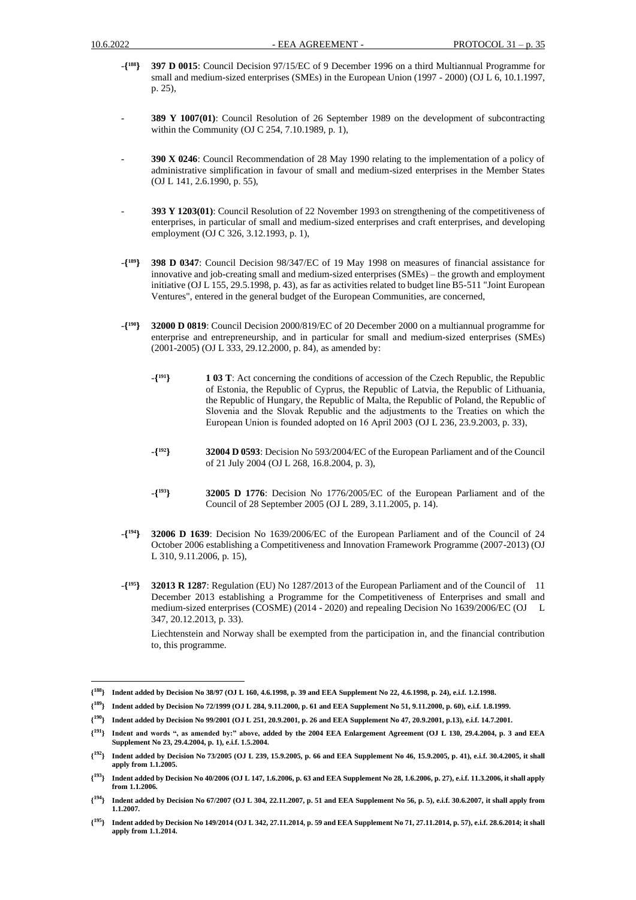-{188} **397 D 0015**: Council Decision 97/15/EC of 9 December 1996 on a third Multiannual Programme for small and medium-sized enterprises (SMEs) in the European Union (1997 - 2000) (OJ L 6, 10.1.1997, p. 25),

- **389 Y 1007(01)**: Council Resolution of 26 September 1989 on the development of subcontracting within the Community (OJ C 254, 7.10.1989, p. 1),

- **390 X 0246**: Council Recommendation of 28 May 1990 relating to the implementation of a policy of administrative simplification in favour of small and medium-sized enterprises in the Member States (OJ L 141, 2.6.1990, p. 55),

- **393 Y 1203(01)**: Council Resolution of 22 November 1993 on strengthening of the competitiveness of enterprises, in particular of small and medium-sized enterprises and craft enterprises, and developing employment (OJ C 326, 3.12.1993, p. 1),

-{189} **398 D 0347**: Council Decision 98/347/EC of 19 May 1998 on measures of financial assistance for innovative and job-creating small and medium-sized enterprises (SMEs) – the growth and employment initiative (OJ L 155, 29.5.1998, p. 43), as far as activities related to budget line B5-511 "Joint European Ventures", entered in the general budget of the European Communities, are concerned,

-{190} **32000 D 0819**: Council Decision 2000/819/EC of 20 December 2000 on a multiannual programme for enterprise and entrepreneurship, and in particular for small and medium-sized enterprises (SMEs) (2001-2005) (OJ L 333, 29.12.2000, p. 84), as amended by:

  -{191} **1 03 T**: Act concerning the conditions of accession of the Czech Republic, the Republic of Estonia, the Republic of Cyprus, the Republic of Latvia, the Republic of Lithuania, the Republic of Hungary, the Republic of Malta, the Republic of Poland, the Republic of Slovenia and the Slovak Republic and the adjustments to the Treaties on which the European Union is founded adopted on 16 April 2003 (OJ L 236, 23.9.2003, p. 33),

  -{192} **32004 D 0593**: Decision No 593/2004/EC of the European Parliament and of the Council of 21 July 2004 (OJ L 268, 16.8.2004, p. 3),

  -{193} **32005 D 1776**: Decision No 1776/2005/EC of the European Parliament and of the Council of 28 September 2005 (OJ L 289, 3.11.2005, p. 14).

-{194} **32006 D 1639**: Decision No 1639/2006/EC of the European Parliament and of the Council of 24 October 2006 establishing a Competitiveness and Innovation Framework Programme (2007-2013) (OJ L 310, 9.11.2006, p. 15),

-{195} **32013 R 1287**: Regulation (EU) No 1287/2013 of the European Parliament and of the Council of 11 December 2013 establishing a Programme for the Competitiveness of Enterprises and small and medium-sized enterprises (COSME) (2014 - 2020) and repealing Decision No 1639/2006/EC (OJ L 347, 20.12.2013, p. 33).

Liechtenstein and Norway shall be exempted from the participation in, and the financial contribution to, this programme.

---

**{188} Indent added by Decision No 38/97 (OJ L 160, 4.6.1998, p. 39 and EEA Supplement No 22, 4.6.1998, p. 24), e.i.f. 1.2.1998.**

**{189} Indent added by Decision No 72/1999 (OJ L 284, 9.11.2000, p. 61 and EEA Supplement No 51, 9.11.2000, p. 60), e.i.f. 1.8.1999.**

**{190} Indent added by Decision No 99/2001 (OJ L 251, 20.9.2001, p. 26 and EEA Supplement No 47, 20.9.2001, p.13), e.i.f. 14.7.2001.**

**{191} Indent and words ", as amended by:" above, added by the 2004 EEA Enlargement Agreement (OJ L 130, 29.4.2004, p. 3 and EEA Supplement No 23, 29.4.2004, p. 1), e.i.f. 1.5.2004.**

**{192} Indent added by Decision No 73/2005 (OJ L 239, 15.9.2005, p. 66 and EEA Supplement No 46, 15.9.2005, p. 41), e.i.f. 30.4.2005, it shall apply from 1.1.2005.**

**{193} Indent added by Decision No 40/2006 (OJ L 147, 1.6.2006, p. 63 and EEA Supplement No 28, 1.6.2006, p. 27), e.i.f. 11.3.2006, it shall apply from 1.1.2006.**

**{194} Indent added by Decision No 67/2007 (OJ L 304, 22.11.2007, p. 51 and EEA Supplement No 56, p. 5), e.i.f. 30.6.2007, it shall apply from 1.1.2007.**

**{195} Indent added by Decision No 149/2014 (OJ L 342, 27.11.2014, p. 59 and EEA Supplement No 71, 27.11.2014, p. 57), e.i.f. 28.6.2014; it shall apply from 1.1.2014.**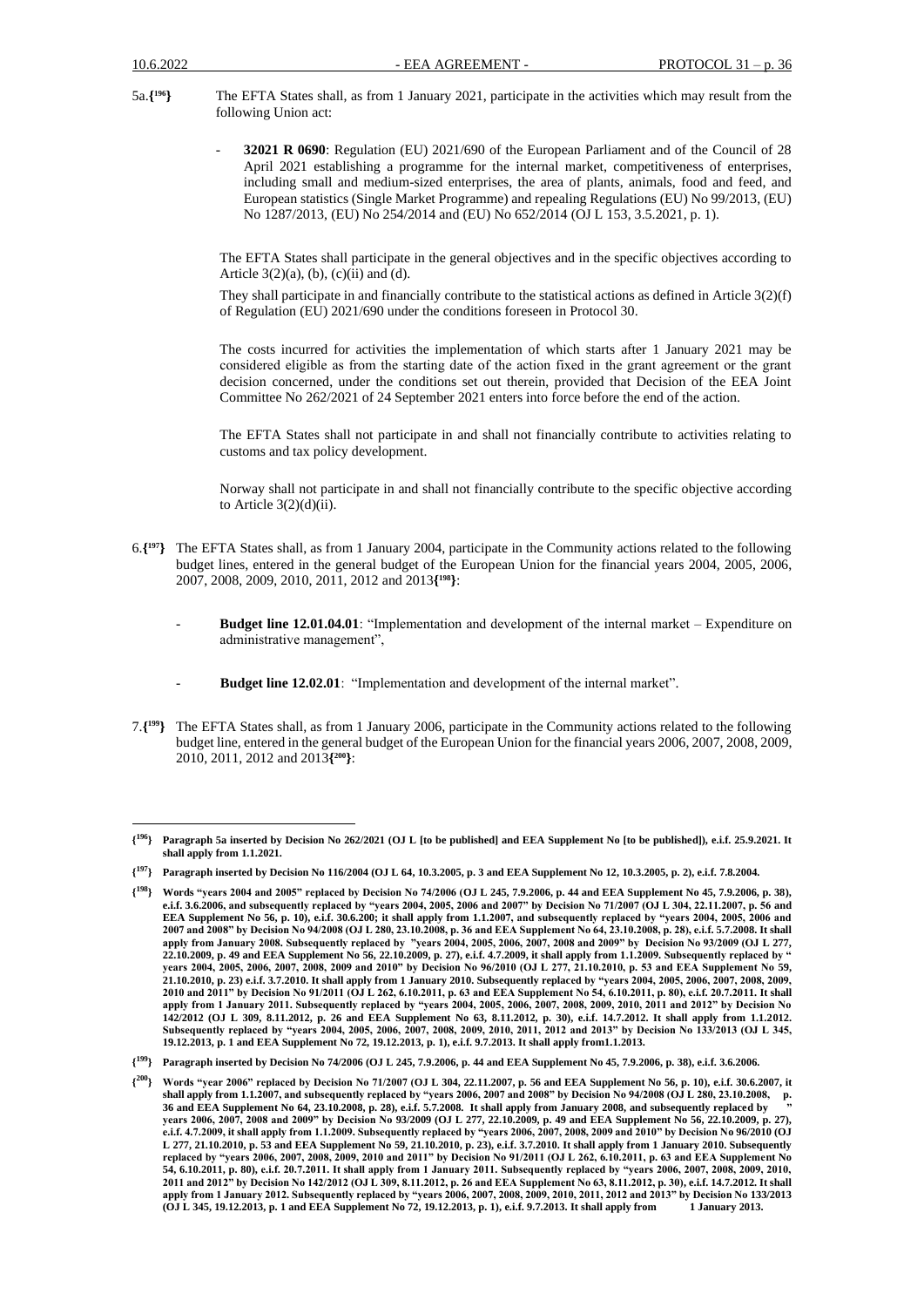5a.{[196]} The EFTA States shall, as from 1 January 2021, participate in the activities which may result from the following Union act:

- **32021 R 0690**: Regulation (EU) 2021/690 of the European Parliament and of the Council of 28 April 2021 establishing a programme for the internal market, competitiveness of enterprises, including small and medium-sized enterprises, the area of plants, animals, food and feed, and European statistics (Single Market Programme) and repealing Regulations (EU) No 99/2013, (EU) No 1287/2013, (EU) No 254/2014 and (EU) No 652/2014 (OJ L 153, 3.5.2021, p. 1).

The EFTA States shall participate in the general objectives and in the specific objectives according to Article 3(2)(a), (b), (c)(ii) and (d).

They shall participate in and financially contribute to the statistical actions as defined in Article 3(2)(f) of Regulation (EU) 2021/690 under the conditions foreseen in Protocol 30.

The costs incurred for activities the implementation of which starts after 1 January 2021 may be considered eligible as from the starting date of the action fixed in the grant agreement or the grant decision concerned, under the conditions set out therein, provided that Decision of the EEA Joint Committee No 262/2021 of 24 September 2021 enters into force before the end of the action.

The EFTA States shall not participate in and shall not financially contribute to activities relating to customs and tax policy development.

Norway shall not participate in and shall not financially contribute to the specific objective according to Article 3(2)(d)(ii).

6.{[197]} The EFTA States shall, as from 1 January 2004, participate in the Community actions related to the following budget lines, entered in the general budget of the European Union for the financial years 2004, 2005, 2006, 2007, 2008, 2009, 2010, 2011, 2012 and 2013{[198]}:

- **Budget line 12.01.04.01**: "Implementation and development of the internal market – Expenditure on administrative management",

- **Budget line 12.02.01**: "Implementation and development of the internal market".

7.{[199]} The EFTA States shall, as from 1 January 2006, participate in the Community actions related to the following budget line, entered in the general budget of the European Union for the financial years 2006, 2007, 2008, 2009, 2010, 2011, 2012 and 2013{[200]}:

---

**{[196]} Paragraph 5a inserted by Decision No 262/2021 (OJ L [to be published] and EEA Supplement No [to be published]), e.i.f. 25.9.2021. It shall apply from 1.1.2021.**

**{[197]} Paragraph inserted by Decision No 116/2004 (OJ L 64, 10.3.2005, p. 3 and EEA Supplement No 12, 10.3.2005, p. 2), e.i.f. 7.8.2004.**

**{[198]} Words "years 2004 and 2005" replaced by Decision No 74/2006 (OJ L 245, 7.9.2006, p. 44 and EEA Supplement No 45, 7.9.2006, p. 38), e.i.f. 3.6.2006, and subsequently replaced by "years 2004, 2005, 2006 and 2007" by Decision No 71/2007 (OJ L 304, 22.11.2007, p. 56 and EEA Supplement No 56, p. 10), e.i.f. 30.6.200; it shall apply from 1.1.2007, and subsequently replaced by "years 2004, 2005, 2006 and 2007 and 2008" by Decision No 94/2008 (OJ L 280, 23.10.2008, p. 36 and EEA Supplement No 64, 23.10.2008, p. 28), e.i.f. 5.7.2008. It shall apply from January 2008. Subsequently replaced by "years 2004, 2005, 2006, 2007, 2008 and 2009" by Decision No 93/2009 (OJ L 277, 22.10.2009, p. 49 and EEA Supplement No 56, 22.10.2009, p. 27), e.i.f. 4.7.2009, it shall apply from 1.1.2009. Subsequently replaced by " years 2004, 2005, 2006, 2007, 2008, 2009 and 2010" by Decision No 96/2010 (OJ L 277, 21.10.2010, p. 53 and EEA Supplement No 59, 21.10.2010, p. 23) e.i.f. 3.7.2010. It shall apply from 1 January 2010. Subsequently replaced by "years 2004, 2005, 2006, 2007, 2008, 2009, 2010 and 2011" by Decision No 91/2011 (OJ L 262, 6.10.2011, p. 63 and EEA Supplement No 54, 6.10.2011, p. 80), e.i.f. 20.7.2011. It shall apply from 1 January 2011. Subsequently replaced by "years 2004, 2005, 2006, 2007, 2008, 2009, 2010, 2011 and 2012" by Decision No 142/2012 (OJ L 309, 8.11.2012, p. 26 and EEA Supplement No 63, 8.11.2012, p. 30), e.i.f. 14.7.2012. It shall apply from 1.1.2012. Subsequently replaced by "years 2004, 2005, 2006, 2007, 2008, 2009, 2010, 2011, 2012 and 2013" by Decision No 133/2013 (OJ L 345, 19.12.2013, p. 1 and EEA Supplement No 72, 19.12.2013, p. 1), e.i.f. 9.7.2013. It shall apply from1.1.2013.**

**{[199]} Paragraph inserted by Decision No 74/2006 (OJ L 245, 7.9.2006, p. 44 and EEA Supplement No 45, 7.9.2006, p. 38), e.i.f. 3.6.2006.**

**{[200]} Words "year 2006" replaced by Decision No 71/2007 (OJ L 304, 22.11.2007, p. 56 and EEA Supplement No 56, p. 10), e.i.f. 30.6.2007, it shall apply from 1.1.2007, and subsequently replaced by "years 2006, 2007 and 2008" by Decision No 94/2008 (OJ L 280, 23.10.2008, p. 36 and EEA Supplement No 64, 23.10.2008, p. 28), e.i.f. 5.7.2008. It shall apply from January 2008, and subsequently replaced by " years 2006, 2007, 2008 and 2009" by Decision No 93/2009 (OJ L 277, 22.10.2009, p. 49 and EEA Supplement No 56, 22.10.2009, p. 27), e.i.f. 4.7.2009, it shall apply from 1.1.2009. Subsequently replaced by "years 2006, 2007, 2008, 2009 and 2010" by Decision No 96/2010 (OJ L 277, 21.10.2010, p. 53 and EEA Supplement No 59, 21.10.2010, p. 23), e.i.f. 3.7.2010. It shall apply from 1 January 2010. Subsequently replaced by "years 2006, 2007, 2008, 2009, 2010 and 2011" by Decision No 91/2011 (OJ L 262, 6.10.2011, p. 63 and EEA Supplement No 54, 6.10.2011, p. 80), e.i.f. 20.7.2011. It shall apply from 1 January 2011. Subsequently replaced by "years 2006, 2007, 2008, 2009, 2010, 2011 and 2012" by Decision No 142/2012 (OJ L 309, 8.11.2012, p. 26 and EEA Supplement No 63, 8.11.2012, p. 30), e.i.f. 14.7.2012. It shall apply from 1 January 2012. Subsequently replaced by "years 2006, 2007, 2008, 2009, 2010, 2011, 2012 and 2013" by Decision No 133/2013 (OJ L 345, 19.12.2013, p. 1 and EEA Supplement No 72, 19.12.2013, p. 1), e.i.f. 9.7.2013. It shall apply from 1 January 2013.**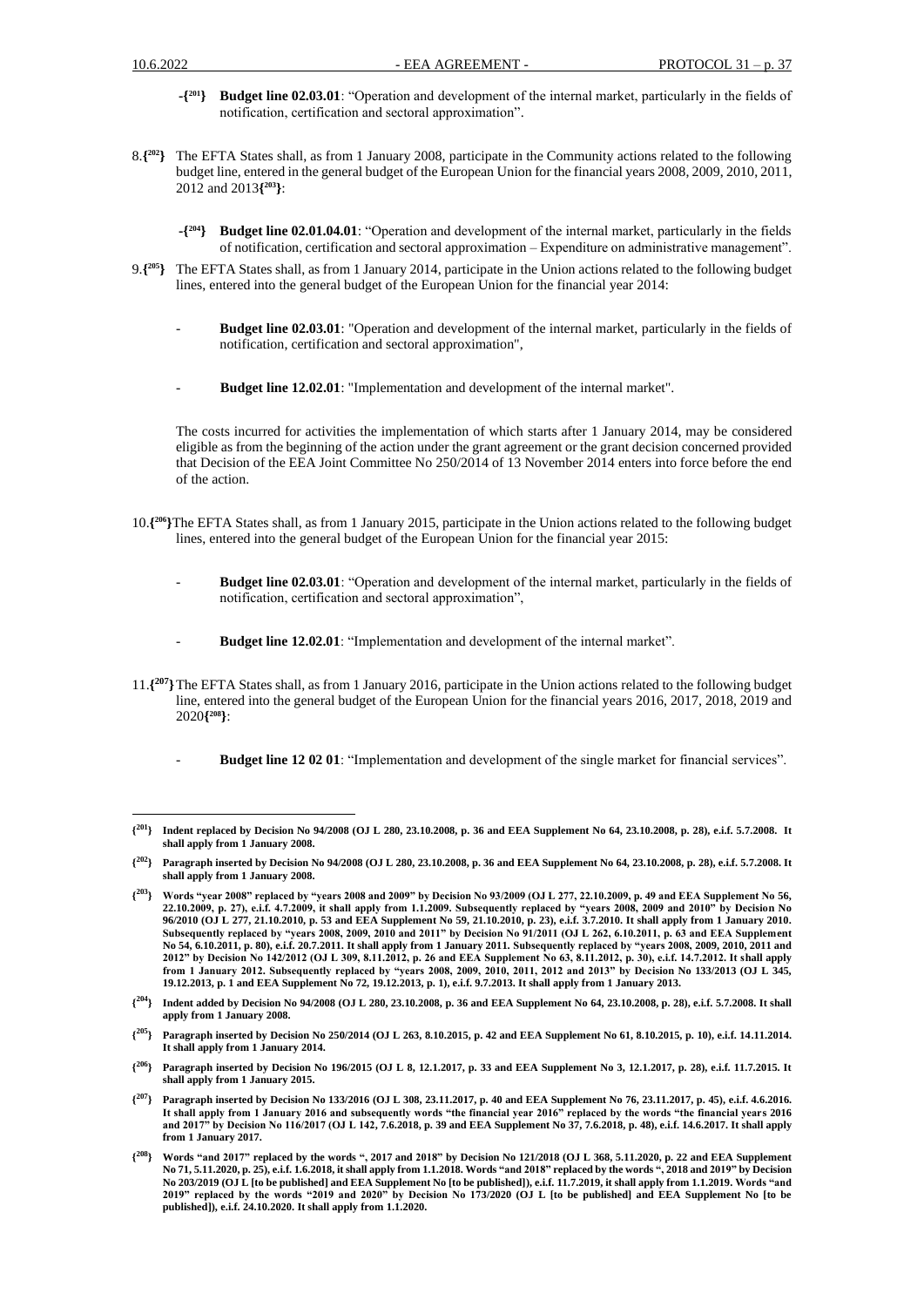-{[201]} **Budget line 02.03.01**: "Operation and development of the internal market, particularly in the fields of notification, certification and sectoral approximation".

8.{[202]} The EFTA States shall, as from 1 January 2008, participate in the Community actions related to the following budget line, entered in the general budget of the European Union for the financial years 2008, 2009, 2010, 2011, 2012 and 2013{[203]}:

-{[204]} **Budget line 02.01.04.01**: "Operation and development of the internal market, particularly in the fields of notification, certification and sectoral approximation – Expenditure on administrative management".

9.{[205]} The EFTA States shall, as from 1 January 2014, participate in the Union actions related to the following budget lines, entered into the general budget of the European Union for the financial year 2014:

- **Budget line 02.03.01**: "Operation and development of the internal market, particularly in the fields of notification, certification and sectoral approximation",

- **Budget line 12.02.01**: "Implementation and development of the internal market".

The costs incurred for activities the implementation of which starts after 1 January 2014, may be considered eligible as from the beginning of the action under the grant agreement or the grant decision concerned provided that Decision of the EEA Joint Committee No 250/2014 of 13 November 2014 enters into force before the end of the action.

10.{[206]} The EFTA States shall, as from 1 January 2015, participate in the Union actions related to the following budget lines, entered into the general budget of the European Union for the financial year 2015:

- **Budget line 02.03.01**: "Operation and development of the internal market, particularly in the fields of notification, certification and sectoral approximation",

- **Budget line 12.02.01**: "Implementation and development of the internal market".

11.{[207]} The EFTA States shall, as from 1 January 2016, participate in the Union actions related to the following budget line, entered into the general budget of the European Union for the financial years 2016, 2017, 2018, 2019 and 2020{[208]}:

- **Budget line 12 02 01**: "Implementation and development of the single market for financial services".

---

**{[201]} Indent replaced by Decision No 94/2008 (OJ L 280, 23.10.2008, p. 36 and EEA Supplement No 64, 23.10.2008, p. 28), e.i.f. 5.7.2008. It shall apply from 1 January 2008.**

**{[202]} Paragraph inserted by Decision No 94/2008 (OJ L 280, 23.10.2008, p. 36 and EEA Supplement No 64, 23.10.2008, p. 28), e.i.f. 5.7.2008. It shall apply from 1 January 2008.**

**{[203]} Words "year 2008" replaced by "years 2008 and 2009" by Decision No 93/2009 (OJ L 277, 22.10.2009, p. 49 and EEA Supplement No 56, 22.10.2009, p. 27), e.i.f. 4.7.2009, it shall apply from 1.1.2009. Subsequently replaced by "years 2008, 2009 and 2010" by Decision No 96/2010 (OJ L 277, 21.10.2010, p. 53 and EEA Supplement No 59, 21.10.2010, p. 23), e.i.f. 3.7.2010. It shall apply from 1 January 2010. Subsequently replaced by "years 2008, 2009, 2010 and 2011" by Decision No 91/2011 (OJ L 262, 6.10.2011, p. 63 and EEA Supplement No 54, 6.10.2011, p. 80), e.i.f. 20.7.2011. It shall apply from 1 January 2011. Subsequently replaced by "years 2008, 2009, 2010, 2011 and 2012" by Decision No 142/2012 (OJ L 309, 8.11.2012, p. 26 and EEA Supplement No 63, 8.11.2012, p. 30), e.i.f. 14.7.2012. It shall apply from 1 January 2012. Subsequently replaced by "years 2008, 2009, 2010, 2011, 2012 and 2013" by Decision No 133/2013 (OJ L 345, 19.12.2013, p. 1 and EEA Supplement No 72, 19.12.2013, p. 1), e.i.f. 9.7.2013. It shall apply from 1 January 2013.**

**{[204]} Indent added by Decision No 94/2008 (OJ L 280, 23.10.2008, p. 36 and EEA Supplement No 64, 23.10.2008, p. 28), e.i.f. 5.7.2008. It shall apply from 1 January 2008.**

**{[205]} Paragraph inserted by Decision No 250/2014 (OJ L 263, 8.10.2015, p. 42 and EEA Supplement No 61, 8.10.2015, p. 10), e.i.f. 14.11.2014. It shall apply from 1 January 2014.**

**{[206]} Paragraph inserted by Decision No 196/2015 (OJ L 8, 12.1.2017, p. 33 and EEA Supplement No 3, 12.1.2017, p. 28), e.i.f. 11.7.2015. It shall apply from 1 January 2015.**

**{[207]} Paragraph inserted by Decision No 133/2016 (OJ L 308, 23.11.2017, p. 40 and EEA Supplement No 76, 23.11.2017, p. 45), e.i.f. 4.6.2016. It shall apply from 1 January 2016 and subsequently words "the financial year 2016" replaced by the words "the financial years 2016 and 2017" by Decision No 116/2017 (OJ L 142, 7.6.2018, p. 39 and EEA Supplement No 37, 7.6.2018, p. 48), e.i.f. 14.6.2017. It shall apply from 1 January 2017.**

**{[208]} Words "and 2017" replaced by the words ", 2017 and 2018" by Decision No 121/2018 (OJ L 368, 5.11.2020, p. 22 and EEA Supplement No 71, 5.11.2020, p. 25), e.i.f. 1.6.2018, it shall apply from 1.1.2018. Words "and 2018" replaced by the words ", 2018 and 2019" by Decision No 203/2019 (OJ L [to be published] and EEA Supplement No [to be published]), e.i.f. 11.7.2019, it shall apply from 1.1.2019. Words "and 2019" replaced by the words "2019 and 2020" by Decision No 173/2020 (OJ L [to be published] and EEA Supplement No [to be published]), e.i.f. 24.10.2020. It shall apply from 1.1.2020.**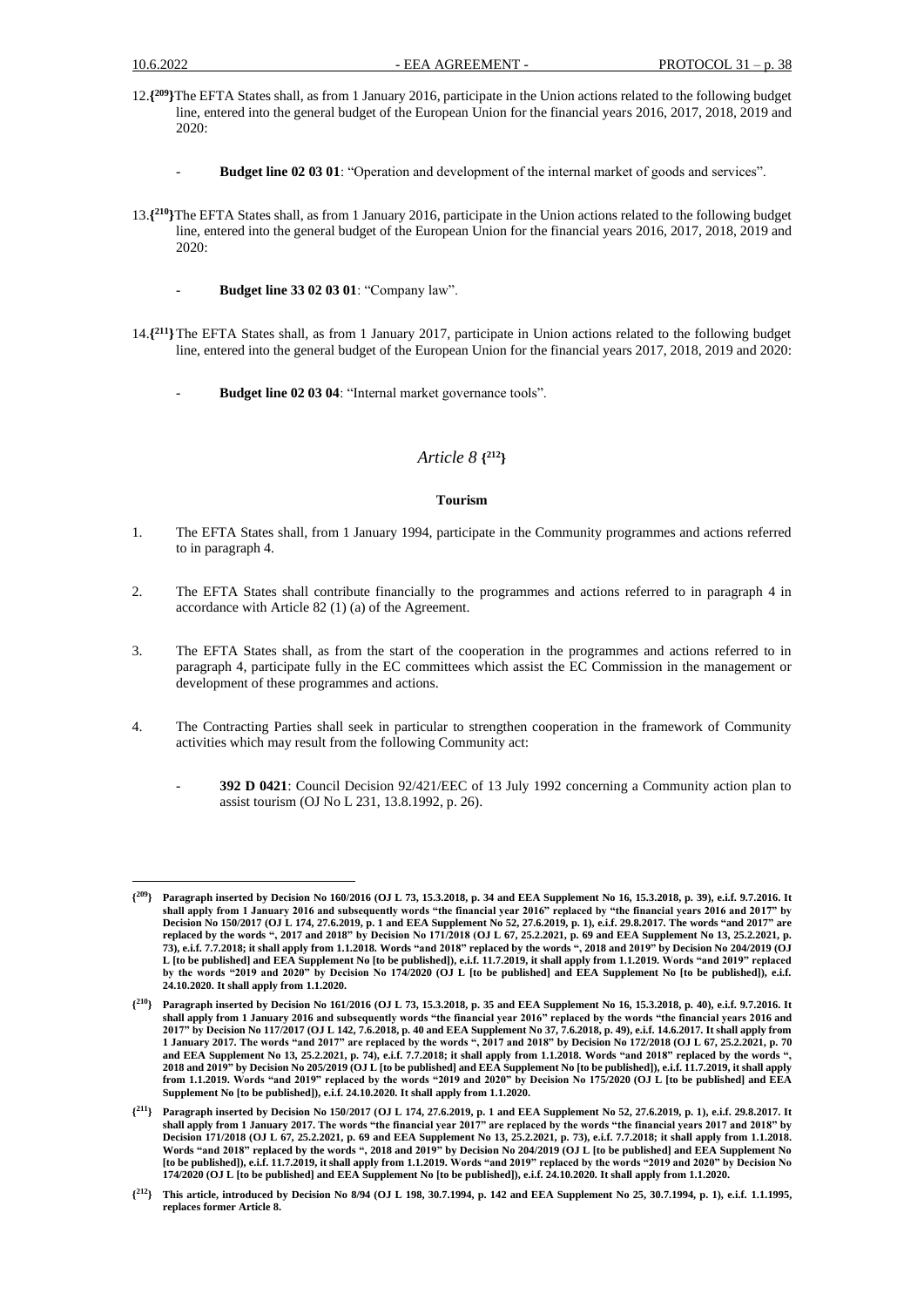12.{[209]}The EFTA States shall, as from 1 January 2016, participate in the Union actions related to the following budget line, entered into the general budget of the European Union for the financial years 2016, 2017, 2018, 2019 and 2020:

- **Budget line 02 03 01**: "Operation and development of the internal market of goods and services".

13.{[210]}The EFTA States shall, as from 1 January 2016, participate in the Union actions related to the following budget line, entered into the general budget of the European Union for the financial years 2016, 2017, 2018, 2019 and 2020:

- **Budget line 33 02 03 01**: "Company law".

14.{[211]} The EFTA States shall, as from 1 January 2017, participate in Union actions related to the following budget line, entered into the general budget of the European Union for the financial years 2017, 2018, 2019 and 2020:

- **Budget line 02 03 04**: "Internal market governance tools".

## *Article 8* {[212]}

### Tourism

1. The EFTA States shall, from 1 January 1994, participate in the Community programmes and actions referred to in paragraph 4.

2. The EFTA States shall contribute financially to the programmes and actions referred to in paragraph 4 in accordance with Article 82 (1) (a) of the Agreement.

3. The EFTA States shall, as from the start of the cooperation in the programmes and actions referred to in paragraph 4, participate fully in the EC committees which assist the EC Commission in the management or development of these programmes and actions.

4. The Contracting Parties shall seek in particular to strengthen cooperation in the framework of Community activities which may result from the following Community act:

   - **392 D 0421**: Council Decision 92/421/EEC of 13 July 1992 concerning a Community action plan to assist tourism (OJ No L 231, 13.8.1992, p. 26).

---

**{[209]} Paragraph inserted by Decision No 160/2016 (OJ L 73, 15.3.2018, p. 34 and EEA Supplement No 16, 15.3.2018, p. 39), e.i.f. 9.7.2016. It shall apply from 1 January 2016 and subsequently words "the financial year 2016" replaced by "the financial years 2016 and 2017" by Decision No 150/2017 (OJ L 174, 27.6.2019, p. 1 and EEA Supplement No 52, 27.6.2019, p. 1), e.i.f. 29.8.2017. The words "and 2017" are replaced by the words ", 2017 and 2018" by Decision No 171/2018 (OJ L 67, 25.2.2021, p. 69 and EEA Supplement No 13, 25.2.2021, p. 73), e.i.f. 7.7.2018; it shall apply from 1.1.2018. Words "and 2018" replaced by the words ", 2018 and 2019" by Decision No 204/2019 (OJ L [to be published] and EEA Supplement No [to be published]), e.i.f. 11.7.2019, it shall apply from 1.1.2019. Words "and 2019" replaced by the words "2019 and 2020" by Decision No 174/2020 (OJ L [to be published] and EEA Supplement No [to be published]), e.i.f. 24.10.2020. It shall apply from 1.1.2020.**

**{[210]} Paragraph inserted by Decision No 161/2016 (OJ L 73, 15.3.2018, p. 35 and EEA Supplement No 16, 15.3.2018, p. 40), e.i.f. 9.7.2016. It shall apply from 1 January 2016 and subsequently words "the financial year 2016" replaced by the words "the financial years 2016 and 2017" by Decision No 117/2017 (OJ L 142, 7.6.2018, p. 40 and EEA Supplement No 37, 7.6.2018, p. 49), e.i.f. 14.6.2017. It shall apply from 1 January 2017. The words "and 2017" are replaced by the words ", 2017 and 2018" by Decision No 172/2018 (OJ L 67, 25.2.2021, p. 70 and EEA Supplement No 13, 25.2.2021, p. 74), e.i.f. 7.7.2018; it shall apply from 1.1.2018. Words "and 2018" replaced by the words ", 2018 and 2019" by Decision No 205/2019 (OJ L [to be published] and EEA Supplement No [to be published]), e.i.f. 11.7.2019, it shall apply from 1.1.2019. Words "and 2019" replaced by the words "2019 and 2020" by Decision No 175/2020 (OJ L [to be published] and EEA Supplement No [to be published]), e.i.f. 24.10.2020. It shall apply from 1.1.2020.**

**{[211]} Paragraph inserted by Decision No 150/2017 (OJ L 174, 27.6.2019, p. 1 and EEA Supplement No 52, 27.6.2019, p. 1), e.i.f. 29.8.2017. It shall apply from 1 January 2017. The words "the financial year 2017" are replaced by the words "the financial years 2017 and 2018" by Decision 171/2018 (OJ L 67, 25.2.2021, p. 69 and EEA Supplement No 13, 25.2.2021, p. 73), e.i.f. 7.7.2018; it shall apply from 1.1.2018. Words "and 2018" replaced by the words ", 2018 and 2019" by Decision No 204/2019 (OJ L [to be published] and EEA Supplement No [to be published]), e.i.f. 11.7.2019, it shall apply from 1.1.2019. Words "and 2019" replaced by the words "2019 and 2020" by Decision No 174/2020 (OJ L [to be published] and EEA Supplement No [to be published]), e.i.f. 24.10.2020. It shall apply from 1.1.2020.**

**{[212]} This article, introduced by Decision No 8/94 (OJ L 198, 30.7.1994, p. 142 and EEA Supplement No 25, 30.7.1994, p. 1), e.i.f. 1.1.1995, replaces former Article 8.**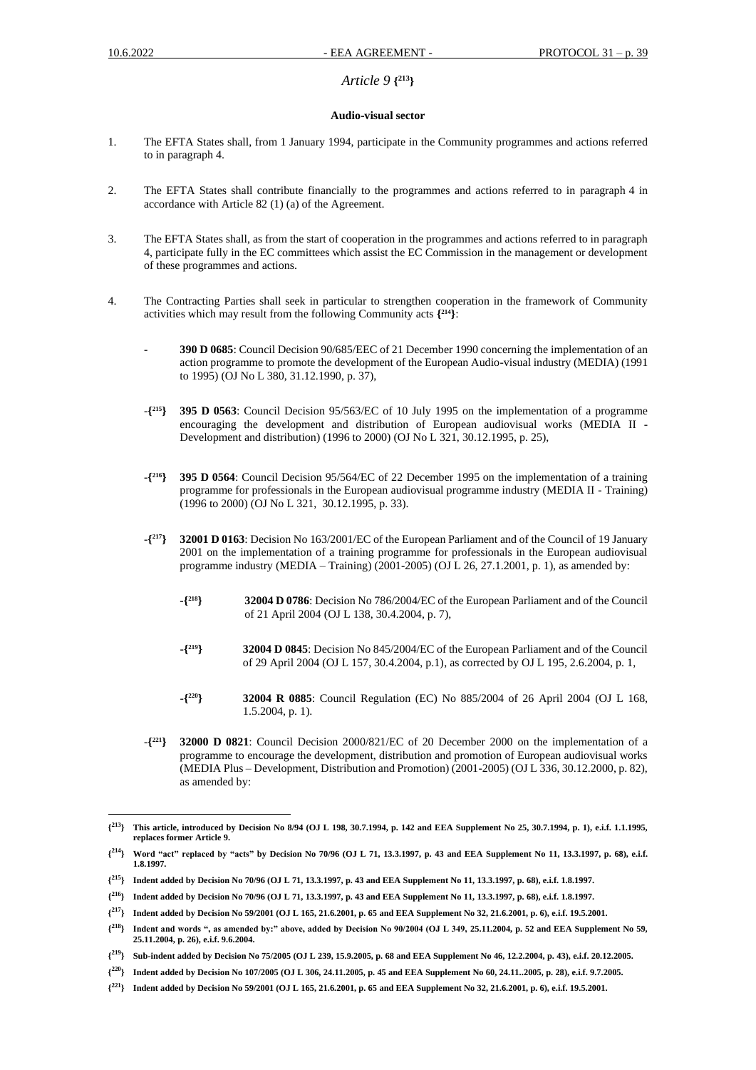*Article 9* {[213]}

**Audio-visual sector**

1. The EFTA States shall, from 1 January 1994, participate in the Community programmes and actions referred to in paragraph 4.

2. The EFTA States shall contribute financially to the programmes and actions referred to in paragraph 4 in accordance with Article 82 (1) (a) of the Agreement.

3. The EFTA States shall, as from the start of cooperation in the programmes and actions referred to in paragraph 4, participate fully in the EC committees which assist the EC Commission in the management or development of these programmes and actions.

4. The Contracting Parties shall seek in particular to strengthen cooperation in the framework of Community activities which may result from the following Community acts {[214]}:

   - **390 D 0685**: Council Decision 90/685/EEC of 21 December 1990 concerning the implementation of an action programme to promote the development of the European Audio-visual industry (MEDIA) (1991 to 1995) (OJ No L 380, 31.12.1990, p. 37),

   -{[215]} **395 D 0563**: Council Decision 95/563/EC of 10 July 1995 on the implementation of a programme encouraging the development and distribution of European audiovisual works (MEDIA II - Development and distribution) (1996 to 2000) (OJ No L 321, 30.12.1995, p. 25),

   -{[216]} **395 D 0564**: Council Decision 95/564/EC of 22 December 1995 on the implementation of a training programme for professionals in the European audiovisual programme industry (MEDIA II - Training) (1996 to 2000) (OJ No L 321, 30.12.1995, p. 33).

   -{[217]} **32001 D 0163**: Decision No 163/2001/EC of the European Parliament and of the Council of 19 January 2001 on the implementation of a training programme for professionals in the European audiovisual programme industry (MEDIA – Training) (2001-2005) (OJ L 26, 27.1.2001, p. 1), as amended by:

     -{[218]} **32004 D 0786**: Decision No 786/2004/EC of the European Parliament and of the Council of 21 April 2004 (OJ L 138, 30.4.2004, p. 7),

     -{[219]} **32004 D 0845**: Decision No 845/2004/EC of the European Parliament and of the Council of 29 April 2004 (OJ L 157, 30.4.2004, p.1), as corrected by OJ L 195, 2.6.2004, p. 1,

     -{[220]} **32004 R 0885**: Council Regulation (EC) No 885/2004 of 26 April 2004 (OJ L 168, 1.5.2004, p. 1).

   -{[221]} **32000 D 0821**: Council Decision 2000/821/EC of 20 December 2000 on the implementation of a programme to encourage the development, distribution and promotion of European audiovisual works (MEDIA Plus – Development, Distribution and Promotion) (2001-2005) (OJ L 336, 30.12.2000, p. 82), as amended by:

---

{[213]} **This article, introduced by Decision No 8/94 (OJ L 198, 30.7.1994, p. 142 and EEA Supplement No 25, 30.7.1994, p. 1), e.i.f. 1.1.1995, replaces former Article 9.**

{[214]} **Word "act" replaced by "acts" by Decision No 70/96 (OJ L 71, 13.3.1997, p. 43 and EEA Supplement No 11, 13.3.1997, p. 68), e.i.f. 1.8.1997.**

{[215]} **Indent added by Decision No 70/96 (OJ L 71, 13.3.1997, p. 43 and EEA Supplement No 11, 13.3.1997, p. 68), e.i.f. 1.8.1997.**

{[216]} **Indent added by Decision No 70/96 (OJ L 71, 13.3.1997, p. 43 and EEA Supplement No 11, 13.3.1997, p. 68), e.i.f. 1.8.1997.**

{[217]} **Indent added by Decision No 59/2001 (OJ L 165, 21.6.2001, p. 65 and EEA Supplement No 32, 21.6.2001, p. 6), e.i.f. 19.5.2001.**

{[218]} **Indent and words ", as amended by:" above, added by Decision No 90/2004 (OJ L 349, 25.11.2004, p. 52 and EEA Supplement No 59, 25.11.2004, p. 26), e.i.f. 9.6.2004.**

{[219]} **Sub-indent added by Decision No 75/2005 (OJ L 239, 15.9.2005, p. 68 and EEA Supplement No 46, 12.2.2004, p. 43), e.i.f. 20.12.2005.**

{[220]} **Indent added by Decision No 107/2005 (OJ L 306, 24.11.2005, p. 45 and EEA Supplement No 60, 24.11..2005, p. 28), e.i.f. 9.7.2005.**

{[221]} **Indent added by Decision No 59/2001 (OJ L 165, 21.6.2001, p. 65 and EEA Supplement No 32, 21.6.2001, p. 6), e.i.f. 19.5.2001.**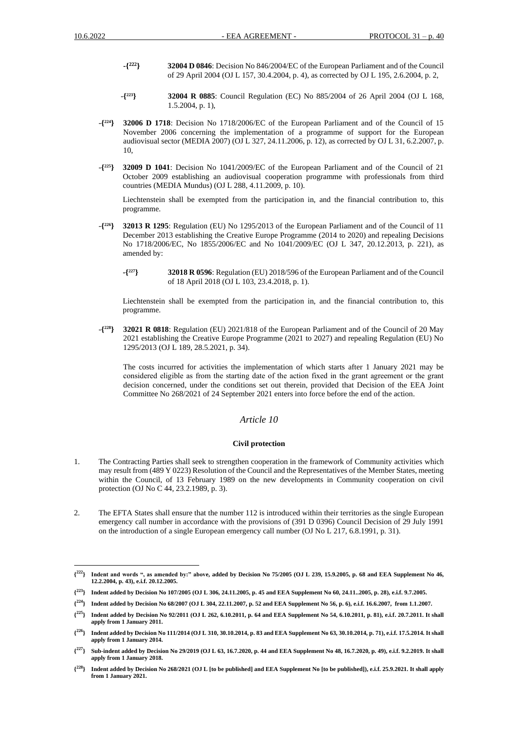-{222} **32004 D 0846**: Decision No 846/2004/EC of the European Parliament and of the Council of 29 April 2004 (OJ L 157, 30.4.2004, p. 4), as corrected by OJ L 195, 2.6.2004, p. 2,

-{223} **32004 R 0885**: Council Regulation (EC) No 885/2004 of 26 April 2004 (OJ L 168, 1.5.2004, p. 1),

-{224} **32006 D 1718**: Decision No 1718/2006/EC of the European Parliament and of the Council of 15 November 2006 concerning the implementation of a programme of support for the European audiovisual sector (MEDIA 2007) (OJ L 327, 24.11.2006, p. 12), as corrected by OJ L 31, 6.2.2007, p. 10,

-{225} **32009 D 1041**: Decision No 1041/2009/EC of the European Parliament and of the Council of 21 October 2009 establishing an audiovisual cooperation programme with professionals from third countries (MEDIA Mundus) (OJ L 288, 4.11.2009, p. 10).

Liechtenstein shall be exempted from the participation in, and the financial contribution to, this programme.

-{226} **32013 R 1295**: Regulation (EU) No 1295/2013 of the European Parliament and of the Council of 11 December 2013 establishing the Creative Europe Programme (2014 to 2020) and repealing Decisions No 1718/2006/EC, No 1855/2006/EC and No 1041/2009/EC (OJ L 347, 20.12.2013, p. 221), as amended by:

-{227} **32018 R 0596**: Regulation (EU) 2018/596 of the European Parliament and of the Council of 18 April 2018 (OJ L 103, 23.4.2018, p. 1).

Liechtenstein shall be exempted from the participation in, and the financial contribution to, this programme.

-{228} **32021 R 0818**: Regulation (EU) 2021/818 of the European Parliament and of the Council of 20 May 2021 establishing the Creative Europe Programme (2021 to 2027) and repealing Regulation (EU) No 1295/2013 (OJ L 189, 28.5.2021, p. 34).

The costs incurred for activities the implementation of which starts after 1 January 2021 may be considered eligible as from the starting date of the action fixed in the grant agreement or the grant decision concerned, under the conditions set out therein, provided that Decision of the EEA Joint Committee No 268/2021 of 24 September 2021 enters into force before the end of the action.

## *Article 10*

### Civil protection

1. The Contracting Parties shall seek to strengthen cooperation in the framework of Community activities which may result from (489 Y 0223) Resolution of the Council and the Representatives of the Member States, meeting within the Council, of 13 February 1989 on the new developments in Community cooperation on civil protection (OJ No C 44, 23.2.1989, p. 3).

2. The EFTA States shall ensure that the number 112 is introduced within their territories as the single European emergency call number in accordance with the provisions of (391 D 0396) Council Decision of 29 July 1991 on the introduction of a single European emergency call number (OJ No L 217, 6.8.1991, p. 31).

---

**{222} Indent and words ", as amended by:" above, added by Decision No 75/2005 (OJ L 239, 15.9.2005, p. 68 and EEA Supplement No 46, 12.2.2004, p. 43), e.i.f. 20.12.2005.**

**{223} Indent added by Decision No 107/2005 (OJ L 306, 24.11.2005, p. 45 and EEA Supplement No 60, 24.11..2005, p. 28), e.i.f. 9.7.2005.**

**{224} Indent added by Decision No 68/2007 (OJ L 304, 22.11.2007, p. 52 and EEA Supplement No 56, p. 6), e.i.f. 16.6.2007, from 1.1.2007.**

**{225} Indent added by Decision No 92/2011 (OJ L 262, 6.10.2011, p. 64 and EEA Supplement No 54, 6.10.2011, p. 81), e.i.f. 20.7.2011. It shall apply from 1 January 2011.**

**{226} Indent added by Decision No 111/2014 (OJ L 310, 30.10.2014, p. 83 and EEA Supplement No 63, 30.10.2014, p. 71), e.i.f. 17.5.2014. It shall apply from 1 January 2014.**

**{227} Sub-indent added by Decision No 29/2019 (OJ L 63, 16.7.2020, p. 44 and EEA Supplement No 48, 16.7.2020, p. 49), e.i.f. 9.2.2019. It shall apply from 1 January 2018.**

**{228} Indent added by Decision No 268/2021 (OJ L [to be published] and EEA Supplement No [to be published]), e.i.f. 25.9.2021. It shall apply from 1 January 2021.**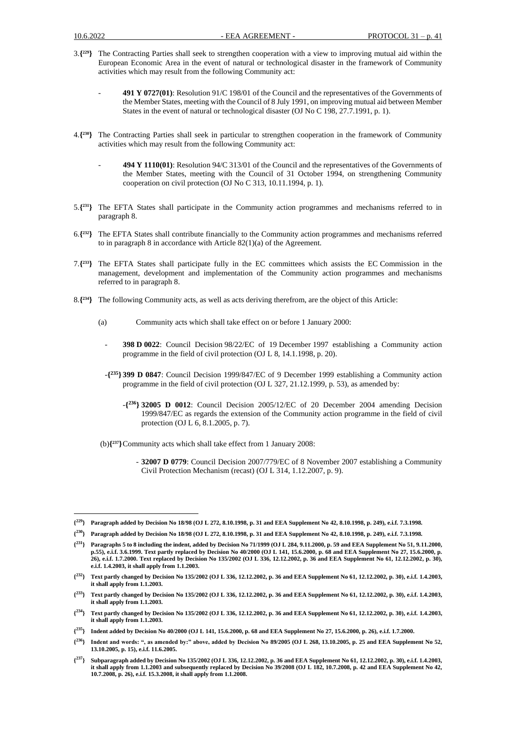3.{229} The Contracting Parties shall seek to strengthen cooperation with a view to improving mutual aid within the European Economic Area in the event of natural or technological disaster in the framework of Community activities which may result from the following Community act:

- **491 Y 0727(01)**: Resolution 91/C 198/01 of the Council and the representatives of the Governments of the Member States, meeting with the Council of 8 July 1991, on improving mutual aid between Member States in the event of natural or technological disaster (OJ No C 198, 27.7.1991, p. 1).

4.{230} The Contracting Parties shall seek in particular to strengthen cooperation in the framework of Community activities which may result from the following Community act:

- **494 Y 1110(01)**: Resolution 94/C 313/01 of the Council and the representatives of the Governments of the Member States, meeting with the Council of 31 October 1994, on strengthening Community cooperation on civil protection (OJ No C 313, 10.11.1994, p. 1).

5.{231} The EFTA States shall participate in the Community action programmes and mechanisms referred to in paragraph 8.

6.{232} The EFTA States shall contribute financially to the Community action programmes and mechanisms referred to in paragraph 8 in accordance with Article 82(1)(a) of the Agreement.

7.{233} The EFTA States shall participate fully in the EC committees which assists the EC Commission in the management, development and implementation of the Community action programmes and mechanisms referred to in paragraph 8.

8.{234} The following Community acts, as well as acts deriving therefrom, are the object of this Article:

(a) Community acts which shall take effect on or before 1 January 2000:

- **398 D 0022**: Council Decision 98/22/EC of 19 December 1997 establishing a Community action programme in the field of civil protection (OJ L 8, 14.1.1998, p. 20).

- {235} **399 D 0847**: Council Decision 1999/847/EC of 9 December 1999 establishing a Community action programme in the field of civil protection (OJ L 327, 21.12.1999, p. 53), as amended by:

  - {236} **32005 D 0012**: Council Decision 2005/12/EC of 20 December 2004 amending Decision 1999/847/EC as regards the extension of the Community action programme in the field of civil protection (OJ L 6, 8.1.2005, p. 7).

(b){237} Community acts which shall take effect from 1 January 2008:

- **32007 D 0779**: Council Decision 2007/779/EC of 8 November 2007 establishing a Community Civil Protection Mechanism (recast) (OJ L 314, 1.12.2007, p. 9).

---

{229} **Paragraph added by Decision No 18/98 (OJ L 272, 8.10.1998, p. 31 and EEA Supplement No 42, 8.10.1998, p. 249), e.i.f. 7.3.1998.**

{230} **Paragraph added by Decision No 18/98 (OJ L 272, 8.10.1998, p. 31 and EEA Supplement No 42, 8.10.1998, p. 249), e.i.f. 7.3.1998.**

{231} **Paragraphs 5 to 8 including the indent, added by Decision No 71/1999 (OJ L 284, 9.11.2000, p. 59 and EEA Supplement No 51, 9.11.2000, p.55), e.i.f. 3.6.1999. Text partly replaced by Decision No 40/2000 (OJ L 141, 15.6.2000, p. 68 and EEA Supplement No 27, 15.6.2000, p. 26), e.i.f. 1.7.2000. Text replaced by Decision No 135/2002 (OJ L 336, 12.12.2002, p. 36 and EEA Supplement No 61, 12.12.2002, p. 30), e.i.f. 1.4.2003, it shall apply from 1.1.2003.**

{232} **Text partly changed by Decision No 135/2002 (OJ L 336, 12.12.2002, p. 36 and EEA Supplement No 61, 12.12.2002, p. 30), e.i.f. 1.4.2003, it shall apply from 1.1.2003.**

{233} **Text partly changed by Decision No 135/2002 (OJ L 336, 12.12.2002, p. 36 and EEA Supplement No 61, 12.12.2002, p. 30), e.i.f. 1.4.2003, it shall apply from 1.1.2003.**

{234} **Text partly changed by Decision No 135/2002 (OJ L 336, 12.12.2002, p. 36 and EEA Supplement No 61, 12.12.2002, p. 30), e.i.f. 1.4.2003, it shall apply from 1.1.2003.**

{235} **Indent added by Decision No 40/2000 (OJ L 141, 15.6.2000, p. 68 and EEA Supplement No 27, 15.6.2000, p. 26), e.i.f. 1.7.2000.**

{236} **Indent and words: ", as amended by:" above, added by Decision No 89/2005 (OJ L 268, 13.10.2005, p. 25 and EEA Supplement No 52, 13.10.2005, p. 15), e.i.f. 11.6.2005.**

{237} **Subparagraph added by Decision No 135/2002 (OJ L 336, 12.12.2002, p. 36 and EEA Supplement No 61, 12.12.2002, p. 30), e.i.f. 1.4.2003, it shall apply from 1.1.2003 and subsequently replaced by Decision No 39/2008 (OJ L 182, 10.7.2008, p. 42 and EEA Supplement No 42, 10.7.2008, p. 26), e.i.f. 15.3.2008, it shall apply from 1.1.2008.**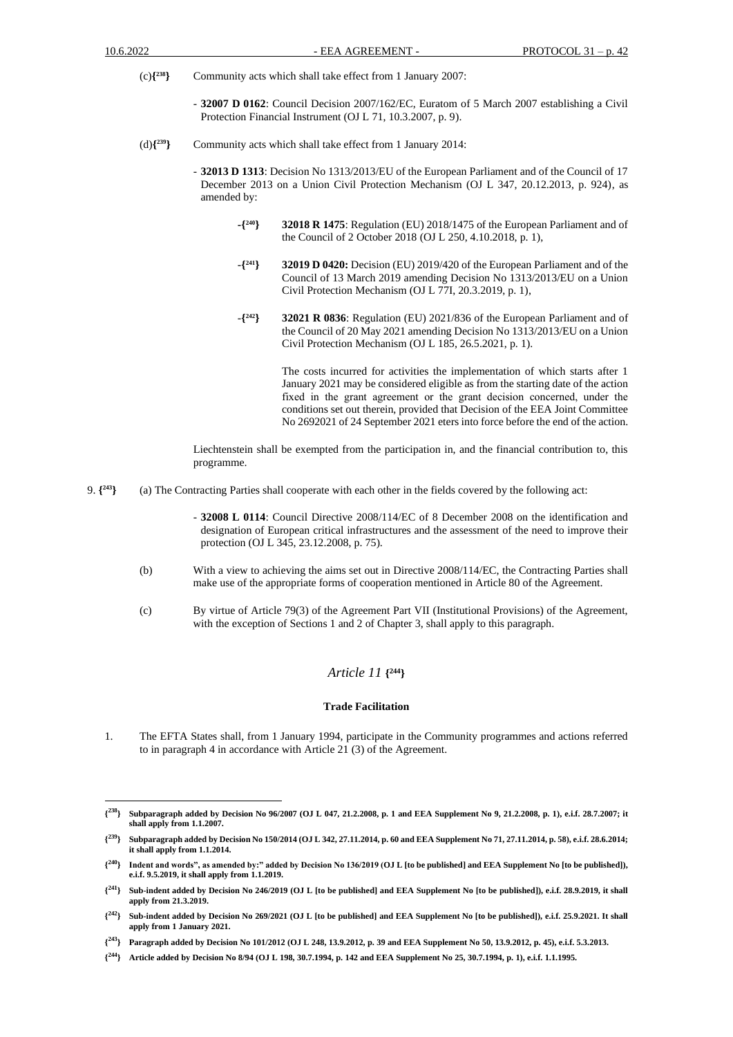(c){[238]} Community acts which shall take effect from 1 January 2007:

- **32007 D 0162**: Council Decision 2007/162/EC, Euratom of 5 March 2007 establishing a Civil Protection Financial Instrument (OJ L 71, 10.3.2007, p. 9).

(d){[239]} Community acts which shall take effect from 1 January 2014:

- **32013 D 1313**: Decision No 1313/2013/EU of the European Parliament and of the Council of 17 December 2013 on a Union Civil Protection Mechanism (OJ L 347, 20.12.2013, p. 924), as amended by:

  - {[240]} **32018 R 1475**: Regulation (EU) 2018/1475 of the European Parliament and of the Council of 2 October 2018 (OJ L 250, 4.10.2018, p. 1),

  - {[241]} **32019 D 0420:** Decision (EU) 2019/420 of the European Parliament and of the Council of 13 March 2019 amending Decision No 1313/2013/EU on a Union Civil Protection Mechanism (OJ L 77I, 20.3.2019, p. 1),

  - {[242]} **32021 R 0836**: Regulation (EU) 2021/836 of the European Parliament and of the Council of 20 May 2021 amending Decision No 1313/2013/EU on a Union Civil Protection Mechanism (OJ L 185, 26.5.2021, p. 1).

    The costs incurred for activities the implementation of which starts after 1 January 2021 may be considered eligible as from the starting date of the action fixed in the grant agreement or the grant decision concerned, under the conditions set out therein, provided that Decision of the EEA Joint Committee No 2692021 of 24 September 2021 eters into force before the end of the action.

Liechtenstein shall be exempted from the participation in, and the financial contribution to, this programme.

9. {[243]} (a) The Contracting Parties shall cooperate with each other in the fields covered by the following act:

- **32008 L 0114**: Council Directive 2008/114/EC of 8 December 2008 on the identification and designation of European critical infrastructures and the assessment of the need to improve their protection (OJ L 345, 23.12.2008, p. 75).

(b) With a view to achieving the aims set out in Directive 2008/114/EC, the Contracting Parties shall make use of the appropriate forms of cooperation mentioned in Article 80 of the Agreement.

(c) By virtue of Article 79(3) of the Agreement Part VII (Institutional Provisions) of the Agreement, with the exception of Sections 1 and 2 of Chapter 3, shall apply to this paragraph.

## *Article 11* {[244]}

### Trade Facilitation

1. The EFTA States shall, from 1 January 1994, participate in the Community programmes and actions referred to in paragraph 4 in accordance with Article 21 (3) of the Agreement.

---

**{[238]} Subparagraph added by Decision No 96/2007 (OJ L 047, 21.2.2008, p. 1 and EEA Supplement No 9, 21.2.2008, p. 1), e.i.f. 28.7.2007; it shall apply from 1.1.2007.**

**{[239]} Subparagraph added by Decision No 150/2014 (OJ L 342, 27.11.2014, p. 60 and EEA Supplement No 71, 27.11.2014, p. 58), e.i.f. 28.6.2014; it shall apply from 1.1.2014.**

**{[240]} Indent and words", as amended by:" added by Decision No 136/2019 (OJ L [to be published] and EEA Supplement No [to be published]), e.i.f. 9.5.2019, it shall apply from 1.1.2019.**

**{[241]} Sub-indent added by Decision No 246/2019 (OJ L [to be published] and EEA Supplement No [to be published]), e.i.f. 28.9.2019, it shall apply from 21.3.2019.**

**{[242]} Sub-indent added by Decision No 269/2021 (OJ L [to be published] and EEA Supplement No [to be published]), e.i.f. 25.9.2021. It shall apply from 1 January 2021.**

**{[243]} Paragraph added by Decision No 101/2012 (OJ L 248, 13.9.2012, p. 39 and EEA Supplement No 50, 13.9.2012, p. 45), e.i.f. 5.3.2013.**

**{[244]} Article added by Decision No 8/94 (OJ L 198, 30.7.1994, p. 142 and EEA Supplement No 25, 30.7.1994, p. 1), e.i.f. 1.1.1995.**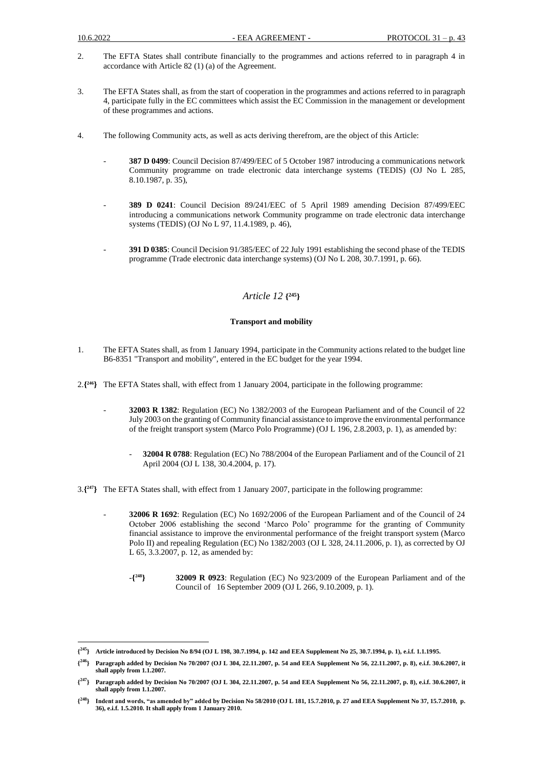2. The EFTA States shall contribute financially to the programmes and actions referred to in paragraph 4 in accordance with Article 82 (1) (a) of the Agreement.

3. The EFTA States shall, as from the start of cooperation in the programmes and actions referred to in paragraph 4, participate fully in the EC committees which assist the EC Commission in the management or development of these programmes and actions.

4. The following Community acts, as well as acts deriving therefrom, are the object of this Article:

   - **387 D 0499**: Council Decision 87/499/EEC of 5 October 1987 introducing a communications network Community programme on trade electronic data interchange systems (TEDIS) (OJ No L 285, 8.10.1987, p. 35),

   - **389 D 0241**: Council Decision 89/241/EEC of 5 April 1989 amending Decision 87/499/EEC introducing a communications network Community programme on trade electronic data interchange systems (TEDIS) (OJ No L 97, 11.4.1989, p. 46),

   - **391 D 0385**: Council Decision 91/385/EEC of 22 July 1991 establishing the second phase of the TEDIS programme (Trade electronic data interchange systems) (OJ No L 208, 30.7.1991, p. 66).

## *Article 12* {[245]}

**Transport and mobility**

1. The EFTA States shall, as from 1 January 1994, participate in the Community actions related to the budget line B6-8351 "Transport and mobility", entered in the EC budget for the year 1994.

2.{[246]} The EFTA States shall, with effect from 1 January 2004, participate in the following programme:

   - **32003 R 1382**: Regulation (EC) No 1382/2003 of the European Parliament and of the Council of 22 July 2003 on the granting of Community financial assistance to improve the environmental performance of the freight transport system (Marco Polo Programme) (OJ L 196, 2.8.2003, p. 1), as amended by:

     - **32004 R 0788**: Regulation (EC) No 788/2004 of the European Parliament and of the Council of 21 April 2004 (OJ L 138, 30.4.2004, p. 17).

3.{[247]} The EFTA States shall, with effect from 1 January 2007, participate in the following programme:

   - **32006 R 1692**: Regulation (EC) No 1692/2006 of the European Parliament and of the Council of 24 October 2006 establishing the second 'Marco Polo' programme for the granting of Community financial assistance to improve the environmental performance of the freight transport system (Marco Polo II) and repealing Regulation (EC) No 1382/2003 (OJ L 328, 24.11.2006, p. 1), as corrected by OJ L 65, 3.3.2007, p. 12, as amended by:

     - {[248]} **32009 R 0923**: Regulation (EC) No 923/2009 of the European Parliament and of the Council of 16 September 2009 (OJ L 266, 9.10.2009, p. 1).

---

**{[245]} Article introduced by Decision No 8/94 (OJ L 198, 30.7.1994, p. 142 and EEA Supplement No 25, 30.7.1994, p. 1), e.i.f. 1.1.1995.**

**{[246]} Paragraph added by Decision No 70/2007 (OJ L 304, 22.11.2007, p. 54 and EEA Supplement No 56, 22.11.2007, p. 8), e.i.f. 30.6.2007, it shall apply from 1.1.2007.**

**{[247]} Paragraph added by Decision No 70/2007 (OJ L 304, 22.11.2007, p. 54 and EEA Supplement No 56, 22.11.2007, p. 8), e.i.f. 30.6.2007, it shall apply from 1.1.2007.**

**{[248]} Indent and words, "as amended by" added by Decision No 58/2010 (OJ L 181, 15.7.2010, p. 27 and EEA Supplement No 37, 15.7.2010, p. 36), e.i.f. 1.5.2010. It shall apply from 1 January 2010.**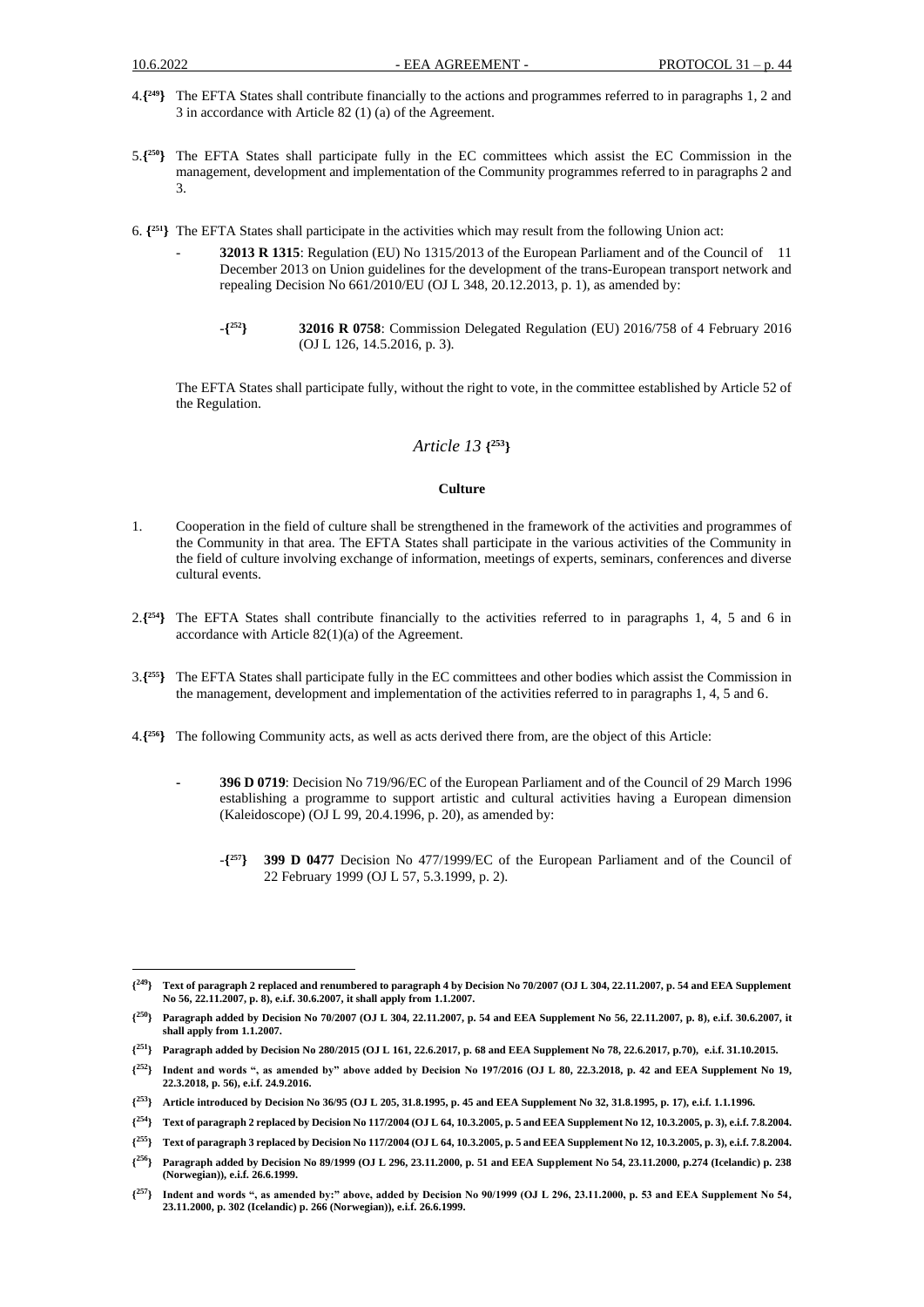4.{[249]} The EFTA States shall contribute financially to the actions and programmes referred to in paragraphs 1, 2 and 3 in accordance with Article 82 (1) (a) of the Agreement.

5.{[250]} The EFTA States shall participate fully in the EC committees which assist the EC Commission in the management, development and implementation of the Community programmes referred to in paragraphs 2 and 3.

6. {[251]} The EFTA States shall participate in the activities which may result from the following Union act:

- **32013 R 1315**: Regulation (EU) No 1315/2013 of the European Parliament and of the Council of 11 December 2013 on Union guidelines for the development of the trans-European transport network and repealing Decision No 661/2010/EU (OJ L 348, 20.12.2013, p. 1), as amended by:

  -{[252]} **32016 R 0758**: Commission Delegated Regulation (EU) 2016/758 of 4 February 2016 (OJ L 126, 14.5.2016, p. 3).

The EFTA States shall participate fully, without the right to vote, in the committee established by Article 52 of the Regulation.

## *Article 13* {[253]}

### Culture

1. Cooperation in the field of culture shall be strengthened in the framework of the activities and programmes of the Community in that area. The EFTA States shall participate in the various activities of the Community in the field of culture involving exchange of information, meetings of experts, seminars, conferences and diverse cultural events.

2.{[254]} The EFTA States shall contribute financially to the activities referred to in paragraphs 1, 4, 5 and 6 in accordance with Article 82(1)(a) of the Agreement.

3.{[255]} The EFTA States shall participate fully in the EC committees and other bodies which assist the Commission in the management, development and implementation of the activities referred to in paragraphs 1, 4, 5 and 6.

4.{[256]} The following Community acts, as well as acts derived there from, are the object of this Article:

- **396 D 0719**: Decision No 719/96/EC of the European Parliament and of the Council of 29 March 1996 establishing a programme to support artistic and cultural activities having a European dimension (Kaleidoscope) (OJ L 99, 20.4.1996, p. 20), as amended by:

  -{[257]} **399 D 0477** Decision No 477/1999/EC of the European Parliament and of the Council of 22 February 1999 (OJ L 57, 5.3.1999, p. 2).

---

{[249]} **Text of paragraph 2 replaced and renumbered to paragraph 4 by Decision No 70/2007 (OJ L 304, 22.11.2007, p. 54 and EEA Supplement No 56, 22.11.2007, p. 8), e.i.f. 30.6.2007, it shall apply from 1.1.2007.**

{[250]} **Paragraph added by Decision No 70/2007 (OJ L 304, 22.11.2007, p. 54 and EEA Supplement No 56, 22.11.2007, p. 8), e.i.f. 30.6.2007, it shall apply from 1.1.2007.**

{[251]} **Paragraph added by Decision No 280/2015 (OJ L 161, 22.6.2017, p. 68 and EEA Supplement No 78, 22.6.2017, p.70), e.i.f. 31.10.2015.**

{[252]} **Indent and words ", as amended by" above added by Decision No 197/2016 (OJ L 80, 22.3.2018, p. 42 and EEA Supplement No 19, 22.3.2018, p. 56), e.i.f. 24.9.2016.**

{[253]} **Article introduced by Decision No 36/95 (OJ L 205, 31.8.1995, p. 45 and EEA Supplement No 32, 31.8.1995, p. 17), e.i.f. 1.1.1996.**

{[254]} **Text of paragraph 2 replaced by Decision No 117/2004 (OJ L 64, 10.3.2005, p. 5 and EEA Supplement No 12, 10.3.2005, p. 3), e.i.f. 7.8.2004.**

{[255]} **Text of paragraph 3 replaced by Decision No 117/2004 (OJ L 64, 10.3.2005, p. 5 and EEA Supplement No 12, 10.3.2005, p. 3), e.i.f. 7.8.2004.**

{[256]} **Paragraph added by Decision No 89/1999 (OJ L 296, 23.11.2000, p. 51 and EEA Supplement No 54, 23.11.2000, p.274 (Icelandic) p. 238 (Norwegian)), e.i.f. 26.6.1999.**

{[257]} **Indent and words ", as amended by:" above, added by Decision No 90/1999 (OJ L 296, 23.11.2000, p. 53 and EEA Supplement No 54, 23.11.2000, p. 302 (Icelandic) p. 266 (Norwegian)), e.i.f. 26.6.1999.**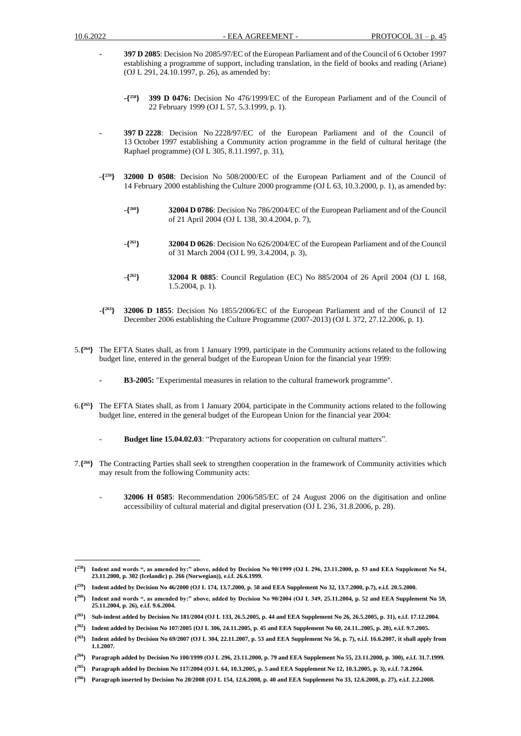- **397 D 2085**: Decision No 2085/97/EC of the European Parliament and of the Council of 6 October 1997 establishing a programme of support, including translation, in the field of books and reading (Ariane) (OJ L 291, 24.10.1997, p. 26), as amended by:

  - {[258]} **399 D 0476:** Decision No 476/1999/EC of the European Parliament and of the Council of 22 February 1999 (OJ L 57, 5.3.1999, p. 1).

- **397 D 2228**: Decision No 2228/97/EC of the European Parliament and of the Council of 13 October 1997 establishing a Community action programme in the field of cultural heritage (the Raphael programme) (OJ L 305, 8.11.1997, p. 31),

- {[259]} **32000 D 0508**: Decision No 508/2000/EC of the European Parliament and of the Council of 14 February 2000 establishing the Culture 2000 programme (OJ L 63, 10.3.2000, p. 1), as amended by:

  - {[260]} **32004 D 0786**: Decision No 786/2004/EC of the European Parliament and of the Council of 21 April 2004 (OJ L 138, 30.4.2004, p. 7),

  - {[261]} **32004 D 0626**: Decision No 626/2004/EC of the European Parliament and of the Council of 31 March 2004 (OJ L 99, 3.4.2004, p. 3),

  - {[262]} **32004 R 0885**: Council Regulation (EC) No 885/2004 of 26 April 2004 (OJ L 168, 1.5.2004, p. 1).

- {[263]} **32006 D 1855**: Decision No 1855/2006/EC of the European Parliament and of the Council of 12 December 2006 establishing the Culture Programme (2007-2013) (OJ L 372, 27.12.2006, p. 1).

5.{[264]} The EFTA States shall, as from 1 January 1999, participate in the Community actions related to the following budget line, entered in the general budget of the European Union for the financial year 1999:

- **B3-2005:** "Experimental measures in relation to the cultural framework programme".

6.{[265]} The EFTA States shall, as from 1 January 2004, participate in the Community actions related to the following budget line, entered in the general budget of the European Union for the financial year 2004:

- **Budget line 15.04.02.03**: "Preparatory actions for cooperation on cultural matters".

7.{[266]} The Contracting Parties shall seek to strengthen cooperation in the framework of Community activities which may result from the following Community acts:

- **32006 H 0585**: Recommendation 2006/585/EC of 24 August 2006 on the digitisation and online accessibility of cultural material and digital preservation (OJ L 236, 31.8.2006, p. 28).

---

**{[258]} Indent and words ", as amended by:" above, added by Decision No 90/1999 (OJ L 296, 23.11.2000, p. 53 and EEA Supplement No 54, 23.11.2000, p. 302 (Icelandic) p. 266 (Norwegian)), e.i.f. 26.6.1999.**

**{[259]} Indent added by Decision No 46/2000 (OJ L 174, 13.7.2000, p. 58 and EEA Supplement No 32, 13.7.2000, p.7), e.i.f. 20.5.2000.**

**{[260]} Indent and words ", as amended by:" above, added by Decision No 90/2004 (OJ L 349, 25.11.2004, p. 52 and EEA Supplement No 59, 25.11.2004, p. 26), e.i.f. 9.6.2004.**

**{[261]} Sub-indent added by Decision No 181/2004 (OJ L 133, 26.5.2005, p. 44 and EEA Supplement No 26, 26.5.2005, p. 31), e.i.f. 17.12.2004.**

**{[262]} Indent added by Decision No 107/2005 (OJ L 306, 24.11.2005, p. 45 and EEA Supplement No 60, 24.11..2005, p. 28), e.i.f. 9.7.2005.**

**{[263]} Indent added by Decision No 69/2007 (OJ L 304, 22.11.2007, p. 53 and EEA Supplement No 56, p. 7), e.i.f. 16.6.2007, it shall apply from 1.1.2007.**

**{[264]} Paragraph added by Decision No 100/1999 (OJ L 296, 23.11.2000, p. 79 and EEA Supplement No 55, 23.11.2000, p. 300), e.i.f. 31.7.1999.**

**{[265]} Paragraph added by Decision No 117/2004 (OJ L 64, 10.3.2005, p. 5 and EEA Supplement No 12, 10.3.2005, p. 3), e.i.f. 7.8.2004.**

**{[266]} Paragraph inserted by Decision No 20/2008 (OJ L 154, 12.6.2008, p. 40 and EEA Supplement No 33, 12.6.2008, p. 27), e.i.f. 2.2.2008.**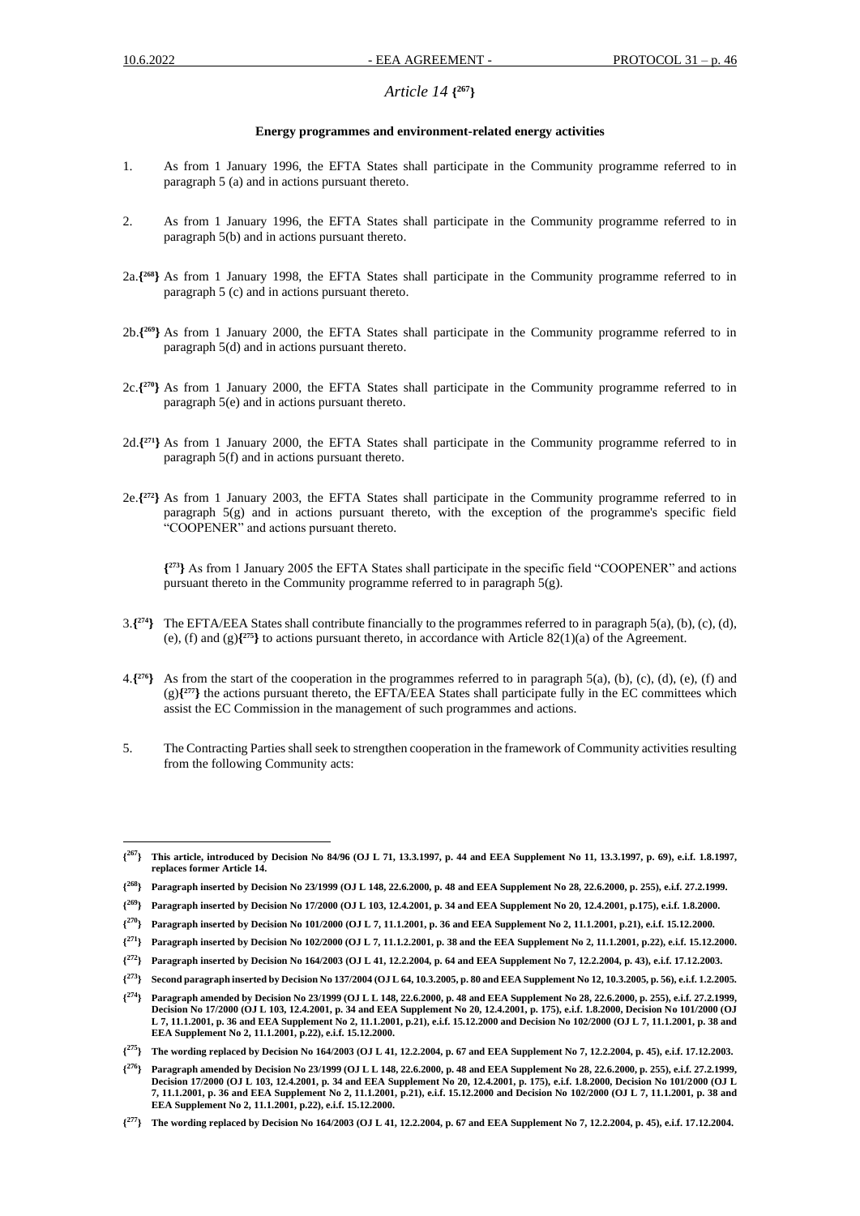*Article 14* {[267]}

**Energy programmes and environment-related energy activities**

1. As from 1 January 1996, the EFTA States shall participate in the Community programme referred to in paragraph 5 (a) and in actions pursuant thereto.

2. As from 1 January 1996, the EFTA States shall participate in the Community programme referred to in paragraph 5(b) and in actions pursuant thereto.

2a.{[268]} As from 1 January 1998, the EFTA States shall participate in the Community programme referred to in paragraph 5 (c) and in actions pursuant thereto.

2b.{[269]} As from 1 January 2000, the EFTA States shall participate in the Community programme referred to in paragraph 5(d) and in actions pursuant thereto.

2c.{[270]} As from 1 January 2000, the EFTA States shall participate in the Community programme referred to in paragraph 5(e) and in actions pursuant thereto.

2d.{[271]} As from 1 January 2000, the EFTA States shall participate in the Community programme referred to in paragraph 5(f) and in actions pursuant thereto.

2e.{[272]} As from 1 January 2003, the EFTA States shall participate in the Community programme referred to in paragraph 5(g) and in actions pursuant thereto, with the exception of the programme's specific field "COOPENER" and actions pursuant thereto.

{[273]} As from 1 January 2005 the EFTA States shall participate in the specific field "COOPENER" and actions pursuant thereto in the Community programme referred to in paragraph 5(g).

3.{[274]} The EFTA/EEA States shall contribute financially to the programmes referred to in paragraph 5(a), (b), (c), (d), (e), (f) and (g){[275]} to actions pursuant thereto, in accordance with Article 82(1)(a) of the Agreement.

4.{[276]} As from the start of the cooperation in the programmes referred to in paragraph 5(a), (b), (c), (d), (e), (f) and (g){[277]} the actions pursuant thereto, the EFTA/EEA States shall participate fully in the EC committees which assist the EC Commission in the management of such programmes and actions.

5. The Contracting Parties shall seek to strengthen cooperation in the framework of Community activities resulting from the following Community acts:

---

**{[267]} This article, introduced by Decision No 84/96 (OJ L 71, 13.3.1997, p. 44 and EEA Supplement No 11, 13.3.1997, p. 69), e.i.f. 1.8.1997, replaces former Article 14.**

**{[268]} Paragraph inserted by Decision No 23/1999 (OJ L 148, 22.6.2000, p. 48 and EEA Supplement No 28, 22.6.2000, p. 255), e.i.f. 27.2.1999.**

**{[269]} Paragraph inserted by Decision No 17/2000 (OJ L 103, 12.4.2001, p. 34 and EEA Supplement No 20, 12.4.2001, p.175), e.i.f. 1.8.2000.**

**{[270]} Paragraph inserted by Decision No 101/2000 (OJ L 7, 11.1.2001, p. 36 and EEA Supplement No 2, 11.1.2001, p.21), e.i.f. 15.12.2000.**

**{[271]} Paragraph inserted by Decision No 102/2000 (OJ L 7, 11.1.2001, p. 38 and the EEA Supplement No 2, 11.1.2001, p.22), e.i.f. 15.12.2000.**

**{[272]} Paragraph inserted by Decision No 164/2003 (OJ L 41, 12.2.2004, p. 64 and EEA Supplement No 7, 12.2.2004, p. 43), e.i.f. 17.12.2003.**

**{[273]} Second paragraph inserted by Decision No 137/2004 (OJ L 64, 10.3.2005, p. 80 and EEA Supplement No 12, 10.3.2005, p. 56), e.i.f. 1.2.2005.**

**{[274]} Paragraph amended by Decision No 23/1999 (OJ L L 148, 22.6.2000, p. 48 and EEA Supplement No 28, 22.6.2000, p. 255), e.i.f. 27.2.1999, Decision No 17/2000 (OJ L 103, 12.4.2001, p. 34 and EEA Supplement No 20, 12.4.2001, p. 175), e.i.f. 1.8.2000, Decision No 101/2000 (OJ L 7, 11.1.2001, p. 36 and EEA Supplement No 2, 11.1.2001, p.21), e.i.f. 15.12.2000 and Decision No 102/2000 (OJ L 7, 11.1.2001, p. 38 and EEA Supplement No 2, 11.1.2001, p.22), e.i.f. 15.12.2000.**

**{[275]} The wording replaced by Decision No 164/2003 (OJ L 41, 12.2.2004, p. 67 and EEA Supplement No 7, 12.2.2004, p. 45), e.i.f. 17.12.2003.**

**{[276]} Paragraph amended by Decision No 23/1999 (OJ L L 148, 22.6.2000, p. 48 and EEA Supplement No 28, 22.6.2000, p. 255), e.i.f. 27.2.1999, Decision 17/2000 (OJ L 103, 12.4.2001, p. 34 and EEA Supplement No 20, 12.4.2001, p. 175), e.i.f. 1.8.2000, Decision No 101/2000 (OJ L 7, 11.1.2001, p. 36 and EEA Supplement No 2, 11.1.2001, p.21), e.i.f. 15.12.2000 and Decision No 102/2000 (OJ L 7, 11.1.2001, p. 38 and EEA Supplement No 2, 11.1.2001, p.22), e.i.f. 15.12.2000.**

**{[277]} The wording replaced by Decision No 164/2003 (OJ L 41, 12.2.2004, p. 67 and EEA Supplement No 7, 12.2.2004, p. 45), e.i.f. 17.12.2004.**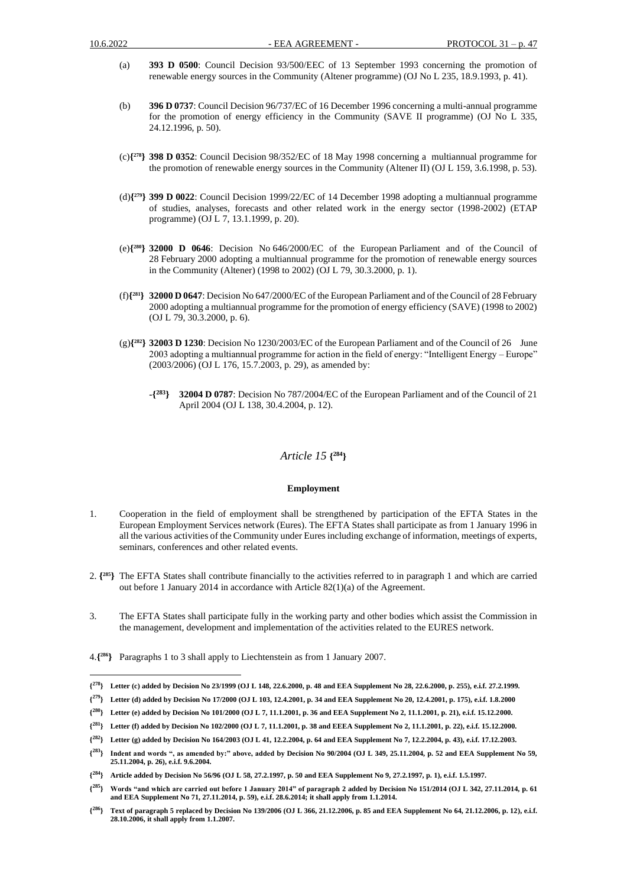(a) **393 D 0500**: Council Decision 93/500/EEC of 13 September 1993 concerning the promotion of renewable energy sources in the Community (Altener programme) (OJ No L 235, 18.9.1993, p. 41).

(b) **396 D 0737**: Council Decision 96/737/EC of 16 December 1996 concerning a multi-annual programme for the promotion of energy efficiency in the Community (SAVE II programme) (OJ No L 335, 24.12.1996, p. 50).

(c)**{[278]} 398 D 0352**: Council Decision 98/352/EC of 18 May 1998 concerning a multiannual programme for the promotion of renewable energy sources in the Community (Altener II) (OJ L 159, 3.6.1998, p. 53).

(d)**{[279]} 399 D 0022**: Council Decision 1999/22/EC of 14 December 1998 adopting a multiannual programme of studies, analyses, forecasts and other related work in the energy sector (1998-2002) (ETAP programme) (OJ L 7, 13.1.1999, p. 20).

(e)**{[280]} 32000 D 0646**: Decision No 646/2000/EC of the European Parliament and of the Council of 28 February 2000 adopting a multiannual programme for the promotion of renewable energy sources in the Community (Altener) (1998 to 2002) (OJ L 79, 30.3.2000, p. 1).

(f)**{[281]} 32000 D 0647**: Decision No 647/2000/EC of the European Parliament and of the Council of 28 February 2000 adopting a multiannual programme for the promotion of energy efficiency (SAVE) (1998 to 2002) (OJ L 79, 30.3.2000, p. 6).

(g)**{[282]} 32003 D 1230**: Decision No 1230/2003/EC of the European Parliament and of the Council of 26 June 2003 adopting a multiannual programme for action in the field of energy: "Intelligent Energy – Europe" (2003/2006) (OJ L 176, 15.7.2003, p. 29), as amended by:

- **{[283]} 32004 D 0787**: Decision No 787/2004/EC of the European Parliament and of the Council of 21 April 2004 (OJ L 138, 30.4.2004, p. 12).

## *Article 15* {[284]}

### Employment

1. Cooperation in the field of employment shall be strengthened by participation of the EFTA States in the European Employment Services network (Eures). The EFTA States shall participate as from 1 January 1996 in all the various activities of the Community under Eures including exchange of information, meetings of experts, seminars, conferences and other related events.

2. **{[285]}** The EFTA States shall contribute financially to the activities referred to in paragraph 1 and which are carried out before 1 January 2014 in accordance with Article 82(1)(a) of the Agreement.

3. The EFTA States shall participate fully in the working party and other bodies which assist the Commission in the management, development and implementation of the activities related to the EURES network.

4.**{[286]}** Paragraphs 1 to 3 shall apply to Liechtenstein as from 1 January 2007.

---

**{[278]} Letter (c) added by Decision No 23/1999 (OJ L 148, 22.6.2000, p. 48 and EEA Supplement No 28, 22.6.2000, p. 255), e.i.f. 27.2.1999.**

**{[279]} Letter (d) added by Decision No 17/2000 (OJ L 103, 12.4.2001, p. 34 and EEA Supplement No 20, 12.4.2001, p. 175), e.i.f. 1.8.2000**

**{[280]} Letter (e) added by Decision No 101/2000 (OJ L 7, 11.1.2001, p. 36 and EEA Supplement No 2, 11.1.2001, p. 21), e.i.f. 15.12.2000.**

**{[281]} Letter (f) added by Decision No 102/2000 (OJ L 7, 11.1.2001, p. 38 and EEEA Supplement No 2, 11.1.2001, p. 22), e.i.f. 15.12.2000.**

**{[282]} Letter (g) added by Decision No 164/2003 (OJ L 41, 12.2.2004, p. 64 and EEA Supplement No 7, 12.2.2004, p. 43), e.i.f. 17.12.2003.**

**{[283]} Indent and words ", as amended by:" above, added by Decision No 90/2004 (OJ L 349, 25.11.2004, p. 52 and EEA Supplement No 59, 25.11.2004, p. 26), e.i.f. 9.6.2004.**

**{[284]} Article added by Decision No 56/96 (OJ L 58, 27.2.1997, p. 50 and EEA Supplement No 9, 27.2.1997, p. 1), e.i.f. 1.5.1997.**

**{[285]} Words "and which are carried out before 1 January 2014" of paragraph 2 added by Decision No 151/2014 (OJ L 342, 27.11.2014, p. 61 and EEA Supplement No 71, 27.11.2014, p. 59), e.i.f. 28.6.2014; it shall apply from 1.1.2014.**

**{[286]} Text of paragraph 5 replaced by Decision No 139/2006 (OJ L 366, 21.12.2006, p. 85 and EEA Supplement No 64, 21.12.2006, p. 12), e.i.f. 28.10.2006, it shall apply from 1.1.2007.**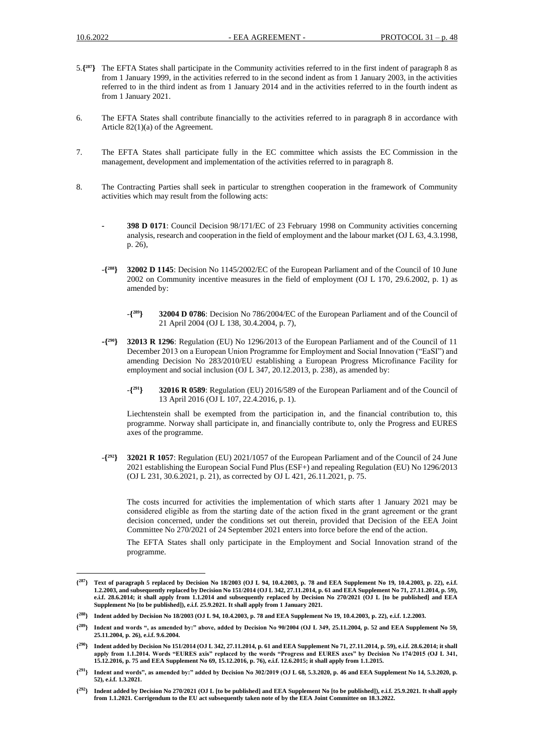5.{[287]} The EFTA States shall participate in the Community activities referred to in the first indent of paragraph 8 as from 1 January 1999, in the activities referred to in the second indent as from 1 January 2003, in the activities referred to in the third indent as from 1 January 2014 and in the activities referred to in the fourth indent as from 1 January 2021.

6. The EFTA States shall contribute financially to the activities referred to in paragraph 8 in accordance with Article 82(1)(a) of the Agreement.

7. The EFTA States shall participate fully in the EC committee which assists the EC Commission in the management, development and implementation of the activities referred to in paragraph 8.

8. The Contracting Parties shall seek in particular to strengthen cooperation in the framework of Community activities which may result from the following acts:

- **398 D 0171**: Council Decision 98/171/EC of 23 February 1998 on Community activities concerning analysis, research and cooperation in the field of employment and the labour market (OJ L 63, 4.3.1998, p. 26),

-{[288]} **32002 D 1145**: Decision No 1145/2002/EC of the European Parliament and of the Council of 10 June 2002 on Community incentive measures in the field of employment (OJ L 170, 29.6.2002, p. 1) as amended by:

  -{[289]} **32004 D 0786**: Decision No 786/2004/EC of the European Parliament and of the Council of 21 April 2004 (OJ L 138, 30.4.2004, p. 7),

-{[290]} **32013 R 1296**: Regulation (EU) No 1296/2013 of the European Parliament and of the Council of 11 December 2013 on a European Union Programme for Employment and Social Innovation ("EaSI") and amending Decision No 283/2010/EU establishing a European Progress Microfinance Facility for employment and social inclusion (OJ L 347, 20.12.2013, p. 238), as amended by:

  -{[291]} **32016 R 0589**: Regulation (EU) 2016/589 of the European Parliament and of the Council of 13 April 2016 (OJ L 107, 22.4.2016, p. 1).

  Liechtenstein shall be exempted from the participation in, and the financial contribution to, this programme. Norway shall participate in, and financially contribute to, only the Progress and EURES axes of the programme.

-{[292]} **32021 R 1057**: Regulation (EU) 2021/1057 of the European Parliament and of the Council of 24 June 2021 establishing the European Social Fund Plus (ESF+) and repealing Regulation (EU) No 1296/2013 (OJ L 231, 30.6.2021, p. 21), as corrected by OJ L 421, 26.11.2021, p. 75.

  The costs incurred for activities the implementation of which starts after 1 January 2021 may be considered eligible as from the starting date of the action fixed in the grant agreement or the grant decision concerned, under the conditions set out therein, provided that Decision of the EEA Joint Committee No 270/2021 of 24 September 2021 enters into force before the end of the action.

  The EFTA States shall only participate in the Employment and Social Innovation strand of the programme.

---

**{[287]} Text of paragraph 5 replaced by Decision No 18/2003 (OJ L 94, 10.4.2003, p. 78 and EEA Supplement No 19, 10.4.2003, p. 22), e.i.f. 1.2.2003, and subsequently replaced by Decision No 151/2014 (OJ L 342, 27.11.2014, p. 61 and EEA Supplement No 71, 27.11.2014, p. 59), e.i.f. 28.6.2014; it shall apply from 1.1.2014 and subsequently replaced by Decision No 270/2021 (OJ L [to be published] and EEA Supplement No [to be published]), e.i.f. 25.9.2021. It shall apply from 1 January 2021.**

**{[288]} Indent added by Decision No 18/2003 (OJ L 94, 10.4.2003, p. 78 and EEA Supplement No 19, 10.4.2003, p. 22), e.i.f. 1.2.2003.**

**{[289]} Indent and words ", as amended by:" above, added by Decision No 90/2004 (OJ L 349, 25.11.2004, p. 52 and EEA Supplement No 59, 25.11.2004, p. 26), e.i.f. 9.6.2004.**

**{[290]} Indent added by Decision No 151/2014 (OJ L 342, 27.11.2014, p. 61 and EEA Supplement No 71, 27.11.2014, p. 59), e.i.f. 28.6.2014; it shall apply from 1.1.2014. Words "EURES axis" replaced by the words "Progress and EURES axes" by Decision No 174/2015 (OJ L 341, 15.12.2016, p. 75 and EEA Supplement No 69, 15.12.2016, p. 76), e.i.f. 12.6.2015; it shall apply from 1.1.2015.**

**{[291]} Indent and words", as amended by:" added by Decision No 302/2019 (OJ L 68, 5.3.2020, p. 46 and EEA Supplement No 14, 5.3.2020, p. 52), e.i.f. 1.3.2021.**

**{[292]} Indent added by Decision No 270/2021 (OJ L [to be published] and EEA Supplement No [to be published]), e.i.f. 25.9.2021. It shall apply from 1.1.2021. Corrigendum to the EU act subsequently taken note of by the EEA Joint Committee on 18.3.2022.**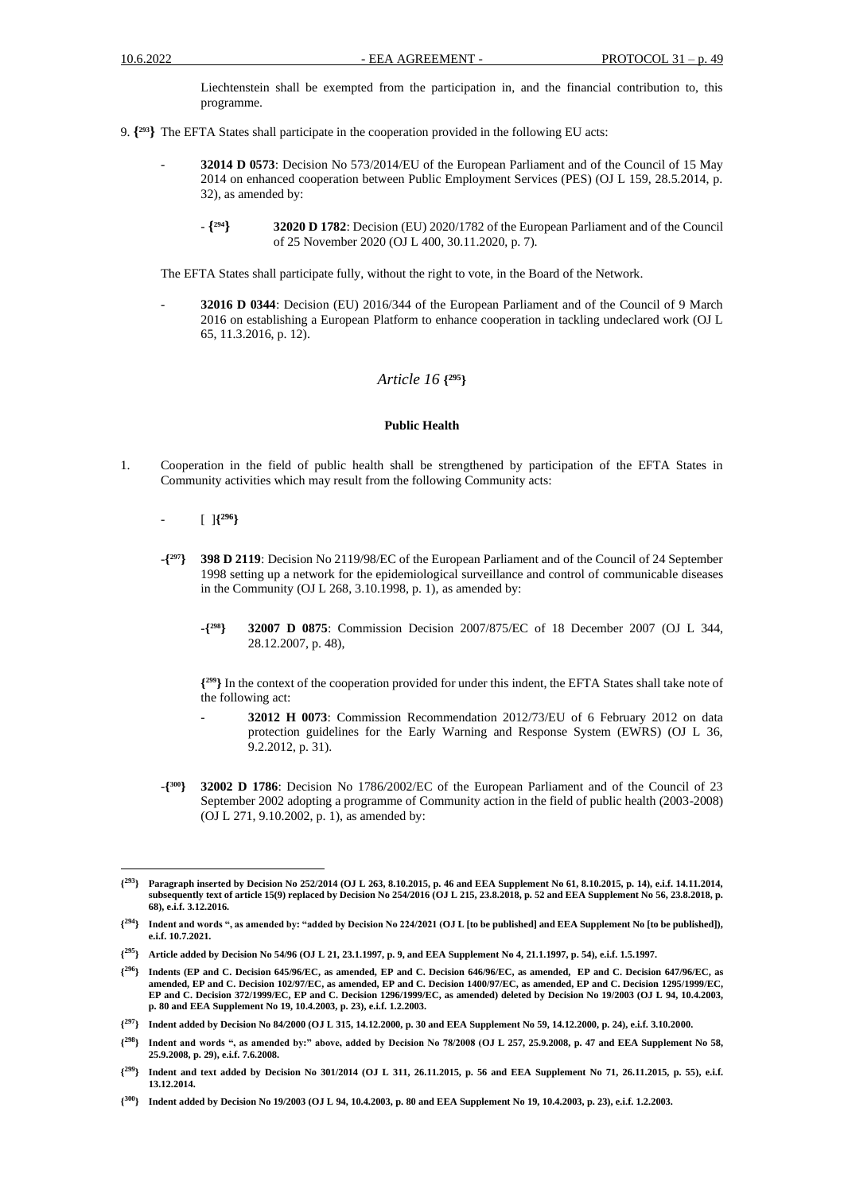Liechtenstein shall be exempted from the participation in, and the financial contribution to, this programme.

9. {[293]} The EFTA States shall participate in the cooperation provided in the following EU acts:

- **32014 D 0573**: Decision No 573/2014/EU of the European Parliament and of the Council of 15 May 2014 on enhanced cooperation between Public Employment Services (PES) (OJ L 159, 28.5.2014, p. 32), as amended by:

  - {[294]} **32020 D 1782**: Decision (EU) 2020/1782 of the European Parliament and of the Council of 25 November 2020 (OJ L 400, 30.11.2020, p. 7).

The EFTA States shall participate fully, without the right to vote, in the Board of the Network.

- **32016 D 0344**: Decision (EU) 2016/344 of the European Parliament and of the Council of 9 March 2016 on establishing a European Platform to enhance cooperation in tackling undeclared work (OJ L 65, 11.3.2016, p. 12).

## *Article 16* {[295]}

### Public Health

1. Cooperation in the field of public health shall be strengthened by participation of the EFTA States in Community activities which may result from the following Community acts:

- [ ]{[296]}

-{[297]} **398 D 2119**: Decision No 2119/98/EC of the European Parliament and of the Council of 24 September 1998 setting up a network for the epidemiological surveillance and control of communicable diseases in the Community (OJ L 268, 3.10.1998, p. 1), as amended by:

  -{[298]} **32007 D 0875**: Commission Decision 2007/875/EC of 18 December 2007 (OJ L 344, 28.12.2007, p. 48),

  {[299]} In the context of the cooperation provided for under this indent, the EFTA States shall take note of the following act:

  - **32012 H 0073**: Commission Recommendation 2012/73/EU of 6 February 2012 on data protection guidelines for the Early Warning and Response System (EWRS) (OJ L 36, 9.2.2012, p. 31).

-{[300]} **32002 D 1786**: Decision No 1786/2002/EC of the European Parliament and of the Council of 23 September 2002 adopting a programme of Community action in the field of public health (2003-2008) (OJ L 271, 9.10.2002, p. 1), as amended by:

---

**{[293]} Paragraph inserted by Decision No 252/2014 (OJ L 263, 8.10.2015, p. 46 and EEA Supplement No 61, 8.10.2015, p. 14), e.i.f. 14.11.2014, subsequently text of article 15(9) replaced by Decision No 254/2016 (OJ L 215, 23.8.2018, p. 52 and EEA Supplement No 56, 23.8.2018, p. 68), e.i.f. 3.12.2016.**

**{[294]} Indent and words ", as amended by: "added by Decision No 224/2021 (OJ L [to be published] and EEA Supplement No [to be published]), e.i.f. 10.7.2021.**

**{[295]} Article added by Decision No 54/96 (OJ L 21, 23.1.1997, p. 9, and EEA Supplement No 4, 21.1.1997, p. 54), e.i.f. 1.5.1997.**

**{[296]} Indents (EP and C. Decision 645/96/EC, as amended, EP and C. Decision 646/96/EC, as amended, EP and C. Decision 647/96/EC, as amended, EP and C. Decision 102/97/EC, as amended, EP and C. Decision 1400/97/EC, as amended, EP and C. Decision 1295/1999/EC, EP and C. Decision 372/1999/EC, EP and C. Decision 1296/1999/EC, as amended) deleted by Decision No 19/2003 (OJ L 94, 10.4.2003, p. 80 and EEA Supplement No 19, 10.4.2003, p. 23), e.i.f. 1.2.2003.**

**{[297]} Indent added by Decision No 84/2000 (OJ L 315, 14.12.2000, p. 30 and EEA Supplement No 59, 14.12.2000, p. 24), e.i.f. 3.10.2000.**

**{[298]} Indent and words ", as amended by:" above, added by Decision No 78/2008 (OJ L 257, 25.9.2008, p. 47 and EEA Supplement No 58, 25.9.2008, p. 29), e.i.f. 7.6.2008.**

**{[299]} Indent and text added by Decision No 301/2014 (OJ L 311, 26.11.2015, p. 56 and EEA Supplement No 71, 26.11.2015, p. 55), e.i.f. 13.12.2014.**

**{[300]} Indent added by Decision No 19/2003 (OJ L 94, 10.4.2003, p. 80 and EEA Supplement No 19, 10.4.2003, p. 23), e.i.f. 1.2.2003.**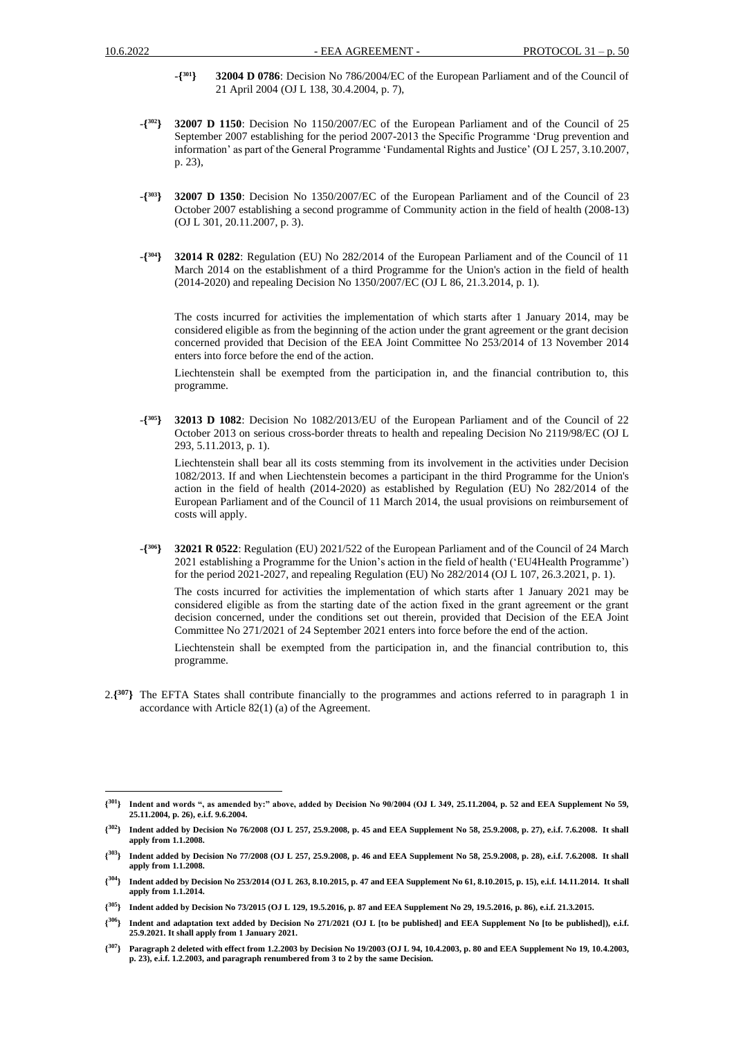-{[301]} **32004 D 0786**: Decision No 786/2004/EC of the European Parliament and of the Council of 21 April 2004 (OJ L 138, 30.4.2004, p. 7),

-{[302]} **32007 D 1150**: Decision No 1150/2007/EC of the European Parliament and of the Council of 25 September 2007 establishing for the period 2007-2013 the Specific Programme 'Drug prevention and information' as part of the General Programme 'Fundamental Rights and Justice' (OJ L 257, 3.10.2007, p. 23),

-{[303]} **32007 D 1350**: Decision No 1350/2007/EC of the European Parliament and of the Council of 23 October 2007 establishing a second programme of Community action in the field of health (2008-13) (OJ L 301, 20.11.2007, p. 3).

-{[304]} **32014 R 0282**: Regulation (EU) No 282/2014 of the European Parliament and of the Council of 11 March 2014 on the establishment of a third Programme for the Union's action in the field of health (2014-2020) and repealing Decision No 1350/2007/EC (OJ L 86, 21.3.2014, p. 1).

The costs incurred for activities the implementation of which starts after 1 January 2014, may be considered eligible as from the beginning of the action under the grant agreement or the grant decision concerned provided that Decision of the EEA Joint Committee No 253/2014 of 13 November 2014 enters into force before the end of the action.

Liechtenstein shall be exempted from the participation in, and the financial contribution to, this programme.

-{[305]} **32013 D 1082**: Decision No 1082/2013/EU of the European Parliament and of the Council of 22 October 2013 on serious cross-border threats to health and repealing Decision No 2119/98/EC (OJ L 293, 5.11.2013, p. 1).

Liechtenstein shall bear all its costs stemming from its involvement in the activities under Decision 1082/2013. If and when Liechtenstein becomes a participant in the third Programme for the Union's action in the field of health (2014-2020) as established by Regulation (EU) No 282/2014 of the European Parliament and of the Council of 11 March 2014, the usual provisions on reimbursement of costs will apply.

-{[306]} **32021 R 0522**: Regulation (EU) 2021/522 of the European Parliament and of the Council of 24 March 2021 establishing a Programme for the Union's action in the field of health ('EU4Health Programme') for the period 2021-2027, and repealing Regulation (EU) No 282/2014 (OJ L 107, 26.3.2021, p. 1).

The costs incurred for activities the implementation of which starts after 1 January 2021 may be considered eligible as from the starting date of the action fixed in the grant agreement or the grant decision concerned, under the conditions set out therein, provided that Decision of the EEA Joint Committee No 271/2021 of 24 September 2021 enters into force before the end of the action.

Liechtenstein shall be exempted from the participation in, and the financial contribution to, this programme.

2.{[307]} The EFTA States shall contribute financially to the programmes and actions referred to in paragraph 1 in accordance with Article 82(1) (a) of the Agreement.

---

**{[301]} Indent and words ", as amended by:" above, added by Decision No 90/2004 (OJ L 349, 25.11.2004, p. 52 and EEA Supplement No 59, 25.11.2004, p. 26), e.i.f. 9.6.2004.**

**{[302]} Indent added by Decision No 76/2008 (OJ L 257, 25.9.2008, p. 45 and EEA Supplement No 58, 25.9.2008, p. 27), e.i.f. 7.6.2008. It shall apply from 1.1.2008.**

**{[303]} Indent added by Decision No 77/2008 (OJ L 257, 25.9.2008, p. 46 and EEA Supplement No 58, 25.9.2008, p. 28), e.i.f. 7.6.2008. It shall apply from 1.1.2008.**

**{[304]} Indent added by Decision No 253/2014 (OJ L 263, 8.10.2015, p. 47 and EEA Supplement No 61, 8.10.2015, p. 15), e.i.f. 14.11.2014. It shall apply from 1.1.2014.**

**{[305]} Indent added by Decision No 73/2015 (OJ L 129, 19.5.2016, p. 87 and EEA Supplement No 29, 19.5.2016, p. 86), e.i.f. 21.3.2015.**

**{[306]} Indent and adaptation text added by Decision No 271/2021 (OJ L [to be published] and EEA Supplement No [to be published]), e.i.f. 25.9.2021. It shall apply from 1 January 2021.**

**{[307]} Paragraph 2 deleted with effect from 1.2.2003 by Decision No 19/2003 (OJ L 94, 10.4.2003, p. 80 and EEA Supplement No 19, 10.4.2003, p. 23), e.i.f. 1.2.2003, and paragraph renumbered from 3 to 2 by the same Decision.**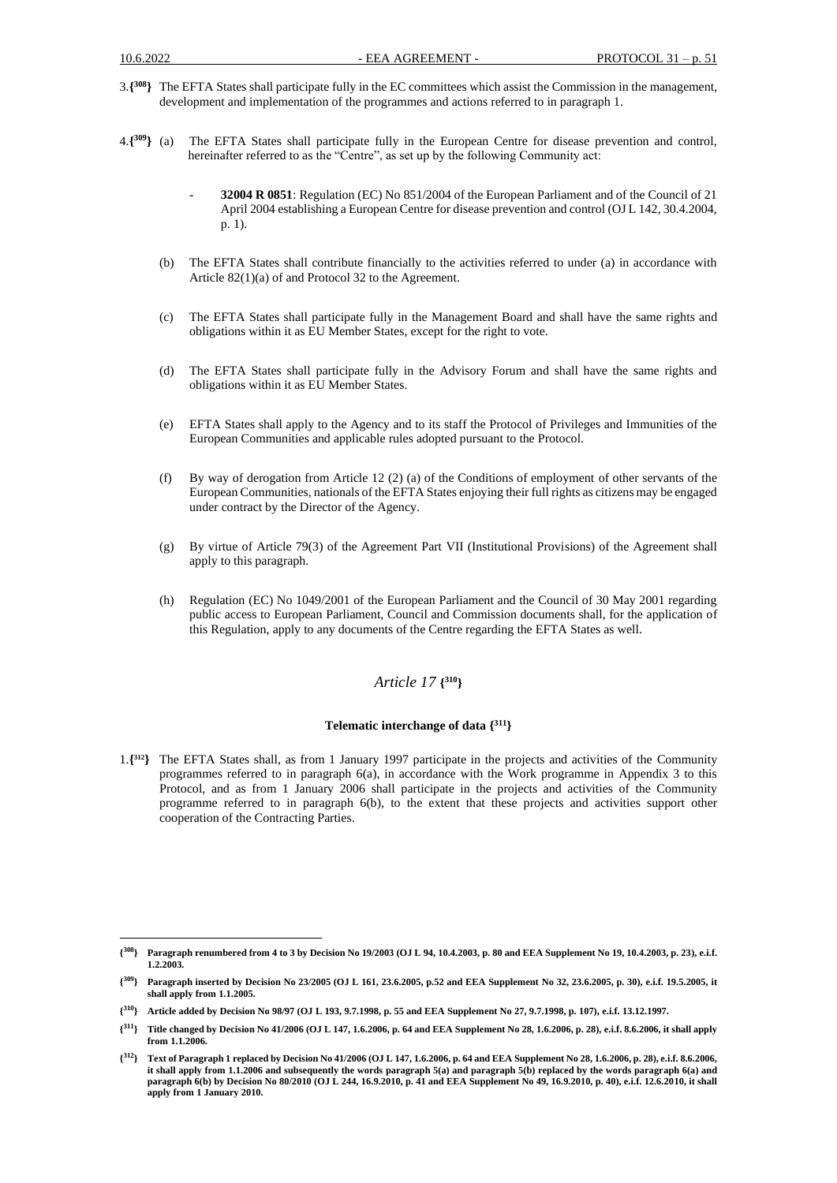3.{[308]} The EFTA States shall participate fully in the EC committees which assist the Commission in the management, development and implementation of the programmes and actions referred to in paragraph 1.

4.{[309]} (a) The EFTA States shall participate fully in the European Centre for disease prevention and control, hereinafter referred to as the "Centre", as set up by the following Community act:

- **32004 R 0851**: Regulation (EC) No 851/2004 of the European Parliament and of the Council of 21 April 2004 establishing a European Centre for disease prevention and control (OJ L 142, 30.4.2004, p. 1).

(b) The EFTA States shall contribute financially to the activities referred to under (a) in accordance with Article 82(1)(a) of and Protocol 32 to the Agreement.

(c) The EFTA States shall participate fully in the Management Board and shall have the same rights and obligations within it as EU Member States, except for the right to vote.

(d) The EFTA States shall participate fully in the Advisory Forum and shall have the same rights and obligations within it as EU Member States.

(e) EFTA States shall apply to the Agency and to its staff the Protocol of Privileges and Immunities of the European Communities and applicable rules adopted pursuant to the Protocol.

(f) By way of derogation from Article 12 (2) (a) of the Conditions of employment of other servants of the European Communities, nationals of the EFTA States enjoying their full rights as citizens may be engaged under contract by the Director of the Agency.

(g) By virtue of Article 79(3) of the Agreement Part VII (Institutional Provisions) of the Agreement shall apply to this paragraph.

(h) Regulation (EC) No 1049/2001 of the European Parliament and the Council of 30 May 2001 regarding public access to European Parliament, Council and Commission documents shall, for the application of this Regulation, apply to any documents of the Centre regarding the EFTA States as well.

## *Article 17* {[310]}

### **Telematic interchange of data** {[311]}

1.{[312]} The EFTA States shall, as from 1 January 1997 participate in the projects and activities of the Community programmes referred to in paragraph 6(a), in accordance with the Work programme in Appendix 3 to this Protocol, and as from 1 January 2006 shall participate in the projects and activities of the Community programme referred to in paragraph 6(b), to the extent that these projects and activities support other cooperation of the Contracting Parties.

---

**{[308]} Paragraph renumbered from 4 to 3 by Decision No 19/2003 (OJ L 94, 10.4.2003, p. 80 and EEA Supplement No 19, 10.4.2003, p. 23), e.i.f. 1.2.2003.**

**{[309]} Paragraph inserted by Decision No 23/2005 (OJ L 161, 23.6.2005, p.52 and EEA Supplement No 32, 23.6.2005, p. 30), e.i.f. 19.5.2005, it shall apply from 1.1.2005.**

**{[310]} Article added by Decision No 98/97 (OJ L 193, 9.7.1998, p. 55 and EEA Supplement No 27, 9.7.1998, p. 107), e.i.f. 13.12.1997.**

**{[311]} Title changed by Decision No 41/2006 (OJ L 147, 1.6.2006, p. 64 and EEA Supplement No 28, 1.6.2006, p. 28), e.i.f. 8.6.2006, it shall apply from 1.1.2006.**

**{[312]} Text of Paragraph 1 replaced by Decision No 41/2006 (OJ L 147, 1.6.2006, p. 64 and EEA Supplement No 28, 1.6.2006, p. 28), e.i.f. 8.6.2006, it shall apply from 1.1.2006 and subsequently the words paragraph 5(a) and paragraph 5(b) replaced by the words paragraph 6(a) and paragraph 6(b) by Decision No 80/2010 (OJ L 244, 16.9.2010, p. 41 and EEA Supplement No 49, 16.9.2010, p. 40), e.i.f. 12.6.2010, it shall apply from 1 January 2010.**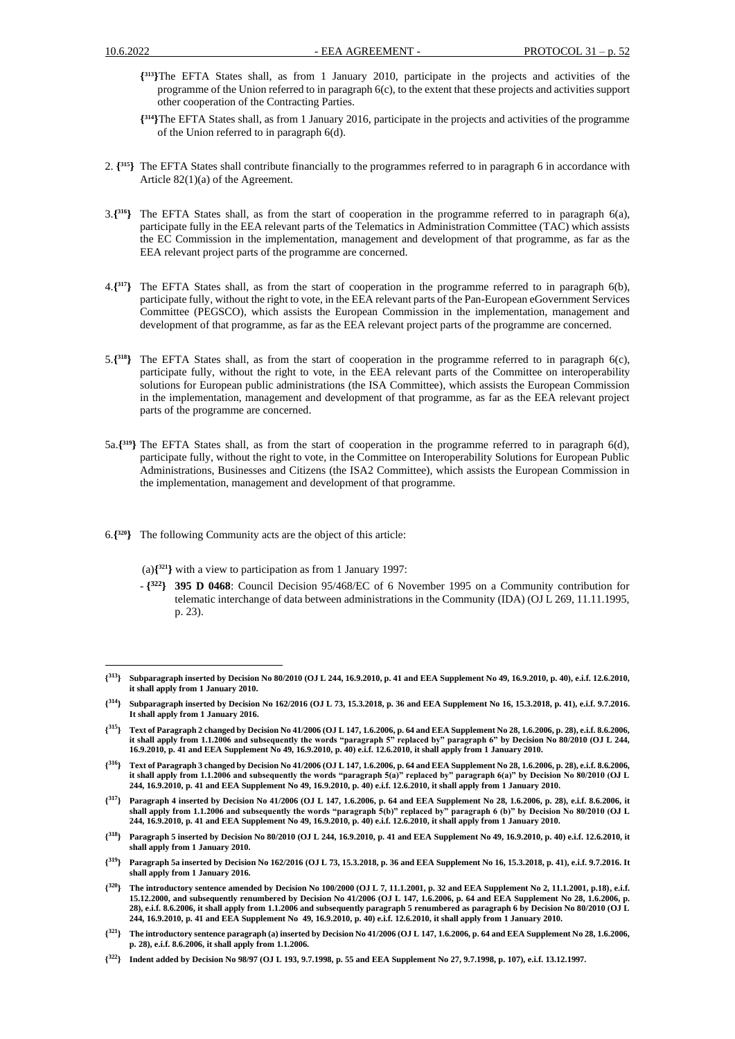{[313]}The EFTA States shall, as from 1 January 2010, participate in the projects and activities of the programme of the Union referred to in paragraph 6(c), to the extent that these projects and activities support other cooperation of the Contracting Parties.

{[314]}The EFTA States shall, as from 1 January 2016, participate in the projects and activities of the programme of the Union referred to in paragraph 6(d).

2. {[315]} The EFTA States shall contribute financially to the programmes referred to in paragraph 6 in accordance with Article 82(1)(a) of the Agreement.

3.{[316]} The EFTA States shall, as from the start of cooperation in the programme referred to in paragraph 6(a), participate fully in the EEA relevant parts of the Telematics in Administration Committee (TAC) which assists the EC Commission in the implementation, management and development of that programme, as far as the EEA relevant project parts of the programme are concerned.

4.{[317]} The EFTA States shall, as from the start of cooperation in the programme referred to in paragraph 6(b), participate fully, without the right to vote, in the EEA relevant parts of the Pan-European eGovernment Services Committee (PEGSCO), which assists the European Commission in the implementation, management and development of that programme, as far as the EEA relevant project parts of the programme are concerned.

5.{[318]} The EFTA States shall, as from the start of cooperation in the programme referred to in paragraph 6(c), participate fully, without the right to vote, in the EEA relevant parts of the Committee on interoperability solutions for European public administrations (the ISA Committee), which assists the European Commission in the implementation, management and development of that programme, as far as the EEA relevant project parts of the programme are concerned.

5a.{[319]} The EFTA States shall, as from the start of cooperation in the programme referred to in paragraph 6(d), participate fully, without the right to vote, in the Committee on Interoperability Solutions for European Public Administrations, Businesses and Citizens (the ISA2 Committee), which assists the European Commission in the implementation, management and development of that programme.

6.{[320]} The following Community acts are the object of this article:

(a){[321]} with a view to participation as from 1 January 1997:

- {[322]} **395 D 0468**: Council Decision 95/468/EC of 6 November 1995 on a Community contribution for telematic interchange of data between administrations in the Community (IDA) (OJ L 269, 11.11.1995, p. 23).

---

**{[313]} Subparagraph inserted by Decision No 80/2010 (OJ L 244, 16.9.2010, p. 41 and EEA Supplement No 49, 16.9.2010, p. 40), e.i.f. 12.6.2010, it shall apply from 1 January 2010.**

**{[314]} Subparagraph inserted by Decision No 162/2016 (OJ L 73, 15.3.2018, p. 36 and EEA Supplement No 16, 15.3.2018, p. 41), e.i.f. 9.7.2016. It shall apply from 1 January 2016.**

**{[315]} Text of Paragraph 2 changed by Decision No 41/2006 (OJ L 147, 1.6.2006, p. 64 and EEA Supplement No 28, 1.6.2006, p. 28), e.i.f. 8.6.2006, it shall apply from 1.1.2006 and subsequently the words "paragraph 5" replaced by" paragraph 6" by Decision No 80/2010 (OJ L 244, 16.9.2010, p. 41 and EEA Supplement No 49, 16.9.2010, p. 40) e.i.f. 12.6.2010, it shall apply from 1 January 2010.**

**{[316]} Text of Paragraph 3 changed by Decision No 41/2006 (OJ L 147, 1.6.2006, p. 64 and EEA Supplement No 28, 1.6.2006, p. 28), e.i.f. 8.6.2006, it shall apply from 1.1.2006 and subsequently the words "paragraph 5(a)" replaced by" paragraph 6(a)" by Decision No 80/2010 (OJ L 244, 16.9.2010, p. 41 and EEA Supplement No 49, 16.9.2010, p. 40) e.i.f. 12.6.2010, it shall apply from 1 January 2010.**

**{[317]} Paragraph 4 inserted by Decision No 41/2006 (OJ L 147, 1.6.2006, p. 64 and EEA Supplement No 28, 1.6.2006, p. 28), e.i.f. 8.6.2006, it shall apply from 1.1.2006 and subsequently the words "paragraph 5(b)" replaced by" paragraph 6 (b)" by Decision No 80/2010 (OJ L 244, 16.9.2010, p. 41 and EEA Supplement No 49, 16.9.2010, p. 40) e.i.f. 12.6.2010, it shall apply from 1 January 2010.**

**{[318]} Paragraph 5 inserted by Decision No 80/2010 (OJ L 244, 16.9.2010, p. 41 and EEA Supplement No 49, 16.9.2010, p. 40) e.i.f. 12.6.2010, it shall apply from 1 January 2010.**

**{[319]} Paragraph 5a inserted by Decision No 162/2016 (OJ L 73, 15.3.2018, p. 36 and EEA Supplement No 16, 15.3.2018, p. 41), e.i.f. 9.7.2016. It shall apply from 1 January 2016.**

**{[320]} The introductory sentence amended by Decision No 100/2000 (OJ L 7, 11.1.2001, p. 32 and EEA Supplement No 2, 11.1.2001, p.18), e.i.f. 15.12.2000, and subsequently renumbered by Decision No 41/2006 (OJ L 147, 1.6.2006, p. 64 and EEA Supplement No 28, 1.6.2006, p. 28), e.i.f. 8.6.2006, it shall apply from 1.1.2006 and subsequently paragraph 5 renumbered as paragraph 6 by Decision No 80/2010 (OJ L 244, 16.9.2010, p. 41 and EEA Supplement No 49, 16.9.2010, p. 40) e.i.f. 12.6.2010, it shall apply from 1 January 2010.**

**{[321]} The introductory sentence paragraph (a) inserted by Decision No 41/2006 (OJ L 147, 1.6.2006, p. 64 and EEA Supplement No 28, 1.6.2006, p. 28), e.i.f. 8.6.2006, it shall apply from 1.1.2006.**

**{[322]} Indent added by Decision No 98/97 (OJ L 193, 9.7.1998, p. 55 and EEA Supplement No 27, 9.7.1998, p. 107), e.i.f. 13.12.1997.**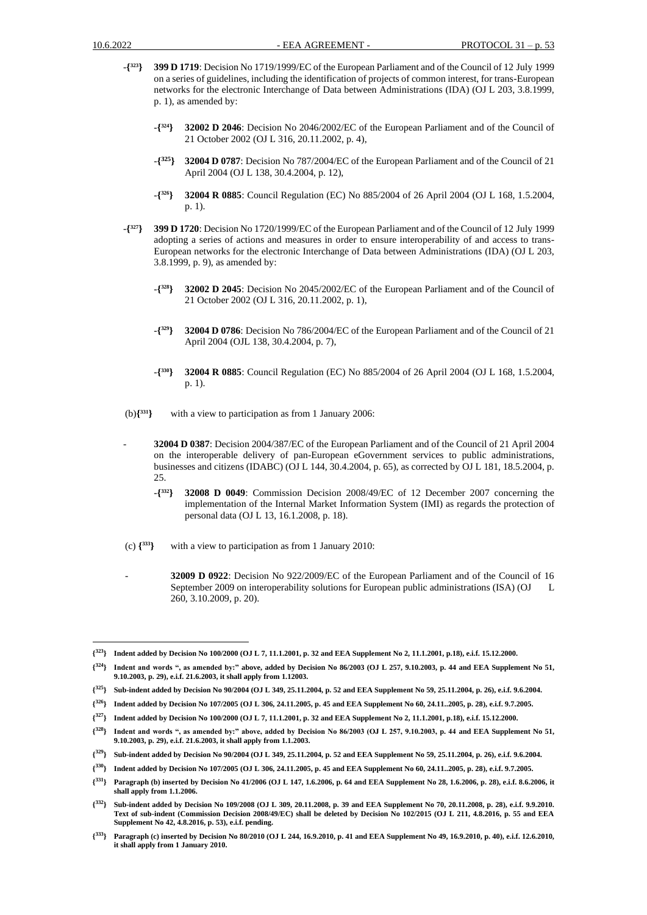-{323} **399 D 1719**: Decision No 1719/1999/EC of the European Parliament and of the Council of 12 July 1999 on a series of guidelines, including the identification of projects of common interest, for trans-European networks for the electronic Interchange of Data between Administrations (IDA) (OJ L 203, 3.8.1999, p. 1), as amended by:

- -{324} **32002 D 2046**: Decision No 2046/2002/EC of the European Parliament and of the Council of 21 October 2002 (OJ L 316, 20.11.2002, p. 4),
- -{325} **32004 D 0787**: Decision No 787/2004/EC of the European Parliament and of the Council of 21 April 2004 (OJ L 138, 30.4.2004, p. 12),
- -{326} **32004 R 0885**: Council Regulation (EC) No 885/2004 of 26 April 2004 (OJ L 168, 1.5.2004, p. 1).

-{327} **399 D 1720**: Decision No 1720/1999/EC of the European Parliament and of the Council of 12 July 1999 adopting a series of actions and measures in order to ensure interoperability of and access to trans-European networks for the electronic Interchange of Data between Administrations (IDA) (OJ L 203, 3.8.1999, p. 9), as amended by:

- -{328} **32002 D 2045**: Decision No 2045/2002/EC of the European Parliament and of the Council of 21 October 2002 (OJ L 316, 20.11.2002, p. 1),
- -{329} **32004 D 0786**: Decision No 786/2004/EC of the European Parliament and of the Council of 21 April 2004 (OJL 138, 30.4.2004, p. 7),
- -{330} **32004 R 0885**: Council Regulation (EC) No 885/2004 of 26 April 2004 (OJ L 168, 1.5.2004, p. 1).

(b){331} with a view to participation as from 1 January 2006:

- **32004 D 0387**: Decision 2004/387/EC of the European Parliament and of the Council of 21 April 2004 on the interoperable delivery of pan-European eGovernment services to public administrations, businesses and citizens (IDABC) (OJ L 144, 30.4.2004, p. 65), as corrected by OJ L 181, 18.5.2004, p. 25.
  - -{332} **32008 D 0049**: Commission Decision 2008/49/EC of 12 December 2007 concerning the implementation of the Internal Market Information System (IMI) as regards the protection of personal data (OJ L 13, 16.1.2008, p. 18).

(c) {333} with a view to participation as from 1 January 2010:

- **32009 D 0922**: Decision No 922/2009/EC of the European Parliament and of the Council of 16 September 2009 on interoperability solutions for European public administrations (ISA) (OJ L 260, 3.10.2009, p. 20).

---

**{323} Indent added by Decision No 100/2000 (OJ L 7, 11.1.2001, p. 32 and EEA Supplement No 2, 11.1.2001, p.18), e.i.f. 15.12.2000.**

**{324} Indent and words ", as amended by:" above, added by Decision No 86/2003 (OJ L 257, 9.10.2003, p. 44 and EEA Supplement No 51, 9.10.2003, p. 29), e.i.f. 21.6.2003, it shall apply from 1.12003.**

**{325} Sub-indent added by Decision No 90/2004 (OJ L 349, 25.11.2004, p. 52 and EEA Supplement No 59, 25.11.2004, p. 26), e.i.f. 9.6.2004.**

**{326} Indent added by Decision No 107/2005 (OJ L 306, 24.11.2005, p. 45 and EEA Supplement No 60, 24.11..2005, p. 28), e.i.f. 9.7.2005.**

**{327} Indent added by Decision No 100/2000 (OJ L 7, 11.1.2001, p. 32 and EEA Supplement No 2, 11.1.2001, p.18), e.i.f. 15.12.2000.**

**{328} Indent and words ", as amended by:" above, added by Decision No 86/2003 (OJ L 257, 9.10.2003, p. 44 and EEA Supplement No 51, 9.10.2003, p. 29), e.i.f. 21.6.2003, it shall apply from 1.1.2003.**

**{329} Sub-indent added by Decision No 90/2004 (OJ L 349, 25.11.2004, p. 52 and EEA Supplement No 59, 25.11.2004, p. 26), e.i.f. 9.6.2004.**

**{330} Indent added by Decision No 107/2005 (OJ L 306, 24.11.2005, p. 45 and EEA Supplement No 60, 24.11..2005, p. 28), e.i.f. 9.7.2005.**

**{331} Paragraph (b) inserted by Decision No 41/2006 (OJ L 147, 1.6.2006, p. 64 and EEA Supplement No 28, 1.6.2006, p. 28), e.i.f. 8.6.2006, it shall apply from 1.1.2006.**

**{332} Sub-indent added by Decision No 109/2008 (OJ L 309, 20.11.2008, p. 39 and EEA Supplement No 70, 20.11.2008, p. 28), e.i.f. 9.9.2010. Text of sub-indent (Commission Decision 2008/49/EC) shall be deleted by Decision No 102/2015 (OJ L 211, 4.8.2016, p. 55 and EEA Supplement No 42, 4.8.2016, p. 53), e.i.f. pending.**

**{333} Paragraph (c) inserted by Decision No 80/2010 (OJ L 244, 16.9.2010, p. 41 and EEA Supplement No 49, 16.9.2010, p. 40), e.i.f. 12.6.2010, it shall apply from 1 January 2010.**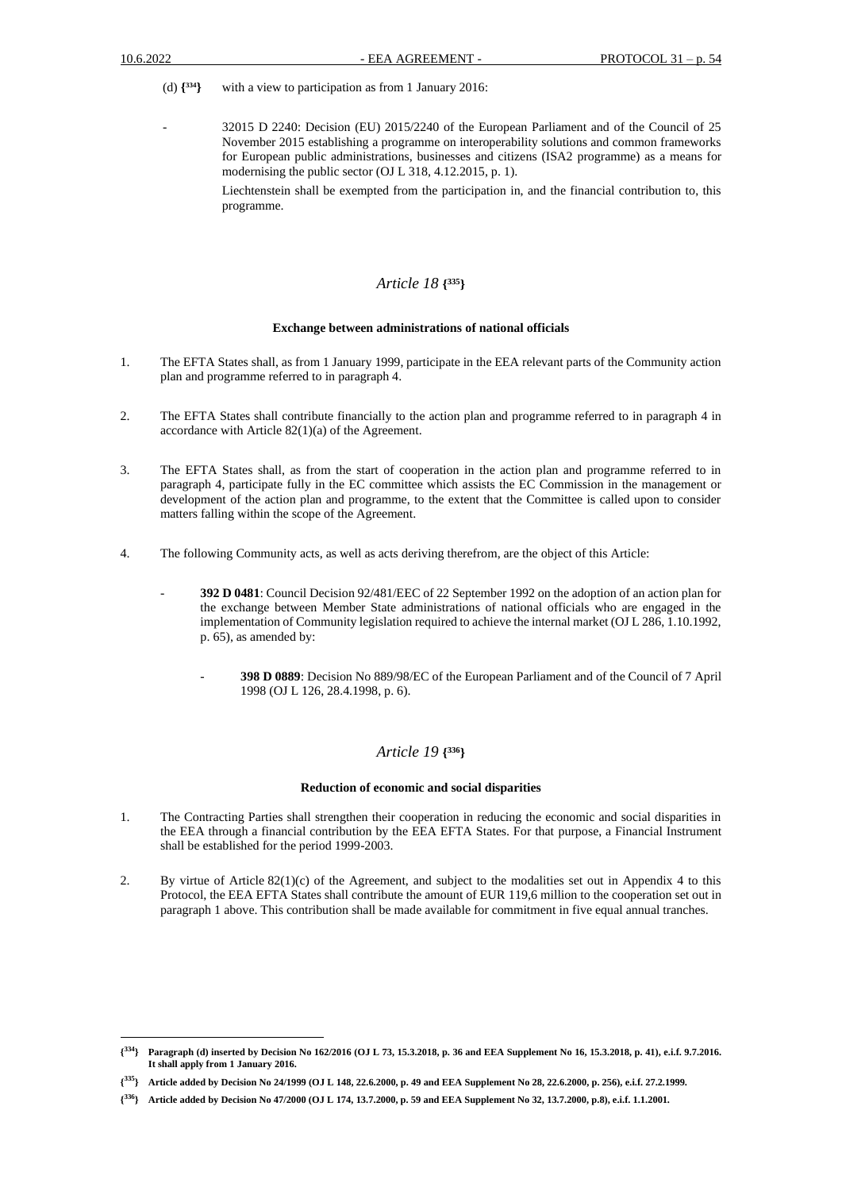(d) {[334]} with a view to participation as from 1 January 2016:

- 32015 D 2240: Decision (EU) 2015/2240 of the European Parliament and of the Council of 25 November 2015 establishing a programme on interoperability solutions and common frameworks for European public administrations, businesses and citizens (ISA2 programme) as a means for modernising the public sector (OJ L 318, 4.12.2015, p. 1).

  Liechtenstein shall be exempted from the participation in, and the financial contribution to, this programme.

## *Article 18* {[335]}

**Exchange between administrations of national officials**

1. The EFTA States shall, as from 1 January 1999, participate in the EEA relevant parts of the Community action plan and programme referred to in paragraph 4.

2. The EFTA States shall contribute financially to the action plan and programme referred to in paragraph 4 in accordance with Article 82(1)(a) of the Agreement.

3. The EFTA States shall, as from the start of cooperation in the action plan and programme referred to in paragraph 4, participate fully in the EC committee which assists the EC Commission in the management or development of the action plan and programme, to the extent that the Committee is called upon to consider matters falling within the scope of the Agreement.

4. The following Community acts, as well as acts deriving therefrom, are the object of this Article:

   - **392 D 0481**: Council Decision 92/481/EEC of 22 September 1992 on the adoption of an action plan for the exchange between Member State administrations of national officials who are engaged in the implementation of Community legislation required to achieve the internal market (OJ L 286, 1.10.1992, p. 65), as amended by:

     - **398 D 0889**: Decision No 889/98/EC of the European Parliament and of the Council of 7 April 1998 (OJ L 126, 28.4.1998, p. 6).

## *Article 19* {[336]}

**Reduction of economic and social disparities**

1. The Contracting Parties shall strengthen their cooperation in reducing the economic and social disparities in the EEA through a financial contribution by the EEA EFTA States. For that purpose, a Financial Instrument shall be established for the period 1999-2003.

2. By virtue of Article 82(1)(c) of the Agreement, and subject to the modalities set out in Appendix 4 to this Protocol, the EEA EFTA States shall contribute the amount of EUR 119,6 million to the cooperation set out in paragraph 1 above. This contribution shall be made available for commitment in five equal annual tranches.

---

**{[334]} Paragraph (d) inserted by Decision No 162/2016 (OJ L 73, 15.3.2018, p. 36 and EEA Supplement No 16, 15.3.2018, p. 41), e.i.f. 9.7.2016. It shall apply from 1 January 2016.**

**{[335]} Article added by Decision No 24/1999 (OJ L 148, 22.6.2000, p. 49 and EEA Supplement No 28, 22.6.2000, p. 256), e.i.f. 27.2.1999.**

**{[336]} Article added by Decision No 47/2000 (OJ L 174, 13.7.2000, p. 59 and EEA Supplement No 32, 13.7.2000, p.8), e.i.f. 1.1.2001.**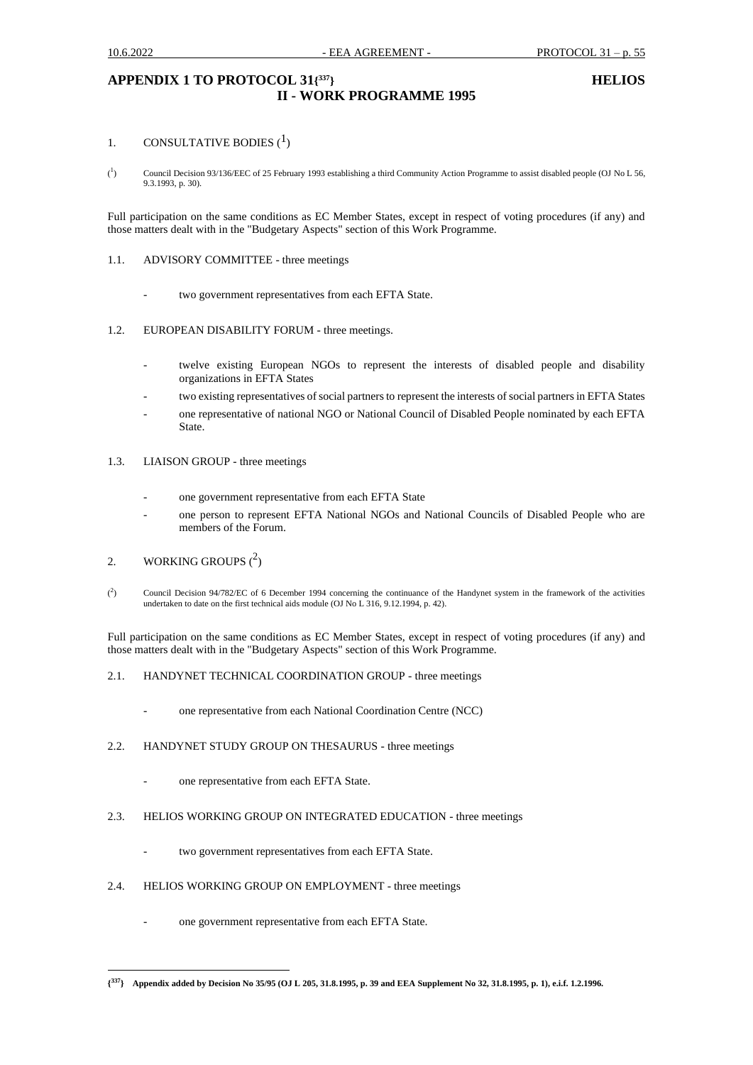# APPENDIX 1 TO PROTOCOL 31[337] HELIOS

## II - WORK PROGRAMME 1995

1. CONSULTATIVE BODIES ([1])

([1]) Council Decision 93/136/EEC of 25 February 1993 establishing a third Community Action Programme to assist disabled people (OJ No L 56, 9.3.1993, p. 30).

Full participation on the same conditions as EC Member States, except in respect of voting procedures (if any) and those matters dealt with in the "Budgetary Aspects" section of this Work Programme.

1.1. ADVISORY COMMITTEE - three meetings

- two government representatives from each EFTA State.

1.2. EUROPEAN DISABILITY FORUM - three meetings.

- twelve existing European NGOs to represent the interests of disabled people and disability organizations in EFTA States
- two existing representatives of social partners to represent the interests of social partners in EFTA States
- one representative of national NGO or National Council of Disabled People nominated by each EFTA State.

1.3. LIAISON GROUP - three meetings

- one government representative from each EFTA State
- one person to represent EFTA National NGOs and National Councils of Disabled People who are members of the Forum.

2. WORKING GROUPS ([2])

([2]) Council Decision 94/782/EC of 6 December 1994 concerning the continuance of the Handynet system in the framework of the activities undertaken to date on the first technical aids module (OJ No L 316, 9.12.1994, p. 42).

Full participation on the same conditions as EC Member States, except in respect of voting procedures (if any) and those matters dealt with in the "Budgetary Aspects" section of this Work Programme.

2.1. HANDYNET TECHNICAL COORDINATION GROUP - three meetings

- one representative from each National Coordination Centre (NCC)

2.2. HANDYNET STUDY GROUP ON THESAURUS - three meetings

- one representative from each EFTA State.

2.3. HELIOS WORKING GROUP ON INTEGRATED EDUCATION - three meetings

- two government representatives from each EFTA State.

2.4. HELIOS WORKING GROUP ON EMPLOYMENT - three meetings

- one government representative from each EFTA State.

---

**[337] Appendix added by Decision No 35/95 (OJ L 205, 31.8.1995, p. 39 and EEA Supplement No 32, 31.8.1995, p. 1), e.i.f. 1.2.1996.**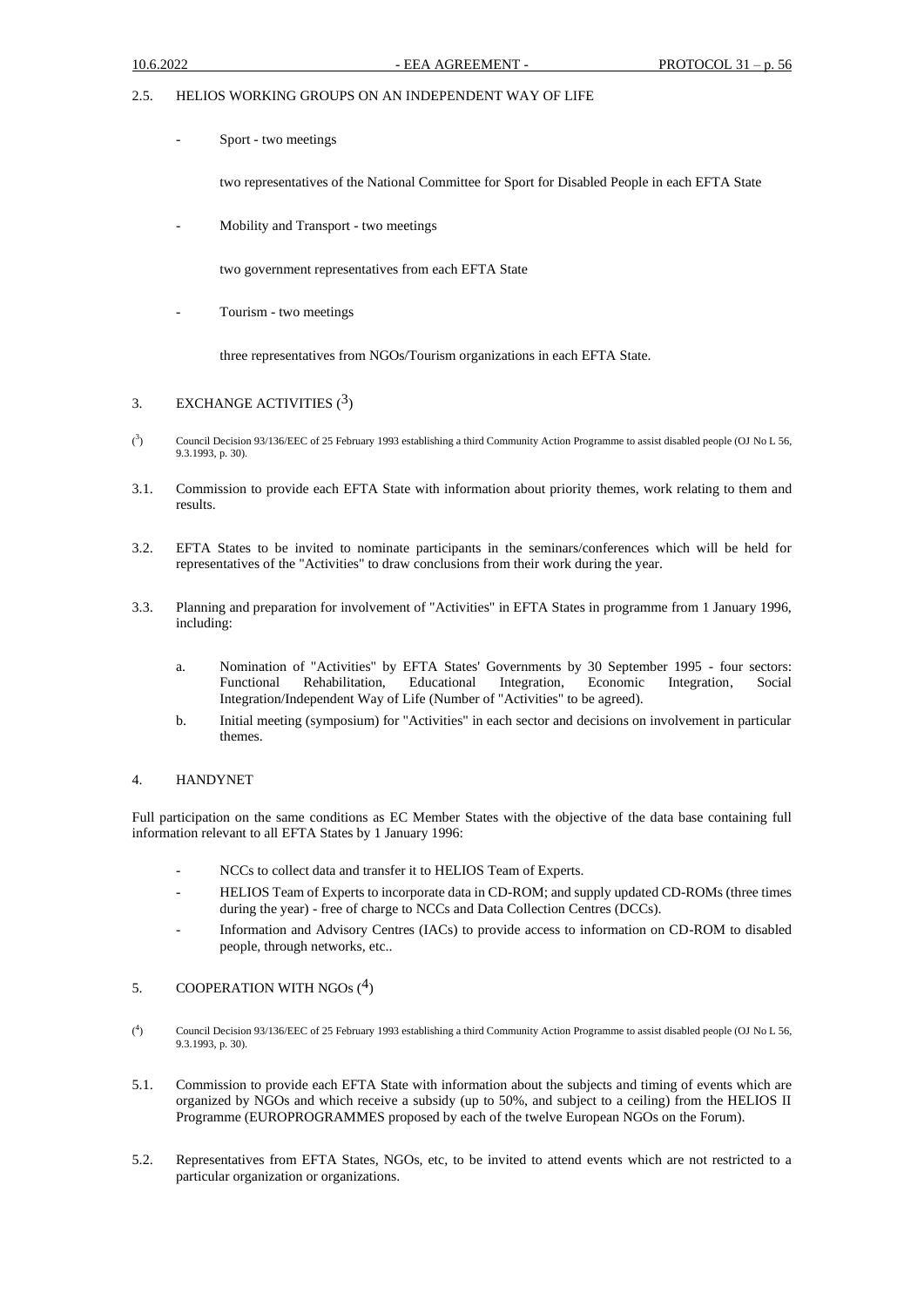2.5. HELIOS WORKING GROUPS ON AN INDEPENDENT WAY OF LIFE

- Sport - two meetings

  two representatives of the National Committee for Sport for Disabled People in each EFTA State

- Mobility and Transport - two meetings

  two government representatives from each EFTA State

- Tourism - two meetings

  three representatives from NGOs/Tourism organizations in each EFTA State.

3. EXCHANGE ACTIVITIES ([3])

([3]) Council Decision 93/136/EEC of 25 February 1993 establishing a third Community Action Programme to assist disabled people (OJ No L 56, 9.3.1993, p. 30).

3.1. Commission to provide each EFTA State with information about priority themes, work relating to them and results.

3.2. EFTA States to be invited to nominate participants in the seminars/conferences which will be held for representatives of the "Activities" to draw conclusions from their work during the year.

3.3. Planning and preparation for involvement of "Activities" in EFTA States in programme from 1 January 1996, including:

   a. Nomination of "Activities" by EFTA States' Governments by 30 September 1995 - four sectors: Functional Rehabilitation, Educational Integration, Economic Integration, Social Integration/Independent Way of Life (Number of "Activities" to be agreed).

   b. Initial meeting (symposium) for "Activities" in each sector and decisions on involvement in particular themes.

4. HANDYNET

Full participation on the same conditions as EC Member States with the objective of the data base containing full information relevant to all EFTA States by 1 January 1996:

- NCCs to collect data and transfer it to HELIOS Team of Experts.
- HELIOS Team of Experts to incorporate data in CD-ROM; and supply updated CD-ROMs (three times during the year) - free of charge to NCCs and Data Collection Centres (DCCs).
- Information and Advisory Centres (IACs) to provide access to information on CD-ROM to disabled people, through networks, etc..

5. COOPERATION WITH NGOs ([4])

([4]) Council Decision 93/136/EEC of 25 February 1993 establishing a third Community Action Programme to assist disabled people (OJ No L 56, 9.3.1993, p. 30).

5.1. Commission to provide each EFTA State with information about the subjects and timing of events which are organized by NGOs and which receive a subsidy (up to 50%, and subject to a ceiling) from the HELIOS II Programme (EUROPROGRAMMES proposed by each of the twelve European NGOs on the Forum).

5.2. Representatives from EFTA States, NGOs, etc, to be invited to attend events which are not restricted to a particular organization or organizations.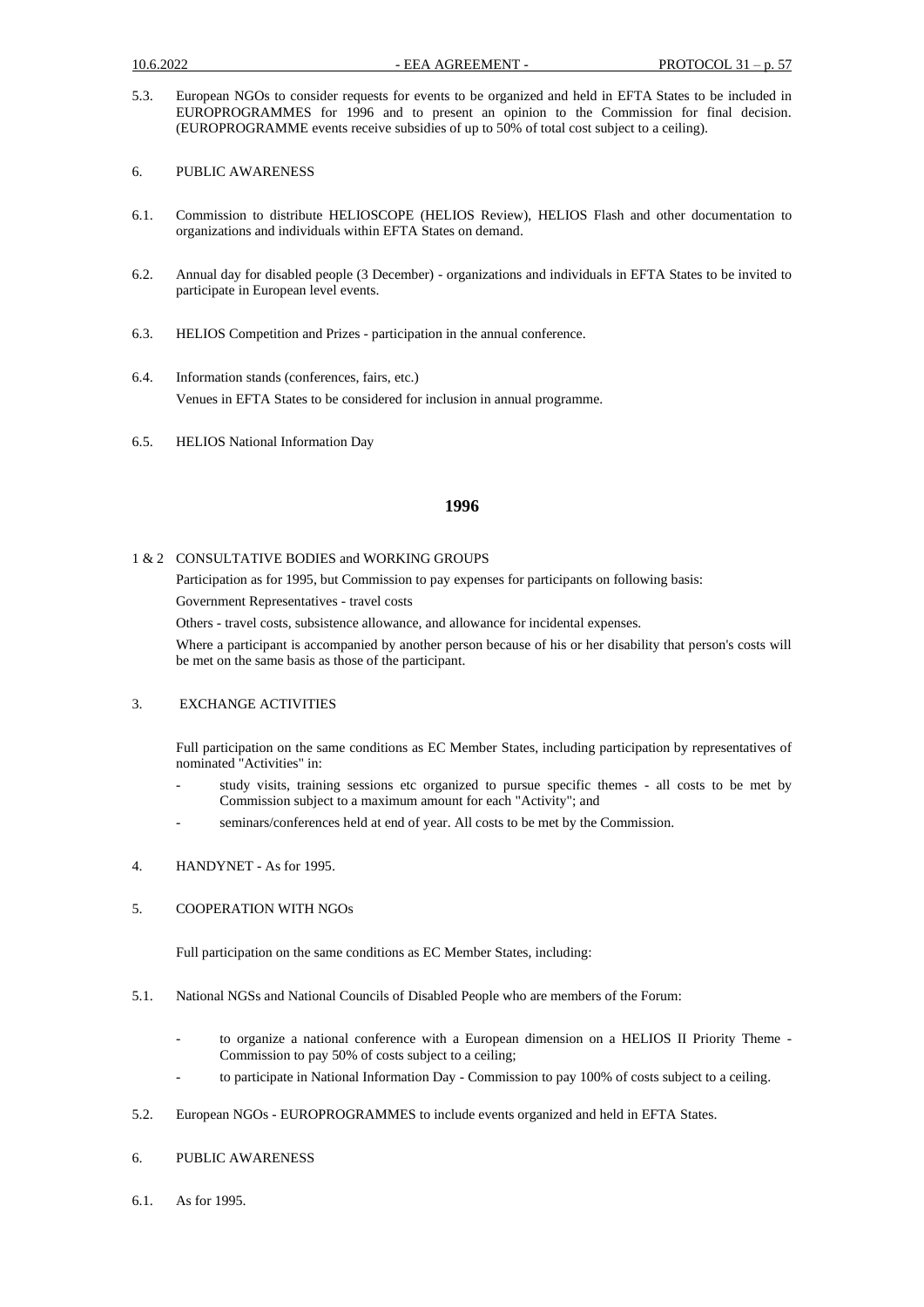5.3. European NGOs to consider requests for events to be organized and held in EFTA States to be included in EUROPROGRAMMES for 1996 and to present an opinion to the Commission for final decision. (EUROPROGRAMME events receive subsidies of up to 50% of total cost subject to a ceiling).

6. PUBLIC AWARENESS

6.1. Commission to distribute HELIOSCOPE (HELIOS Review), HELIOS Flash and other documentation to organizations and individuals within EFTA States on demand.

6.2. Annual day for disabled people (3 December) - organizations and individuals in EFTA States to be invited to participate in European level events.

6.3. HELIOS Competition and Prizes - participation in the annual conference.

6.4. Information stands (conferences, fairs, etc.)

Venues in EFTA States to be considered for inclusion in annual programme.

6.5. HELIOS National Information Day

## 1996

1 & 2 CONSULTATIVE BODIES and WORKING GROUPS

Participation as for 1995, but Commission to pay expenses for participants on following basis:

Government Representatives - travel costs

Others - travel costs, subsistence allowance, and allowance for incidental expenses.

Where a participant is accompanied by another person because of his or her disability that person's costs will be met on the same basis as those of the participant.

3. EXCHANGE ACTIVITIES

Full participation on the same conditions as EC Member States, including participation by representatives of nominated "Activities" in:

- study visits, training sessions etc organized to pursue specific themes - all costs to be met by Commission subject to a maximum amount for each "Activity"; and
- seminars/conferences held at end of year. All costs to be met by the Commission.

4. HANDYNET - As for 1995.

5. COOPERATION WITH NGOs

Full participation on the same conditions as EC Member States, including:

5.1. National NGSs and National Councils of Disabled People who are members of the Forum:

- to organize a national conference with a European dimension on a HELIOS II Priority Theme - Commission to pay 50% of costs subject to a ceiling;
- to participate in National Information Day - Commission to pay 100% of costs subject to a ceiling.

5.2. European NGOs - EUROPROGRAMMES to include events organized and held in EFTA States.

6. PUBLIC AWARENESS

6.1. As for 1995.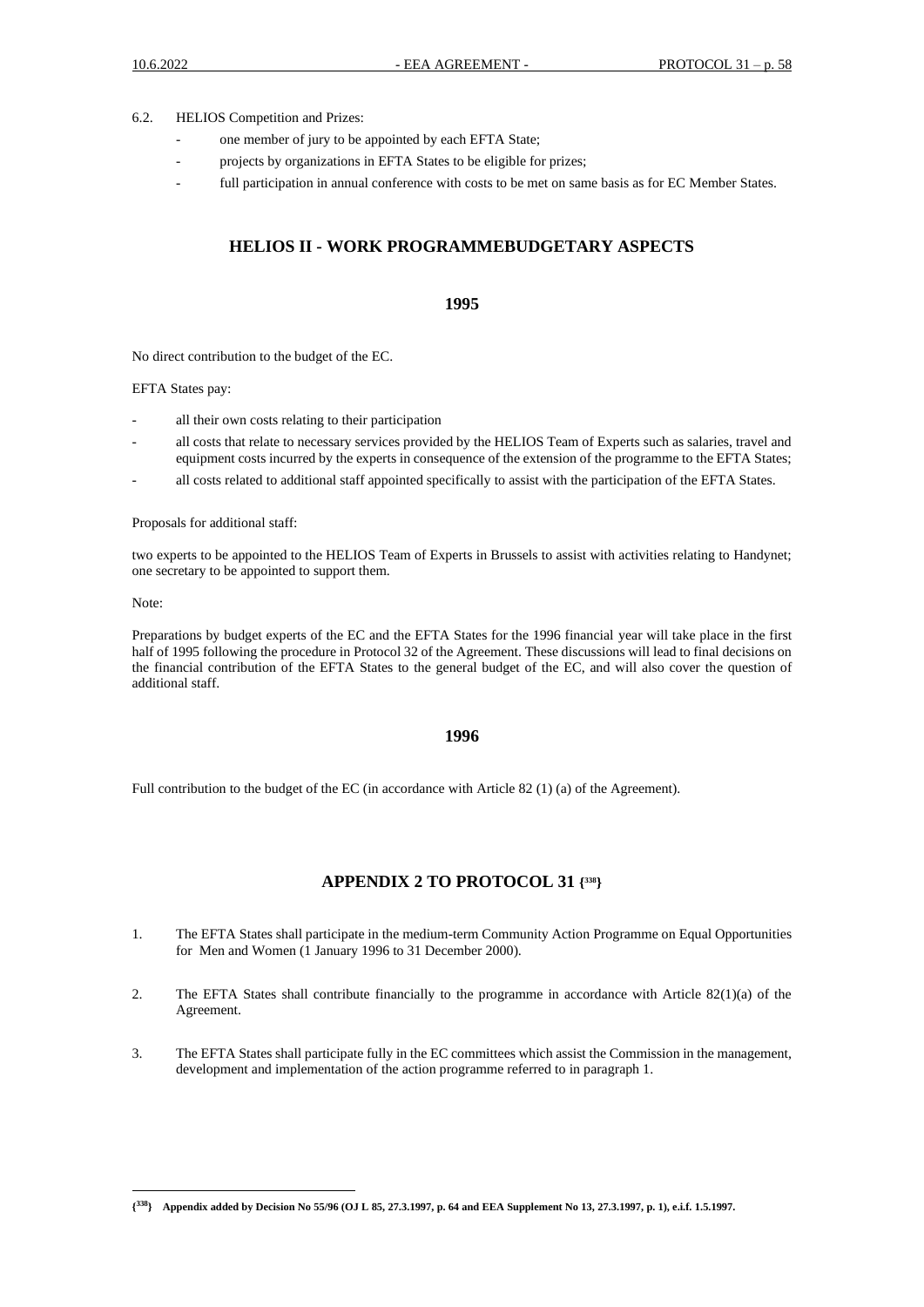6.2. HELIOS Competition and Prizes:

- one member of jury to be appointed by each EFTA State;
- projects by organizations in EFTA States to be eligible for prizes;
- full participation in annual conference with costs to be met on same basis as for EC Member States.

## HELIOS II - WORK PROGRAMMEBUDGETARY ASPECTS

### 1995

No direct contribution to the budget of the EC.

EFTA States pay:

- all their own costs relating to their participation
- all costs that relate to necessary services provided by the HELIOS Team of Experts such as salaries, travel and equipment costs incurred by the experts in consequence of the extension of the programme to the EFTA States;
- all costs related to additional staff appointed specifically to assist with the participation of the EFTA States.

Proposals for additional staff:

two experts to be appointed to the HELIOS Team of Experts in Brussels to assist with activities relating to Handynet; one secretary to be appointed to support them.

Note:

Preparations by budget experts of the EC and the EFTA States for the 1996 financial year will take place in the first half of 1995 following the procedure in Protocol 32 of the Agreement. These discussions will lead to final decisions on the financial contribution of the EFTA States to the general budget of the EC, and will also cover the question of additional staff.

### 1996

Full contribution to the budget of the EC (in accordance with Article 82 (1) (a) of the Agreement).

## APPENDIX 2 TO PROTOCOL 31 {338}

1. The EFTA States shall participate in the medium-term Community Action Programme on Equal Opportunities for Men and Women (1 January 1996 to 31 December 2000).

2. The EFTA States shall contribute financially to the programme in accordance with Article 82(1)(a) of the Agreement.

3. The EFTA States shall participate fully in the EC committees which assist the Commission in the management, development and implementation of the action programme referred to in paragraph 1.

---

**{338} Appendix added by Decision No 55/96 (OJ L 85, 27.3.1997, p. 64 and EEA Supplement No 13, 27.3.1997, p. 1), e.i.f. 1.5.1997.**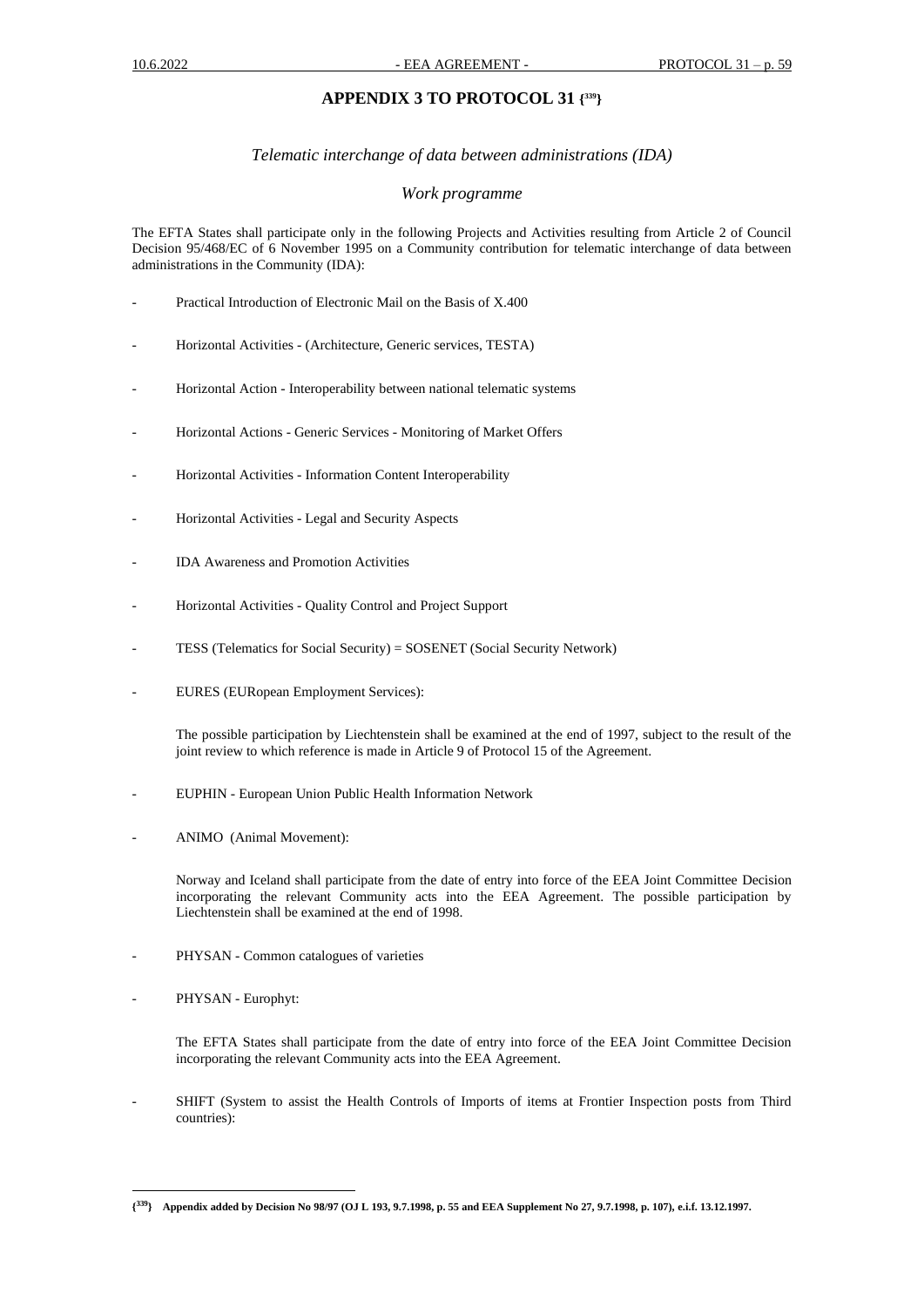# APPENDIX 3 TO PROTOCOL 31 {[339]}

*Telematic interchange of data between administrations (IDA)*

*Work programme*

The EFTA States shall participate only in the following Projects and Activities resulting from Article 2 of Council Decision 95/468/EC of 6 November 1995 on a Community contribution for telematic interchange of data between administrations in the Community (IDA):

- Practical Introduction of Electronic Mail on the Basis of X.400

- Horizontal Activities - (Architecture, Generic services, TESTA)

- Horizontal Action - Interoperability between national telematic systems

- Horizontal Actions - Generic Services - Monitoring of Market Offers

- Horizontal Activities - Information Content Interoperability

- Horizontal Activities - Legal and Security Aspects

- IDA Awareness and Promotion Activities

- Horizontal Activities - Quality Control and Project Support

- TESS (Telematics for Social Security) = SOSENET (Social Security Network)

- EURES (EURopean Employment Services):

  The possible participation by Liechtenstein shall be examined at the end of 1997, subject to the result of the joint review to which reference is made in Article 9 of Protocol 15 of the Agreement.

- EUPHIN - European Union Public Health Information Network

- ANIMO (Animal Movement):

  Norway and Iceland shall participate from the date of entry into force of the EEA Joint Committee Decision incorporating the relevant Community acts into the EEA Agreement. The possible participation by Liechtenstein shall be examined at the end of 1998.

- PHYSAN - Common catalogues of varieties

- PHYSAN - Europhyt:

  The EFTA States shall participate from the date of entry into force of the EEA Joint Committee Decision incorporating the relevant Community acts into the EEA Agreement.

- SHIFT (System to assist the Health Controls of Imports of items at Frontier Inspection posts from Third countries):

---

**{[339]} Appendix added by Decision No 98/97 (OJ L 193, 9.7.1998, p. 55 and EEA Supplement No 27, 9.7.1998, p. 107), e.i.f. 13.12.1997.**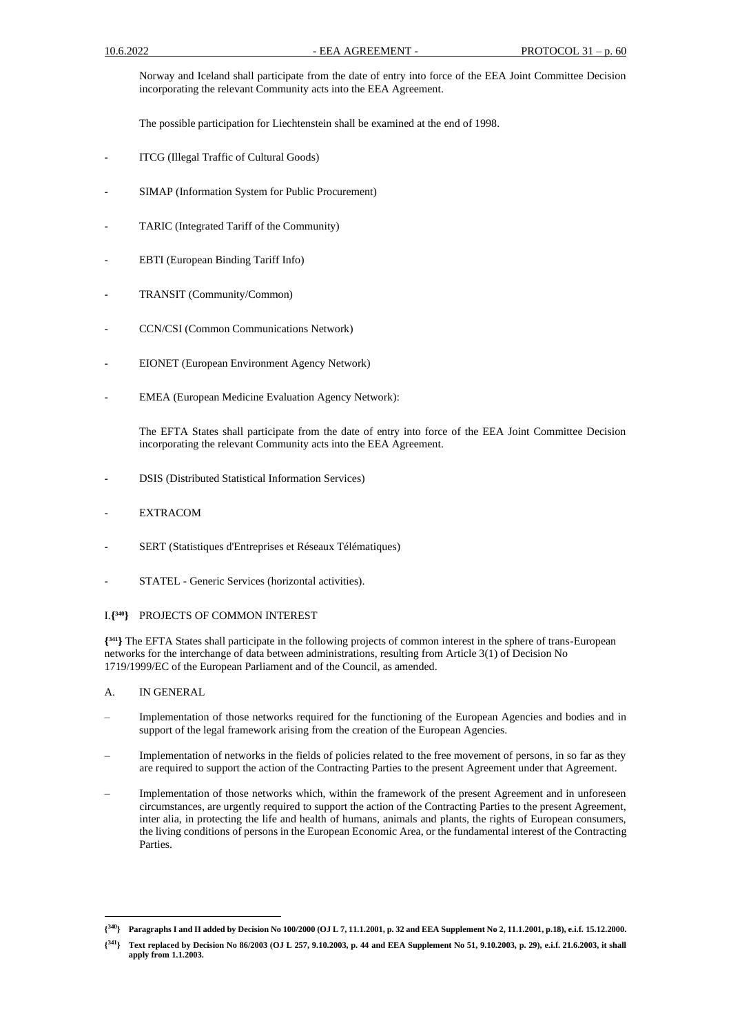Norway and Iceland shall participate from the date of entry into force of the EEA Joint Committee Decision incorporating the relevant Community acts into the EEA Agreement.

The possible participation for Liechtenstein shall be examined at the end of 1998.

- ITCG (Illegal Traffic of Cultural Goods)

- SIMAP (Information System for Public Procurement)

- TARIC (Integrated Tariff of the Community)

- EBTI (European Binding Tariff Info)

- TRANSIT (Community/Common)

- CCN/CSI (Common Communications Network)

- EIONET (European Environment Agency Network)

- EMEA (European Medicine Evaluation Agency Network):

  The EFTA States shall participate from the date of entry into force of the EEA Joint Committee Decision incorporating the relevant Community acts into the EEA Agreement.

- DSIS (Distributed Statistical Information Services)

- EXTRACOM

- SERT (Statistiques d'Entreprises et Réseaux Télématiques)

- STATEL - Generic Services (horizontal activities).

I.**{[340]}** PROJECTS OF COMMON INTEREST

**{[341]}** The EFTA States shall participate in the following projects of common interest in the sphere of trans-European networks for the interchange of data between administrations, resulting from Article 3(1) of Decision No 1719/1999/EC of the European Parliament and of the Council, as amended.

A. IN GENERAL

– Implementation of those networks required for the functioning of the European Agencies and bodies and in support of the legal framework arising from the creation of the European Agencies.

– Implementation of networks in the fields of policies related to the free movement of persons, in so far as they are required to support the action of the Contracting Parties to the present Agreement under that Agreement.

– Implementation of those networks which, within the framework of the present Agreement and in unforeseen circumstances, are urgently required to support the action of the Contracting Parties to the present Agreement, inter alia, in protecting the life and health of humans, animals and plants, the rights of European consumers, the living conditions of persons in the European Economic Area, or the fundamental interest of the Contracting Parties.

---

**{[340]} Paragraphs I and II added by Decision No 100/2000 (OJ L 7, 11.1.2001, p. 32 and EEA Supplement No 2, 11.1.2001, p.18), e.i.f. 15.12.2000.**

**{[341]} Text replaced by Decision No 86/2003 (OJ L 257, 9.10.2003, p. 44 and EEA Supplement No 51, 9.10.2003, p. 29), e.i.f. 21.6.2003, it shall apply from 1.1.2003.**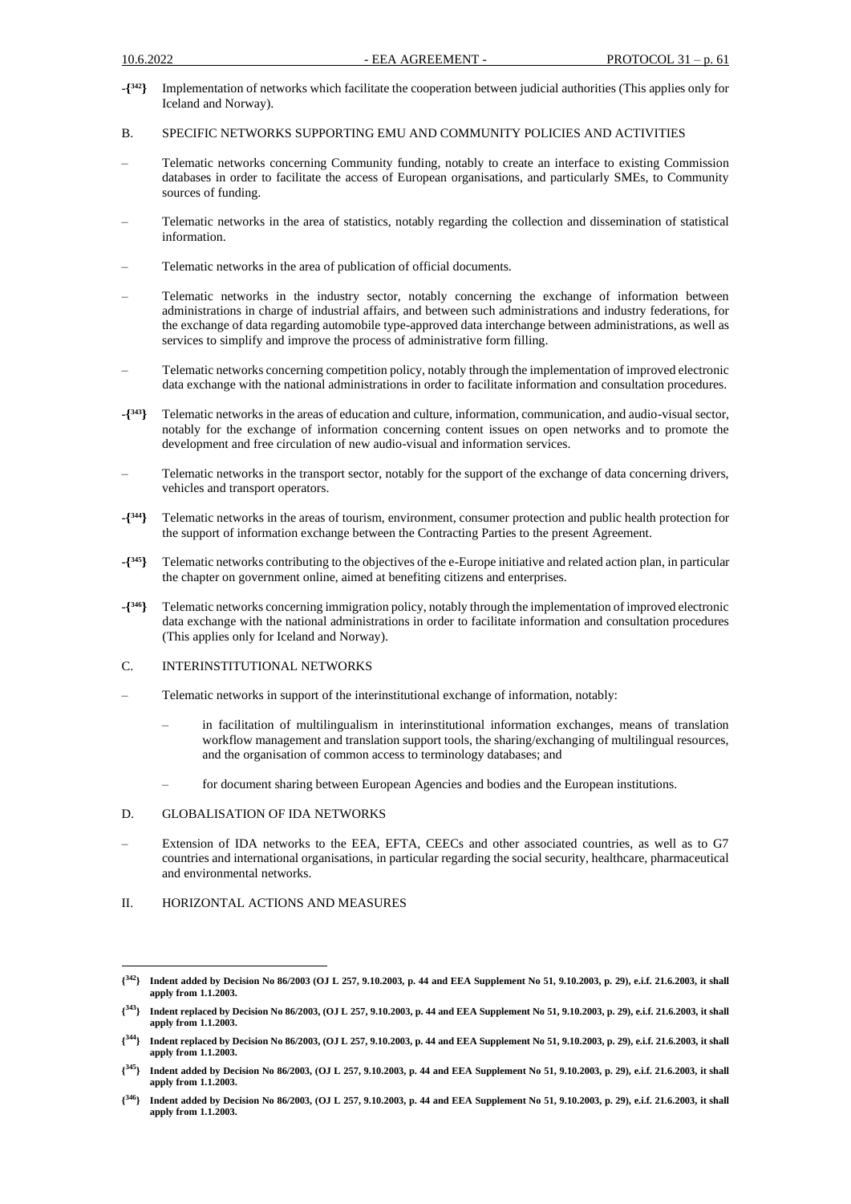-{[342]} Implementation of networks which facilitate the cooperation between judicial authorities (This applies only for Iceland and Norway).

B. SPECIFIC NETWORKS SUPPORTING EMU AND COMMUNITY POLICIES AND ACTIVITIES

– Telematic networks concerning Community funding, notably to create an interface to existing Commission databases in order to facilitate the access of European organisations, and particularly SMEs, to Community sources of funding.

– Telematic networks in the area of statistics, notably regarding the collection and dissemination of statistical information.

– Telematic networks in the area of publication of official documents.

– Telematic networks in the industry sector, notably concerning the exchange of information between administrations in charge of industrial affairs, and between such administrations and industry federations, for the exchange of data regarding automobile type-approved data interchange between administrations, as well as services to simplify and improve the process of administrative form filling.

– Telematic networks concerning competition policy, notably through the implementation of improved electronic data exchange with the national administrations in order to facilitate information and consultation procedures.

-{[343]} Telematic networks in the areas of education and culture, information, communication, and audio-visual sector, notably for the exchange of information concerning content issues on open networks and to promote the development and free circulation of new audio-visual and information services.

– Telematic networks in the transport sector, notably for the support of the exchange of data concerning drivers, vehicles and transport operators.

-{[344]} Telematic networks in the areas of tourism, environment, consumer protection and public health protection for the support of information exchange between the Contracting Parties to the present Agreement.

-{[345]} Telematic networks contributing to the objectives of the e-Europe initiative and related action plan, in particular the chapter on government online, aimed at benefiting citizens and enterprises.

-{[346]} Telematic networks concerning immigration policy, notably through the implementation of improved electronic data exchange with the national administrations in order to facilitate information and consultation procedures (This applies only for Iceland and Norway).

C. INTERINSTITUTIONAL NETWORKS

– Telematic networks in support of the interinstitutional exchange of information, notably:

  – in facilitation of multilingualism in interinstitutional information exchanges, means of translation workflow management and translation support tools, the sharing/exchanging of multilingual resources, and the organisation of common access to terminology databases; and

  – for document sharing between European Agencies and bodies and the European institutions.

D. GLOBALISATION OF IDA NETWORKS

– Extension of IDA networks to the EEA, EFTA, CEECs and other associated countries, as well as to G7 countries and international organisations, in particular regarding the social security, healthcare, pharmaceutical and environmental networks.

II. HORIZONTAL ACTIONS AND MEASURES

---

**{[342]} Indent added by Decision No 86/2003 (OJ L 257, 9.10.2003, p. 44 and EEA Supplement No 51, 9.10.2003, p. 29), e.i.f. 21.6.2003, it shall apply from 1.1.2003.**

**{[343]} Indent replaced by Decision No 86/2003, (OJ L 257, 9.10.2003, p. 44 and EEA Supplement No 51, 9.10.2003, p. 29), e.i.f. 21.6.2003, it shall apply from 1.1.2003.**

**{[344]} Indent replaced by Decision No 86/2003, (OJ L 257, 9.10.2003, p. 44 and EEA Supplement No 51, 9.10.2003, p. 29), e.i.f. 21.6.2003, it shall apply from 1.1.2003.**

**{[345]} Indent added by Decision No 86/2003, (OJ L 257, 9.10.2003, p. 44 and EEA Supplement No 51, 9.10.2003, p. 29), e.i.f. 21.6.2003, it shall apply from 1.1.2003.**

**{[346]} Indent added by Decision No 86/2003, (OJ L 257, 9.10.2003, p. 44 and EEA Supplement No 51, 9.10.2003, p. 29), e.i.f. 21.6.2003, it shall apply from 1.1.2003.**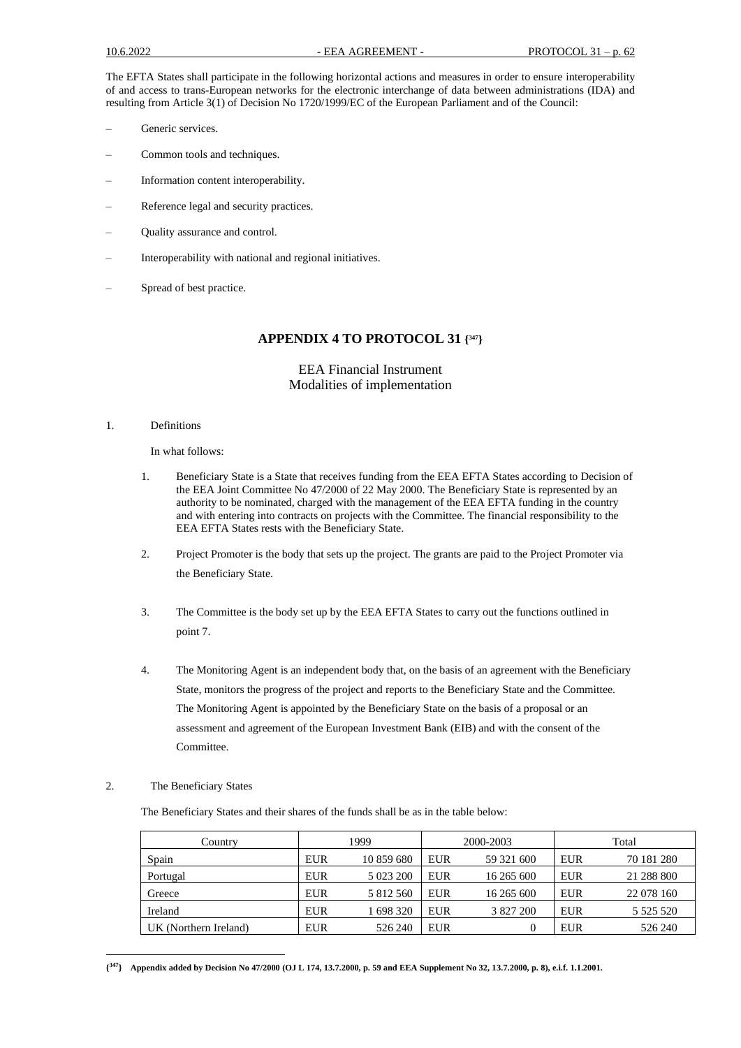The EFTA States shall participate in the following horizontal actions and measures in order to ensure interoperability of and access to trans-European networks for the electronic interchange of data between administrations (IDA) and resulting from Article 3(1) of Decision No 1720/1999/EC of the European Parliament and of the Council:

– Generic services.

– Common tools and techniques.

– Information content interoperability.

– Reference legal and security practices.

– Quality assurance and control.

– Interoperability with national and regional initiatives.

– Spread of best practice.

## APPENDIX 4 TO PROTOCOL 31 {[347]}

EEA Financial Instrument
Modalities of implementation

1. Definitions

In what follows:

1. Beneficiary State is a State that receives funding from the EEA EFTA States according to Decision of the EEA Joint Committee No 47/2000 of 22 May 2000. The Beneficiary State is represented by an authority to be nominated, charged with the management of the EEA EFTA funding in the country and with entering into contracts on projects with the Committee. The financial responsibility to the EEA EFTA States rests with the Beneficiary State.

2. Project Promoter is the body that sets up the project. The grants are paid to the Project Promoter via the Beneficiary State.

3. The Committee is the body set up by the EEA EFTA States to carry out the functions outlined in point 7.

4. The Monitoring Agent is an independent body that, on the basis of an agreement with the Beneficiary State, monitors the progress of the project and reports to the Beneficiary State and the Committee. The Monitoring Agent is appointed by the Beneficiary State on the basis of a proposal or an assessment and agreement of the European Investment Bank (EIB) and with the consent of the Committee.

2. The Beneficiary States

The Beneficiary States and their shares of the funds shall be as in the table below:

| Country | 1999 | | 2000-2003 | | Total | |
|---|---|---|---|---|---|---|
| Spain | EUR | 10 859 680 | EUR | 59 321 600 | EUR | 70 181 280 |
| Portugal | EUR | 5 023 200 | EUR | 16 265 600 | EUR | 21 288 800 |
| Greece | EUR | 5 812 560 | EUR | 16 265 600 | EUR | 22 078 160 |
| Ireland | EUR | 1 698 320 | EUR | 3 827 200 | EUR | 5 525 520 |
| UK (Northern Ireland) | EUR | 526 240 | EUR | 0 | EUR | 526 240 |

{[347]} **Appendix added by Decision No 47/2000 (OJ L 174, 13.7.2000, p. 59 and EEA Supplement No 32, 13.7.2000, p. 8), e.i.f. 1.1.2001.**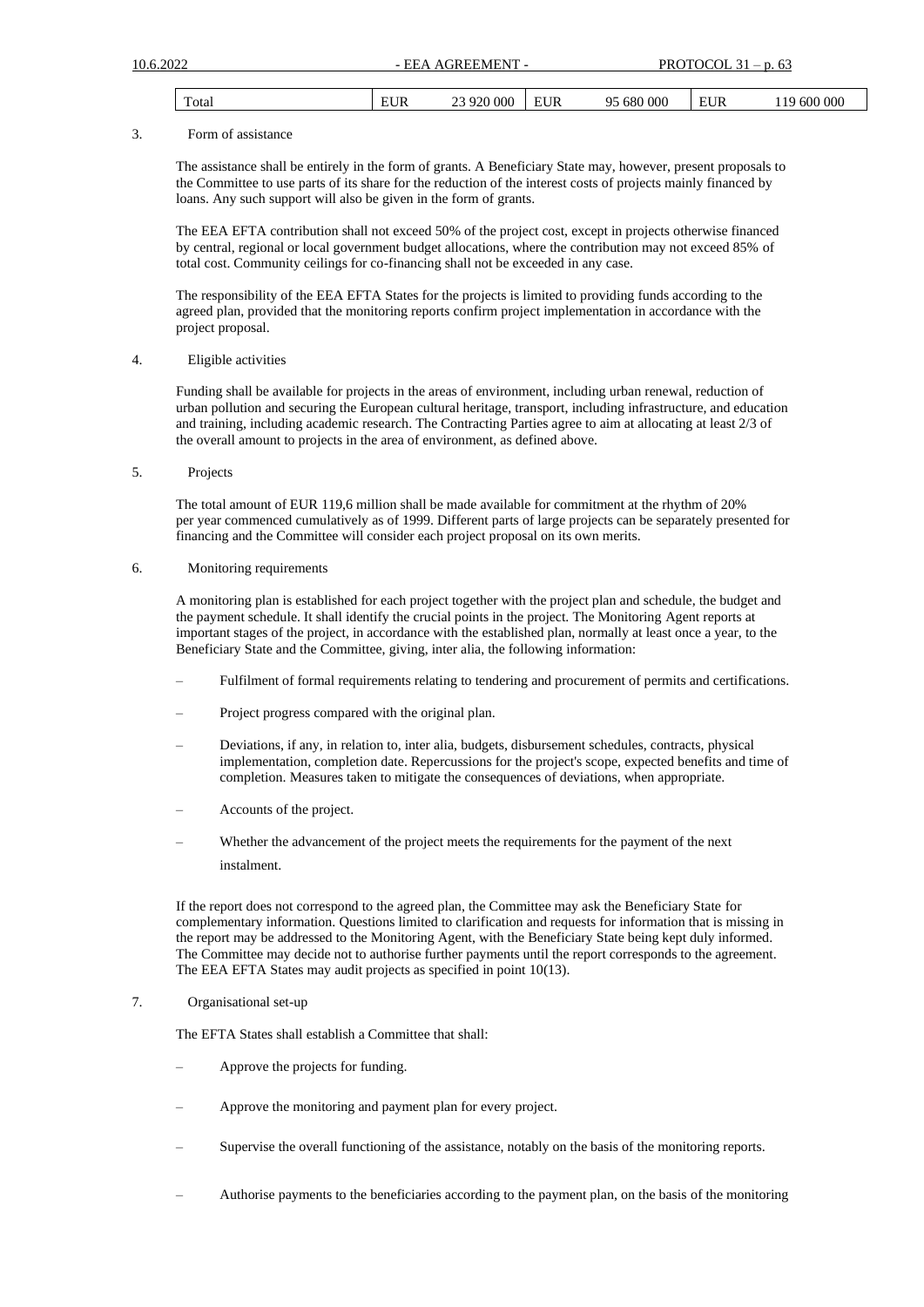| Total | EUR | 23 920 000 | EUR | 95 680 000 | EUR | 119 600 000 |
|---|---|---|---|---|---|---|

3. Form of assistance

The assistance shall be entirely in the form of grants. A Beneficiary State may, however, present proposals to the Committee to use parts of its share for the reduction of the interest costs of projects mainly financed by loans. Any such support will also be given in the form of grants.

The EEA EFTA contribution shall not exceed 50% of the project cost, except in projects otherwise financed by central, regional or local government budget allocations, where the contribution may not exceed 85% of total cost. Community ceilings for co-financing shall not be exceeded in any case.

The responsibility of the EEA EFTA States for the projects is limited to providing funds according to the agreed plan, provided that the monitoring reports confirm project implementation in accordance with the project proposal.

4. Eligible activities

Funding shall be available for projects in the areas of environment, including urban renewal, reduction of urban pollution and securing the European cultural heritage, transport, including infrastructure, and education and training, including academic research. The Contracting Parties agree to aim at allocating at least 2/3 of the overall amount to projects in the area of environment, as defined above.

5. Projects

The total amount of EUR 119,6 million shall be made available for commitment at the rhythm of 20% per year commenced cumulatively as of 1999. Different parts of large projects can be separately presented for financing and the Committee will consider each project proposal on its own merits.

6. Monitoring requirements

A monitoring plan is established for each project together with the project plan and schedule, the budget and the payment schedule. It shall identify the crucial points in the project. The Monitoring Agent reports at important stages of the project, in accordance with the established plan, normally at least once a year, to the Beneficiary State and the Committee, giving, inter alia, the following information:

– Fulfilment of formal requirements relating to tendering and procurement of permits and certifications.

– Project progress compared with the original plan.

– Deviations, if any, in relation to, inter alia, budgets, disbursement schedules, contracts, physical implementation, completion date. Repercussions for the project's scope, expected benefits and time of completion. Measures taken to mitigate the consequences of deviations, when appropriate.

– Accounts of the project.

– Whether the advancement of the project meets the requirements for the payment of the next instalment.

If the report does not correspond to the agreed plan, the Committee may ask the Beneficiary State for complementary information. Questions limited to clarification and requests for information that is missing in the report may be addressed to the Monitoring Agent, with the Beneficiary State being kept duly informed. The Committee may decide not to authorise further payments until the report corresponds to the agreement. The EEA EFTA States may audit projects as specified in point 10(13).

7. Organisational set-up

The EFTA States shall establish a Committee that shall:

– Approve the projects for funding.

– Approve the monitoring and payment plan for every project.

– Supervise the overall functioning of the assistance, notably on the basis of the monitoring reports.

– Authorise payments to the beneficiaries according to the payment plan, on the basis of the monitoring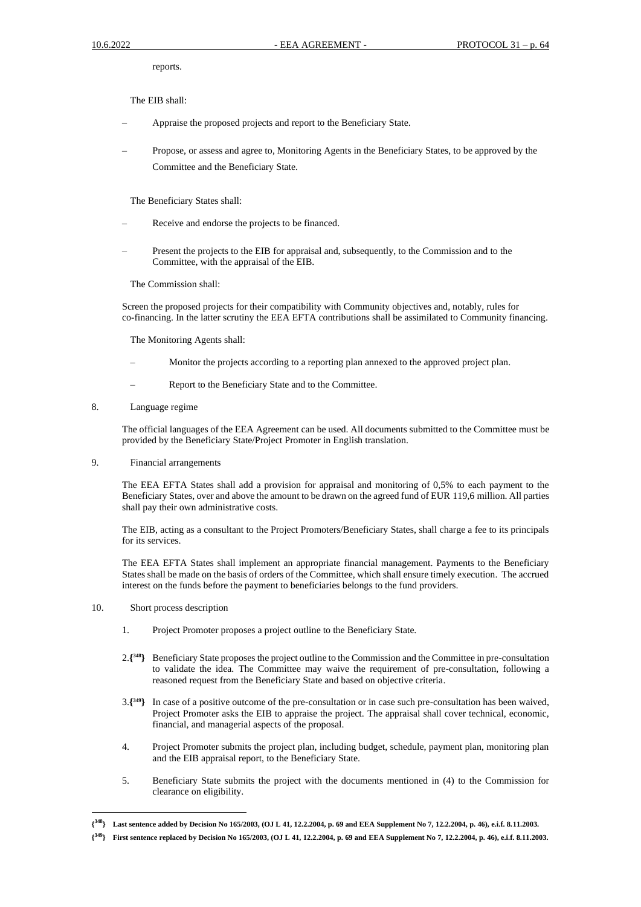reports.

The EIB shall:

– Appraise the proposed projects and report to the Beneficiary State.

– Propose, or assess and agree to, Monitoring Agents in the Beneficiary States, to be approved by the Committee and the Beneficiary State.

The Beneficiary States shall:

– Receive and endorse the projects to be financed.

– Present the projects to the EIB for appraisal and, subsequently, to the Commission and to the Committee, with the appraisal of the EIB.

The Commission shall:

Screen the proposed projects for their compatibility with Community objectives and, notably, rules for co-financing. In the latter scrutiny the EEA EFTA contributions shall be assimilated to Community financing.

The Monitoring Agents shall:

– Monitor the projects according to a reporting plan annexed to the approved project plan.

– Report to the Beneficiary State and to the Committee.

8. Language regime

The official languages of the EEA Agreement can be used. All documents submitted to the Committee must be provided by the Beneficiary State/Project Promoter in English translation.

9. Financial arrangements

The EEA EFTA States shall add a provision for appraisal and monitoring of 0,5% to each payment to the Beneficiary States, over and above the amount to be drawn on the agreed fund of EUR 119,6 million. All parties shall pay their own administrative costs.

The EIB, acting as a consultant to the Project Promoters/Beneficiary States, shall charge a fee to its principals for its services.

The EEA EFTA States shall implement an appropriate financial management. Payments to the Beneficiary States shall be made on the basis of orders of the Committee, which shall ensure timely execution. The accrued interest on the funds before the payment to beneficiaries belongs to the fund providers.

10. Short process description

1. Project Promoter proposes a project outline to the Beneficiary State.

2.**{[348]}** Beneficiary State proposes the project outline to the Commission and the Committee in pre-consultation to validate the idea. The Committee may waive the requirement of pre-consultation, following a reasoned request from the Beneficiary State and based on objective criteria.

3.**{[349]}** In case of a positive outcome of the pre-consultation or in case such pre-consultation has been waived, Project Promoter asks the EIB to appraise the project. The appraisal shall cover technical, economic, financial, and managerial aspects of the proposal.

4. Project Promoter submits the project plan, including budget, schedule, payment plan, monitoring plan and the EIB appraisal report, to the Beneficiary State.

5. Beneficiary State submits the project with the documents mentioned in (4) to the Commission for clearance on eligibility.

---

**{[348]} Last sentence added by Decision No 165/2003, (OJ L 41, 12.2.2004, p. 69 and EEA Supplement No 7, 12.2.2004, p. 46), e.i.f. 8.11.2003.**

**{[349]} First sentence replaced by Decision No 165/2003, (OJ L 41, 12.2.2004, p. 69 and EEA Supplement No 7, 12.2.2004, p. 46), e.i.f. 8.11.2003.**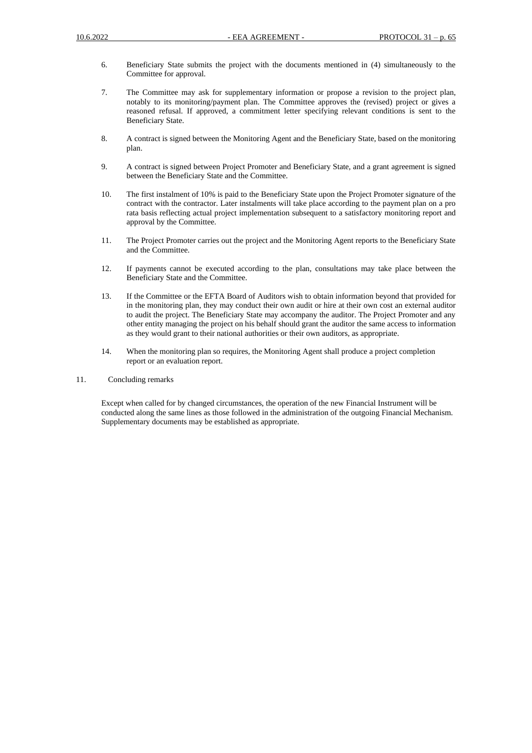6. Beneficiary State submits the project with the documents mentioned in (4) simultaneously to the Committee for approval.

7. The Committee may ask for supplementary information or propose a revision to the project plan, notably to its monitoring/payment plan. The Committee approves the (revised) project or gives a reasoned refusal. If approved, a commitment letter specifying relevant conditions is sent to the Beneficiary State.

8. A contract is signed between the Monitoring Agent and the Beneficiary State, based on the monitoring plan.

9. A contract is signed between Project Promoter and Beneficiary State, and a grant agreement is signed between the Beneficiary State and the Committee.

10. The first instalment of 10% is paid to the Beneficiary State upon the Project Promoter signature of the contract with the contractor. Later instalments will take place according to the payment plan on a pro rata basis reflecting actual project implementation subsequent to a satisfactory monitoring report and approval by the Committee.

11. The Project Promoter carries out the project and the Monitoring Agent reports to the Beneficiary State and the Committee.

12. If payments cannot be executed according to the plan, consultations may take place between the Beneficiary State and the Committee.

13. If the Committee or the EFTA Board of Auditors wish to obtain information beyond that provided for in the monitoring plan, they may conduct their own audit or hire at their own cost an external auditor to audit the project. The Beneficiary State may accompany the auditor. The Project Promoter and any other entity managing the project on his behalf should grant the auditor the same access to information as they would grant to their national authorities or their own auditors, as appropriate.

14. When the monitoring plan so requires, the Monitoring Agent shall produce a project completion report or an evaluation report.

11. Concluding remarks

Except when called for by changed circumstances, the operation of the new Financial Instrument will be conducted along the same lines as those followed in the administration of the outgoing Financial Mechanism. Supplementary documents may be established as appropriate.